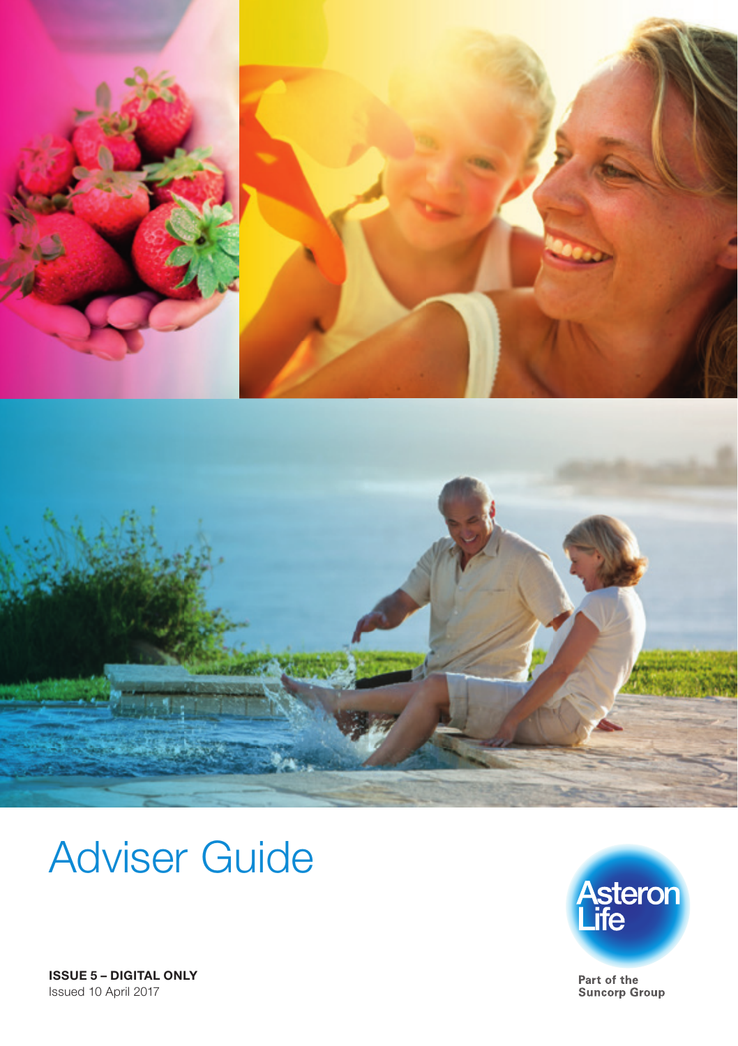# Adviser Guide

Asteron Life

Part of the Suncorp Group

**ISSUE 5 – DIGITAL ONLY**
Issued 10 April 2017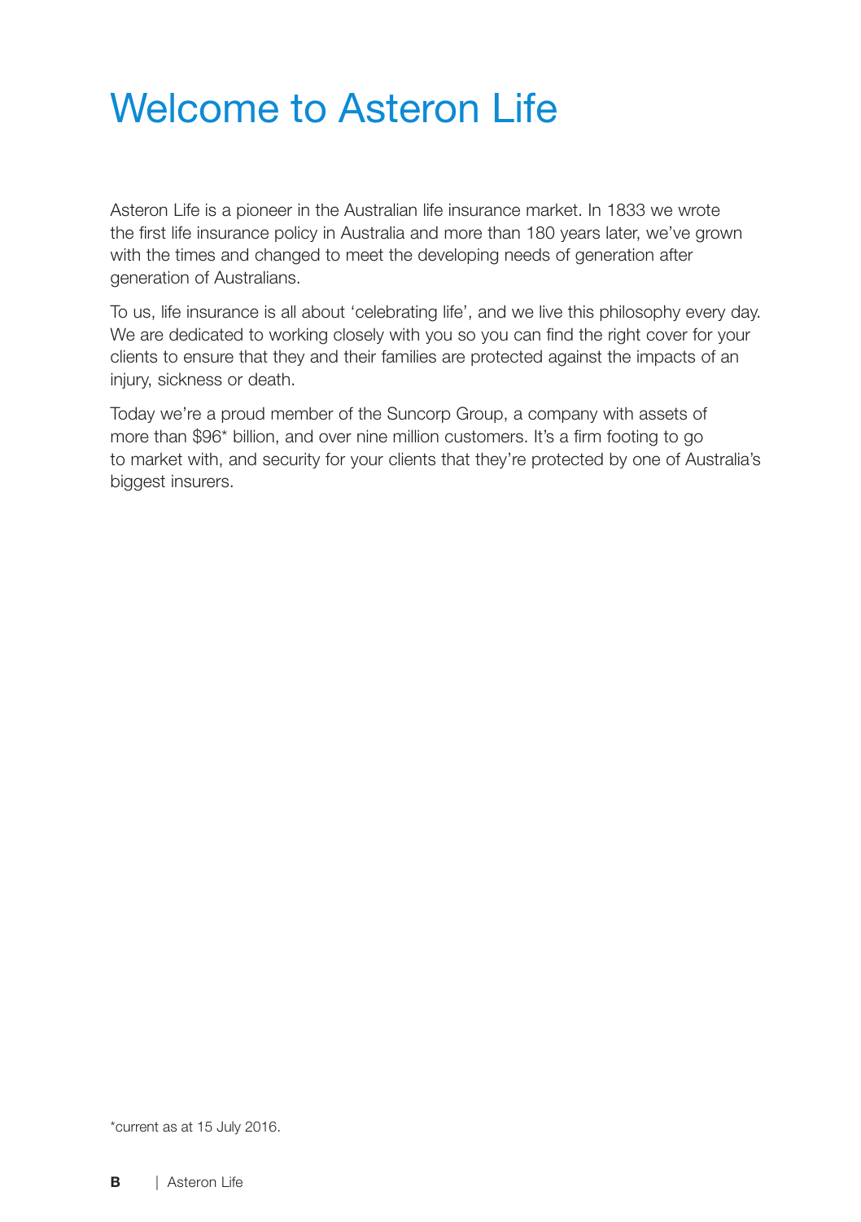# Welcome to Asteron Life

Asteron Life is a pioneer in the Australian life insurance market. In 1833 we wrote the first life insurance policy in Australia and more than 180 years later, we've grown with the times and changed to meet the developing needs of generation after generation of Australians.

To us, life insurance is all about 'celebrating life', and we live this philosophy every day. We are dedicated to working closely with you so you can find the right cover for your clients to ensure that they and their families are protected against the impacts of an injury, sickness or death.

Today we're a proud member of the Suncorp Group, a company with assets of more than $96* billion, and over nine million customers. It's a firm footing to go to market with, and security for your clients that they're protected by one of Australia's biggest insurers.

*current as at 15 July 2016.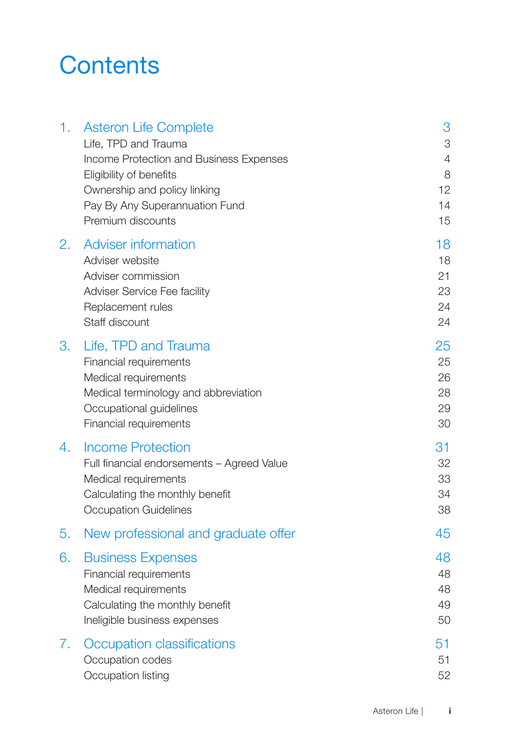# Contents

| | | |
|---|---|---|
| 1. | **Asteron Life Complete** | **3** |
| | Life, TPD and Trauma | 3 |
| | Income Protection and Business Expenses | 4 |
| | Eligibility of benefits | 8 |
| | Ownership and policy linking | 12 |
| | Pay By Any Superannuation Fund | 14 |
| | Premium discounts | 15 |
| 2. | **Adviser information** | **18** |
| | Adviser website | 18 |
| | Adviser commission | 21 |
| | Adviser Service Fee facility | 23 |
| | Replacement rules | 24 |
| | Staff discount | 24 |
| 3. | **Life, TPD and Trauma** | **25** |
| | Financial requirements | 25 |
| | Medical requirements | 26 |
| | Medical terminology and abbreviation | 28 |
| | Occupational guidelines | 29 |
| | Financial requirements | 30 |
| 4. | **Income Protection** | **31** |
| | Full financial endorsements – Agreed Value | 32 |
| | Medical requirements | 33 |
| | Calculating the monthly benefit | 34 |
| | Occupation Guidelines | 38 |
| 5. | **New professional and graduate offer** | **45** |
| 6. | **Business Expenses** | **48** |
| | Financial requirements | 48 |
| | Medical requirements | 48 |
| | Calculating the monthly benefit | 49 |
| | Ineligible business expenses | 50 |
| 7. | **Occupation classifications** | **51** |
| | Occupation codes | 51 |
| | Occupation listing | 52 |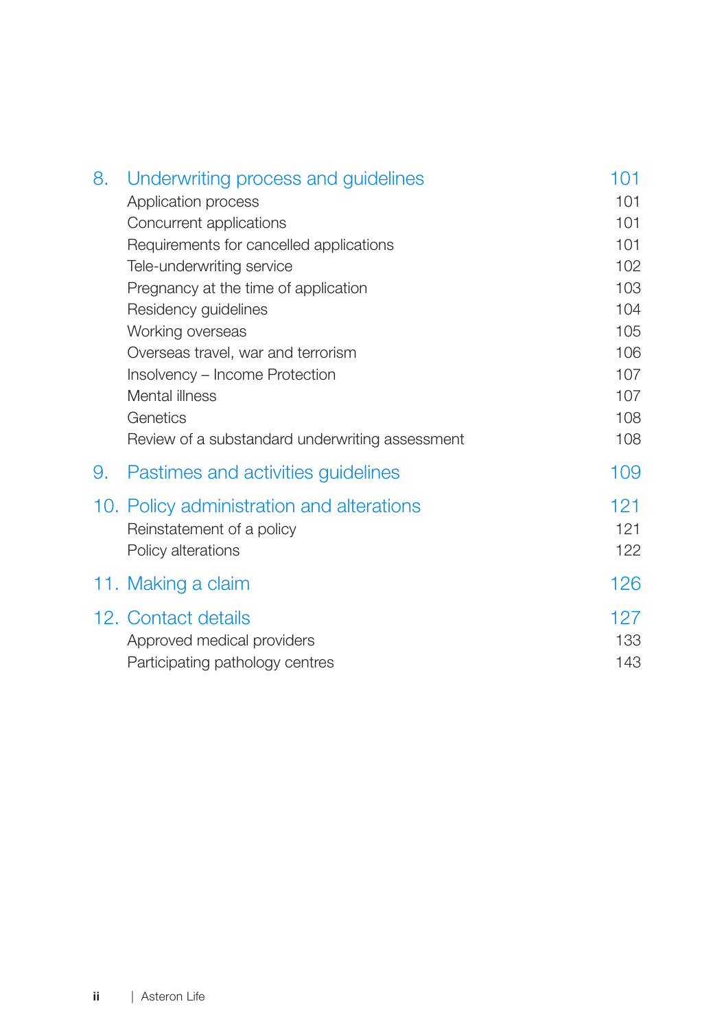| | | |
|---|---|---|
| 8. | Underwriting process and guidelines | 101 |
| | Application process | 101 |
| | Concurrent applications | 101 |
| | Requirements for cancelled applications | 101 |
| | Tele-underwriting service | 102 |
| | Pregnancy at the time of application | 103 |
| | Residency guidelines | 104 |
| | Working overseas | 105 |
| | Overseas travel, war and terrorism | 106 |
| | Insolvency – Income Protection | 107 |
| | Mental illness | 107 |
| | Genetics | 108 |
| | Review of a substandard underwriting assessment | 108 |
| 9. | Pastimes and activities guidelines | 109 |
| 10. | Policy administration and alterations | 121 |
| | Reinstatement of a policy | 121 |
| | Policy alterations | 122 |
| 11. | Making a claim | 126 |
| 12. | Contact details | 127 |
| | Approved medical providers | 133 |
| | Participating pathology centres | 143 |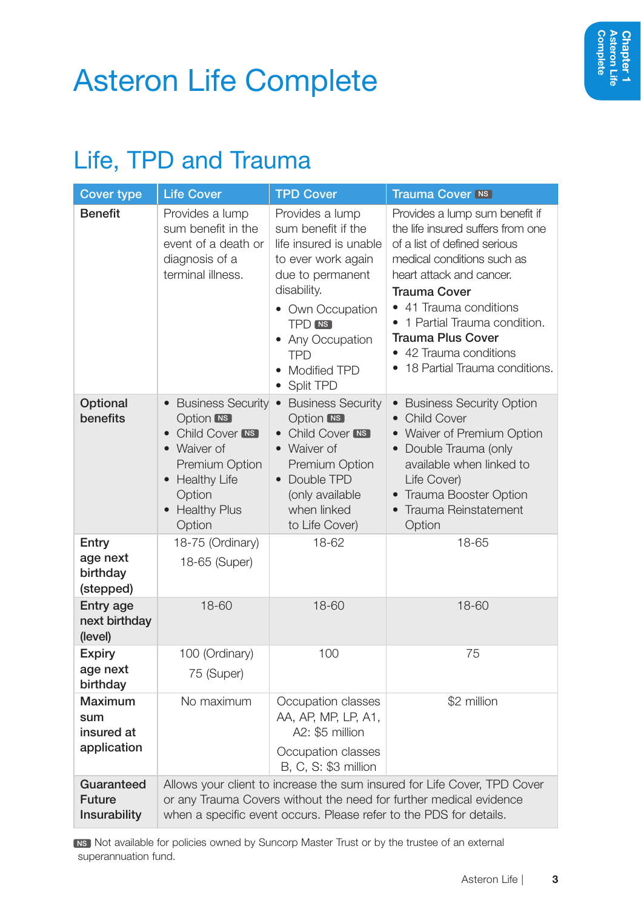# Asteron Life Complete

## Life, TPD and Trauma

| Cover type | Life Cover | TPD Cover | Trauma Cover NS |
|---|---|---|---|
| **Benefit** | Provides a lump sum benefit in the event of a death or diagnosis of a terminal illness. | Provides a lump sum benefit if the life insured is unable to ever work again due to permanent disability.<br>• Own Occupation TPD NS<br>• Any Occupation TPD<br>• Modified TPD<br>• Split TPD | Provides a lump sum benefit if the life insured suffers from one of a list of defined serious medical conditions such as heart attack and cancer.<br>**Trauma Cover**<br>• 41 Trauma conditions<br>• 1 Partial Trauma condition.<br>**Trauma Plus Cover**<br>• 42 Trauma conditions<br>• 18 Partial Trauma conditions. |
| **Optional benefits** | • Business Security Option NS<br>• Child Cover NS<br>• Waiver of Premium Option<br>• Healthy Life Option<br>• Healthy Plus Option | • Business Security Option NS<br>• Child Cover NS<br>• Waiver of Premium Option<br>• Double TPD (only available when linked to Life Cover) | • Business Security Option<br>• Child Cover<br>• Waiver of Premium Option<br>• Double Trauma (only available when linked to Life Cover)<br>• Trauma Booster Option<br>• Trauma Reinstatement Option |
| **Entry age next birthday (stepped)** | 18-75 (Ordinary)<br>18-65 (Super) | 18-62 | 18-65 |
| **Entry age next birthday (level)** | 18-60 | 18-60 | 18-60 |
| **Expiry age next birthday** | 100 (Ordinary)<br>75 (Super) | 100 | 75 |
| **Maximum sum insured at application** | No maximum | Occupation classes AA, AP, MP, LP, A1, A2: $5 million<br>Occupation classes B, C, S: $3 million | $2 million |
| **Guaranteed Future Insurability** | Allows your client to increase the sum insured for Life Cover, TPD Cover or any Trauma Covers without the need for further medical evidence when a specific event occurs. Please refer to the PDS for details. | | |

NS Not available for policies owned by Suncorp Master Trust or by the trustee of an external superannuation fund.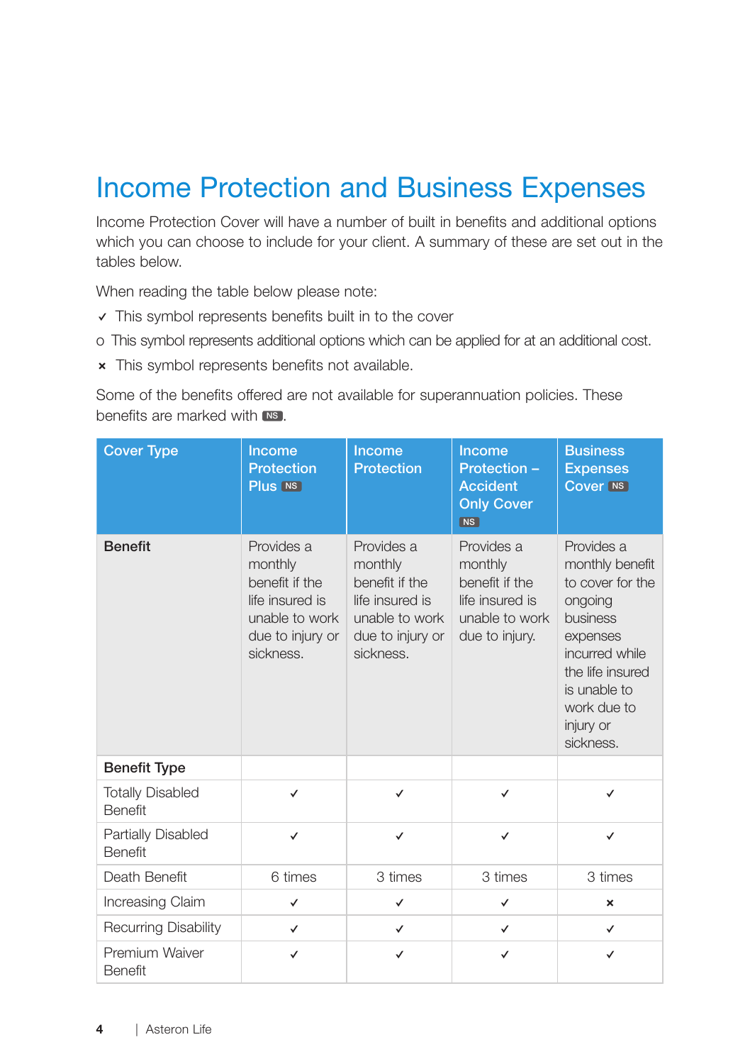# Income Protection and Business Expenses

Income Protection Cover will have a number of built in benefits and additional options which you can choose to include for your client. A summary of these are set out in the tables below.

When reading the table below please note:

✓ This symbol represents benefits built in to the cover

o This symbol represents additional options which can be applied for at an additional cost.

× This symbol represents benefits not available.

Some of the benefits offered are not available for superannuation policies. These benefits are marked with NS.

| Cover Type | Income Protection Plus NS | Income Protection | Income Protection – Accident Only Cover NS | Business Expenses Cover NS |
|---|---|---|---|---|
| **Benefit** | Provides a monthly benefit if the life insured is unable to work due to injury or sickness. | Provides a monthly benefit if the life insured is unable to work due to injury or sickness. | Provides a monthly benefit if the life insured is unable to work due to injury. | Provides a monthly benefit to cover for the ongoing business expenses incurred while the life insured is unable to work due to injury or sickness. |
| **Benefit Type** | | | | |
| Totally Disabled Benefit | ✓ | ✓ | ✓ | ✓ |
| Partially Disabled Benefit | ✓ | ✓ | ✓ | ✓ |
| Death Benefit | 6 times | 3 times | 3 times | 3 times |
| Increasing Claim | ✓ | ✓ | ✓ | × |
| Recurring Disability | ✓ | ✓ | ✓ | ✓ |
| Premium Waiver Benefit | ✓ | ✓ | ✓ | ✓ |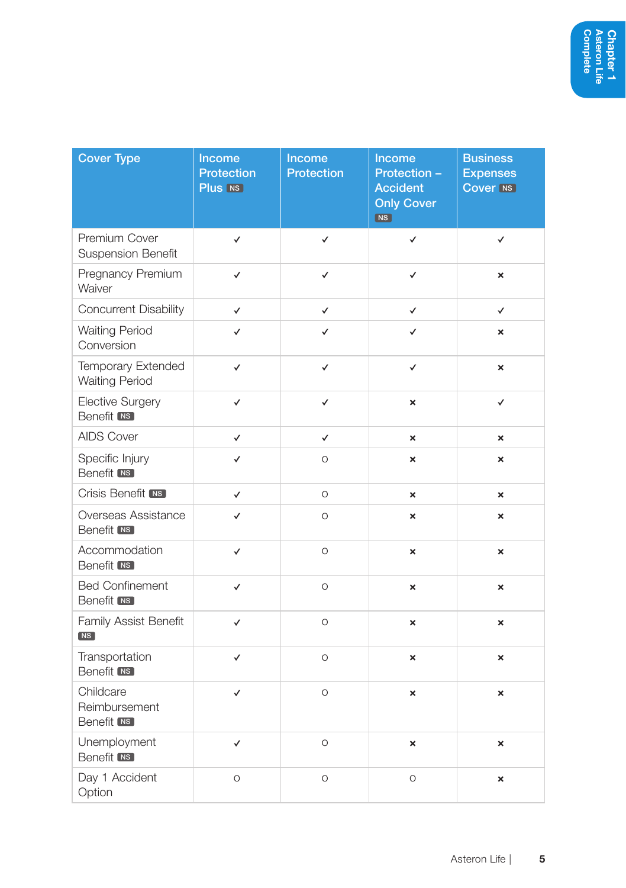| Cover Type | Income Protection Plus NS | Income Protection | Income Protection – Accident Only Cover NS | Business Expenses Cover NS |
|---|---|---|---|---|
| Premium Cover Suspension Benefit | ✓ | ✓ | ✓ | ✓ |
| Pregnancy Premium Waiver | ✓ | ✓ | ✓ | × |
| Concurrent Disability | ✓ | ✓ | ✓ | ✓ |
| Waiting Period Conversion | ✓ | ✓ | ✓ | × |
| Temporary Extended Waiting Period | ✓ | ✓ | ✓ | × |
| Elective Surgery Benefit NS | ✓ | ✓ | × | ✓ |
| AIDS Cover | ✓ | ✓ | × | × |
| Specific Injury Benefit NS | ✓ | O | × | × |
| Crisis Benefit NS | ✓ | O | × | × |
| Overseas Assistance Benefit NS | ✓ | O | × | × |
| Accommodation Benefit NS | ✓ | O | × | × |
| Bed Confinement Benefit NS | ✓ | O | × | × |
| Family Assist Benefit NS | ✓ | O | × | × |
| Transportation Benefit NS | ✓ | O | × | × |
| Childcare Reimbursement Benefit NS | ✓ | O | × | × |
| Unemployment Benefit NS | ✓ | O | × | × |
| Day 1 Accident Option | O | O | O | × |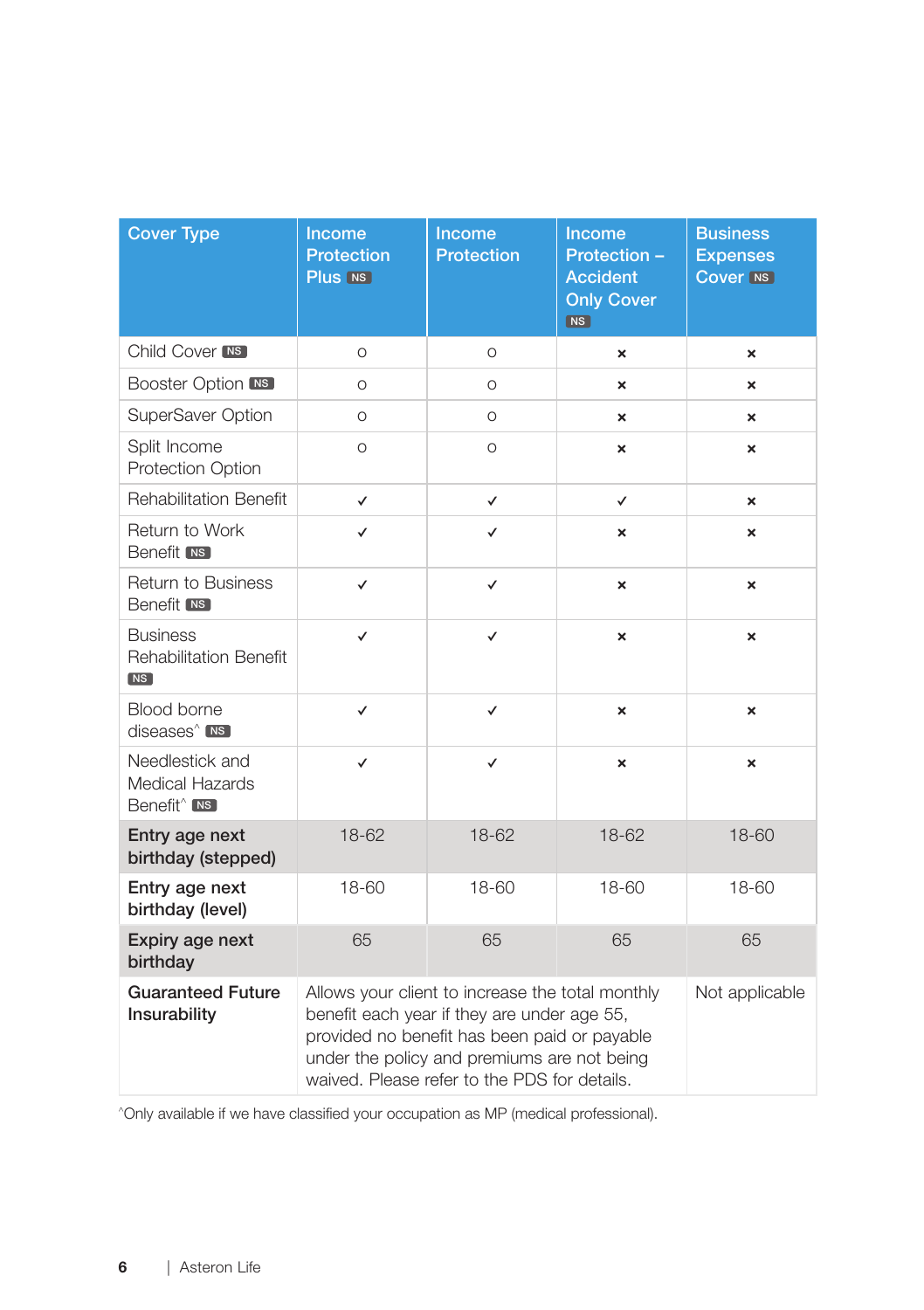| Cover Type | Income Protection Plus NS | Income Protection | Income Protection – Accident Only Cover NS | Business Expenses Cover NS |
|---|---|---|---|---|
| Child Cover NS | o | o | × | × |
| Booster Option NS | o | o | × | × |
| SuperSaver Option | o | o | × | × |
| Split Income Protection Option | o | o | × | × |
| Rehabilitation Benefit | ✓ | ✓ | ✓ | × |
| Return to Work Benefit NS | ✓ | ✓ | × | × |
| Return to Business Benefit NS | ✓ | ✓ | × | × |
| Business Rehabilitation Benefit NS | ✓ | ✓ | × | × |
| Blood borne diseases^ NS | ✓ | ✓ | × | × |
| Needlestick and Medical Hazards Benefit^ NS | ✓ | ✓ | × | × |
| **Entry age next birthday (stepped)** | 18-62 | 18-62 | 18-62 | 18-60 |
| **Entry age next birthday (level)** | 18-60 | 18-60 | 18-60 | 18-60 |
| **Expiry age next birthday** | 65 | 65 | 65 | 65 |
| **Guaranteed Future Insurability** | Allows your client to increase the total monthly benefit each year if they are under age 55, provided no benefit has been paid or payable under the policy and premiums are not being waived. Please refer to the PDS for details. | | | Not applicable |

^Only available if we have classified your occupation as MP (medical professional).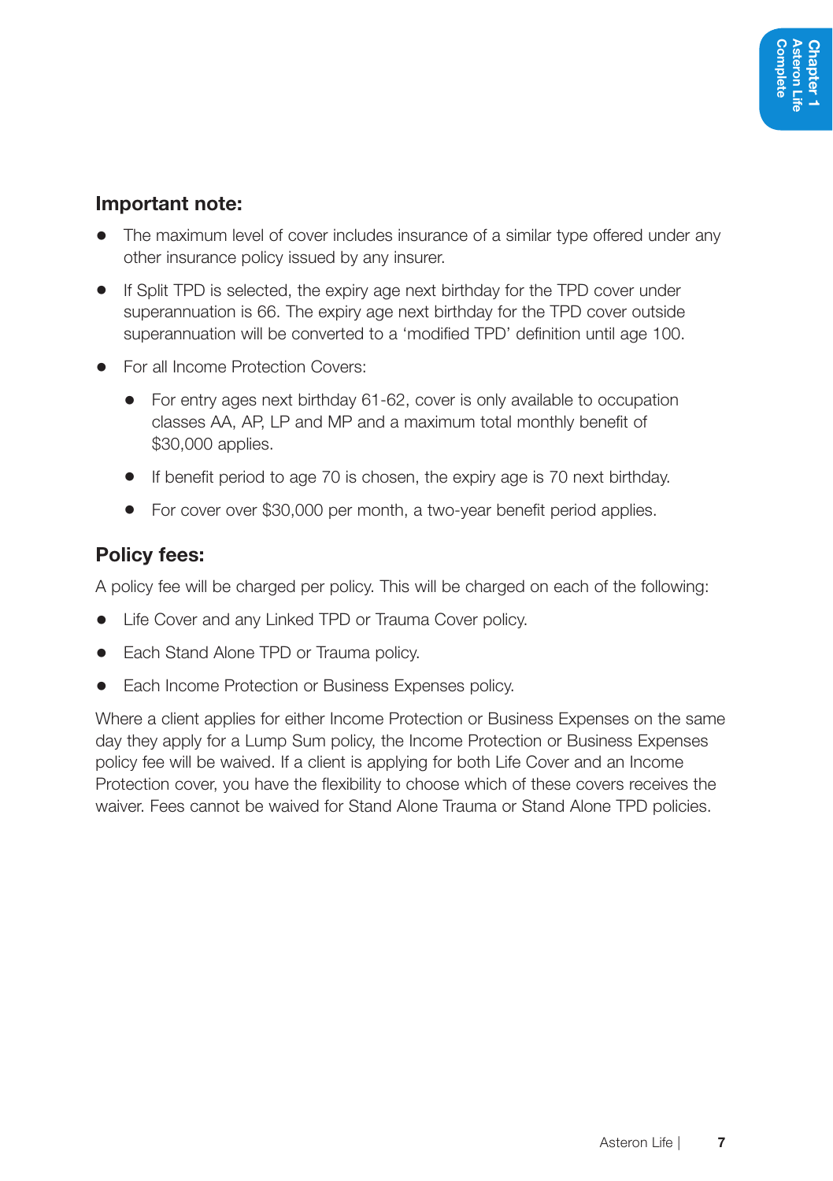### Important note:

- The maximum level of cover includes insurance of a similar type offered under any other insurance policy issued by any insurer.
- If Split TPD is selected, the expiry age next birthday for the TPD cover under superannuation is 66. The expiry age next birthday for the TPD cover outside superannuation will be converted to a 'modified TPD' definition until age 100.
- For all Income Protection Covers:
  - For entry ages next birthday 61-62, cover is only available to occupation classes AA, AP, LP and MP and a maximum total monthly benefit of $30,000 applies.
  - If benefit period to age 70 is chosen, the expiry age is 70 next birthday.
  - For cover over $30,000 per month, a two-year benefit period applies.

### Policy fees:

A policy fee will be charged per policy. This will be charged on each of the following:

- Life Cover and any Linked TPD or Trauma Cover policy.
- Each Stand Alone TPD or Trauma policy.
- Each Income Protection or Business Expenses policy.

Where a client applies for either Income Protection or Business Expenses on the same day they apply for a Lump Sum policy, the Income Protection or Business Expenses policy fee will be waived. If a client is applying for both Life Cover and an Income Protection cover, you have the flexibility to choose which of these covers receives the waiver. Fees cannot be waived for Stand Alone Trauma or Stand Alone TPD policies.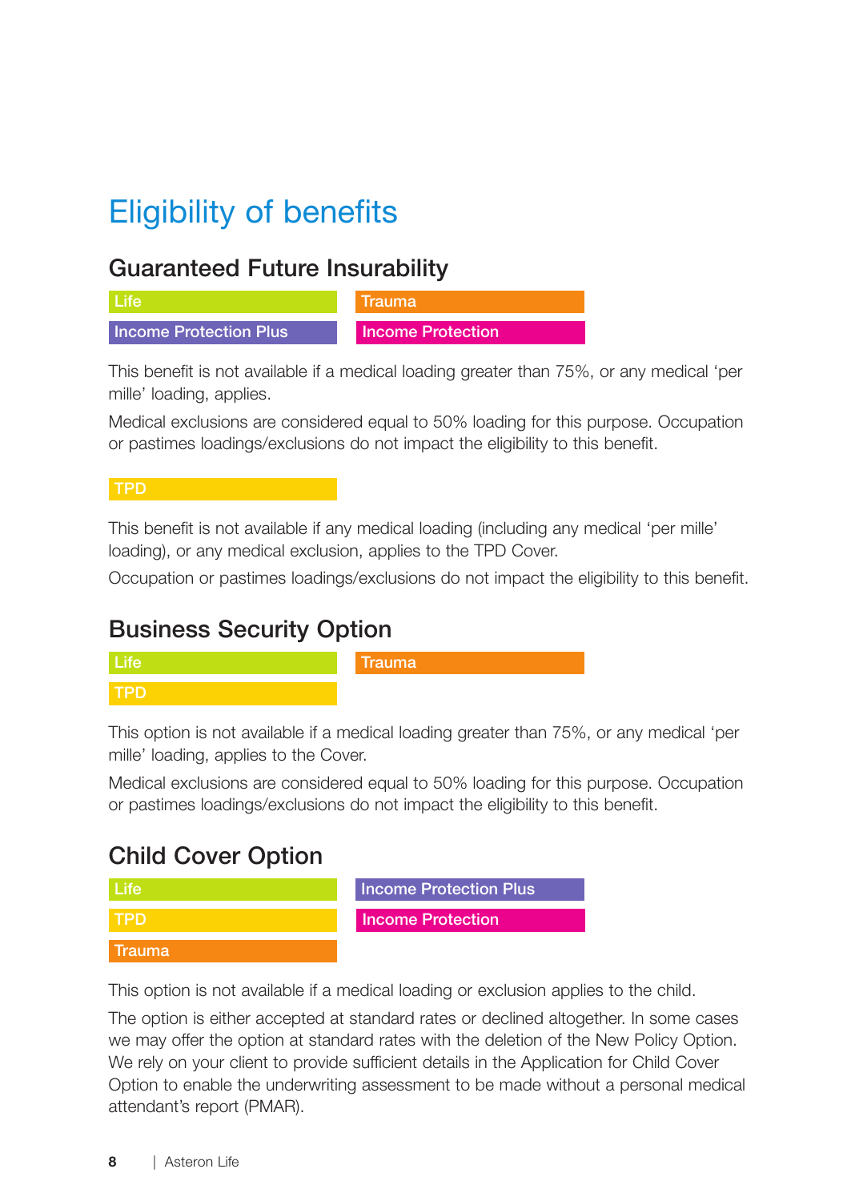# Eligibility of benefits

## Guaranteed Future Insurability

Life | Trauma | Income Protection Plus | Income Protection

This benefit is not available if a medical loading greater than 75%, or any medical 'per mille' loading, applies.

Medical exclusions are considered equal to 50% loading for this purpose. Occupation or pastimes loadings/exclusions do not impact the eligibility to this benefit.

TPD

This benefit is not available if any medical loading (including any medical 'per mille' loading), or any medical exclusion, applies to the TPD Cover.

Occupation or pastimes loadings/exclusions do not impact the eligibility to this benefit.

## Business Security Option

Life | Trauma | TPD

This option is not available if a medical loading greater than 75%, or any medical 'per mille' loading, applies to the Cover.

Medical exclusions are considered equal to 50% loading for this purpose. Occupation or pastimes loadings/exclusions do not impact the eligibility to this benefit.

## Child Cover Option

Life | Income Protection Plus | TPD | Income Protection | Trauma

This option is not available if a medical loading or exclusion applies to the child.

The option is either accepted at standard rates or declined altogether. In some cases we may offer the option at standard rates with the deletion of the New Policy Option. We rely on your client to provide sufficient details in the Application for Child Cover Option to enable the underwriting assessment to be made without a personal medical attendant's report (PMAR).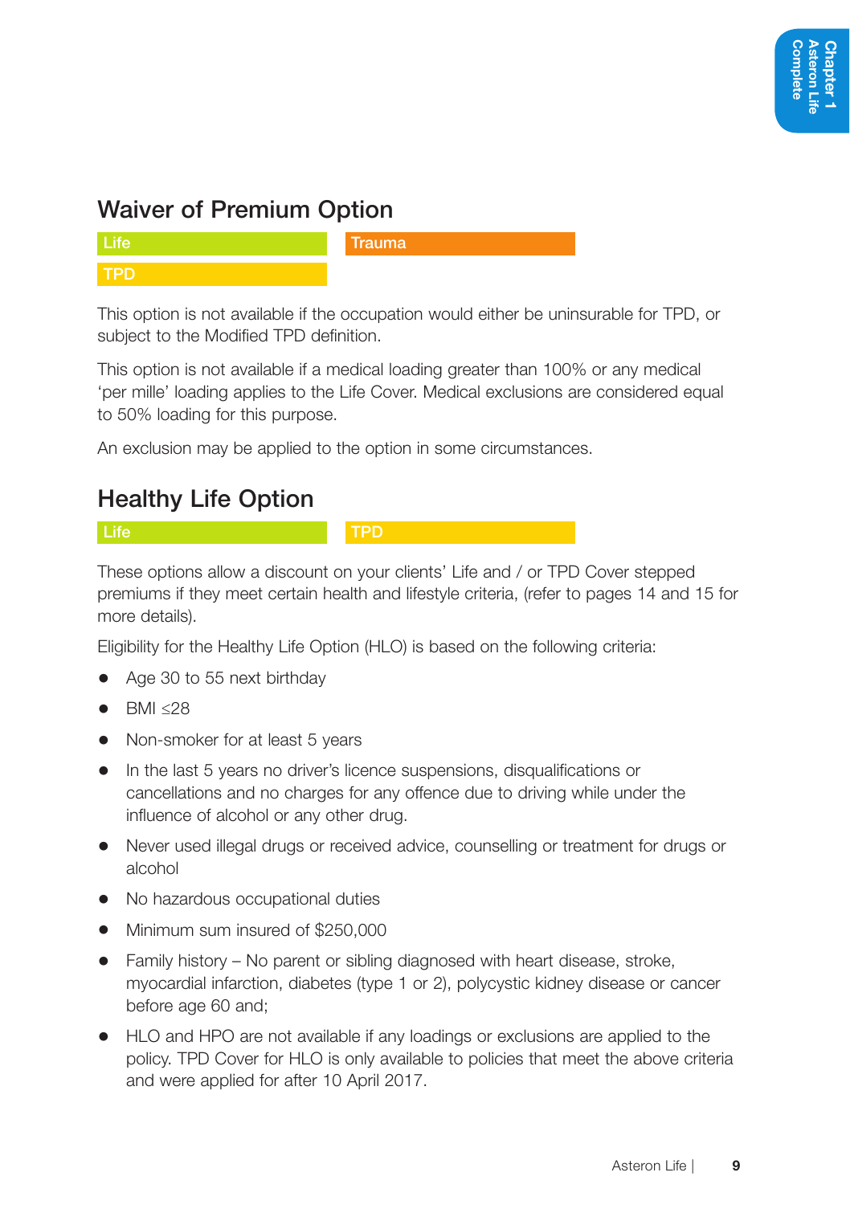## Waiver of Premium Option

Life | Trauma | TPD

This option is not available if the occupation would either be uninsurable for TPD, or subject to the Modified TPD definition.

This option is not available if a medical loading greater than 100% or any medical 'per mille' loading applies to the Life Cover. Medical exclusions are considered equal to 50% loading for this purpose.

An exclusion may be applied to the option in some circumstances.

## Healthy Life Option

Life | TPD

These options allow a discount on your clients' Life and / or TPD Cover stepped premiums if they meet certain health and lifestyle criteria, (refer to pages 14 and 15 for more details).

Eligibility for the Healthy Life Option (HLO) is based on the following criteria:

- Age 30 to 55 next birthday
- BMI ≤28
- Non-smoker for at least 5 years
- In the last 5 years no driver's licence suspensions, disqualifications or cancellations and no charges for any offence due to driving while under the influence of alcohol or any other drug.
- Never used illegal drugs or received advice, counselling or treatment for drugs or alcohol
- No hazardous occupational duties
- Minimum sum insured of $250,000
- Family history – No parent or sibling diagnosed with heart disease, stroke, myocardial infarction, diabetes (type 1 or 2), polycystic kidney disease or cancer before age 60 and;
- HLO and HPO are not available if any loadings or exclusions are applied to the policy. TPD Cover for HLO is only available to policies that meet the above criteria and were applied for after 10 April 2017.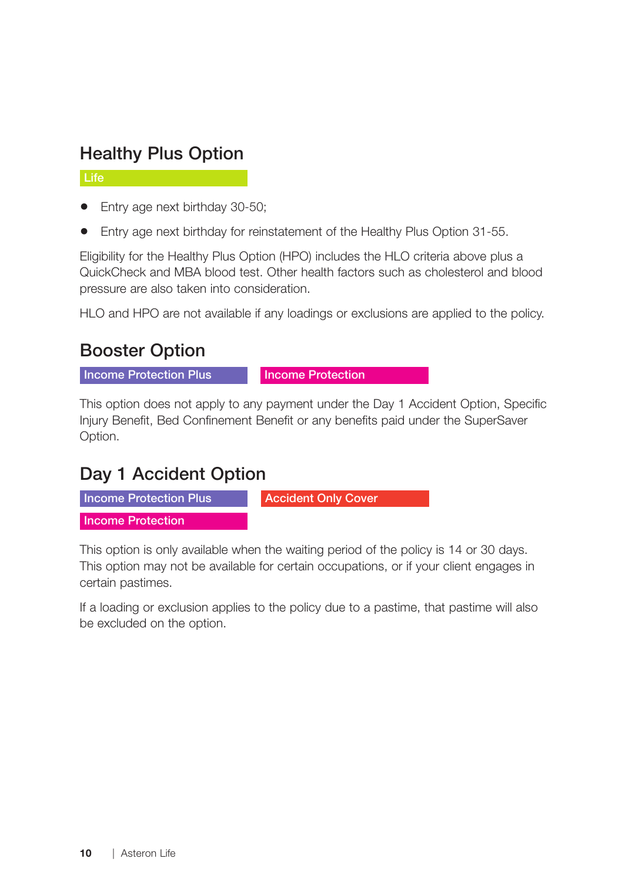## Healthy Plus Option

**Life**

- Entry age next birthday 30-50;
- Entry age next birthday for reinstatement of the Healthy Plus Option 31-55.

Eligibility for the Healthy Plus Option (HPO) includes the HLO criteria above plus a QuickCheck and MBA blood test. Other health factors such as cholesterol and blood pressure are also taken into consideration.

HLO and HPO are not available if any loadings or exclusions are applied to the policy.

## Booster Option

**Income Protection Plus** | **Income Protection**

This option does not apply to any payment under the Day 1 Accident Option, Specific Injury Benefit, Bed Confinement Benefit or any benefits paid under the SuperSaver Option.

## Day 1 Accident Option

**Income Protection Plus** | **Accident Only Cover** | **Income Protection**

This option is only available when the waiting period of the policy is 14 or 30 days. This option may not be available for certain occupations, or if your client engages in certain pastimes.

If a loading or exclusion applies to the policy due to a pastime, that pastime will also be excluded on the option.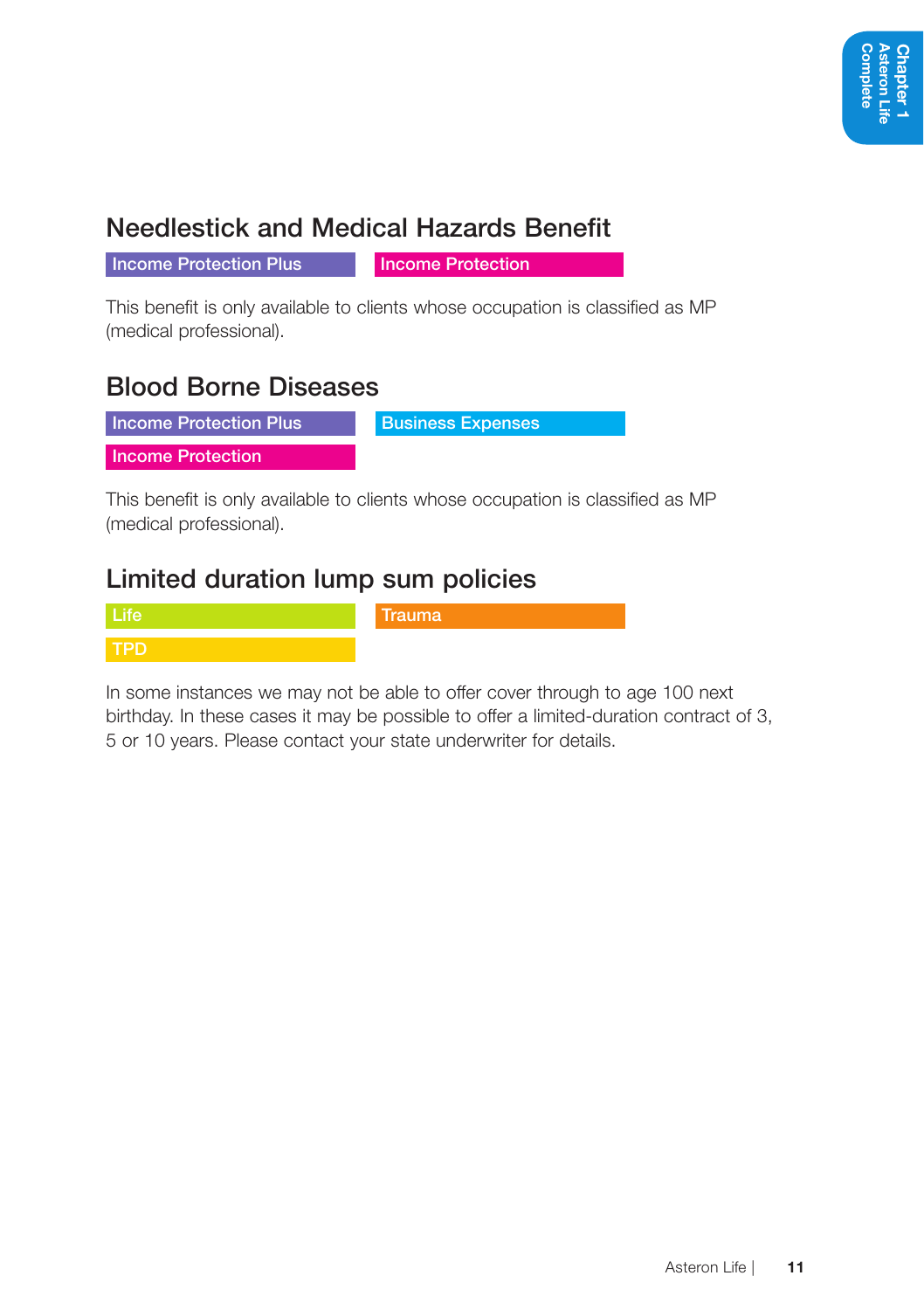## Needlestick and Medical Hazards Benefit

Income Protection Plus | Income Protection

This benefit is only available to clients whose occupation is classified as MP (medical professional).

## Blood Borne Diseases

Income Protection Plus | Business Expenses | Income Protection

This benefit is only available to clients whose occupation is classified as MP (medical professional).

## Limited duration lump sum policies

Life | Trauma | TPD

In some instances we may not be able to offer cover through to age 100 next birthday. In these cases it may be possible to offer a limited-duration contract of 3, 5 or 10 years. Please contact your state underwriter for details.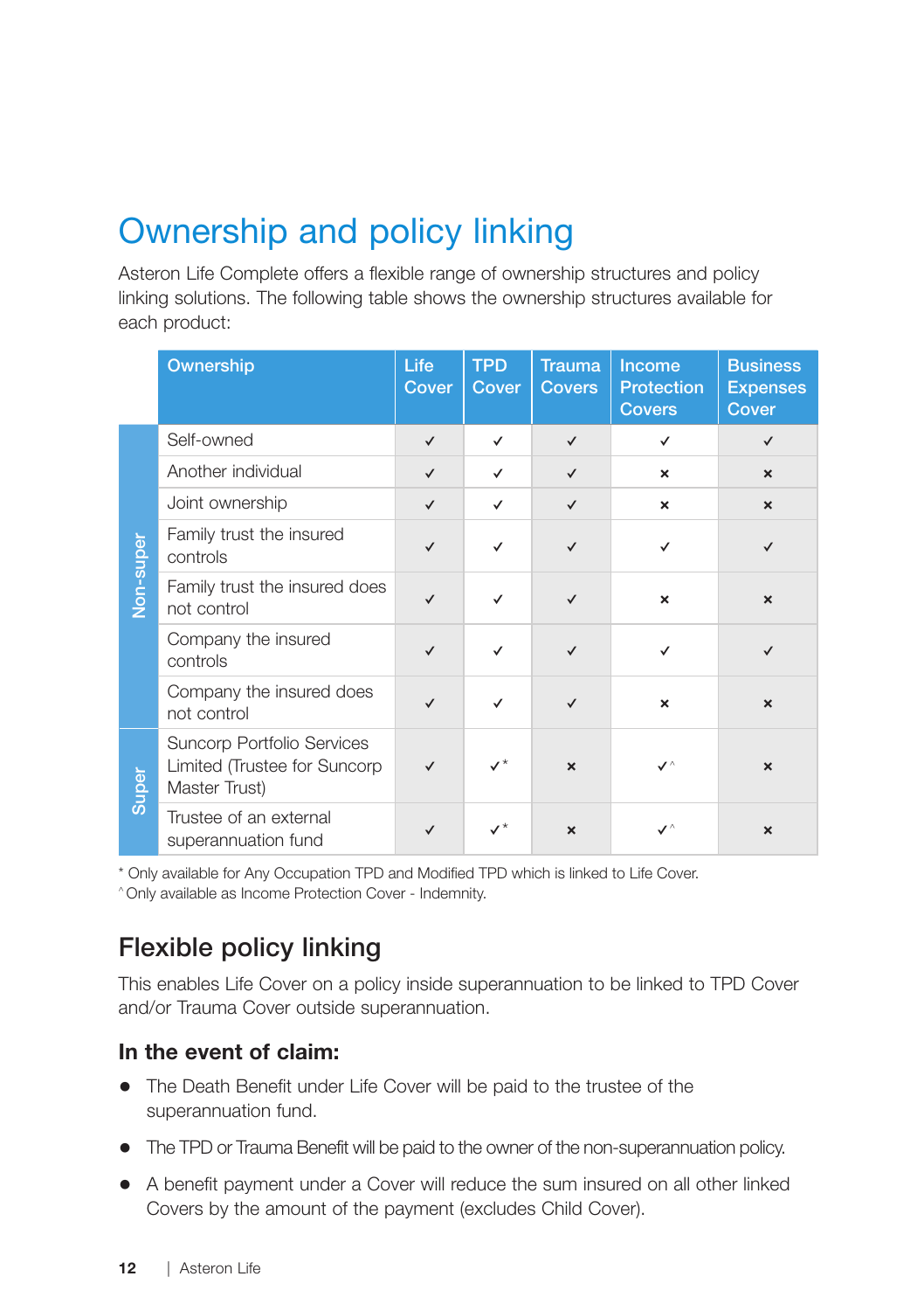# Ownership and policy linking

Asteron Life Complete offers a flexible range of ownership structures and policy linking solutions. The following table shows the ownership structures available for each product:

| | Ownership | Life Cover | TPD Cover | Trauma Covers | Income Protection Covers | Business Expenses Cover |
|---|---|---|---|---|---|---|
| Non-super | Self-owned | ✓ | ✓ | ✓ | ✓ | ✓ |
| | Another individual | ✓ | ✓ | ✓ | × | × |
| | Joint ownership | ✓ | ✓ | ✓ | × | × |
| | Family trust the insured controls | ✓ | ✓ | ✓ | ✓ | ✓ |
| | Family trust the insured does not control | ✓ | ✓ | ✓ | × | × |
| | Company the insured controls | ✓ | ✓ | ✓ | ✓ | ✓ |
| | Company the insured does not control | ✓ | ✓ | ✓ | × | × |
| Super | Suncorp Portfolio Services Limited (Trustee for Suncorp Master Trust) | ✓ | ✓* | × | ✓^ | × |
| | Trustee of an external superannuation fund | ✓ | ✓* | × | ✓^ | × |

\* Only available for Any Occupation TPD and Modified TPD which is linked to Life Cover.
^ Only available as Income Protection Cover - Indemnity.

## Flexible policy linking

This enables Life Cover on a policy inside superannuation to be linked to TPD Cover and/or Trauma Cover outside superannuation.

### In the event of claim:

- The Death Benefit under Life Cover will be paid to the trustee of the superannuation fund.
- The TPD or Trauma Benefit will be paid to the owner of the non-superannuation policy.
- A benefit payment under a Cover will reduce the sum insured on all other linked Covers by the amount of the payment (excludes Child Cover).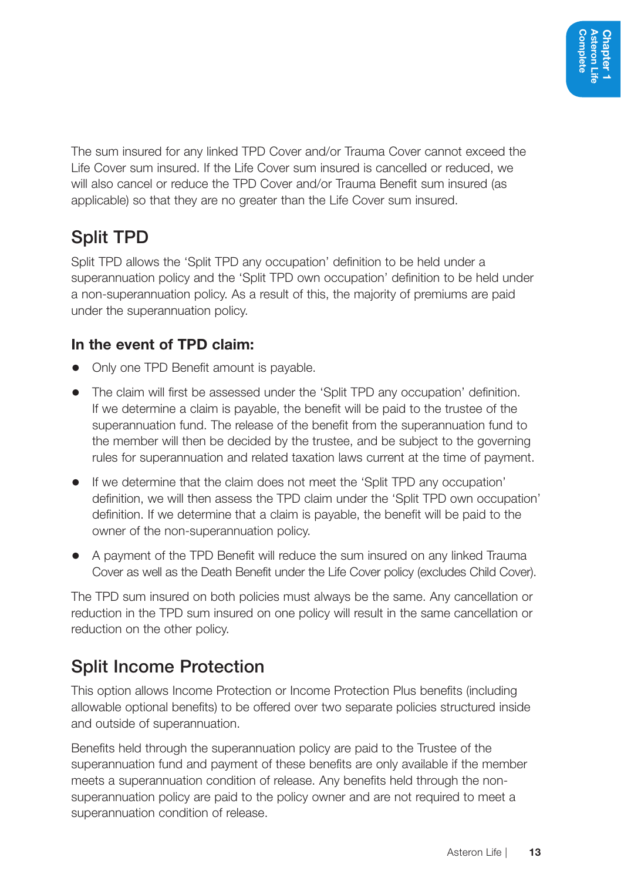The sum insured for any linked TPD Cover and/or Trauma Cover cannot exceed the Life Cover sum insured. If the Life Cover sum insured is cancelled or reduced, we will also cancel or reduce the TPD Cover and/or Trauma Benefit sum insured (as applicable) so that they are no greater than the Life Cover sum insured.

## Split TPD

Split TPD allows the 'Split TPD any occupation' definition to be held under a superannuation policy and the 'Split TPD own occupation' definition to be held under a non-superannuation policy. As a result of this, the majority of premiums are paid under the superannuation policy.

### In the event of TPD claim:

- Only one TPD Benefit amount is payable.
- The claim will first be assessed under the 'Split TPD any occupation' definition. If we determine a claim is payable, the benefit will be paid to the trustee of the superannuation fund. The release of the benefit from the superannuation fund to the member will then be decided by the trustee, and be subject to the governing rules for superannuation and related taxation laws current at the time of payment.
- If we determine that the claim does not meet the 'Split TPD any occupation' definition, we will then assess the TPD claim under the 'Split TPD own occupation' definition. If we determine that a claim is payable, the benefit will be paid to the owner of the non-superannuation policy.
- A payment of the TPD Benefit will reduce the sum insured on any linked Trauma Cover as well as the Death Benefit under the Life Cover policy (excludes Child Cover).

The TPD sum insured on both policies must always be the same. Any cancellation or reduction in the TPD sum insured on one policy will result in the same cancellation or reduction on the other policy.

## Split Income Protection

This option allows Income Protection or Income Protection Plus benefits (including allowable optional benefits) to be offered over two separate policies structured inside and outside of superannuation.

Benefits held through the superannuation policy are paid to the Trustee of the superannuation fund and payment of these benefits are only available if the member meets a superannuation condition of release. Any benefits held through the non-superannuation policy are paid to the policy owner and are not required to meet a superannuation condition of release.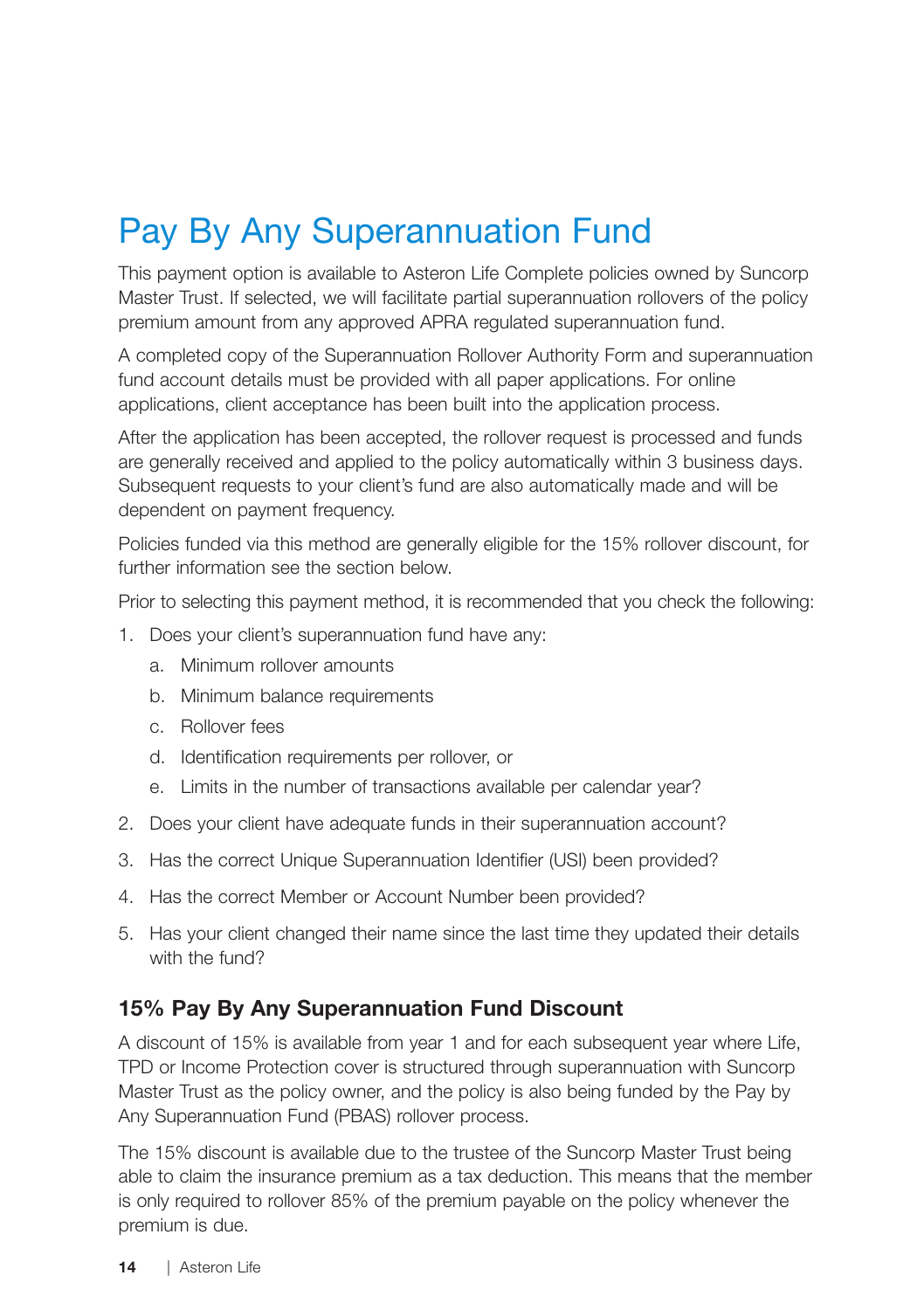# Pay By Any Superannuation Fund

This payment option is available to Asteron Life Complete policies owned by Suncorp Master Trust. If selected, we will facilitate partial superannuation rollovers of the policy premium amount from any approved APRA regulated superannuation fund.

A completed copy of the Superannuation Rollover Authority Form and superannuation fund account details must be provided with all paper applications. For online applications, client acceptance has been built into the application process.

After the application has been accepted, the rollover request is processed and funds are generally received and applied to the policy automatically within 3 business days. Subsequent requests to your client's fund are also automatically made and will be dependent on payment frequency.

Policies funded via this method are generally eligible for the 15% rollover discount, for further information see the section below.

Prior to selecting this payment method, it is recommended that you check the following:

1. Does your client's superannuation fund have any:
   a. Minimum rollover amounts
   b. Minimum balance requirements
   c. Rollover fees
   d. Identification requirements per rollover, or
   e. Limits in the number of transactions available per calendar year?
2. Does your client have adequate funds in their superannuation account?
3. Has the correct Unique Superannuation Identifier (USI) been provided?
4. Has the correct Member or Account Number been provided?
5. Has your client changed their name since the last time they updated their details with the fund?

## 15% Pay By Any Superannuation Fund Discount

A discount of 15% is available from year 1 and for each subsequent year where Life, TPD or Income Protection cover is structured through superannuation with Suncorp Master Trust as the policy owner, and the policy is also being funded by the Pay by Any Superannuation Fund (PBAS) rollover process.

The 15% discount is available due to the trustee of the Suncorp Master Trust being able to claim the insurance premium as a tax deduction. This means that the member is only required to rollover 85% of the premium payable on the policy whenever the premium is due.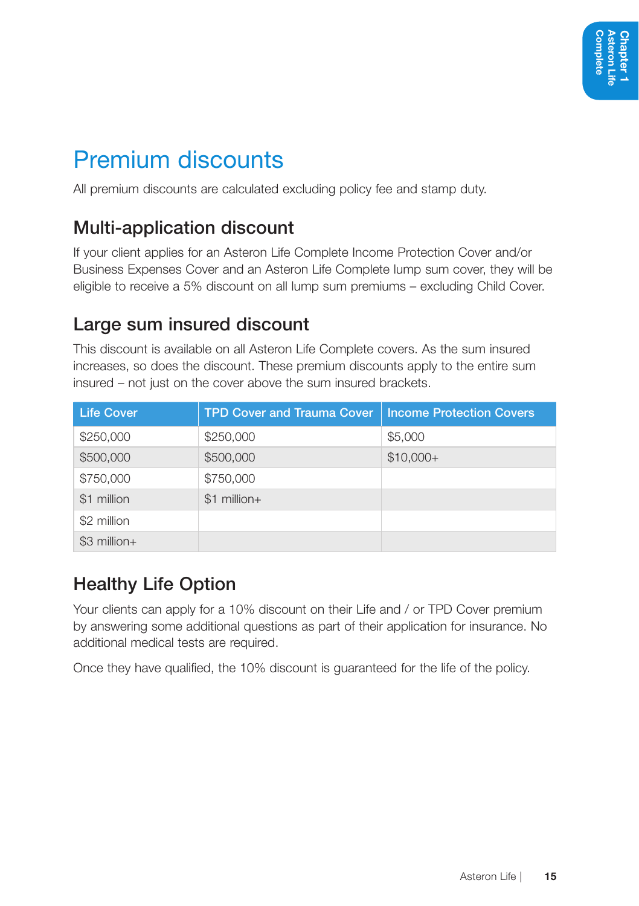# Premium discounts

All premium discounts are calculated excluding policy fee and stamp duty.

## Multi-application discount

If your client applies for an Asteron Life Complete Income Protection Cover and/or Business Expenses Cover and an Asteron Life Complete lump sum cover, they will be eligible to receive a 5% discount on all lump sum premiums – excluding Child Cover.

## Large sum insured discount

This discount is available on all Asteron Life Complete covers. As the sum insured increases, so does the discount. These premium discounts apply to the entire sum insured – not just on the cover above the sum insured brackets.

| Life Cover | TPD Cover and Trauma Cover | Income Protection Covers |
|---|---|---|
| $250,000 | $250,000 | $5,000 |
| $500,000 | $500,000 | $10,000+ |
| $750,000 | $750,000 | |
| $1 million | $1 million+ | |
| $2 million | | |
| $3 million+ | | |

## Healthy Life Option

Your clients can apply for a 10% discount on their Life and / or TPD Cover premium by answering some additional questions as part of their application for insurance. No additional medical tests are required.

Once they have qualified, the 10% discount is guaranteed for the life of the policy.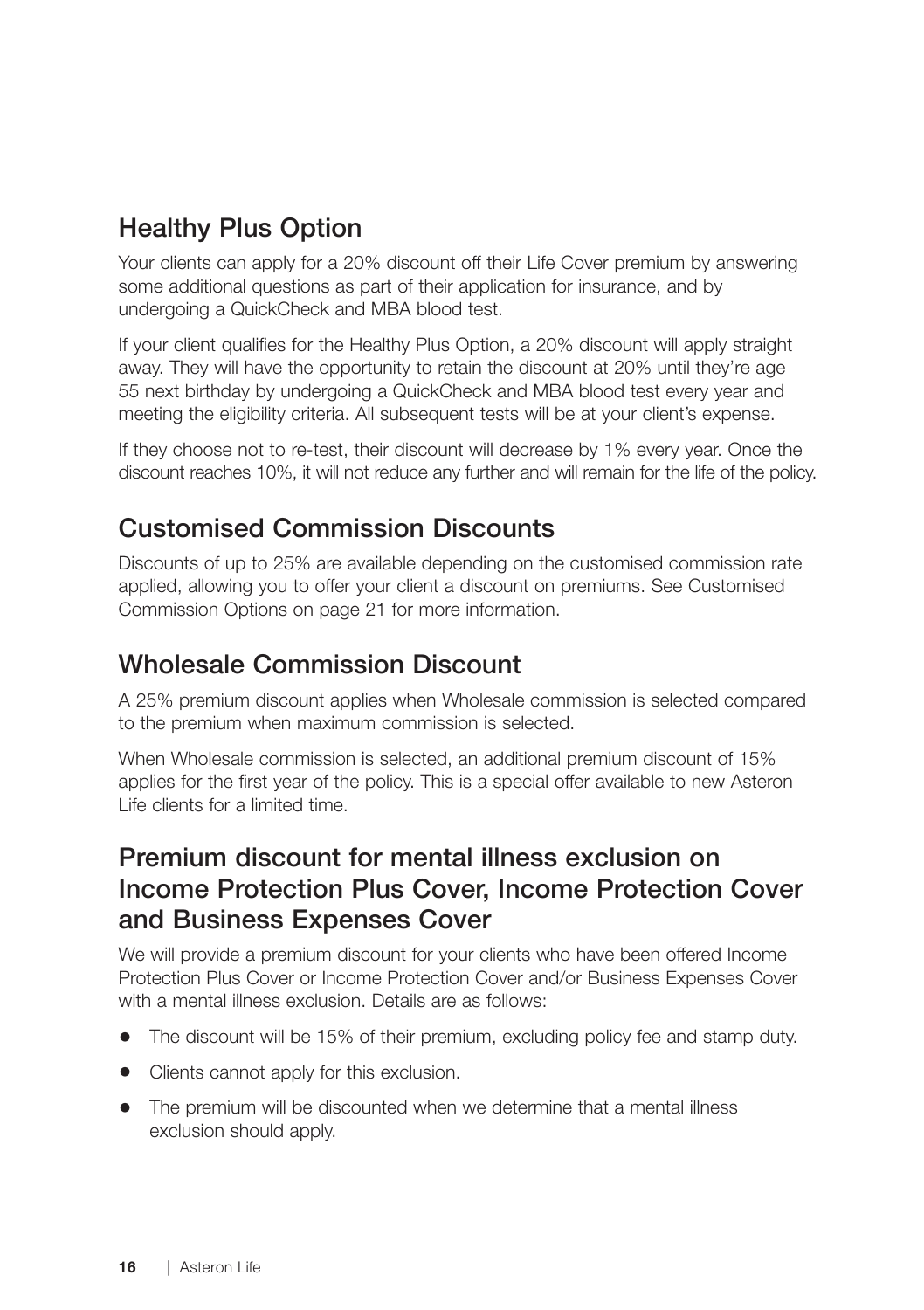## Healthy Plus Option

Your clients can apply for a 20% discount off their Life Cover premium by answering some additional questions as part of their application for insurance, and by undergoing a QuickCheck and MBA blood test.

If your client qualifies for the Healthy Plus Option, a 20% discount will apply straight away. They will have the opportunity to retain the discount at 20% until they're age 55 next birthday by undergoing a QuickCheck and MBA blood test every year and meeting the eligibility criteria. All subsequent tests will be at your client's expense.

If they choose not to re-test, their discount will decrease by 1% every year. Once the discount reaches 10%, it will not reduce any further and will remain for the life of the policy.

## Customised Commission Discounts

Discounts of up to 25% are available depending on the customised commission rate applied, allowing you to offer your client a discount on premiums. See Customised Commission Options on page 21 for more information.

## Wholesale Commission Discount

A 25% premium discount applies when Wholesale commission is selected compared to the premium when maximum commission is selected.

When Wholesale commission is selected, an additional premium discount of 15% applies for the first year of the policy. This is a special offer available to new Asteron Life clients for a limited time.

## Premium discount for mental illness exclusion on Income Protection Plus Cover, Income Protection Cover and Business Expenses Cover

We will provide a premium discount for your clients who have been offered Income Protection Plus Cover or Income Protection Cover and/or Business Expenses Cover with a mental illness exclusion. Details are as follows:

- The discount will be 15% of their premium, excluding policy fee and stamp duty.
- Clients cannot apply for this exclusion.
- The premium will be discounted when we determine that a mental illness exclusion should apply.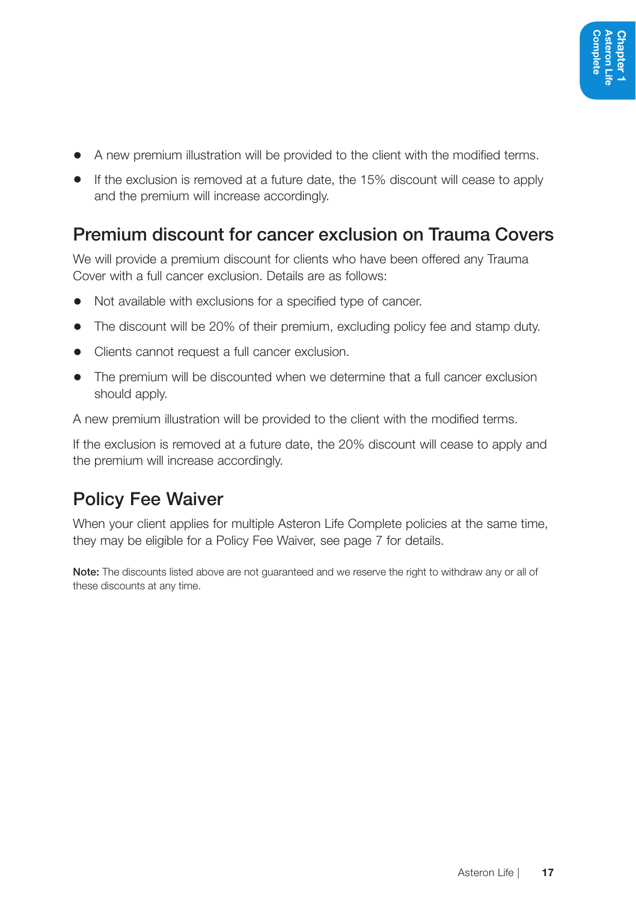- A new premium illustration will be provided to the client with the modified terms.
- If the exclusion is removed at a future date, the 15% discount will cease to apply and the premium will increase accordingly.

## Premium discount for cancer exclusion on Trauma Covers

We will provide a premium discount for clients who have been offered any Trauma Cover with a full cancer exclusion. Details are as follows:

- Not available with exclusions for a specified type of cancer.
- The discount will be 20% of their premium, excluding policy fee and stamp duty.
- Clients cannot request a full cancer exclusion.
- The premium will be discounted when we determine that a full cancer exclusion should apply.

A new premium illustration will be provided to the client with the modified terms.

If the exclusion is removed at a future date, the 20% discount will cease to apply and the premium will increase accordingly.

## Policy Fee Waiver

When your client applies for multiple Asteron Life Complete policies at the same time, they may be eligible for a Policy Fee Waiver, see page 7 for details.

**Note:** The discounts listed above are not guaranteed and we reserve the right to withdraw any or all of these discounts at any time.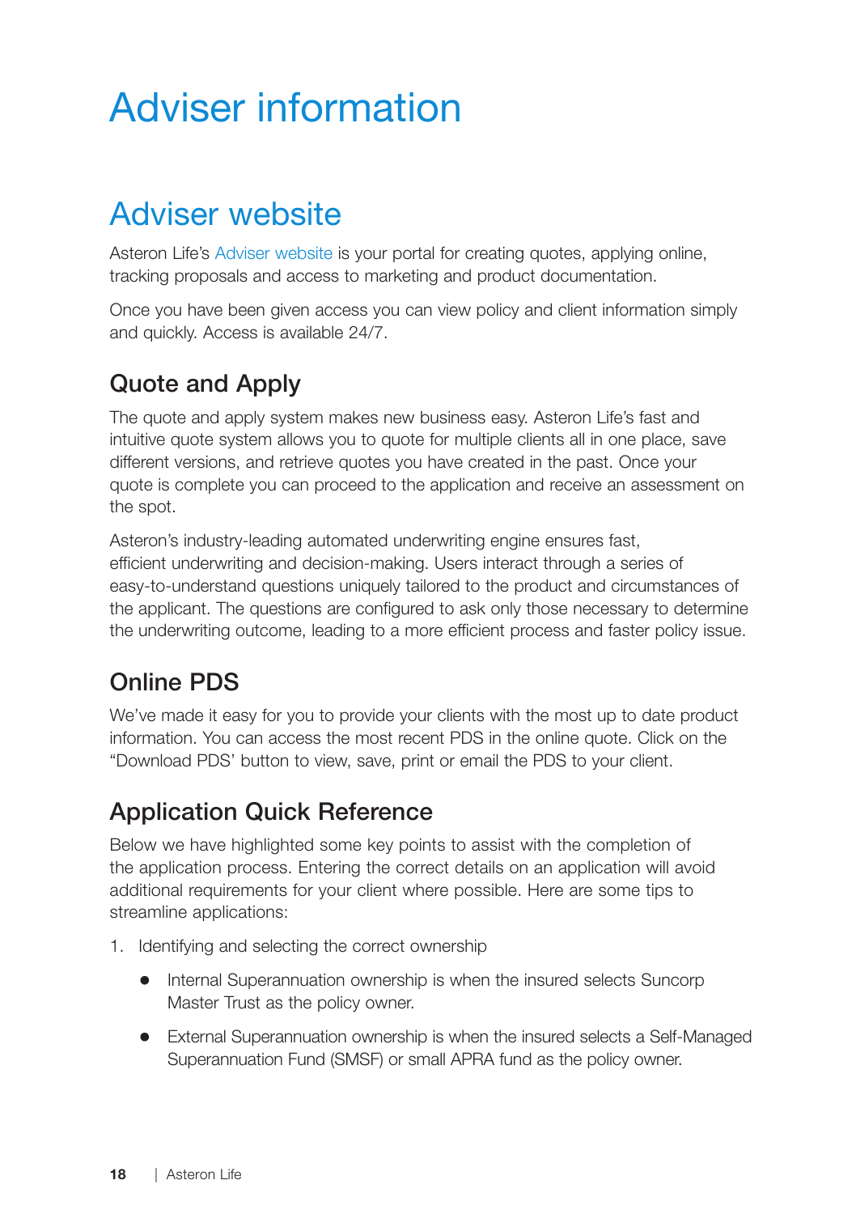# Adviser information

## Adviser website

Asteron Life's Adviser website is your portal for creating quotes, applying online, tracking proposals and access to marketing and product documentation.

Once you have been given access you can view policy and client information simply and quickly. Access is available 24/7.

### Quote and Apply

The quote and apply system makes new business easy. Asteron Life's fast and intuitive quote system allows you to quote for multiple clients all in one place, save different versions, and retrieve quotes you have created in the past. Once your quote is complete you can proceed to the application and receive an assessment on the spot.

Asteron's industry-leading automated underwriting engine ensures fast, efficient underwriting and decision-making. Users interact through a series of easy-to-understand questions uniquely tailored to the product and circumstances of the applicant. The questions are configured to ask only those necessary to determine the underwriting outcome, leading to a more efficient process and faster policy issue.

### Online PDS

We've made it easy for you to provide your clients with the most up to date product information. You can access the most recent PDS in the online quote. Click on the "Download PDS' button to view, save, print or email the PDS to your client.

### Application Quick Reference

Below we have highlighted some key points to assist with the completion of the application process. Entering the correct details on an application will avoid additional requirements for your client where possible. Here are some tips to streamline applications:

1. Identifying and selecting the correct ownership
   - Internal Superannuation ownership is when the insured selects Suncorp Master Trust as the policy owner.
   - External Superannuation ownership is when the insured selects a Self-Managed Superannuation Fund (SMSF) or small APRA fund as the policy owner.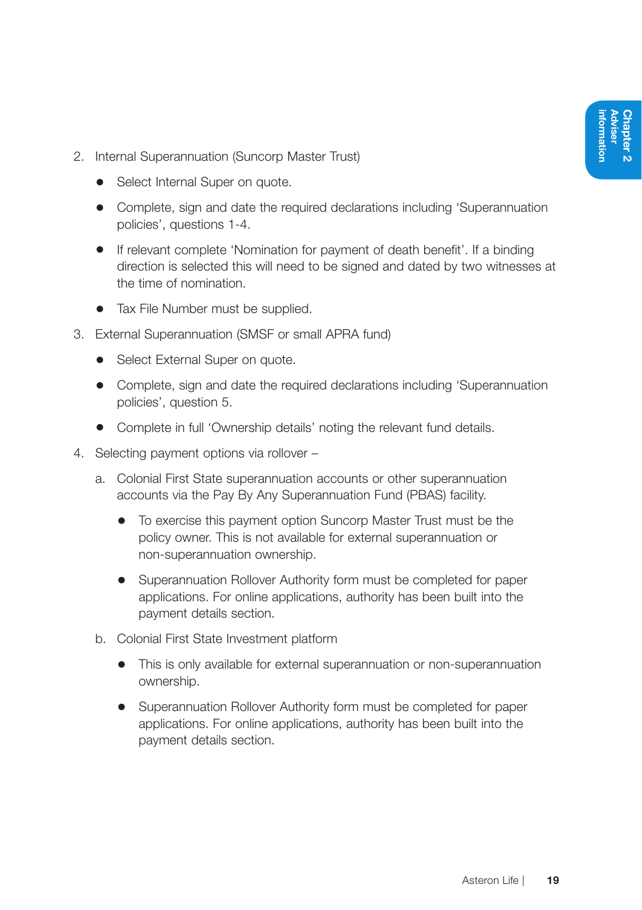2. Internal Superannuation (Suncorp Master Trust)

    - Select Internal Super on quote.
    - Complete, sign and date the required declarations including 'Superannuation policies', questions 1-4.
    - If relevant complete 'Nomination for payment of death benefit'. If a binding direction is selected this will need to be signed and dated by two witnesses at the time of nomination.
    - Tax File Number must be supplied.

3. External Superannuation (SMSF or small APRA fund)

    - Select External Super on quote.
    - Complete, sign and date the required declarations including 'Superannuation policies', question 5.
    - Complete in full 'Ownership details' noting the relevant fund details.

4. Selecting payment options via rollover –

    a. Colonial First State superannuation accounts or other superannuation accounts via the Pay By Any Superannuation Fund (PBAS) facility.

        - To exercise this payment option Suncorp Master Trust must be the policy owner. This is not available for external superannuation or non-superannuation ownership.
        - Superannuation Rollover Authority form must be completed for paper applications. For online applications, authority has been built into the payment details section.

    b. Colonial First State Investment platform

        - This is only available for external superannuation or non-superannuation ownership.
        - Superannuation Rollover Authority form must be completed for paper applications. For online applications, authority has been built into the payment details section.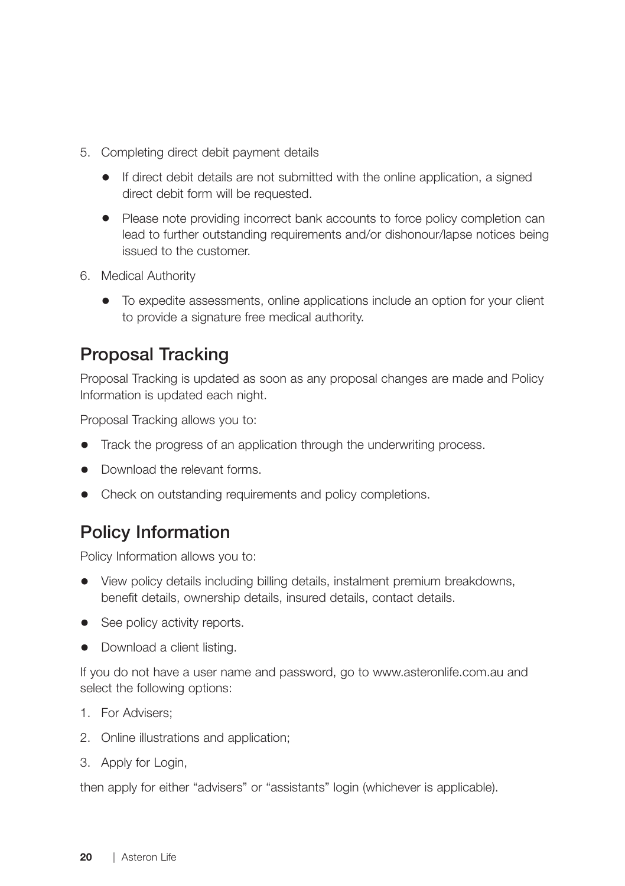5. Completing direct debit payment details

    - If direct debit details are not submitted with the online application, a signed direct debit form will be requested.
    - Please note providing incorrect bank accounts to force policy completion can lead to further outstanding requirements and/or dishonour/lapse notices being issued to the customer.

6. Medical Authority

    - To expedite assessments, online applications include an option for your client to provide a signature free medical authority.

## Proposal Tracking

Proposal Tracking is updated as soon as any proposal changes are made and Policy Information is updated each night.

Proposal Tracking allows you to:

- Track the progress of an application through the underwriting process.
- Download the relevant forms.
- Check on outstanding requirements and policy completions.

## Policy Information

Policy Information allows you to:

- View policy details including billing details, instalment premium breakdowns, benefit details, ownership details, insured details, contact details.
- See policy activity reports.
- Download a client listing.

If you do not have a user name and password, go to www.asteronlife.com.au and select the following options:

1. For Advisers;
2. Online illustrations and application;
3. Apply for Login,

then apply for either “advisers” or “assistants” login (whichever is applicable).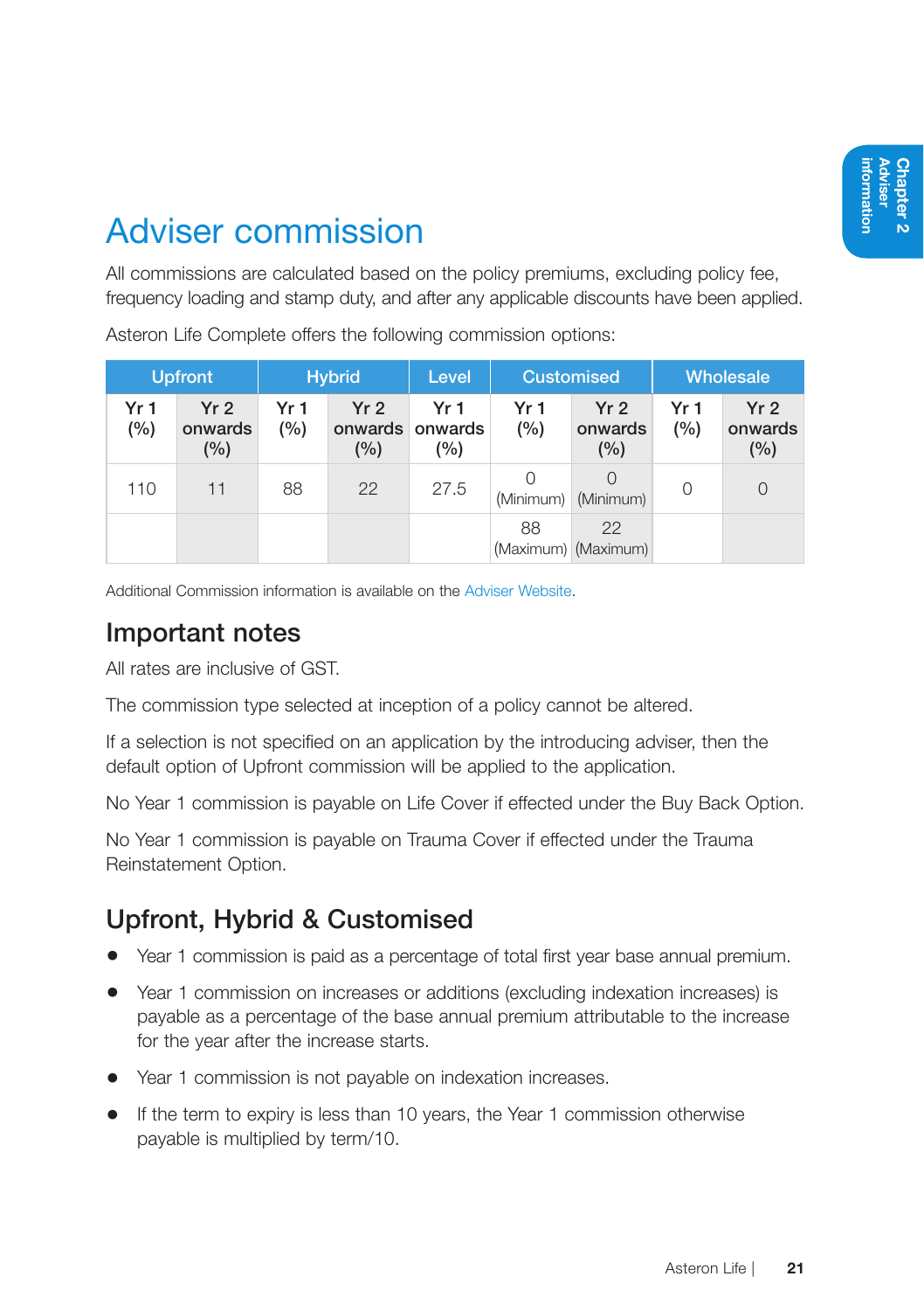# Adviser commission

All commissions are calculated based on the policy premiums, excluding policy fee, frequency loading and stamp duty, and after any applicable discounts have been applied.

Asteron Life Complete offers the following commission options:

| Upfront | | Hybrid | | Level | Customised | | Wholesale | |
|---|---|---|---|---|---|---|---|---|
| Yr 1 (%) | Yr 2 onwards (%) | Yr 1 (%) | Yr 2 onwards (%) | Yr 1 onwards (%) | Yr 1 (%) | Yr 2 onwards (%) | Yr 1 (%) | Yr 2 onwards (%) |
| 110 | 11 | 88 | 22 | 27.5 | 0 (Minimum) | 0 (Minimum) | 0 | 0 |
| | | | | | 88 (Maximum) | 22 (Maximum) | | |

Additional Commission information is available on the Adviser Website.

## Important notes

All rates are inclusive of GST.

The commission type selected at inception of a policy cannot be altered.

If a selection is not specified on an application by the introducing adviser, then the default option of Upfront commission will be applied to the application.

No Year 1 commission is payable on Life Cover if effected under the Buy Back Option.

No Year 1 commission is payable on Trauma Cover if effected under the Trauma Reinstatement Option.

## Upfront, Hybrid & Customised

- Year 1 commission is paid as a percentage of total first year base annual premium.
- Year 1 commission on increases or additions (excluding indexation increases) is payable as a percentage of the base annual premium attributable to the increase for the year after the increase starts.
- Year 1 commission is not payable on indexation increases.
- If the term to expiry is less than 10 years, the Year 1 commission otherwise payable is multiplied by term/10.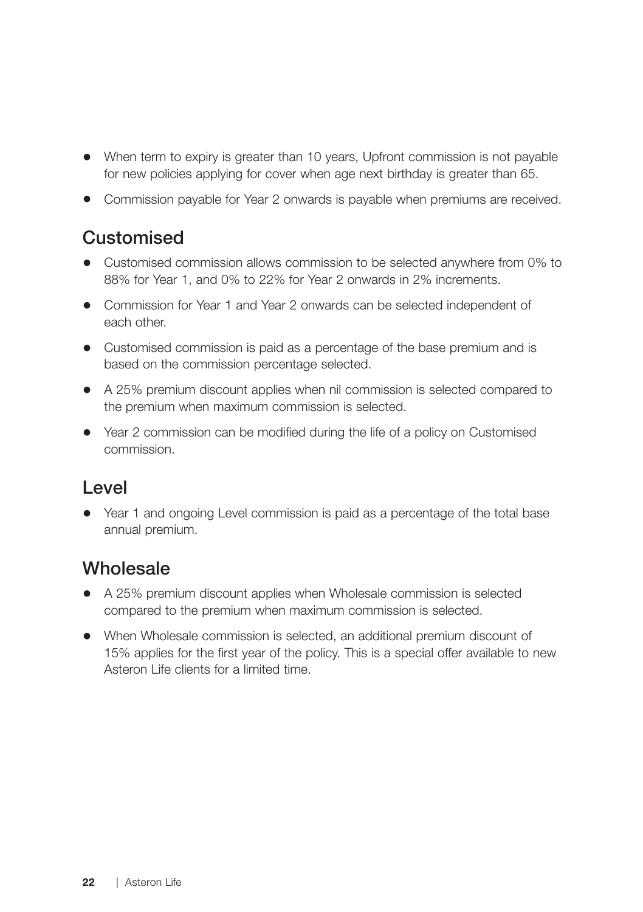- When term to expiry is greater than 10 years, Upfront commission is not payable for new policies applying for cover when age next birthday is greater than 65.
- Commission payable for Year 2 onwards is payable when premiums are received.

## Customised

- Customised commission allows commission to be selected anywhere from 0% to 88% for Year 1, and 0% to 22% for Year 2 onwards in 2% increments.
- Commission for Year 1 and Year 2 onwards can be selected independent of each other.
- Customised commission is paid as a percentage of the base premium and is based on the commission percentage selected.
- A 25% premium discount applies when nil commission is selected compared to the premium when maximum commission is selected.
- Year 2 commission can be modified during the life of a policy on Customised commission.

## Level

- Year 1 and ongoing Level commission is paid as a percentage of the total base annual premium.

## Wholesale

- A 25% premium discount applies when Wholesale commission is selected compared to the premium when maximum commission is selected.
- When Wholesale commission is selected, an additional premium discount of 15% applies for the first year of the policy. This is a special offer available to new Asteron Life clients for a limited time.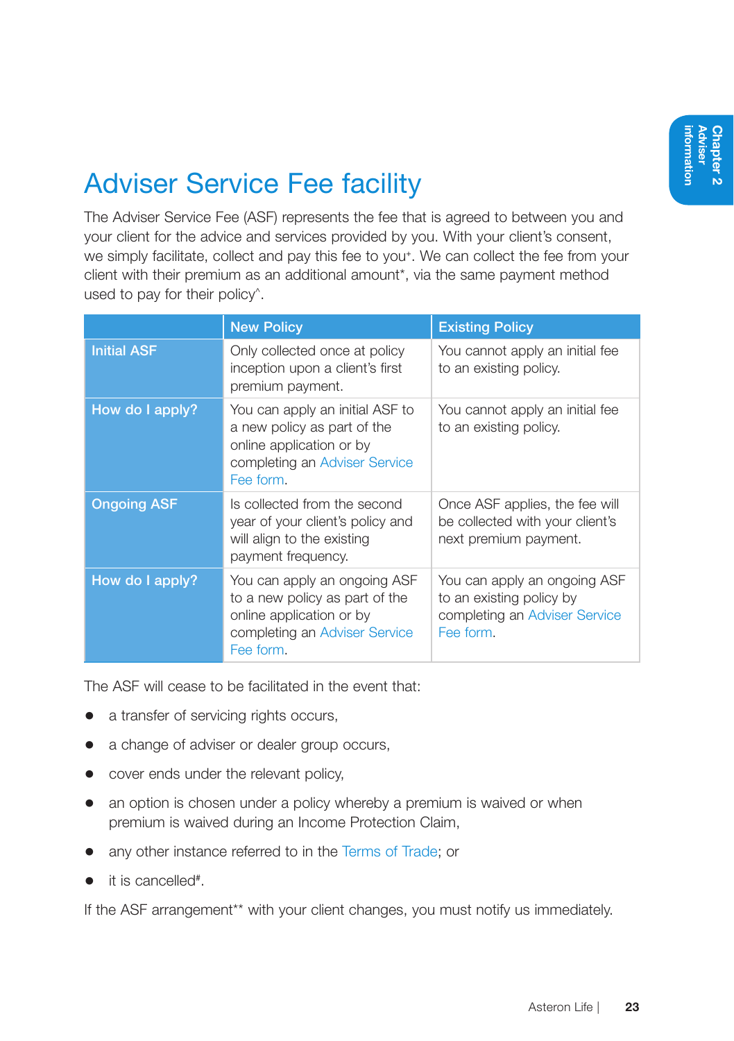# Adviser Service Fee facility

The Adviser Service Fee (ASF) represents the fee that is agreed to between you and your client for the advice and services provided by you. With your client's consent, we simply facilitate, collect and pay this fee to you+. We can collect the fee from your client with their premium as an additional amount*, via the same payment method used to pay for their policy^.

| | New Policy | Existing Policy |
|---|---|---|
| **Initial ASF** | Only collected once at policy inception upon a client's first premium payment. | You cannot apply an initial fee to an existing policy. |
| **How do I apply?** | You can apply an initial ASF to a new policy as part of the online application or by completing an Adviser Service Fee form. | You cannot apply an initial fee to an existing policy. |
| **Ongoing ASF** | Is collected from the second year of your client's policy and will align to the existing payment frequency. | Once ASF applies, the fee will be collected with your client's next premium payment. |
| **How do I apply?** | You can apply an ongoing ASF to a new policy as part of the online application or by completing an Adviser Service Fee form. | You can apply an ongoing ASF to an existing policy by completing an Adviser Service Fee form. |

The ASF will cease to be facilitated in the event that:

- a transfer of servicing rights occurs,
- a change of adviser or dealer group occurs,
- cover ends under the relevant policy,
- an option is chosen under a policy whereby a premium is waived or when premium is waived during an Income Protection Claim,
- any other instance referred to in the Terms of Trade; or
- it is cancelled#.

If the ASF arrangement** with your client changes, you must notify us immediately.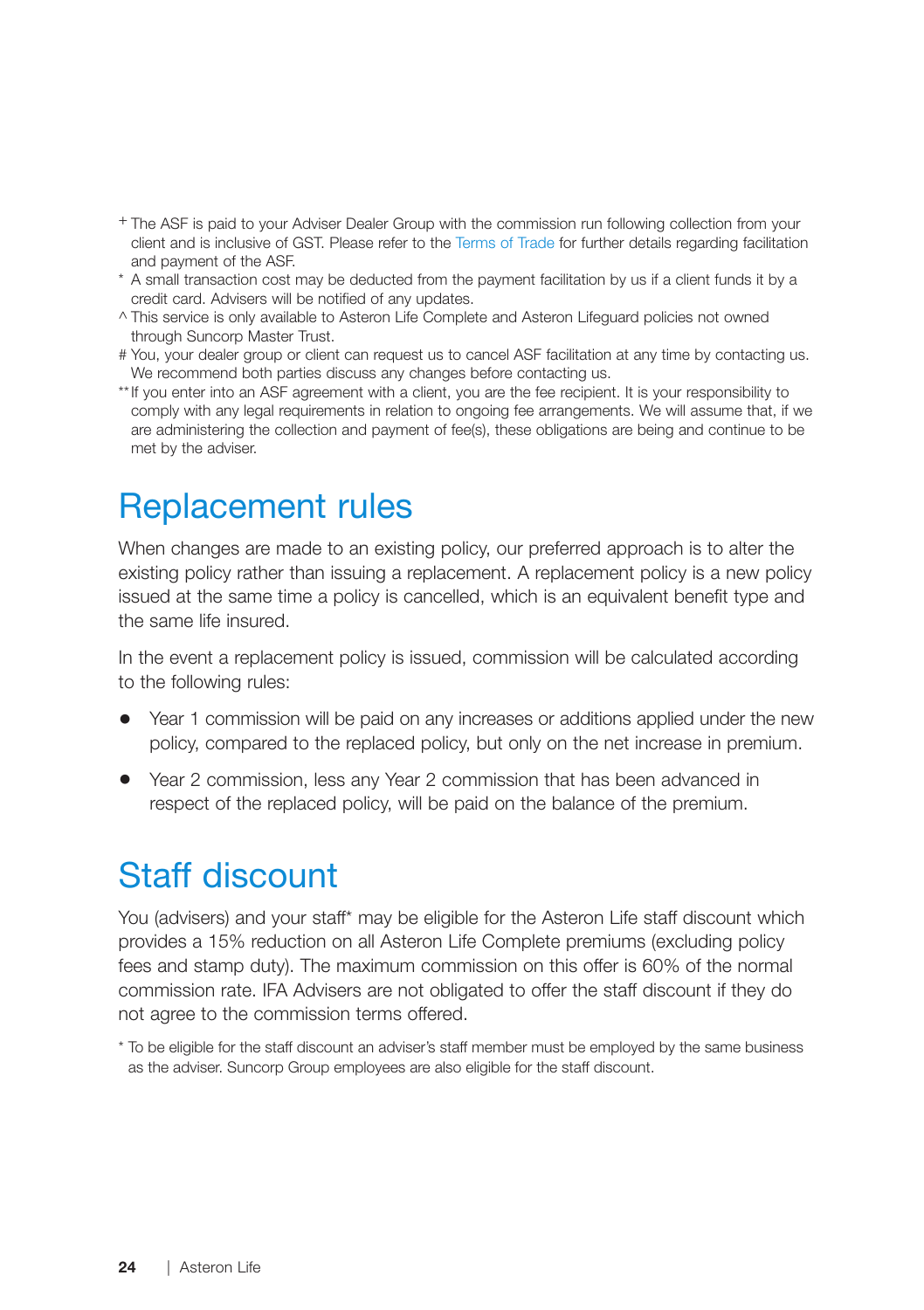+ The ASF is paid to your Adviser Dealer Group with the commission run following collection from your client and is inclusive of GST. Please refer to the Terms of Trade for further details regarding facilitation and payment of the ASF.

* A small transaction cost may be deducted from the payment facilitation by us if a client funds it by a credit card. Advisers will be notified of any updates.

^ This service is only available to Asteron Life Complete and Asteron Lifeguard policies not owned through Suncorp Master Trust.

# You, your dealer group or client can request us to cancel ASF facilitation at any time by contacting us. We recommend both parties discuss any changes before contacting us.

** If you enter into an ASF agreement with a client, you are the fee recipient. It is your responsibility to comply with any legal requirements in relation to ongoing fee arrangements. We will assume that, if we are administering the collection and payment of fee(s), these obligations are being and continue to be met by the adviser.

# Replacement rules

When changes are made to an existing policy, our preferred approach is to alter the existing policy rather than issuing a replacement. A replacement policy is a new policy issued at the same time a policy is cancelled, which is an equivalent benefit type and the same life insured.

In the event a replacement policy is issued, commission will be calculated according to the following rules:

- Year 1 commission will be paid on any increases or additions applied under the new policy, compared to the replaced policy, but only on the net increase in premium.
- Year 2 commission, less any Year 2 commission that has been advanced in respect of the replaced policy, will be paid on the balance of the premium.

# Staff discount

You (advisers) and your staff* may be eligible for the Asteron Life staff discount which provides a 15% reduction on all Asteron Life Complete premiums (excluding policy fees and stamp duty). The maximum commission on this offer is 60% of the normal commission rate. IFA Advisers are not obligated to offer the staff discount if they do not agree to the commission terms offered.

* To be eligible for the staff discount an adviser's staff member must be employed by the same business as the adviser. Suncorp Group employees are also eligible for the staff discount.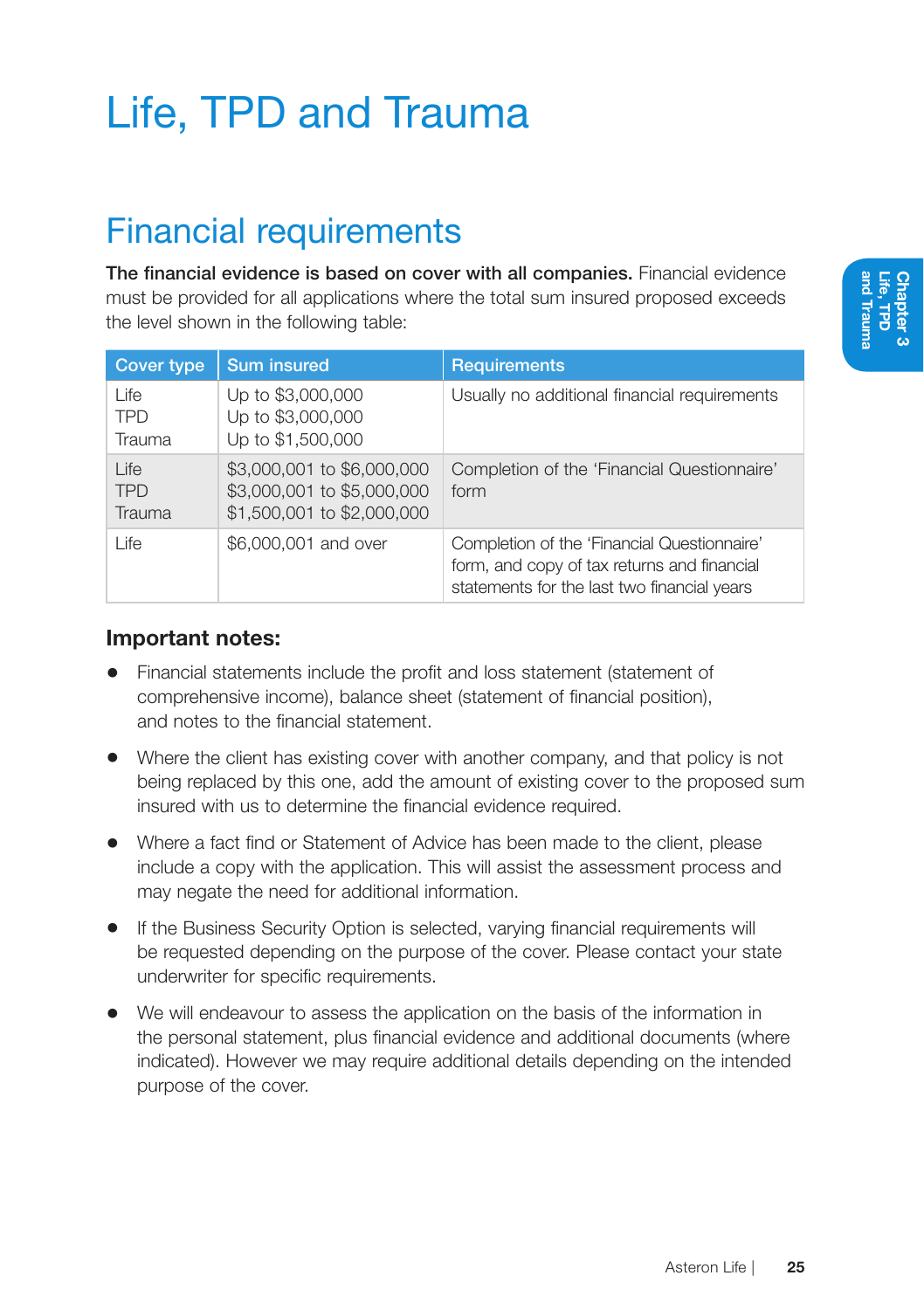# Life, TPD and Trauma

## Financial requirements

**The financial evidence is based on cover with all companies.** Financial evidence must be provided for all applications where the total sum insured proposed exceeds the level shown in the following table:

| Cover type | Sum insured | Requirements |
|---|---|---|
| Life<br>TPD<br>Trauma | Up to $3,000,000<br>Up to $3,000,000<br>Up to $1,500,000 | Usually no additional financial requirements |
| Life<br>TPD<br>Trauma | $3,000,001 to $6,000,000<br>$3,000,001 to $5,000,000<br>$1,500,001 to $2,000,000 | Completion of the 'Financial Questionnaire' form |
| Life | $6,000,001 and over | Completion of the 'Financial Questionnaire' form, and copy of tax returns and financial statements for the last two financial years |

### Important notes:

- Financial statements include the profit and loss statement (statement of comprehensive income), balance sheet (statement of financial position), and notes to the financial statement.
- Where the client has existing cover with another company, and that policy is not being replaced by this one, add the amount of existing cover to the proposed sum insured with us to determine the financial evidence required.
- Where a fact find or Statement of Advice has been made to the client, please include a copy with the application. This will assist the assessment process and may negate the need for additional information.
- If the Business Security Option is selected, varying financial requirements will be requested depending on the purpose of the cover. Please contact your state underwriter for specific requirements.
- We will endeavour to assess the application on the basis of the information in the personal statement, plus financial evidence and additional documents (where indicated). However we may require additional details depending on the intended purpose of the cover.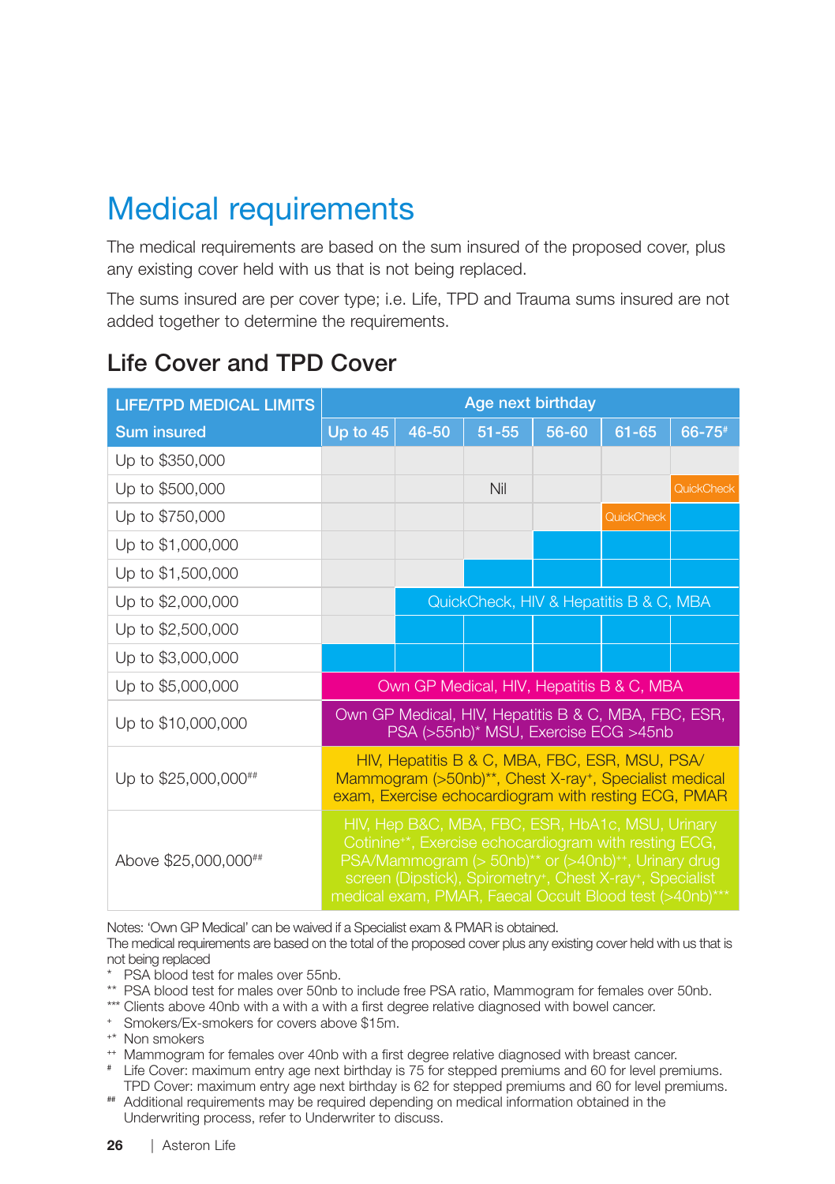# Medical requirements

The medical requirements are based on the sum insured of the proposed cover, plus any existing cover held with us that is not being replaced.

The sums insured are per cover type; i.e. Life, TPD and Trauma sums insured are not added together to determine the requirements.

## Life Cover and TPD Cover

| LIFE/TPD MEDICAL LIMITS | Age next birthday | | | | | |
|---|---|---|---|---|---|---|
| Sum insured | Up to 45 | 46-50 | 51-55 | 56-60 | 61-65 | 66-75# |
| Up to $350,000 | Nil | Nil | Nil | Nil | Nil | Nil |
| Up to $500,000 | Nil | Nil | Nil | Nil | Nil | QuickCheck |
| Up to $750,000 | Nil | Nil | Nil | Nil | QuickCheck | QuickCheck, HIV & Hepatitis B & C, MBA |
| Up to $1,000,000 | Nil | Nil | Nil | QuickCheck, HIV & Hepatitis B & C, MBA | QuickCheck, HIV & Hepatitis B & C, MBA | QuickCheck, HIV & Hepatitis B & C, MBA |
| Up to $1,500,000 | Nil | Nil | QuickCheck, HIV & Hepatitis B & C, MBA | QuickCheck, HIV & Hepatitis B & C, MBA | QuickCheck, HIV & Hepatitis B & C, MBA | QuickCheck, HIV & Hepatitis B & C, MBA |
| Up to $2,000,000 | Nil | QuickCheck, HIV & Hepatitis B & C, MBA | QuickCheck, HIV & Hepatitis B & C, MBA | QuickCheck, HIV & Hepatitis B & C, MBA | QuickCheck, HIV & Hepatitis B & C, MBA | QuickCheck, HIV & Hepatitis B & C, MBA |
| Up to $2,500,000 | Nil | QuickCheck, HIV & Hepatitis B & C, MBA | QuickCheck, HIV & Hepatitis B & C, MBA | QuickCheck, HIV & Hepatitis B & C, MBA | QuickCheck, HIV & Hepatitis B & C, MBA | QuickCheck, HIV & Hepatitis B & C, MBA |
| Up to $3,000,000 | QuickCheck, HIV & Hepatitis B & C, MBA | QuickCheck, HIV & Hepatitis B & C, MBA | QuickCheck, HIV & Hepatitis B & C, MBA | QuickCheck, HIV & Hepatitis B & C, MBA | QuickCheck, HIV & Hepatitis B & C, MBA | QuickCheck, HIV & Hepatitis B & C, MBA |
| Up to $5,000,000 | Own GP Medical, HIV, Hepatitis B & C, MBA | | | | | |
| Up to $10,000,000 | Own GP Medical, HIV, Hepatitis B & C, MBA, FBC, ESR, PSA (>55nb)* MSU, Exercise ECG >45nb | | | | | |
| Up to $25,000,000## | HIV, Hepatitis B & C, MBA, FBC, ESR, MSU, PSA/ Mammogram (>50nb)**, Chest X-ray+, Specialist medical exam, Exercise echocardiogram with resting ECG, PMAR | | | | | |
| Above $25,000,000## | HIV, Hep B&C, MBA, FBC, ESR, HbA1c, MSU, Urinary Cotinine+*, Exercise echocardiogram with resting ECG, PSA/Mammogram (> 50nb)** or (>40nb)++, Urinary drug screen (Dipstick), Spirometry+, Chest X-ray+, Specialist medical exam, PMAR, Faecal Occult Blood test (>40nb)*** | | | | | |

Notes: 'Own GP Medical' can be waived if a Specialist exam & PMAR is obtained.
The medical requirements are based on the total of the proposed cover plus any existing cover held with us that is not being replaced

- \* PSA blood test for males over 55nb.
- \*\* PSA blood test for males over 50nb to include free PSA ratio, Mammogram for females over 50nb.
- \*\*\* Clients above 40nb with a with a with a first degree relative diagnosed with bowel cancer.
- \+ Smokers/Ex-smokers for covers above $15m.
- +* Non smokers
- ++ Mammogram for females over 40nb with a first degree relative diagnosed with breast cancer.
- \# Life Cover: maximum entry age next birthday is 75 for stepped premiums and 60 for level premiums. TPD Cover: maximum entry age next birthday is 62 for stepped premiums and 60 for level premiums.
- \#\# Additional requirements may be required depending on medical information obtained in the Underwriting process, refer to Underwriter to discuss.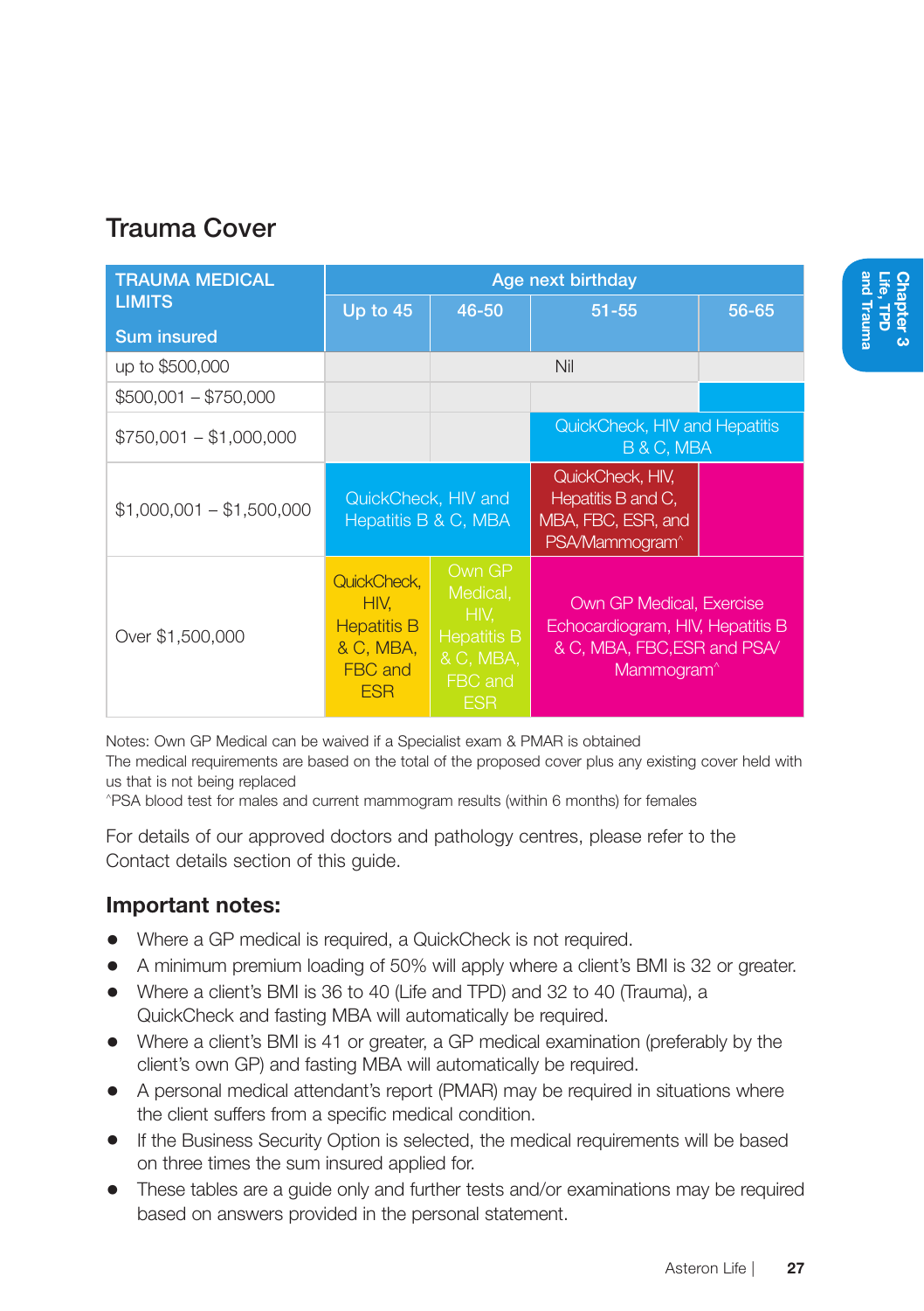## Trauma Cover

| TRAUMA MEDICAL LIMITS<br><br>Sum insured | Age next birthday | | | |
|---|---|---|---|---|
| | Up to 45 | 46-50 | 51-55 | 56-65 |
| up to $500,000 | Nil | Nil | Nil | Nil |
| $500,001 – $750,000 | Nil | Nil | Nil | QuickCheck, HIV and Hepatitis B & C, MBA |
| $750,001 – $1,000,000 | Nil | Nil | QuickCheck, HIV and Hepatitis B & C, MBA | QuickCheck, HIV and Hepatitis B & C, MBA |
| $1,000,001 – $1,500,000 | QuickCheck, HIV and Hepatitis B & C, MBA | QuickCheck, HIV and Hepatitis B & C, MBA | QuickCheck, HIV, Hepatitis B and C, MBA, FBC, ESR, and PSA/Mammogram^ | Own GP Medical, Exercise Echocardiogram, HIV, Hepatitis B & C, MBA, FBC,ESR and PSA/ Mammogram^ |
| Over $1,500,000 | QuickCheck, HIV, Hepatitis B & C, MBA, FBC and ESR | Own GP Medical, HIV, Hepatitis B & C, MBA, FBC and ESR | Own GP Medical, Exercise Echocardiogram, HIV, Hepatitis B & C, MBA, FBC,ESR and PSA/ Mammogram^ | Own GP Medical, Exercise Echocardiogram, HIV, Hepatitis B & C, MBA, FBC,ESR and PSA/ Mammogram^ |

Notes: Own GP Medical can be waived if a Specialist exam & PMAR is obtained
The medical requirements are based on the total of the proposed cover plus any existing cover held with us that is not being replaced
^PSA blood test for males and current mammogram results (within 6 months) for females

For details of our approved doctors and pathology centres, please refer to the Contact details section of this guide.

### Important notes:

- Where a GP medical is required, a QuickCheck is not required.
- A minimum premium loading of 50% will apply where a client's BMI is 32 or greater.
- Where a client's BMI is 36 to 40 (Life and TPD) and 32 to 40 (Trauma), a QuickCheck and fasting MBA will automatically be required.
- Where a client's BMI is 41 or greater, a GP medical examination (preferably by the client's own GP) and fasting MBA will automatically be required.
- A personal medical attendant's report (PMAR) may be required in situations where the client suffers from a specific medical condition.
- If the Business Security Option is selected, the medical requirements will be based on three times the sum insured applied for.
- These tables are a guide only and further tests and/or examinations may be required based on answers provided in the personal statement.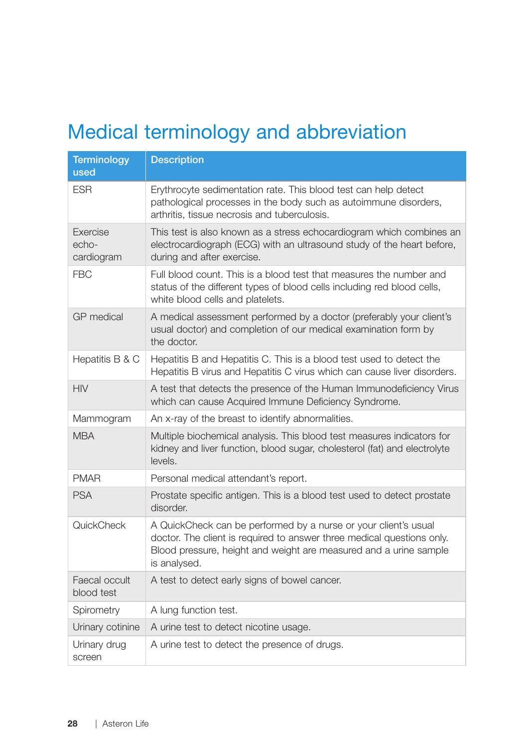# Medical terminology and abbreviation

| Terminology used | Description |
|---|---|
| ESR | Erythrocyte sedimentation rate. This blood test can help detect pathological processes in the body such as autoimmune disorders, arthritis, tissue necrosis and tuberculosis. |
| Exercise echo-cardiogram | This test is also known as a stress echocardiogram which combines an electrocardiograph (ECG) with an ultrasound study of the heart before, during and after exercise. |
| FBC | Full blood count. This is a blood test that measures the number and status of the different types of blood cells including red blood cells, white blood cells and platelets. |
| GP medical | A medical assessment performed by a doctor (preferably your client's usual doctor) and completion of our medical examination form by the doctor. |
| Hepatitis B & C | Hepatitis B and Hepatitis C. This is a blood test used to detect the Hepatitis B virus and Hepatitis C virus which can cause liver disorders. |
| HIV | A test that detects the presence of the Human Immunodeficiency Virus which can cause Acquired Immune Deficiency Syndrome. |
| Mammogram | An x-ray of the breast to identify abnormalities. |
| MBA | Multiple biochemical analysis. This blood test measures indicators for kidney and liver function, blood sugar, cholesterol (fat) and electrolyte levels. |
| PMAR | Personal medical attendant's report. |
| PSA | Prostate specific antigen. This is a blood test used to detect prostate disorder. |
| QuickCheck | A QuickCheck can be performed by a nurse or your client's usual doctor. The client is required to answer three medical questions only. Blood pressure, height and weight are measured and a urine sample is analysed. |
| Faecal occult blood test | A test to detect early signs of bowel cancer. |
| Spirometry | A lung function test. |
| Urinary cotinine | A urine test to detect nicotine usage. |
| Urinary drug screen | A urine test to detect the presence of drugs. |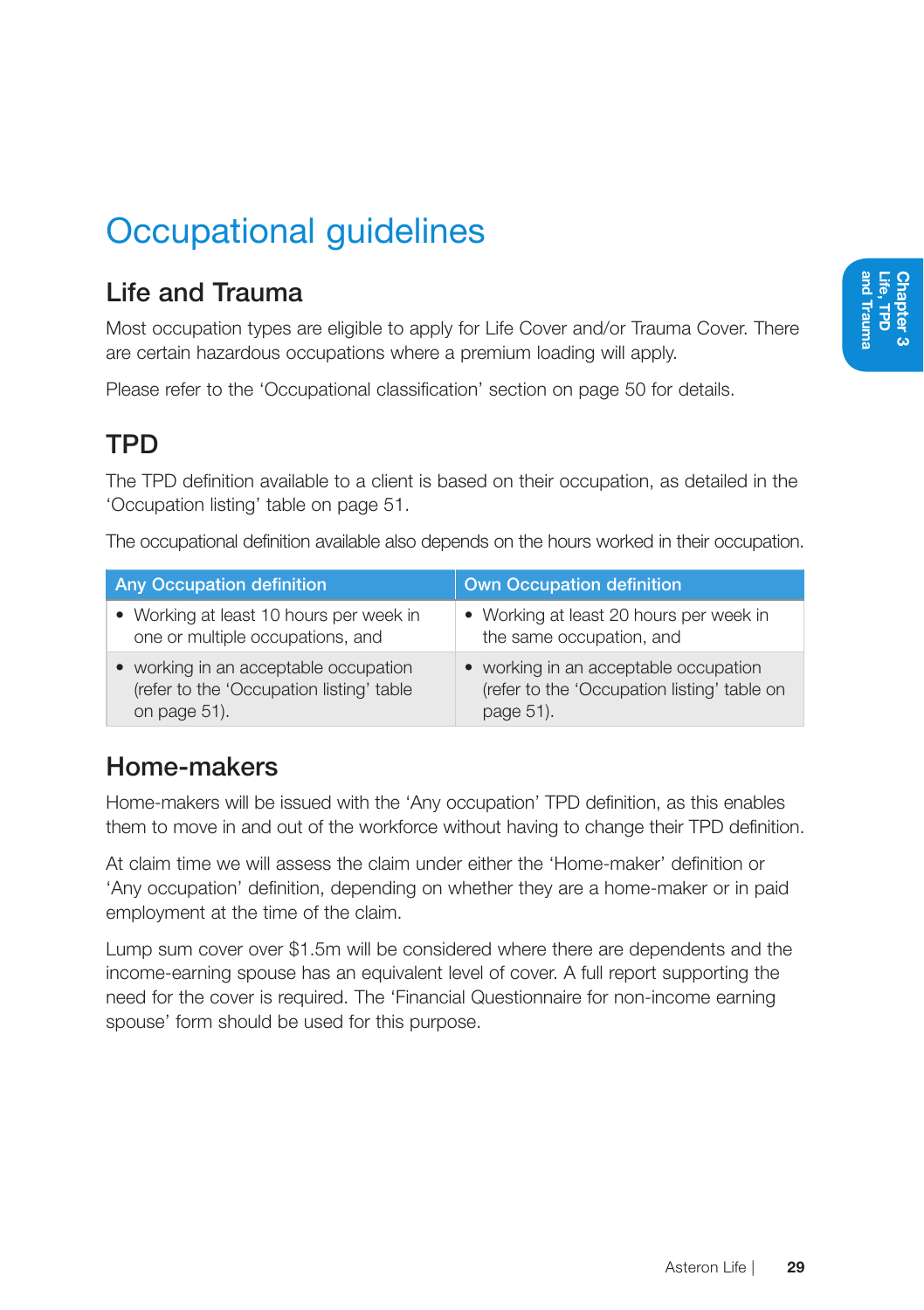# Occupational guidelines

## Life and Trauma

Most occupation types are eligible to apply for Life Cover and/or Trauma Cover. There are certain hazardous occupations where a premium loading will apply.

Please refer to the 'Occupational classification' section on page 50 for details.

## TPD

The TPD definition available to a client is based on their occupation, as detailed in the 'Occupation listing' table on page 51.

The occupational definition available also depends on the hours worked in their occupation.

| Any Occupation definition | Own Occupation definition |
|---|---|
| • Working at least 10 hours per week in one or multiple occupations, and | • Working at least 20 hours per week in the same occupation, and |
| • working in an acceptable occupation (refer to the 'Occupation listing' table on page 51). | • working in an acceptable occupation (refer to the 'Occupation listing' table on page 51). |

## Home-makers

Home-makers will be issued with the 'Any occupation' TPD definition, as this enables them to move in and out of the workforce without having to change their TPD definition.

At claim time we will assess the claim under either the 'Home-maker' definition or 'Any occupation' definition, depending on whether they are a home-maker or in paid employment at the time of the claim.

Lump sum cover over $1.5m will be considered where there are dependents and the income-earning spouse has an equivalent level of cover. A full report supporting the need for the cover is required. The 'Financial Questionnaire for non-income earning spouse' form should be used for this purpose.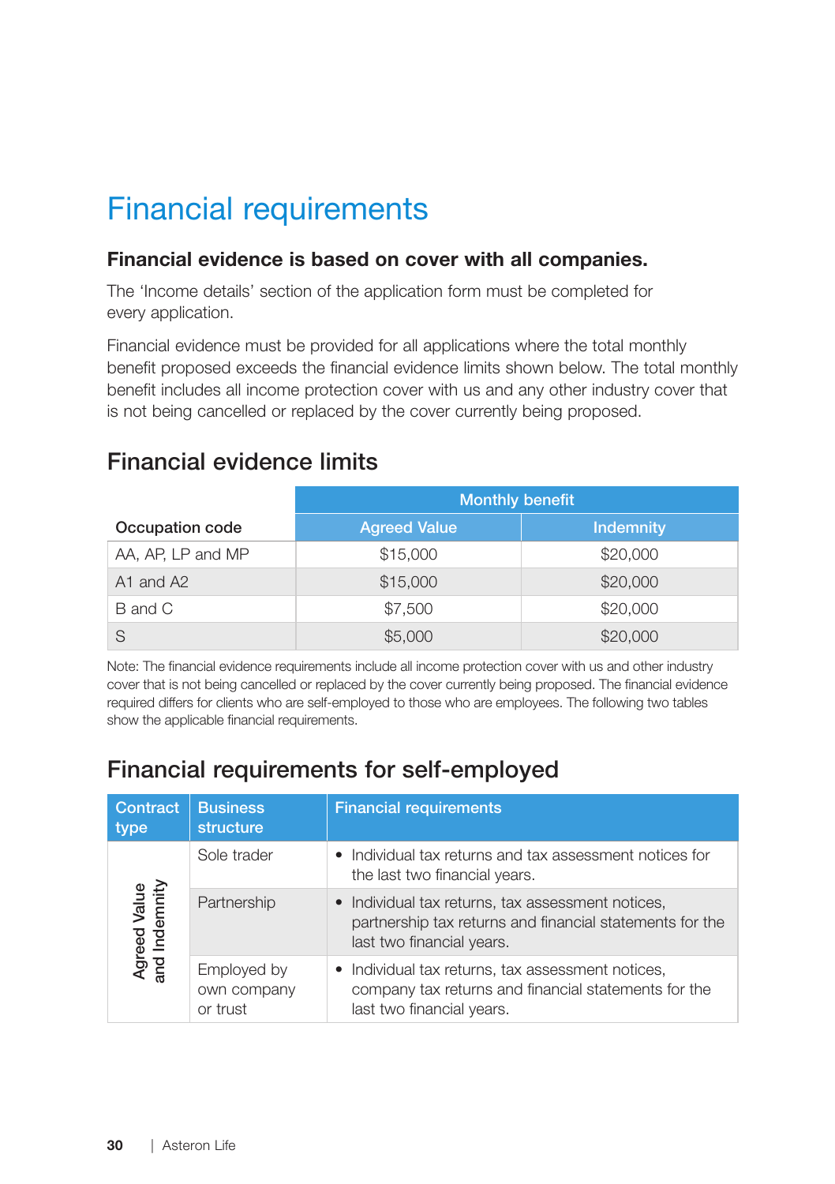# Financial requirements

**Financial evidence is based on cover with all companies.**

The 'Income details' section of the application form must be completed for every application.

Financial evidence must be provided for all applications where the total monthly benefit proposed exceeds the financial evidence limits shown below. The total monthly benefit includes all income protection cover with us and any other industry cover that is not being cancelled or replaced by the cover currently being proposed.

## Financial evidence limits

| | Monthly benefit | |
|---|---|---|
| Occupation code | Agreed Value | Indemnity |
| AA, AP, LP and MP | $15,000 | $20,000 |
| A1 and A2 | $15,000 | $20,000 |
| B and C | $7,500 | $20,000 |
| S | $5,000 | $20,000 |

Note: The financial evidence requirements include all income protection cover with us and other industry cover that is not being cancelled or replaced by the cover currently being proposed. The financial evidence required differs for clients who are self-employed to those who are employees. The following two tables show the applicable financial requirements.

## Financial requirements for self-employed

| Contract type | Business structure | Financial requirements |
|---|---|---|
| Agreed Value and Indemnity | Sole trader | • Individual tax returns and tax assessment notices for the last two financial years. |
| | Partnership | • Individual tax returns, tax assessment notices, partnership tax returns and financial statements for the last two financial years. |
| | Employed by own company or trust | • Individual tax returns, tax assessment notices, company tax returns and financial statements for the last two financial years. |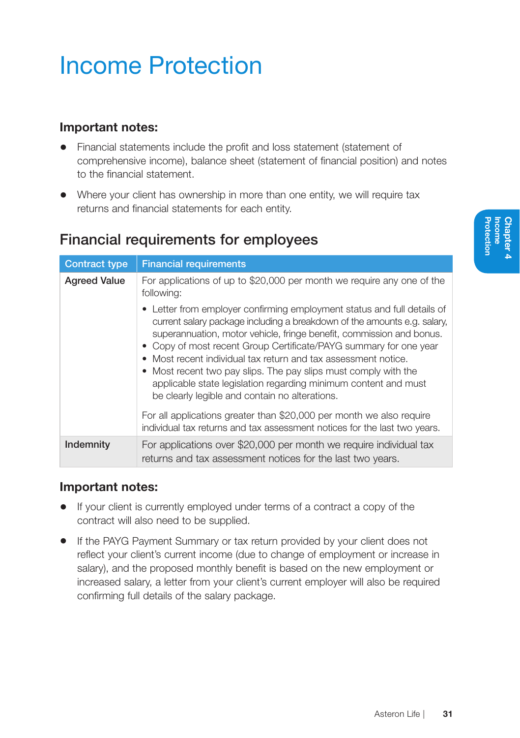# Income Protection

**Important notes:**

- Financial statements include the profit and loss statement (statement of comprehensive income), balance sheet (statement of financial position) and notes to the financial statement.
- Where your client has ownership in more than one entity, we will require tax returns and financial statements for each entity.

## Financial requirements for employees

| Contract type | Financial requirements |
| --- | --- |
| **Agreed Value** | For applications of up to $20,000 per month we require any one of the following:<br>• Letter from employer confirming employment status and full details of current salary package including a breakdown of the amounts e.g. salary, superannuation, motor vehicle, fringe benefit, commission and bonus.<br>• Copy of most recent Group Certificate/PAYG summary for one year<br>• Most recent individual tax return and tax assessment notice.<br>• Most recent two pay slips. The pay slips must comply with the applicable state legislation regarding minimum content and must be clearly legible and contain no alterations.<br><br>For all applications greater than $20,000 per month we also require individual tax returns and tax assessment notices for the last two years. |
| **Indemnity** | For applications over $20,000 per month we require individual tax returns and tax assessment notices for the last two years. |

**Important notes:**

- If your client is currently employed under terms of a contract a copy of the contract will also need to be supplied.
- If the PAYG Payment Summary or tax return provided by your client does not reflect your client's current income (due to change of employment or increase in salary), and the proposed monthly benefit is based on the new employment or increased salary, a letter from your client's current employer will also be required confirming full details of the salary package.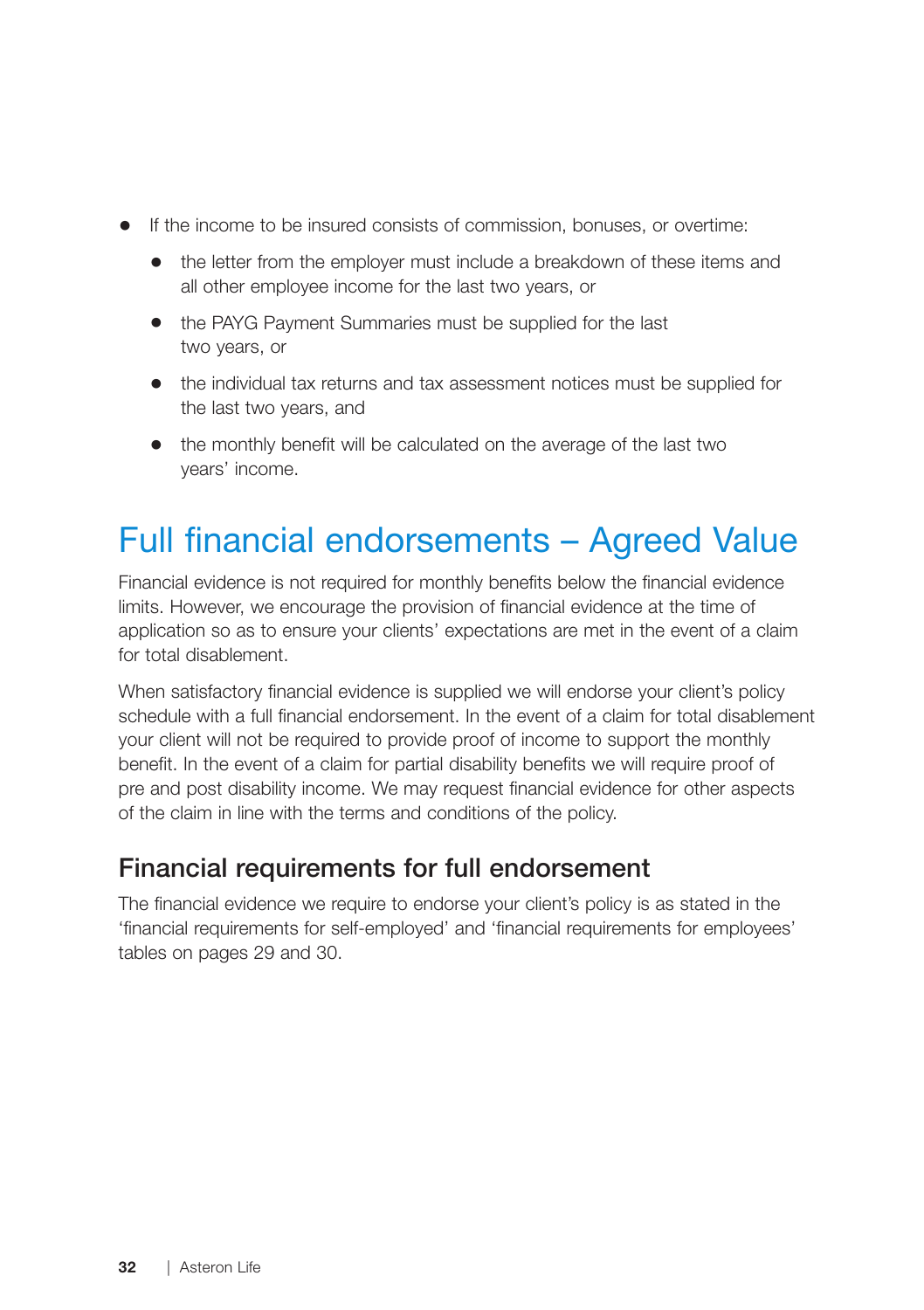- If the income to be insured consists of commission, bonuses, or overtime:
  - the letter from the employer must include a breakdown of these items and all other employee income for the last two years, or
  - the PAYG Payment Summaries must be supplied for the last two years, or
  - the individual tax returns and tax assessment notices must be supplied for the last two years, and
  - the monthly benefit will be calculated on the average of the last two years' income.

# Full financial endorsements – Agreed Value

Financial evidence is not required for monthly benefits below the financial evidence limits. However, we encourage the provision of financial evidence at the time of application so as to ensure your clients' expectations are met in the event of a claim for total disablement.

When satisfactory financial evidence is supplied we will endorse your client's policy schedule with a full financial endorsement. In the event of a claim for total disablement your client will not be required to provide proof of income to support the monthly benefit. In the event of a claim for partial disability benefits we will require proof of pre and post disability income. We may request financial evidence for other aspects of the claim in line with the terms and conditions of the policy.

## Financial requirements for full endorsement

The financial evidence we require to endorse your client's policy is as stated in the 'financial requirements for self-employed' and 'financial requirements for employees' tables on pages 29 and 30.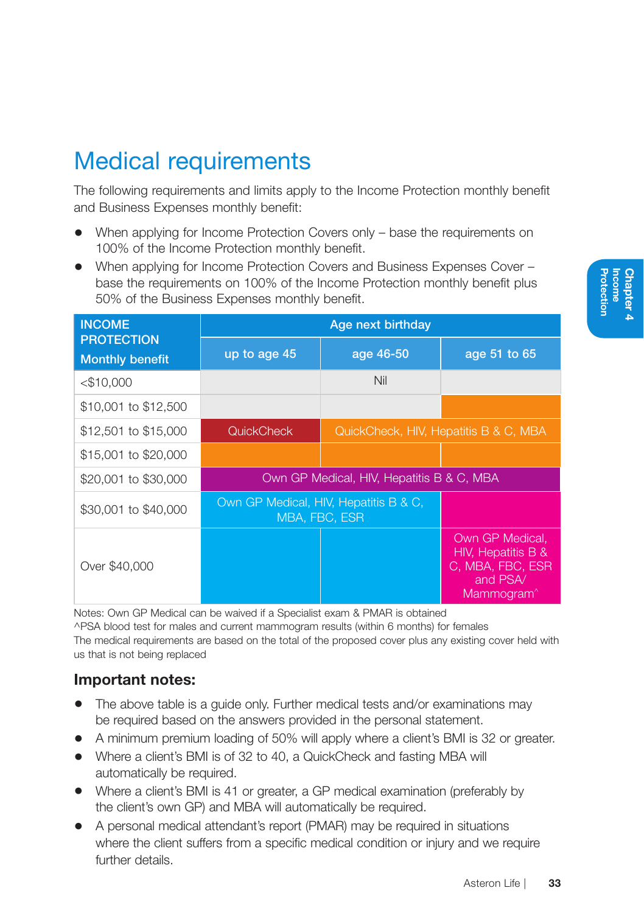# Medical requirements

The following requirements and limits apply to the Income Protection monthly benefit and Business Expenses monthly benefit:

- When applying for Income Protection Covers only – base the requirements on 100% of the Income Protection monthly benefit.
- When applying for Income Protection Covers and Business Expenses Cover – base the requirements on 100% of the Income Protection monthly benefit plus 50% of the Business Expenses monthly benefit.

| INCOME PROTECTION Monthly benefit | Age next birthday | | |
|---|---|---|---|
| | up to age 45 | age 46-50 | age 51 to 65 |
| <$10,000 | Nil | Nil | Nil |
| $10,001 to $12,500 | Nil | Nil | QuickCheck, HIV, Hepatitis B & C, MBA |
| $12,501 to $15,000 | QuickCheck | QuickCheck, HIV, Hepatitis B & C, MBA | QuickCheck, HIV, Hepatitis B & C, MBA |
| $15,001 to $20,000 | QuickCheck, HIV, Hepatitis B & C, MBA | QuickCheck, HIV, Hepatitis B & C, MBA | QuickCheck, HIV, Hepatitis B & C, MBA |
| $20,001 to $30,000 | Own GP Medical, HIV, Hepatitis B & C, MBA | Own GP Medical, HIV, Hepatitis B & C, MBA | Own GP Medical, HIV, Hepatitis B & C, MBA |
| $30,001 to $40,000 | Own GP Medical, HIV, Hepatitis B & C, MBA, FBC, ESR | Own GP Medical, HIV, Hepatitis B & C, MBA, FBC, ESR | Own GP Medical, HIV, Hepatitis B & C, MBA, FBC, ESR and PSA/ Mammogram^ |
| Over $40,000 | Own GP Medical, HIV, Hepatitis B & C, MBA, FBC, ESR | Own GP Medical, HIV, Hepatitis B & C, MBA, FBC, ESR | Own GP Medical, HIV, Hepatitis B & C, MBA, FBC, ESR and PSA/ Mammogram^ |

Notes: Own GP Medical can be waived if a Specialist exam & PMAR is obtained
^PSA blood test for males and current mammogram results (within 6 months) for females
The medical requirements are based on the total of the proposed cover plus any existing cover held with us that is not being replaced

## Important notes:

- The above table is a guide only. Further medical tests and/or examinations may be required based on the answers provided in the personal statement.
- A minimum premium loading of 50% will apply where a client's BMI is 32 or greater.
- Where a client's BMI is of 32 to 40, a QuickCheck and fasting MBA will automatically be required.
- Where a client's BMI is 41 or greater, a GP medical examination (preferably by the client's own GP) and MBA will automatically be required.
- A personal medical attendant's report (PMAR) may be required in situations where the client suffers from a specific medical condition or injury and we require further details.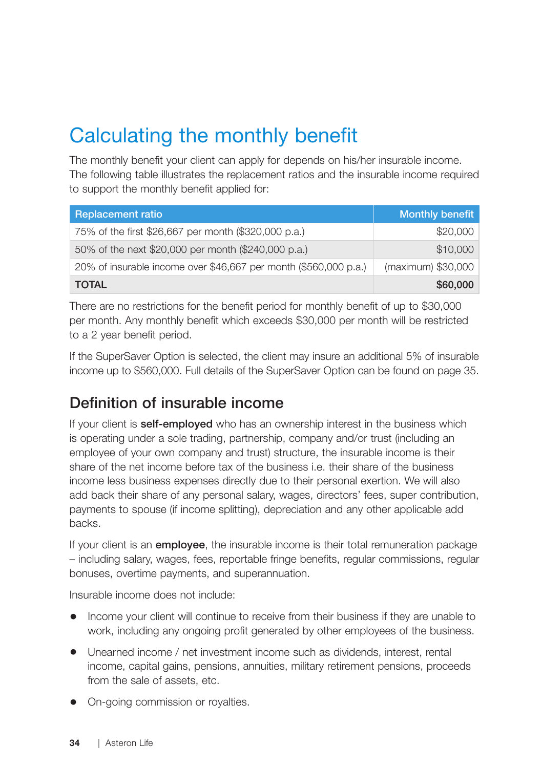# Calculating the monthly benefit

The monthly benefit your client can apply for depends on his/her insurable income. The following table illustrates the replacement ratios and the insurable income required to support the monthly benefit applied for:

| Replacement ratio | Monthly benefit |
|---|---|
| 75% of the first $26,667 per month ($320,000 p.a.) | $20,000 |
| 50% of the next $20,000 per month ($240,000 p.a.) | $10,000 |
| 20% of insurable income over $46,667 per month ($560,000 p.a.) | (maximum) $30,000 |
| **TOTAL** | **$60,000** |

There are no restrictions for the benefit period for monthly benefit of up to $30,000 per month. Any monthly benefit which exceeds $30,000 per month will be restricted to a 2 year benefit period.

If the SuperSaver Option is selected, the client may insure an additional 5% of insurable income up to $560,000. Full details of the SuperSaver Option can be found on page 35.

## Definition of insurable income

If your client is **self-employed** who has an ownership interest in the business which is operating under a sole trading, partnership, company and/or trust (including an employee of your own company and trust) structure, the insurable income is their share of the net income before tax of the business i.e. their share of the business income less business expenses directly due to their personal exertion. We will also add back their share of any personal salary, wages, directors' fees, super contribution, payments to spouse (if income splitting), depreciation and any other applicable add backs.

If your client is an **employee**, the insurable income is their total remuneration package – including salary, wages, fees, reportable fringe benefits, regular commissions, regular bonuses, overtime payments, and superannuation.

Insurable income does not include:

- Income your client will continue to receive from their business if they are unable to work, including any ongoing profit generated by other employees of the business.
- Unearned income / net investment income such as dividends, interest, rental income, capital gains, pensions, annuities, military retirement pensions, proceeds from the sale of assets, etc.
- On-going commission or royalties.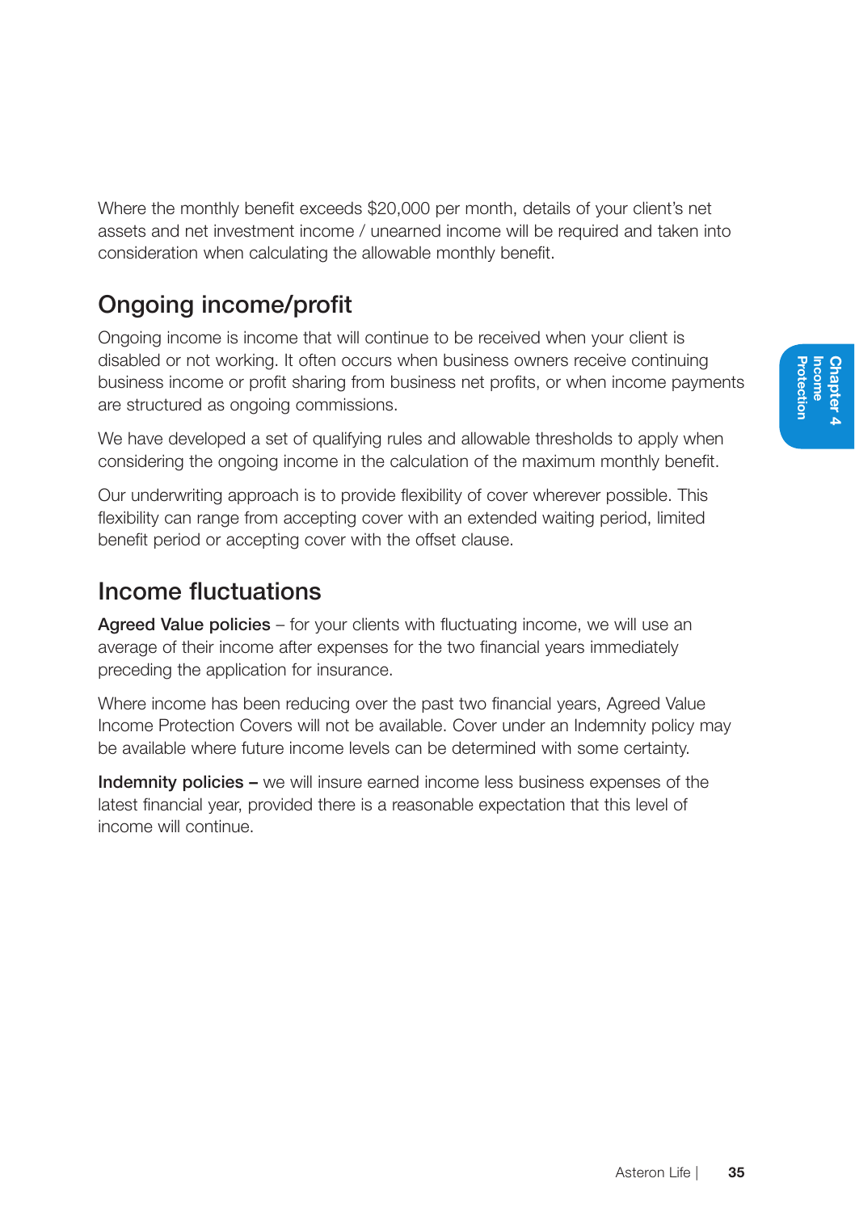Where the monthly benefit exceeds $20,000 per month, details of your client's net assets and net investment income / unearned income will be required and taken into consideration when calculating the allowable monthly benefit.

## Ongoing income/profit

Ongoing income is income that will continue to be received when your client is disabled or not working. It often occurs when business owners receive continuing business income or profit sharing from business net profits, or when income payments are structured as ongoing commissions.

We have developed a set of qualifying rules and allowable thresholds to apply when considering the ongoing income in the calculation of the maximum monthly benefit.

Our underwriting approach is to provide flexibility of cover wherever possible. This flexibility can range from accepting cover with an extended waiting period, limited benefit period or accepting cover with the offset clause.

## Income fluctuations

**Agreed Value policies** – for your clients with fluctuating income, we will use an average of their income after expenses for the two financial years immediately preceding the application for insurance.

Where income has been reducing over the past two financial years, Agreed Value Income Protection Covers will not be available. Cover under an Indemnity policy may be available where future income levels can be determined with some certainty.

**Indemnity policies –** we will insure earned income less business expenses of the latest financial year, provided there is a reasonable expectation that this level of income will continue.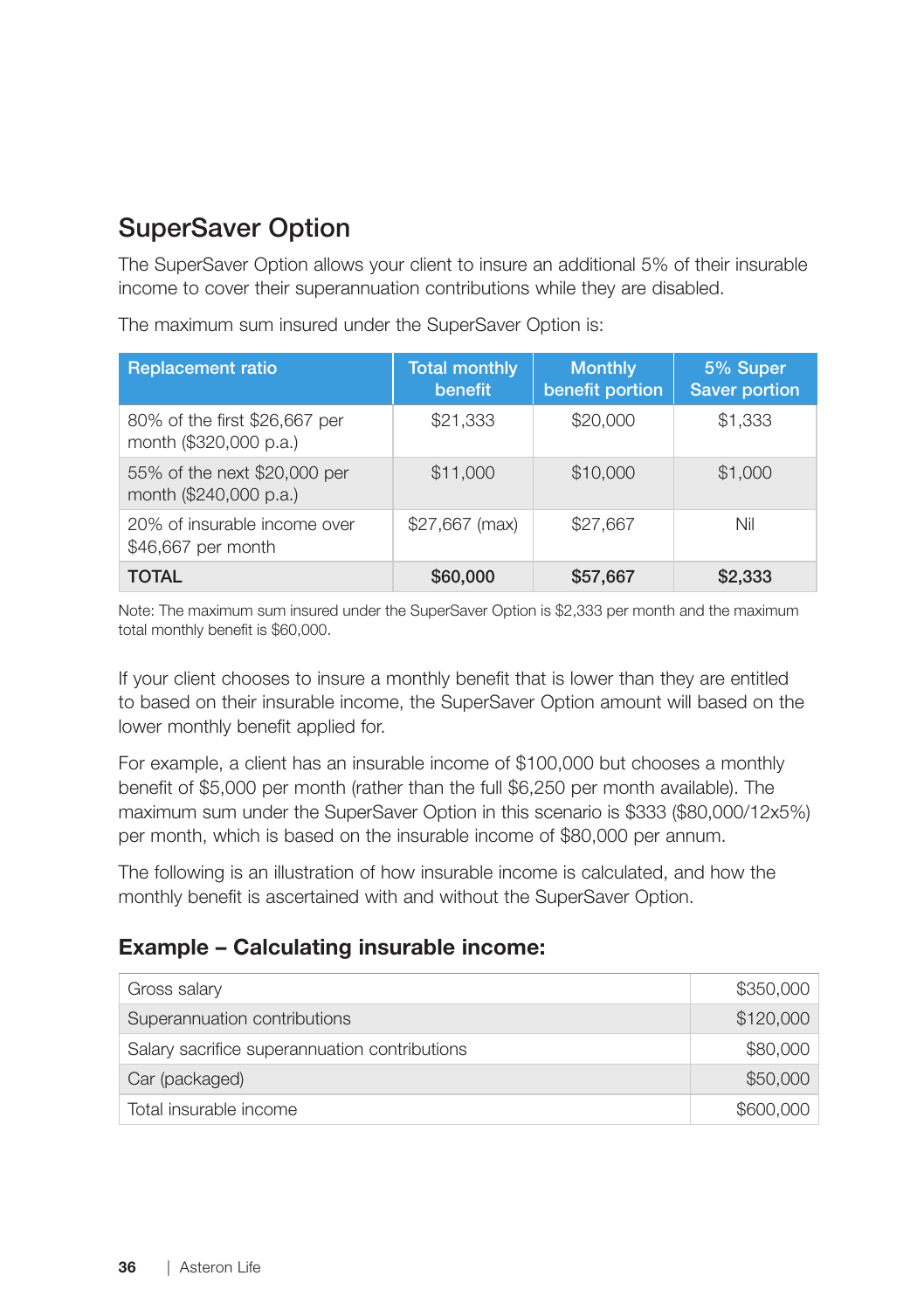## SuperSaver Option

The SuperSaver Option allows your client to insure an additional 5% of their insurable income to cover their superannuation contributions while they are disabled.

The maximum sum insured under the SuperSaver Option is:

| Replacement ratio | Total monthly benefit | Monthly benefit portion | 5% Super Saver portion |
|---|---|---|---|
| 80% of the first $26,667 per month ($320,000 p.a.) | $21,333 | $20,000 | $1,333 |
| 55% of the next $20,000 per month ($240,000 p.a.) | $11,000 | $10,000 | $1,000 |
| 20% of insurable income over $46,667 per month | $27,667 (max) | $27,667 | Nil |
| **TOTAL** | **$60,000** | **$57,667** | **$2,333** |

Note: The maximum sum insured under the SuperSaver Option is $2,333 per month and the maximum total monthly benefit is $60,000.

If your client chooses to insure a monthly benefit that is lower than they are entitled to based on their insurable income, the SuperSaver Option amount will based on the lower monthly benefit applied for.

For example, a client has an insurable income of $100,000 but chooses a monthly benefit of $5,000 per month (rather than the full $6,250 per month available). The maximum sum under the SuperSaver Option in this scenario is $333 ($80,000/12x5%) per month, which is based on the insurable income of $80,000 per annum.

The following is an illustration of how insurable income is calculated, and how the monthly benefit is ascertained with and without the SuperSaver Option.

### Example – Calculating insurable income:

| | |
|---|---|
| Gross salary | $350,000 |
| Superannuation contributions | $120,000 |
| Salary sacrifice superannuation contributions | $80,000 |
| Car (packaged) | $50,000 |
| Total insurable income | $600,000 |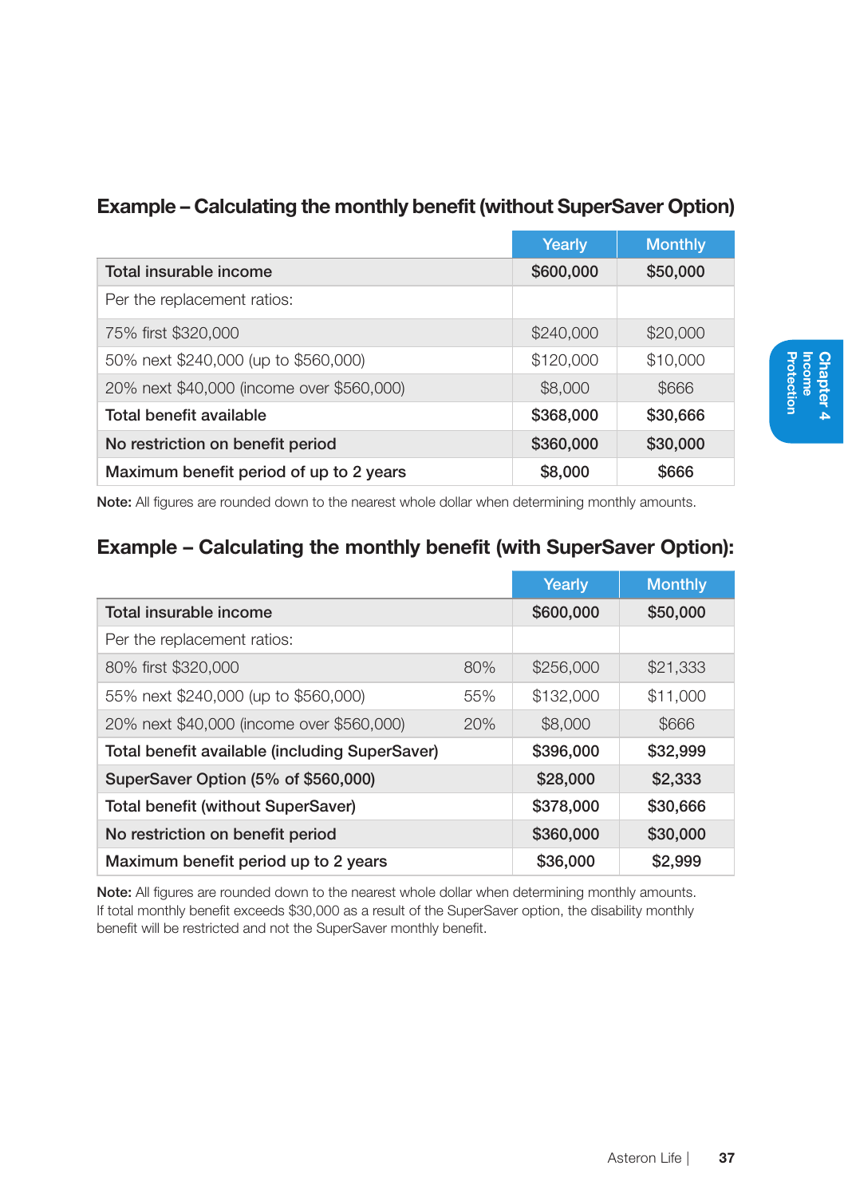### Example – Calculating the monthly benefit (without SuperSaver Option)

| | Yearly | Monthly |
|---|---|---|
| **Total insurable income** | **$600,000** | **$50,000** |
| Per the replacement ratios: | | |
| 75% first $320,000 | $240,000 | $20,000 |
| 50% next $240,000 (up to $560,000) | $120,000 | $10,000 |
| 20% next $40,000 (income over $560,000) | $8,000 | $666 |
| **Total benefit available** | **$368,000** | **$30,666** |
| **No restriction on benefit period** | **$360,000** | **$30,000** |
| **Maximum benefit period of up to 2 years** | **$8,000** | **$666** |

**Note:** All figures are rounded down to the nearest whole dollar when determining monthly amounts.

### Example – Calculating the monthly benefit (with SuperSaver Option):

| | | Yearly | Monthly |
|---|---|---|---|
| **Total insurable income** | | **$600,000** | **$50,000** |
| Per the replacement ratios: | | | |
| 80% first $320,000 | 80% | $256,000 | $21,333 |
| 55% next $240,000 (up to $560,000) | 55% | $132,000 | $11,000 |
| 20% next $40,000 (income over $560,000) | 20% | $8,000 | $666 |
| **Total benefit available (including SuperSaver)** | | **$396,000** | **$32,999** |
| **SuperSaver Option (5% of $560,000)** | | **$28,000** | **$2,333** |
| **Total benefit (without SuperSaver)** | | **$378,000** | **$30,666** |
| **No restriction on benefit period** | | **$360,000** | **$30,000** |
| **Maximum benefit period up to 2 years** | | **$36,000** | **$2,999** |

**Note:** All figures are rounded down to the nearest whole dollar when determining monthly amounts. If total monthly benefit exceeds $30,000 as a result of the SuperSaver option, the disability monthly benefit will be restricted and not the SuperSaver monthly benefit.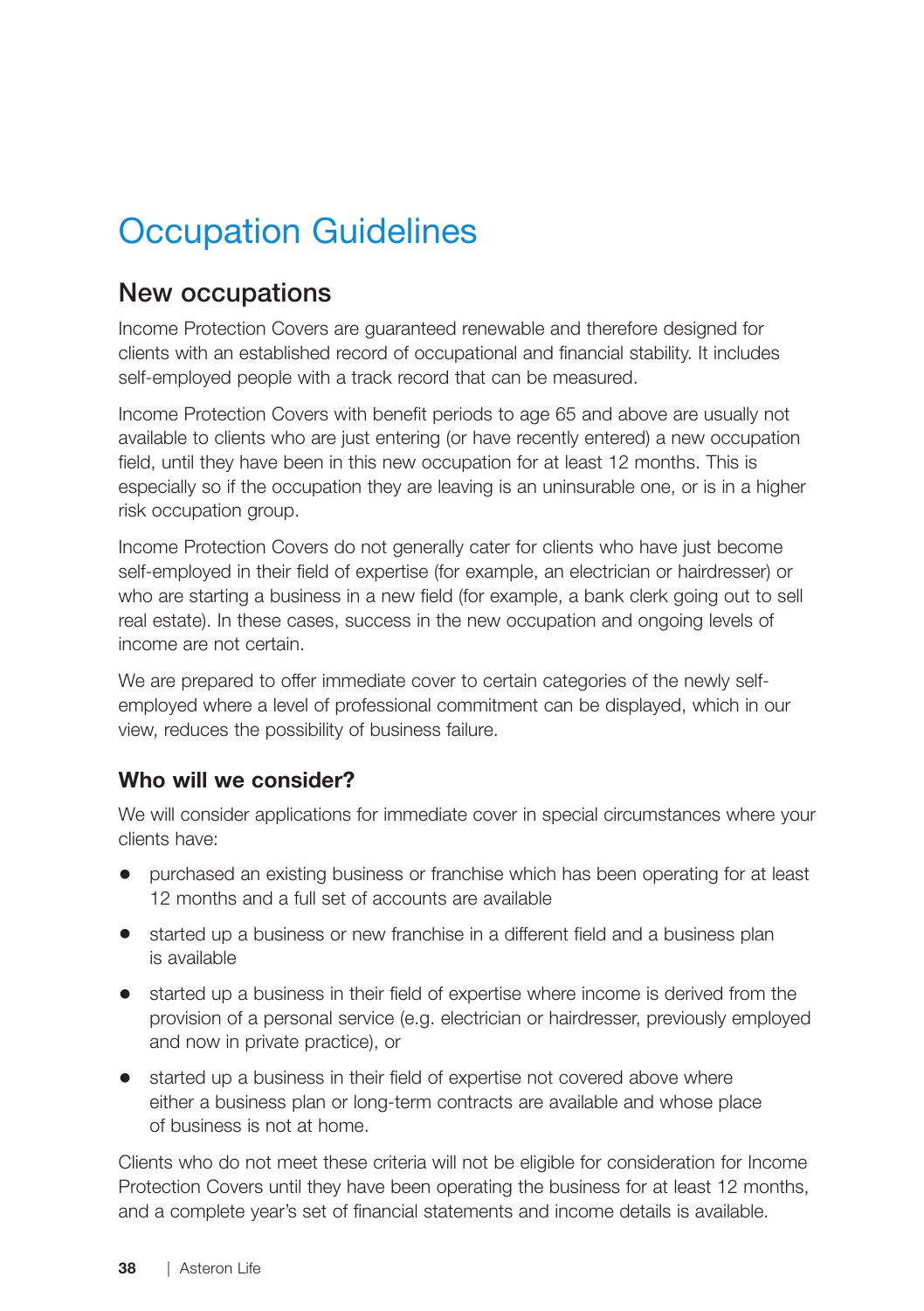# Occupation Guidelines

## New occupations

Income Protection Covers are guaranteed renewable and therefore designed for clients with an established record of occupational and financial stability. It includes self-employed people with a track record that can be measured.

Income Protection Covers with benefit periods to age 65 and above are usually not available to clients who are just entering (or have recently entered) a new occupation field, until they have been in this new occupation for at least 12 months. This is especially so if the occupation they are leaving is an uninsurable one, or is in a higher risk occupation group.

Income Protection Covers do not generally cater for clients who have just become self-employed in their field of expertise (for example, an electrician or hairdresser) or who are starting a business in a new field (for example, a bank clerk going out to sell real estate). In these cases, success in the new occupation and ongoing levels of income are not certain.

We are prepared to offer immediate cover to certain categories of the newly self-employed where a level of professional commitment can be displayed, which in our view, reduces the possibility of business failure.

### Who will we consider?

We will consider applications for immediate cover in special circumstances where your clients have:

- purchased an existing business or franchise which has been operating for at least 12 months and a full set of accounts are available
- started up a business or new franchise in a different field and a business plan is available
- started up a business in their field of expertise where income is derived from the provision of a personal service (e.g. electrician or hairdresser, previously employed and now in private practice), or
- started up a business in their field of expertise not covered above where either a business plan or long-term contracts are available and whose place of business is not at home.

Clients who do not meet these criteria will not be eligible for consideration for Income Protection Covers until they have been operating the business for at least 12 months, and a complete year's set of financial statements and income details is available.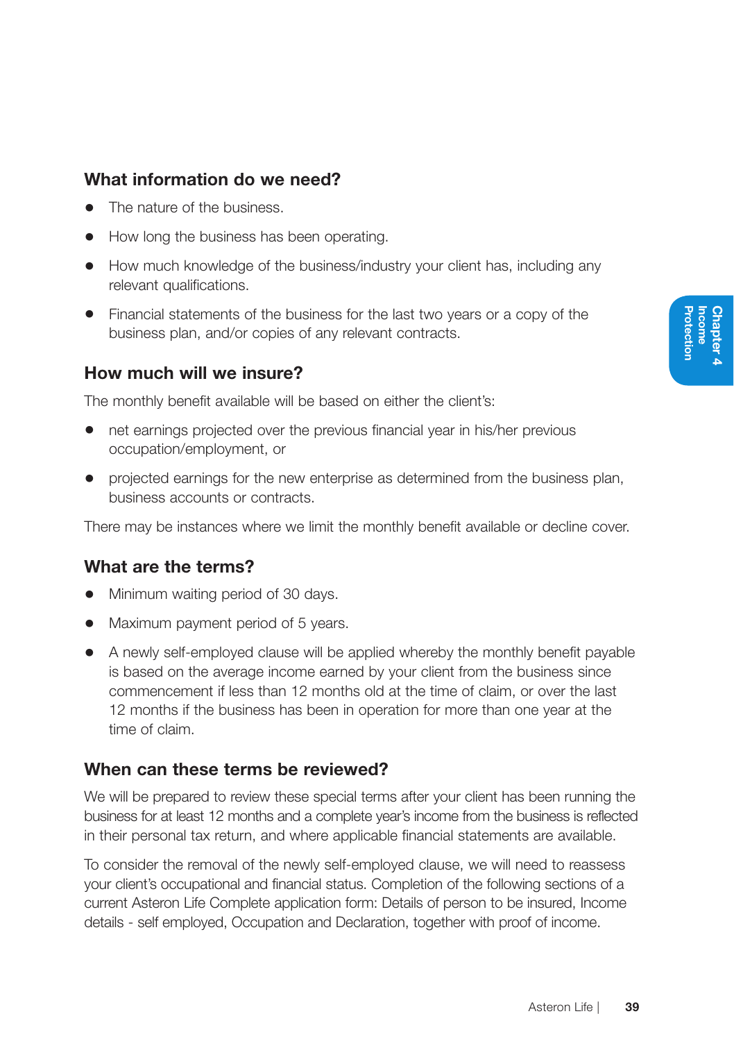### What information do we need?

- The nature of the business.
- How long the business has been operating.
- How much knowledge of the business/industry your client has, including any relevant qualifications.
- Financial statements of the business for the last two years or a copy of the business plan, and/or copies of any relevant contracts.

### How much will we insure?

The monthly benefit available will be based on either the client's:

- net earnings projected over the previous financial year in his/her previous occupation/employment, or
- projected earnings for the new enterprise as determined from the business plan, business accounts or contracts.

There may be instances where we limit the monthly benefit available or decline cover.

### What are the terms?

- Minimum waiting period of 30 days.
- Maximum payment period of 5 years.
- A newly self-employed clause will be applied whereby the monthly benefit payable is based on the average income earned by your client from the business since commencement if less than 12 months old at the time of claim, or over the last 12 months if the business has been in operation for more than one year at the time of claim.

### When can these terms be reviewed?

We will be prepared to review these special terms after your client has been running the business for at least 12 months and a complete year's income from the business is reflected in their personal tax return, and where applicable financial statements are available.

To consider the removal of the newly self-employed clause, we will need to reassess your client's occupational and financial status. Completion of the following sections of a current Asteron Life Complete application form: Details of person to be insured, Income details - self employed, Occupation and Declaration, together with proof of income.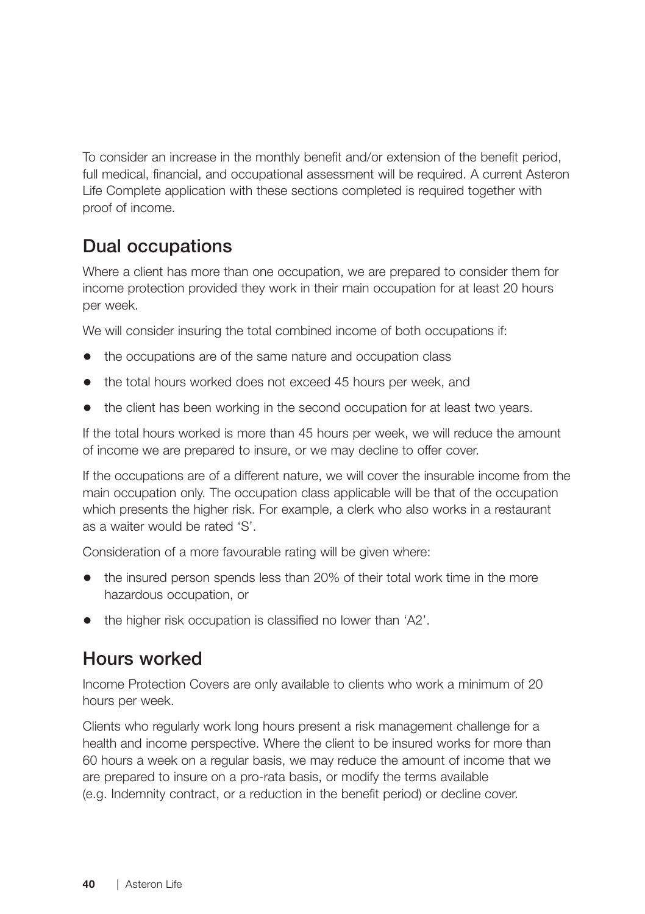To consider an increase in the monthly benefit and/or extension of the benefit period, full medical, financial, and occupational assessment will be required. A current Asteron Life Complete application with these sections completed is required together with proof of income.

## Dual occupations

Where a client has more than one occupation, we are prepared to consider them for income protection provided they work in their main occupation for at least 20 hours per week.

We will consider insuring the total combined income of both occupations if:

- the occupations are of the same nature and occupation class
- the total hours worked does not exceed 45 hours per week, and
- the client has been working in the second occupation for at least two years.

If the total hours worked is more than 45 hours per week, we will reduce the amount of income we are prepared to insure, or we may decline to offer cover.

If the occupations are of a different nature, we will cover the insurable income from the main occupation only. The occupation class applicable will be that of the occupation which presents the higher risk. For example, a clerk who also works in a restaurant as a waiter would be rated 'S'.

Consideration of a more favourable rating will be given where:

- the insured person spends less than 20% of their total work time in the more hazardous occupation, or
- the higher risk occupation is classified no lower than 'A2'.

## Hours worked

Income Protection Covers are only available to clients who work a minimum of 20 hours per week.

Clients who regularly work long hours present a risk management challenge for a health and income perspective. Where the client to be insured works for more than 60 hours a week on a regular basis, we may reduce the amount of income that we are prepared to insure on a pro-rata basis, or modify the terms available (e.g. Indemnity contract, or a reduction in the benefit period) or decline cover.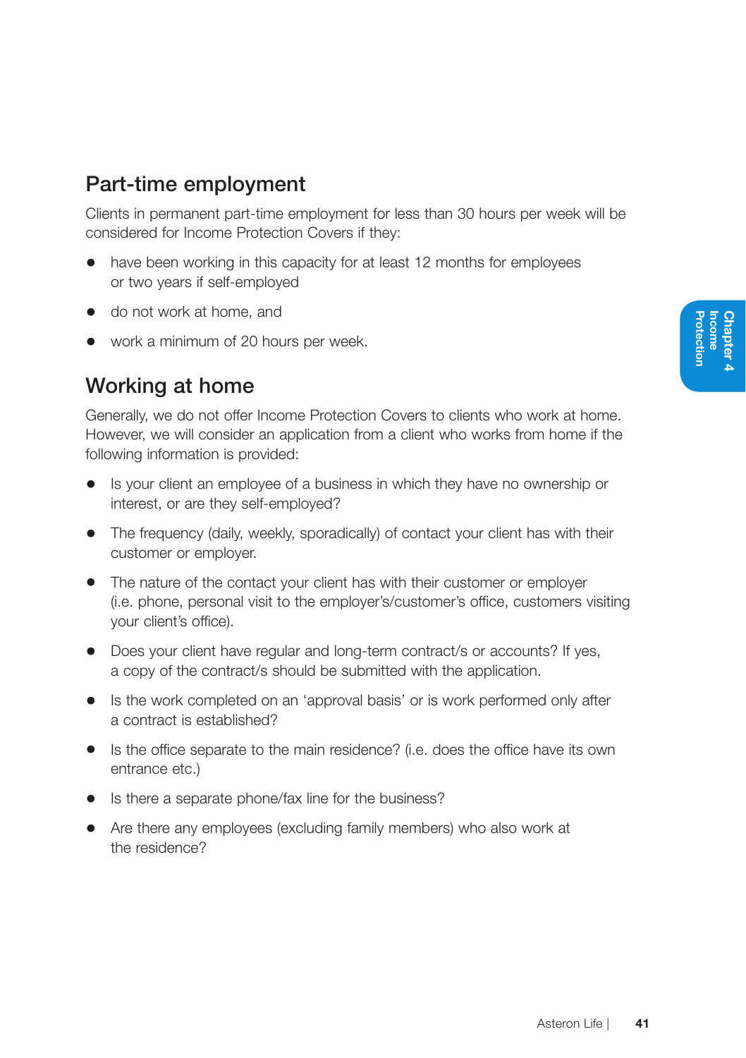## Part-time employment

Clients in permanent part-time employment for less than 30 hours per week will be considered for Income Protection Covers if they:

- have been working in this capacity for at least 12 months for employees or two years if self-employed
- do not work at home, and
- work a minimum of 20 hours per week.

## Working at home

Generally, we do not offer Income Protection Covers to clients who work at home. However, we will consider an application from a client who works from home if the following information is provided:

- Is your client an employee of a business in which they have no ownership or interest, or are they self-employed?
- The frequency (daily, weekly, sporadically) of contact your client has with their customer or employer.
- The nature of the contact your client has with their customer or employer (i.e. phone, personal visit to the employer's/customer's office, customers visiting your client's office).
- Does your client have regular and long-term contract/s or accounts? If yes, a copy of the contract/s should be submitted with the application.
- Is the work completed on an 'approval basis' or is work performed only after a contract is established?
- Is the office separate to the main residence? (i.e. does the office have its own entrance etc.)
- Is there a separate phone/fax line for the business?
- Are there any employees (excluding family members) who also work at the residence?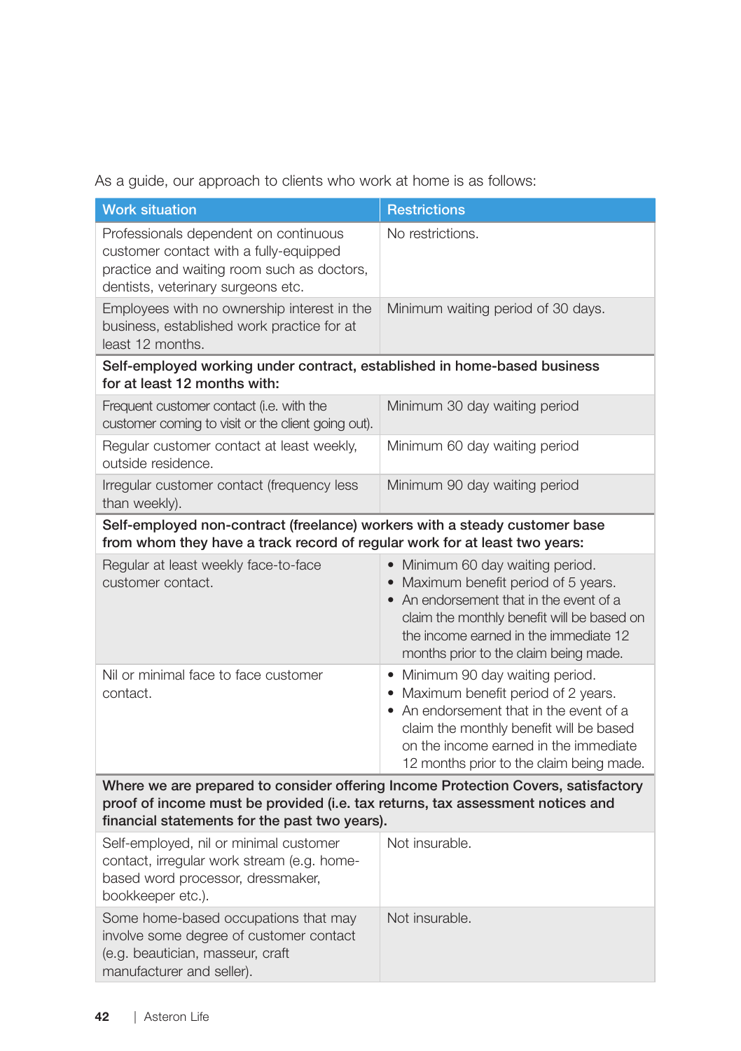As a guide, our approach to clients who work at home is as follows:

| Work situation | Restrictions |
| --- | --- |
| Professionals dependent on continuous customer contact with a fully-equipped practice and waiting room such as doctors, dentists, veterinary surgeons etc. | No restrictions. |
| Employees with no ownership interest in the business, established work practice for at least 12 months. | Minimum waiting period of 30 days. |
| **Self-employed working under contract, established in home-based business for at least 12 months with:** | |
| Frequent customer contact (i.e. with the customer coming to visit or the client going out). | Minimum 30 day waiting period |
| Regular customer contact at least weekly, outside residence. | Minimum 60 day waiting period |
| Irregular customer contact (frequency less than weekly). | Minimum 90 day waiting period |
| **Self-employed non-contract (freelance) workers with a steady customer base from whom they have a track record of regular work for at least two years:** | |
| Regular at least weekly face-to-face customer contact. | • Minimum 60 day waiting period.<br>• Maximum benefit period of 5 years.<br>• An endorsement that in the event of a claim the monthly benefit will be based on the income earned in the immediate 12 months prior to the claim being made. |
| Nil or minimal face to face customer contact. | • Minimum 90 day waiting period.<br>• Maximum benefit period of 2 years.<br>• An endorsement that in the event of a claim the monthly benefit will be based on the income earned in the immediate 12 months prior to the claim being made. |
| **Where we are prepared to consider offering Income Protection Covers, satisfactory proof of income must be provided (i.e. tax returns, tax assessment notices and financial statements for the past two years).** | |
| Self-employed, nil or minimal customer contact, irregular work stream (e.g. home-based word processor, dressmaker, bookkeeper etc.). | Not insurable. |
| Some home-based occupations that may involve some degree of customer contact (e.g. beautician, masseur, craft manufacturer and seller). | Not insurable. |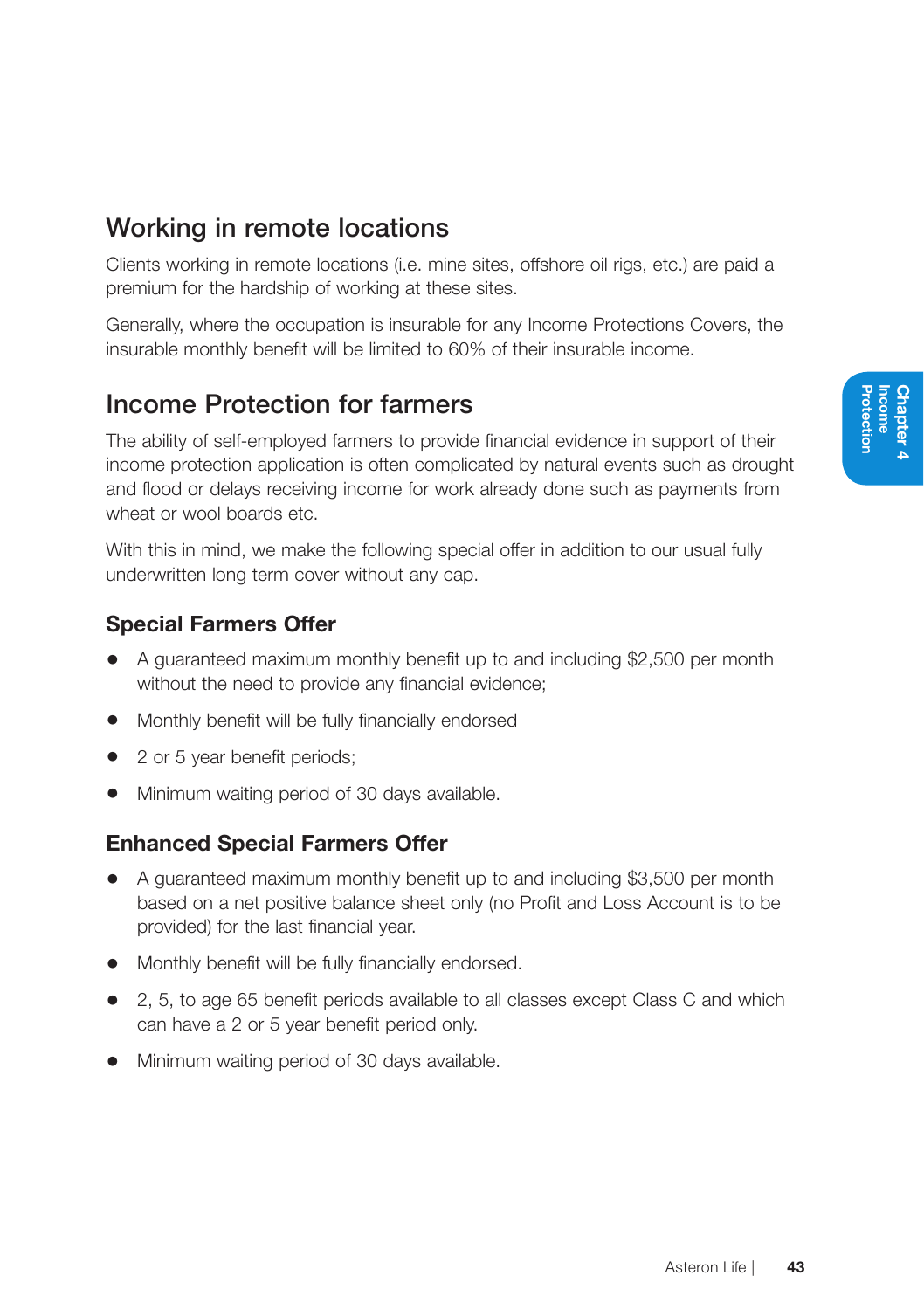## Working in remote locations

Clients working in remote locations (i.e. mine sites, offshore oil rigs, etc.) are paid a premium for the hardship of working at these sites.

Generally, where the occupation is insurable for any Income Protections Covers, the insurable monthly benefit will be limited to 60% of their insurable income.

## Income Protection for farmers

The ability of self-employed farmers to provide financial evidence in support of their income protection application is often complicated by natural events such as drought and flood or delays receiving income for work already done such as payments from wheat or wool boards etc.

With this in mind, we make the following special offer in addition to our usual fully underwritten long term cover without any cap.

### Special Farmers Offer

- A guaranteed maximum monthly benefit up to and including $2,500 per month without the need to provide any financial evidence;
- Monthly benefit will be fully financially endorsed
- 2 or 5 year benefit periods;
- Minimum waiting period of 30 days available.

### Enhanced Special Farmers Offer

- A guaranteed maximum monthly benefit up to and including $3,500 per month based on a net positive balance sheet only (no Profit and Loss Account is to be provided) for the last financial year.
- Monthly benefit will be fully financially endorsed.
- 2, 5, to age 65 benefit periods available to all classes except Class C and which can have a 2 or 5 year benefit period only.
- Minimum waiting period of 30 days available.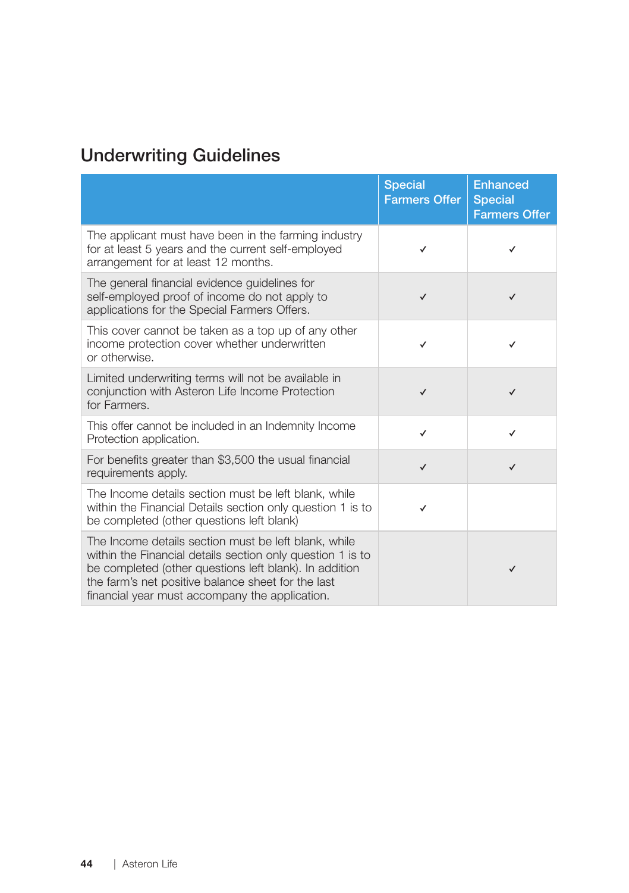## Underwriting Guidelines

| | Special Farmers Offer | Enhanced Special Farmers Offer |
|---|---|---|
| The applicant must have been in the farming industry for at least 5 years and the current self-employed arrangement for at least 12 months. | ✓ | ✓ |
| The general financial evidence guidelines for self-employed proof of income do not apply to applications for the Special Farmers Offers. | ✓ | ✓ |
| This cover cannot be taken as a top up of any other income protection cover whether underwritten or otherwise. | ✓ | ✓ |
| Limited underwriting terms will not be available in conjunction with Asteron Life Income Protection for Farmers. | ✓ | ✓ |
| This offer cannot be included in an Indemnity Income Protection application. | ✓ | ✓ |
| For benefits greater than $3,500 the usual financial requirements apply. | ✓ | ✓ |
| The Income details section must be left blank, while within the Financial Details section only question 1 is to be completed (other questions left blank) | ✓ | |
| The Income details section must be left blank, while within the Financial details section only question 1 is to be completed (other questions left blank). In addition the farm's net positive balance sheet for the last financial year must accompany the application. | | ✓ |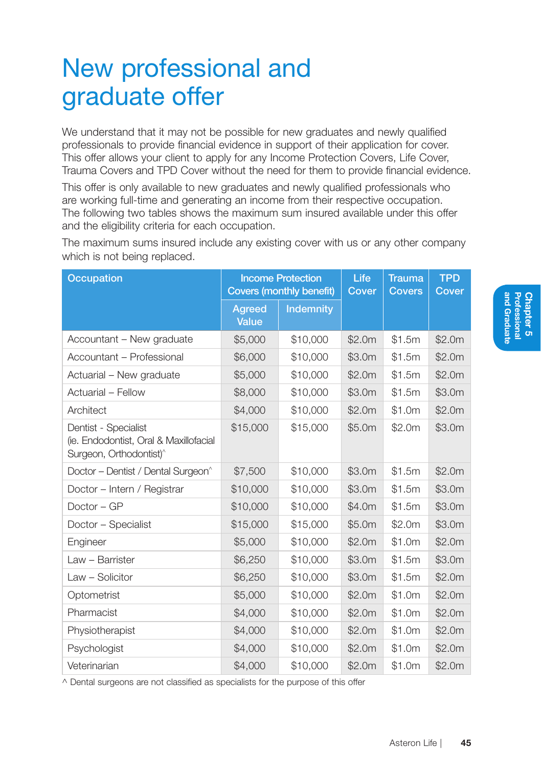# New professional and graduate offer

We understand that it may not be possible for new graduates and newly qualified professionals to provide financial evidence in support of their application for cover. This offer allows your client to apply for any Income Protection Covers, Life Cover, Trauma Covers and TPD Cover without the need for them to provide financial evidence.

This offer is only available to new graduates and newly qualified professionals who are working full-time and generating an income from their respective occupation. The following two tables shows the maximum sum insured available under this offer and the eligibility criteria for each occupation.

The maximum sums insured include any existing cover with us or any other company which is not being replaced.

| Occupation | Income Protection Covers (monthly benefit) | | Life Cover | Trauma Covers | TPD Cover |
|---|---|---|---|---|---|
| | Agreed Value | Indemnity | | | |
| Accountant – New graduate | $5,000 | $10,000 | $2.0m | $1.5m | $2.0m |
| Accountant – Professional | $6,000 | $10,000 | $3.0m | $1.5m | $2.0m |
| Actuarial – New graduate | $5,000 | $10,000 | $2.0m | $1.5m | $2.0m |
| Actuarial – Fellow | $8,000 | $10,000 | $3.0m | $1.5m | $3.0m |
| Architect | $4,000 | $10,000 | $2.0m | $1.0m | $2.0m |
| Dentist - Specialist (ie. Endodontist, Oral & Maxillofacial Surgeon, Orthodontist)^ | $15,000 | $15,000 | $5.0m | $2.0m | $3.0m |
| Doctor – Dentist / Dental Surgeon^ | $7,500 | $10,000 | $3.0m | $1.5m | $2.0m |
| Doctor – Intern / Registrar | $10,000 | $10,000 | $3.0m | $1.5m | $3.0m |
| Doctor – GP | $10,000 | $10,000 | $4.0m | $1.5m | $3.0m |
| Doctor – Specialist | $15,000 | $15,000 | $5.0m | $2.0m | $3.0m |
| Engineer | $5,000 | $10,000 | $2.0m | $1.0m | $2.0m |
| Law – Barrister | $6,250 | $10,000 | $3.0m | $1.5m | $3.0m |
| Law – Solicitor | $6,250 | $10,000 | $3.0m | $1.5m | $2.0m |
| Optometrist | $5,000 | $10,000 | $2.0m | $1.0m | $2.0m |
| Pharmacist | $4,000 | $10,000 | $2.0m | $1.0m | $2.0m |
| Physiotherapist | $4,000 | $10,000 | $2.0m | $1.0m | $2.0m |
| Psychologist | $4,000 | $10,000 | $2.0m | $1.0m | $2.0m |
| Veterinarian | $4,000 | $10,000 | $2.0m | $1.0m | $2.0m |

^ Dental surgeons are not classified as specialists for the purpose of this offer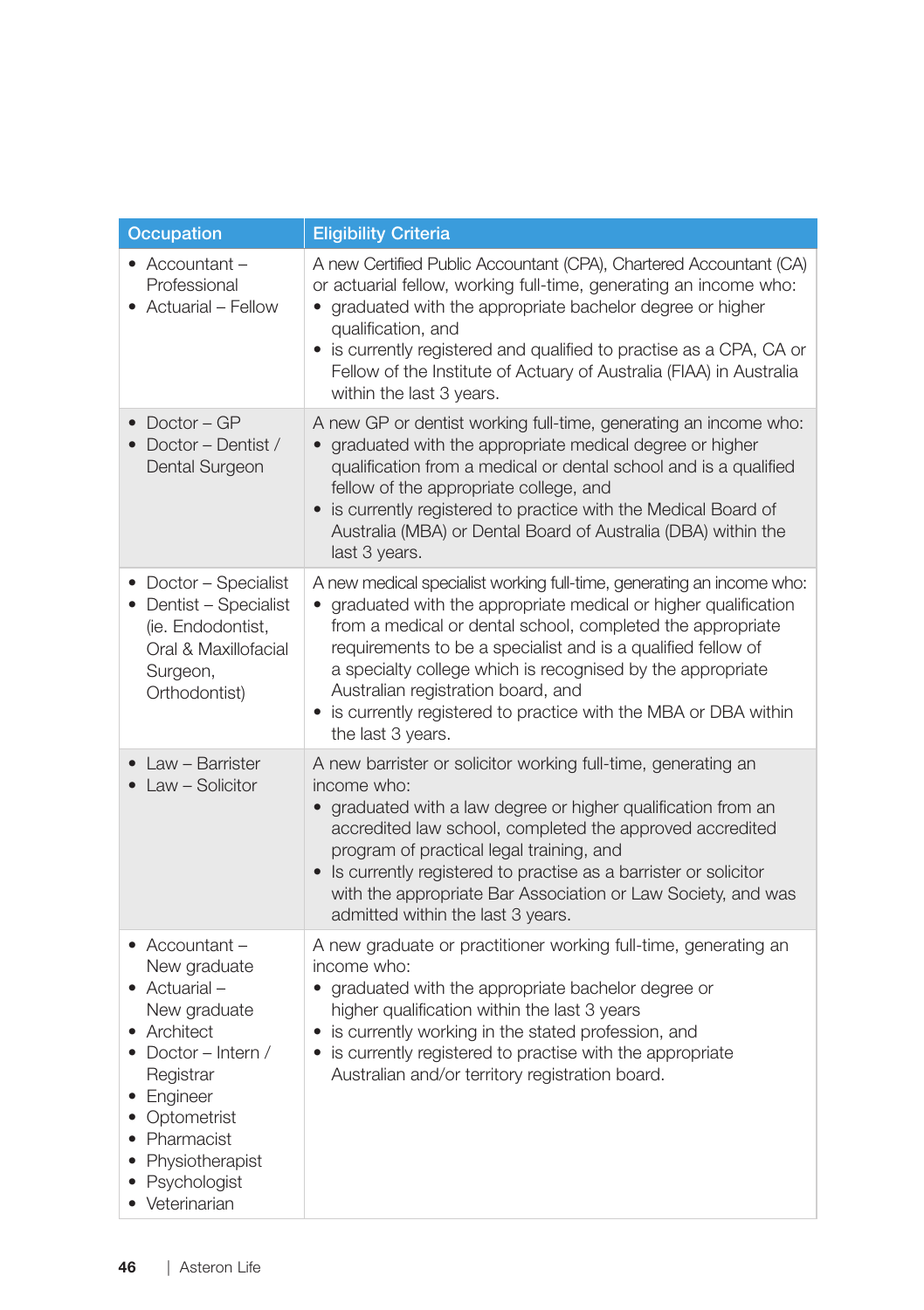| Occupation | Eligibility Criteria |
|---|---|
| • Accountant – Professional<br>• Actuarial – Fellow | A new Certified Public Accountant (CPA), Chartered Accountant (CA) or actuarial fellow, working full-time, generating an income who:<br>• graduated with the appropriate bachelor degree or higher qualification, and<br>• is currently registered and qualified to practise as a CPA, CA or Fellow of the Institute of Actuary of Australia (FIAA) in Australia within the last 3 years. |
| • Doctor – GP<br>• Doctor – Dentist / Dental Surgeon | A new GP or dentist working full-time, generating an income who:<br>• graduated with the appropriate medical degree or higher qualification from a medical or dental school and is a qualified fellow of the appropriate college, and<br>• is currently registered to practice with the Medical Board of Australia (MBA) or Dental Board of Australia (DBA) within the last 3 years. |
| • Doctor – Specialist<br>• Dentist – Specialist (ie. Endodontist, Oral & Maxillofacial Surgeon, Orthodontist) | A new medical specialist working full-time, generating an income who:<br>• graduated with the appropriate medical or higher qualification from a medical or dental school, completed the appropriate requirements to be a specialist and is a qualified fellow of a specialty college which is recognised by the appropriate Australian registration board, and<br>• is currently registered to practice with the MBA or DBA within the last 3 years. |
| • Law – Barrister<br>• Law – Solicitor | A new barrister or solicitor working full-time, generating an income who:<br>• graduated with a law degree or higher qualification from an accredited law school, completed the approved accredited program of practical legal training, and<br>• Is currently registered to practise as a barrister or solicitor with the appropriate Bar Association or Law Society, and was admitted within the last 3 years. |
| • Accountant – New graduate<br>• Actuarial – New graduate<br>• Architect<br>• Doctor – Intern / Registrar<br>• Engineer<br>• Optometrist<br>• Pharmacist<br>• Physiotherapist<br>• Psychologist<br>• Veterinarian | A new graduate or practitioner working full-time, generating an income who:<br>• graduated with the appropriate bachelor degree or higher qualification within the last 3 years<br>• is currently working in the stated profession, and<br>• is currently registered to practise with the appropriate Australian and/or territory registration board. |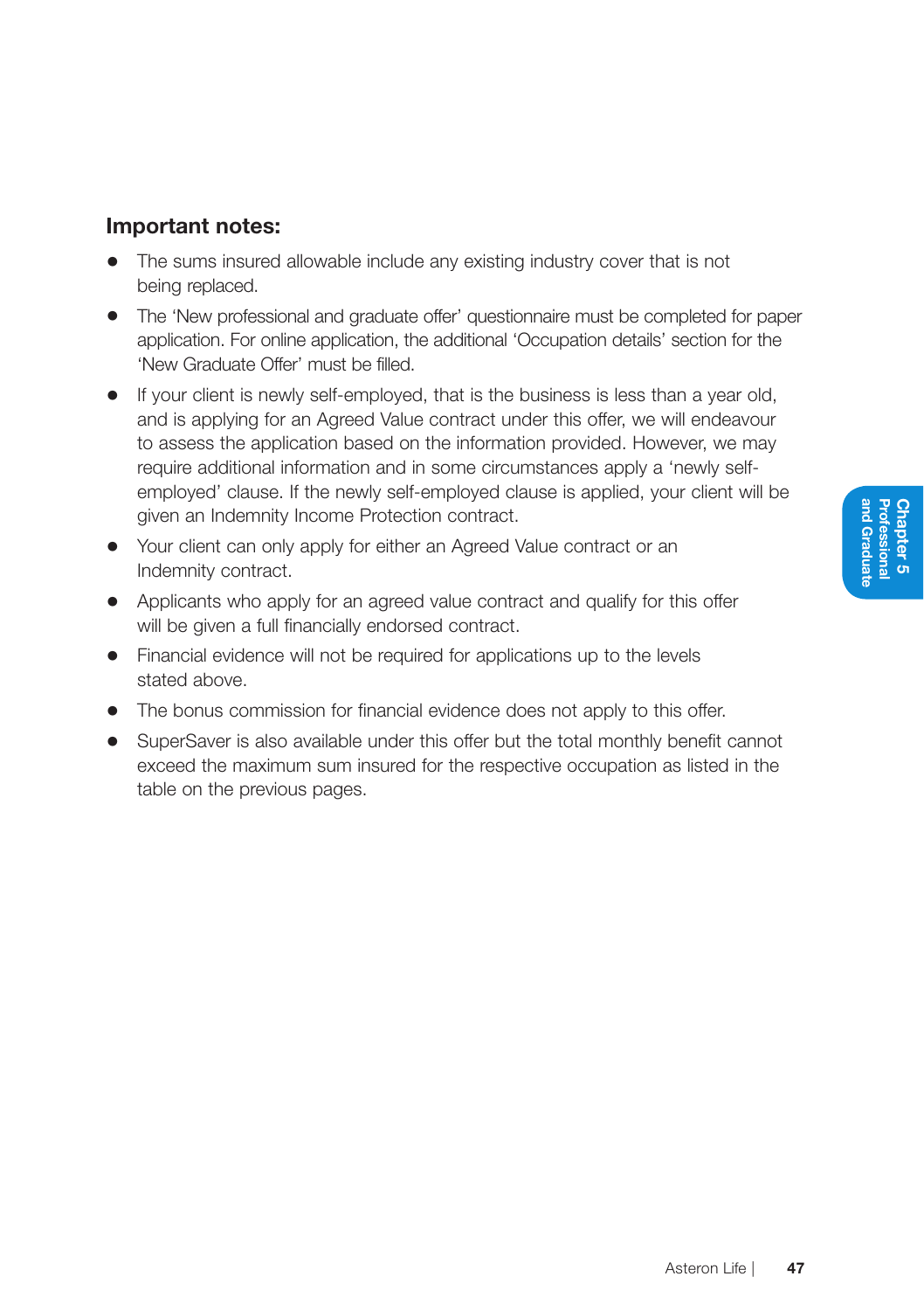## Important notes:

- The sums insured allowable include any existing industry cover that is not being replaced.
- The 'New professional and graduate offer' questionnaire must be completed for paper application. For online application, the additional 'Occupation details' section for the 'New Graduate Offer' must be filled.
- If your client is newly self-employed, that is the business is less than a year old, and is applying for an Agreed Value contract under this offer, we will endeavour to assess the application based on the information provided. However, we may require additional information and in some circumstances apply a 'newly self-employed' clause. If the newly self-employed clause is applied, your client will be given an Indemnity Income Protection contract.
- Your client can only apply for either an Agreed Value contract or an Indemnity contract.
- Applicants who apply for an agreed value contract and qualify for this offer will be given a full financially endorsed contract.
- Financial evidence will not be required for applications up to the levels stated above.
- The bonus commission for financial evidence does not apply to this offer.
- SuperSaver is also available under this offer but the total monthly benefit cannot exceed the maximum sum insured for the respective occupation as listed in the table on the previous pages.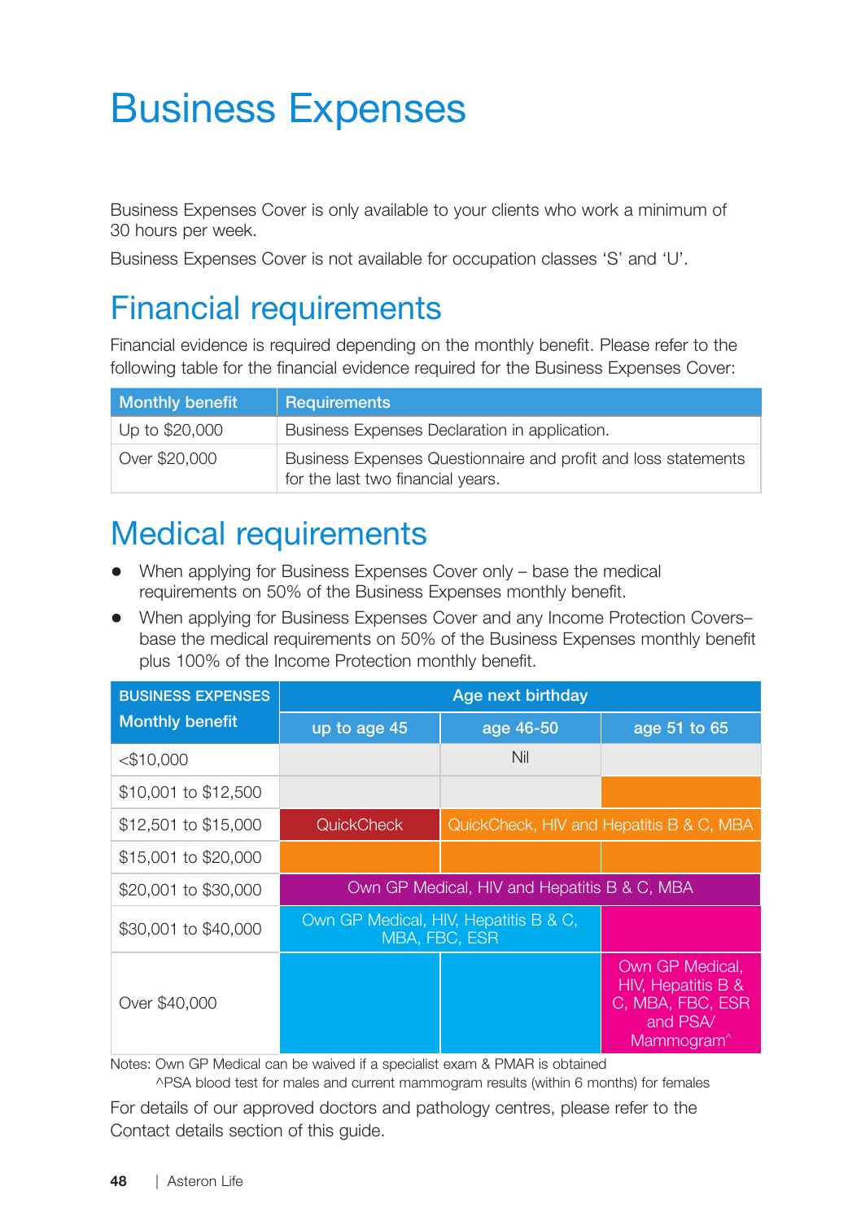# Business Expenses

Business Expenses Cover is only available to your clients who work a minimum of 30 hours per week.

Business Expenses Cover is not available for occupation classes 'S' and 'U'.

## Financial requirements

Financial evidence is required depending on the monthly benefit. Please refer to the following table for the financial evidence required for the Business Expenses Cover:

| Monthly benefit | Requirements |
|---|---|
| Up to $20,000 | Business Expenses Declaration in application. |
| Over $20,000 | Business Expenses Questionnaire and profit and loss statements for the last two financial years. |

## Medical requirements

- When applying for Business Expenses Cover only – base the medical requirements on 50% of the Business Expenses monthly benefit.
- When applying for Business Expenses Cover and any Income Protection Covers– base the medical requirements on 50% of the Business Expenses monthly benefit plus 100% of the Income Protection monthly benefit.

| BUSINESS EXPENSES Monthly benefit | Age next birthday | | |
|---|---|---|---|
| | up to age 45 | age 46-50 | age 51 to 65 |
| <$10,000 | Nil | Nil | Nil |
| $10,001 to $12,500 | Nil | Nil | QuickCheck, HIV and Hepatitis B & C, MBA |
| $12,501 to $15,000 | QuickCheck | QuickCheck, HIV and Hepatitis B & C, MBA | QuickCheck, HIV and Hepatitis B & C, MBA |
| $15,001 to $20,000 | QuickCheck, HIV and Hepatitis B & C, MBA | QuickCheck, HIV and Hepatitis B & C, MBA | QuickCheck, HIV and Hepatitis B & C, MBA |
| $20,001 to $30,000 | Own GP Medical, HIV and Hepatitis B & C, MBA | Own GP Medical, HIV and Hepatitis B & C, MBA | Own GP Medical, HIV and Hepatitis B & C, MBA |
| $30,001 to $40,000 | Own GP Medical, HIV, Hepatitis B & C, MBA, FBC, ESR | Own GP Medical, HIV, Hepatitis B & C, MBA, FBC, ESR | Own GP Medical, HIV, Hepatitis B & C, MBA, FBC, ESR and PSA/ Mammogram^ |
| Over $40,000 | Own GP Medical, HIV, Hepatitis B & C, MBA, FBC, ESR | Own GP Medical, HIV, Hepatitis B & C, MBA, FBC, ESR | Own GP Medical, HIV, Hepatitis B & C, MBA, FBC, ESR and PSA/ Mammogram^ |

Notes: Own GP Medical can be waived if a specialist exam & PMAR is obtained
^PSA blood test for males and current mammogram results (within 6 months) for females

For details of our approved doctors and pathology centres, please refer to the Contact details section of this guide.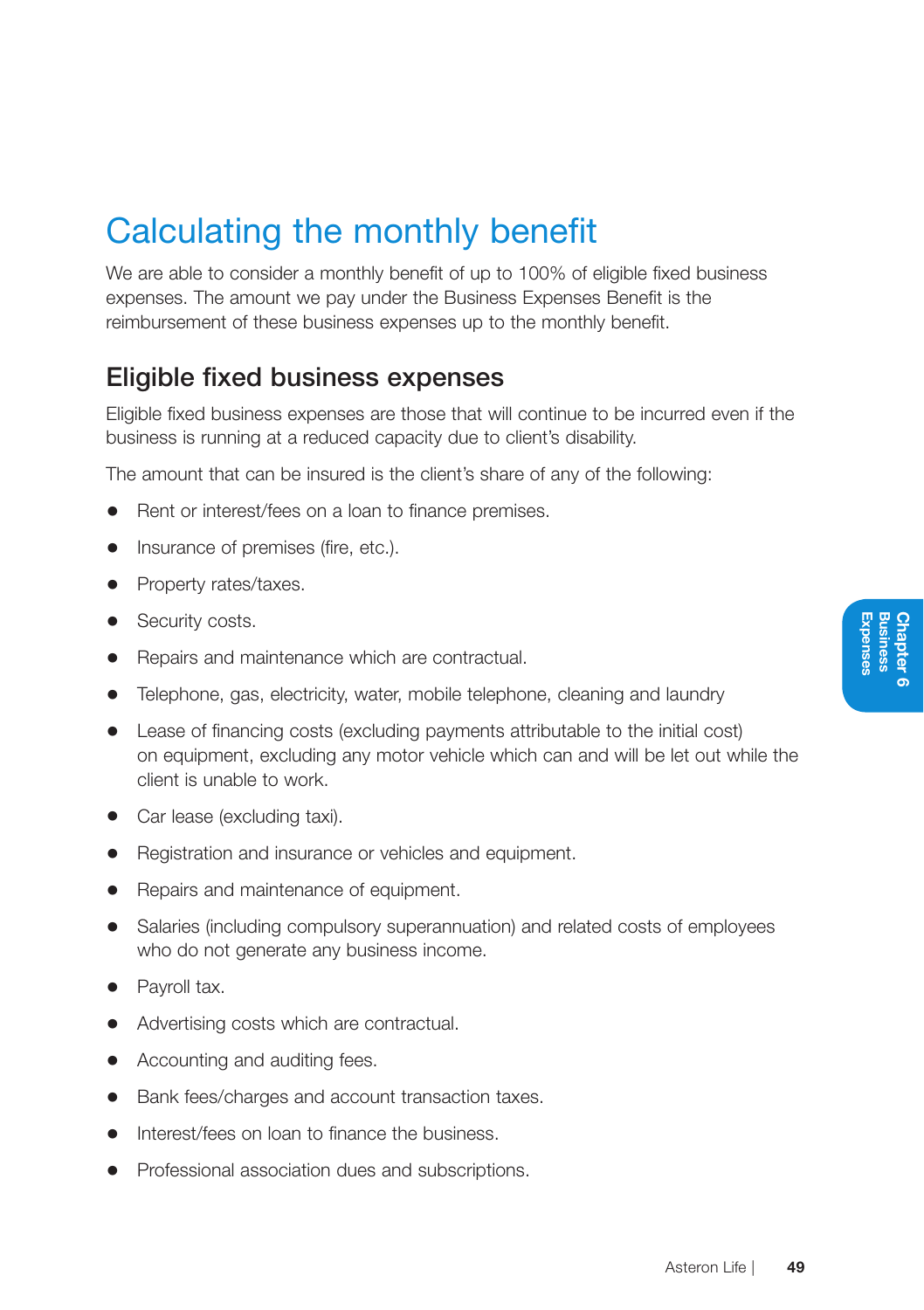# Calculating the monthly benefit

We are able to consider a monthly benefit of up to 100% of eligible fixed business expenses. The amount we pay under the Business Expenses Benefit is the reimbursement of these business expenses up to the monthly benefit.

## Eligible fixed business expenses

Eligible fixed business expenses are those that will continue to be incurred even if the business is running at a reduced capacity due to client's disability.

The amount that can be insured is the client's share of any of the following:

- Rent or interest/fees on a loan to finance premises.
- Insurance of premises (fire, etc.).
- Property rates/taxes.
- Security costs.
- Repairs and maintenance which are contractual.
- Telephone, gas, electricity, water, mobile telephone, cleaning and laundry
- Lease of financing costs (excluding payments attributable to the initial cost) on equipment, excluding any motor vehicle which can and will be let out while the client is unable to work.
- Car lease (excluding taxi).
- Registration and insurance or vehicles and equipment.
- Repairs and maintenance of equipment.
- Salaries (including compulsory superannuation) and related costs of employees who do not generate any business income.
- Payroll tax.
- Advertising costs which are contractual.
- Accounting and auditing fees.
- Bank fees/charges and account transaction taxes.
- Interest/fees on loan to finance the business.
- Professional association dues and subscriptions.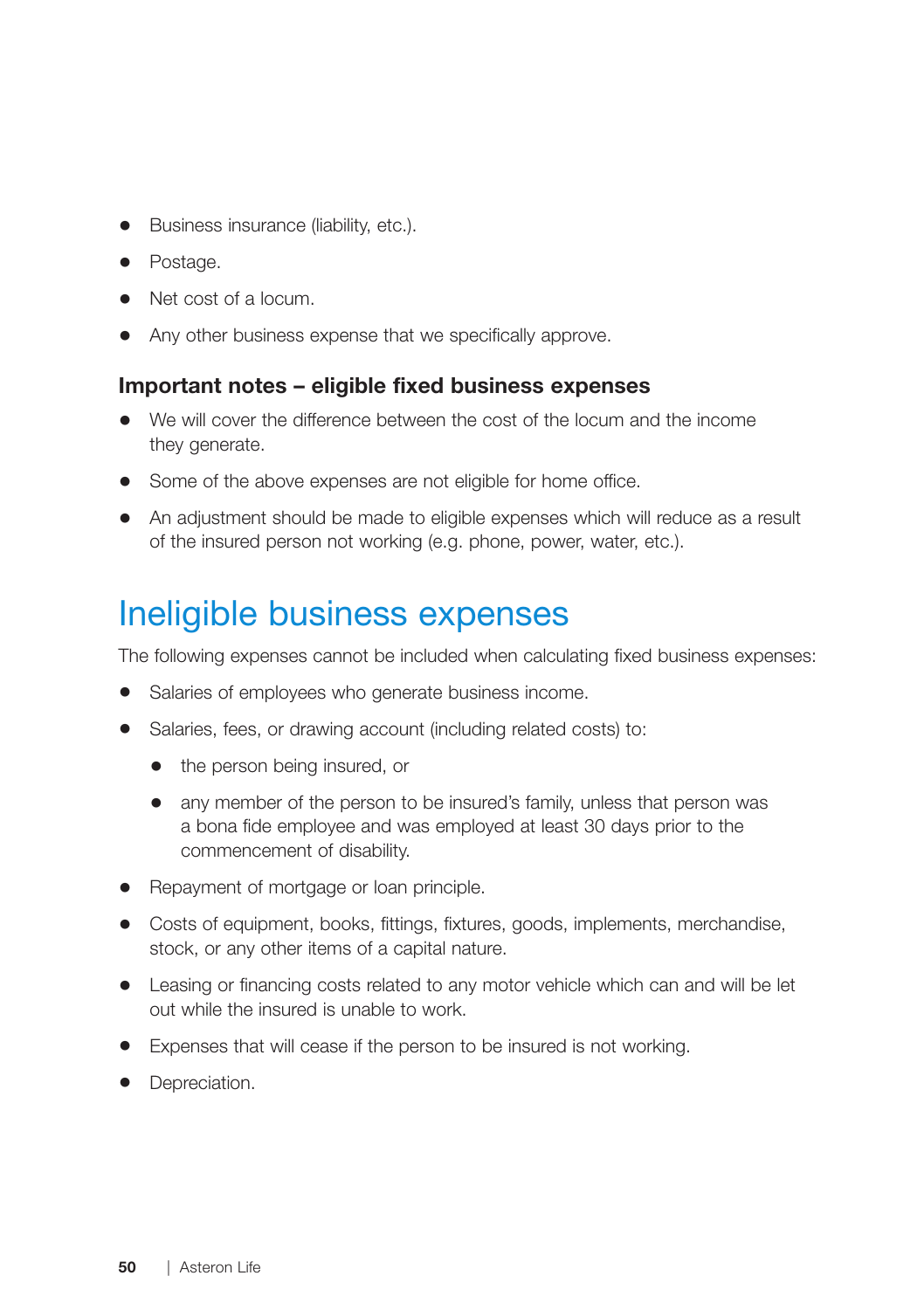- Business insurance (liability, etc.).
- Postage.
- Net cost of a locum.
- Any other business expense that we specifically approve.

### Important notes – eligible fixed business expenses

- We will cover the difference between the cost of the locum and the income they generate.
- Some of the above expenses are not eligible for home office.
- An adjustment should be made to eligible expenses which will reduce as a result of the insured person not working (e.g. phone, power, water, etc.).

## Ineligible business expenses

The following expenses cannot be included when calculating fixed business expenses:

- Salaries of employees who generate business income.
- Salaries, fees, or drawing account (including related costs) to:
  - the person being insured, or
  - any member of the person to be insured's family, unless that person was a bona fide employee and was employed at least 30 days prior to the commencement of disability.
- Repayment of mortgage or loan principle.
- Costs of equipment, books, fittings, fixtures, goods, implements, merchandise, stock, or any other items of a capital nature.
- Leasing or financing costs related to any motor vehicle which can and will be let out while the insured is unable to work.
- Expenses that will cease if the person to be insured is not working.
- Depreciation.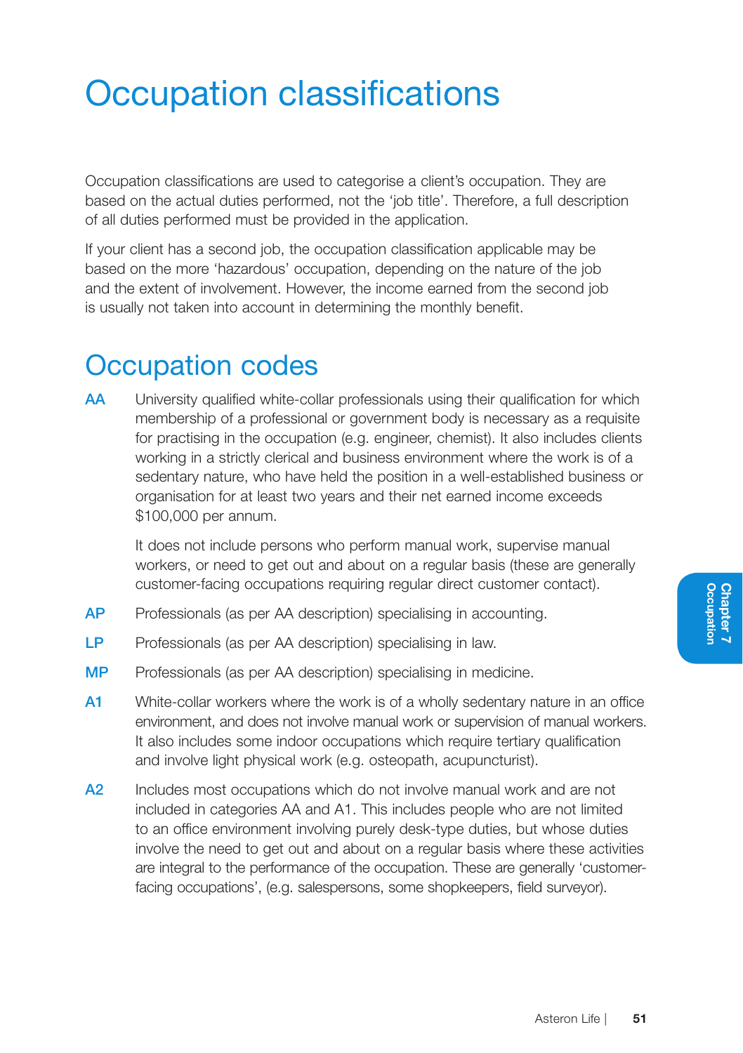# Occupation classifications

Occupation classifications are used to categorise a client's occupation. They are based on the actual duties performed, not the 'job title'. Therefore, a full description of all duties performed must be provided in the application.

If your client has a second job, the occupation classification applicable may be based on the more 'hazardous' occupation, depending on the nature of the job and the extent of involvement. However, the income earned from the second job is usually not taken into account in determining the monthly benefit.

## Occupation codes

**AA** University qualified white-collar professionals using their qualification for which membership of a professional or government body is necessary as a requisite for practising in the occupation (e.g. engineer, chemist). It also includes clients working in a strictly clerical and business environment where the work is of a sedentary nature, who have held the position in a well-established business or organisation for at least two years and their net earned income exceeds $100,000 per annum.

It does not include persons who perform manual work, supervise manual workers, or need to get out and about on a regular basis (these are generally customer-facing occupations requiring regular direct customer contact).

**AP** Professionals (as per AA description) specialising in accounting.

**LP** Professionals (as per AA description) specialising in law.

**MP** Professionals (as per AA description) specialising in medicine.

**A1** White-collar workers where the work is of a wholly sedentary nature in an office environment, and does not involve manual work or supervision of manual workers. It also includes some indoor occupations which require tertiary qualification and involve light physical work (e.g. osteopath, acupuncturist).

**A2** Includes most occupations which do not involve manual work and are not included in categories AA and A1. This includes people who are not limited to an office environment involving purely desk-type duties, but whose duties involve the need to get out and about on a regular basis where these activities are integral to the performance of the occupation. These are generally 'customer-facing occupations', (e.g. salespersons, some shopkeepers, field surveyor).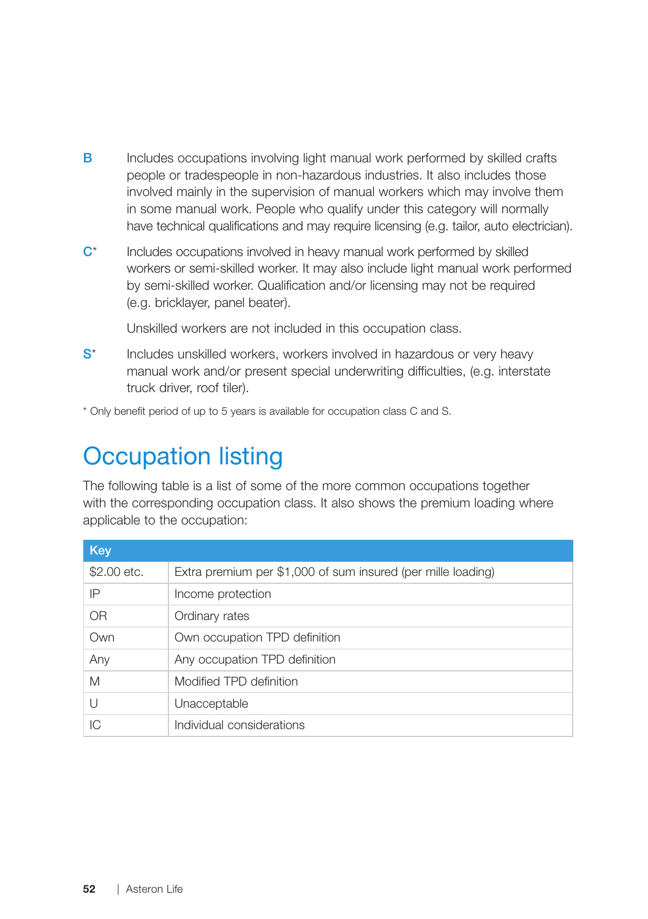**B** Includes occupations involving light manual work performed by skilled crafts people or tradespeople in non-hazardous industries. It also includes those involved mainly in the supervision of manual workers which may involve them in some manual work. People who qualify under this category will normally have technical qualifications and may require licensing (e.g. tailor, auto electrician).

**C*** Includes occupations involved in heavy manual work performed by skilled workers or semi-skilled worker. It may also include light manual work performed by semi-skilled worker. Qualification and/or licensing may not be required (e.g. bricklayer, panel beater).

Unskilled workers are not included in this occupation class.

**S*** Includes unskilled workers, workers involved in hazardous or very heavy manual work and/or present special underwriting difficulties, (e.g. interstate truck driver, roof tiler).

* Only benefit period of up to 5 years is available for occupation class C and S.

# Occupation listing

The following table is a list of some of the more common occupations together with the corresponding occupation class. It also shows the premium loading where applicable to the occupation:

| Key | |
|---|---|
| $2.00 etc. | Extra premium per $1,000 of sum insured (per mille loading) |
| IP | Income protection |
| OR | Ordinary rates |
| Own | Own occupation TPD definition |
| Any | Any occupation TPD definition |
| M | Modified TPD definition |
| U | Unacceptable |
| IC | Individual considerations |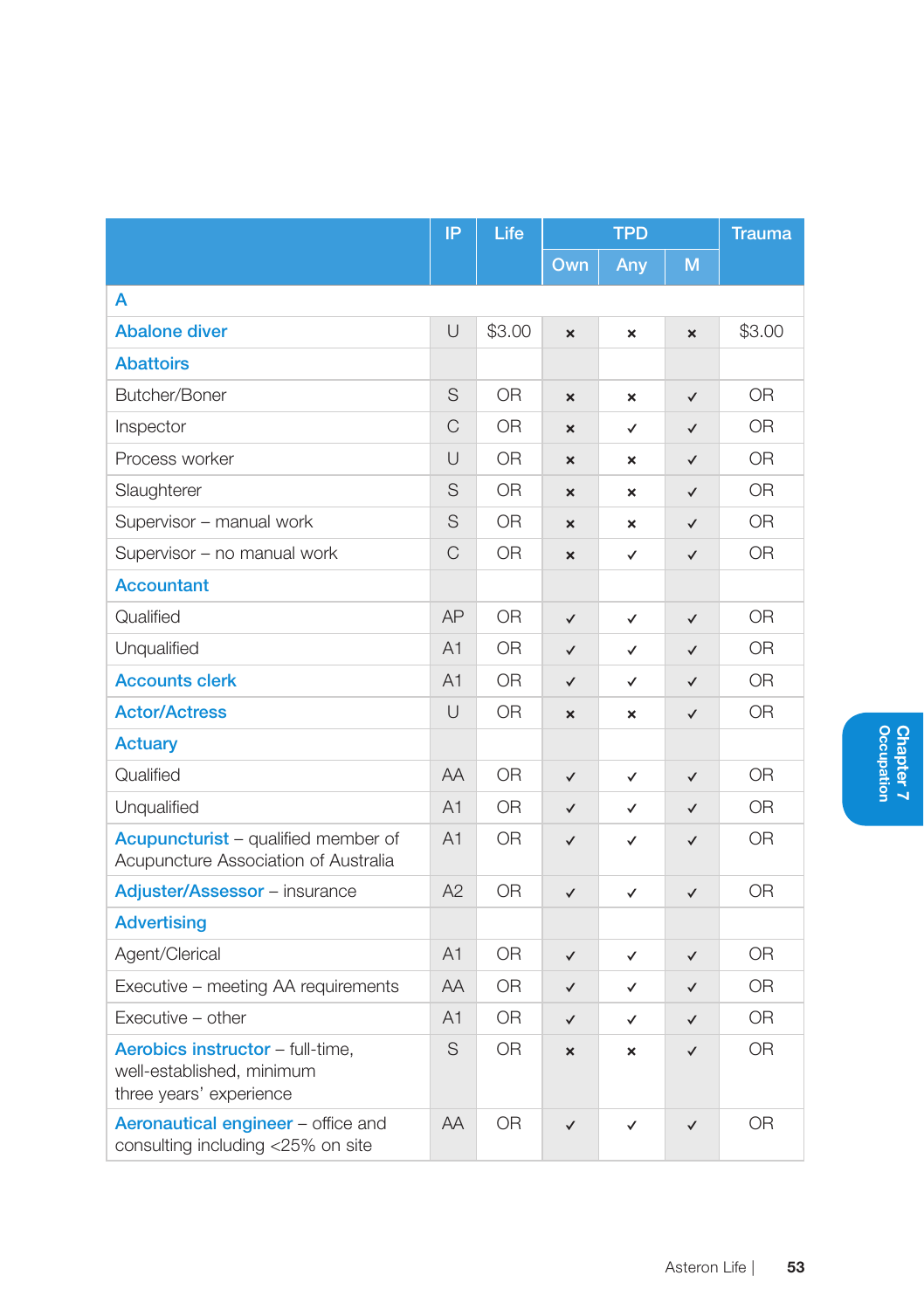| | IP | Life | TPD | | | Trauma |
|---|---|---|---|---|---|---|
| | | | Own | Any | M | |
| **A** | | | | | | |
| **Abalone diver** | U | $3.00 | × | × | × | $3.00 |
| **Abattoirs** | | | | | | |
| Butcher/Boner | S | OR | × | × | ✓ | OR |
| Inspector | C | OR | × | ✓ | ✓ | OR |
| Process worker | U | OR | × | × | ✓ | OR |
| Slaughterer | S | OR | × | × | ✓ | OR |
| Supervisor – manual work | S | OR | × | × | ✓ | OR |
| Supervisor – no manual work | C | OR | × | ✓ | ✓ | OR |
| **Accountant** | | | | | | |
| Qualified | AP | OR | ✓ | ✓ | ✓ | OR |
| Unqualified | A1 | OR | ✓ | ✓ | ✓ | OR |
| **Accounts clerk** | A1 | OR | ✓ | ✓ | ✓ | OR |
| **Actor/Actress** | U | OR | × | × | ✓ | OR |
| **Actuary** | | | | | | |
| Qualified | AA | OR | ✓ | ✓ | ✓ | OR |
| Unqualified | A1 | OR | ✓ | ✓ | ✓ | OR |
| **Acupuncturist** – qualified member of Acupuncture Association of Australia | A1 | OR | ✓ | ✓ | ✓ | OR |
| **Adjuster/Assessor** – insurance | A2 | OR | ✓ | ✓ | ✓ | OR |
| **Advertising** | | | | | | |
| Agent/Clerical | A1 | OR | ✓ | ✓ | ✓ | OR |
| Executive – meeting AA requirements | AA | OR | ✓ | ✓ | ✓ | OR |
| Executive – other | A1 | OR | ✓ | ✓ | ✓ | OR |
| **Aerobics instructor** – full-time, well-established, minimum three years' experience | S | OR | × | × | ✓ | OR |
| **Aeronautical engineer** – office and consulting including <25% on site | AA | OR | ✓ | ✓ | ✓ | OR |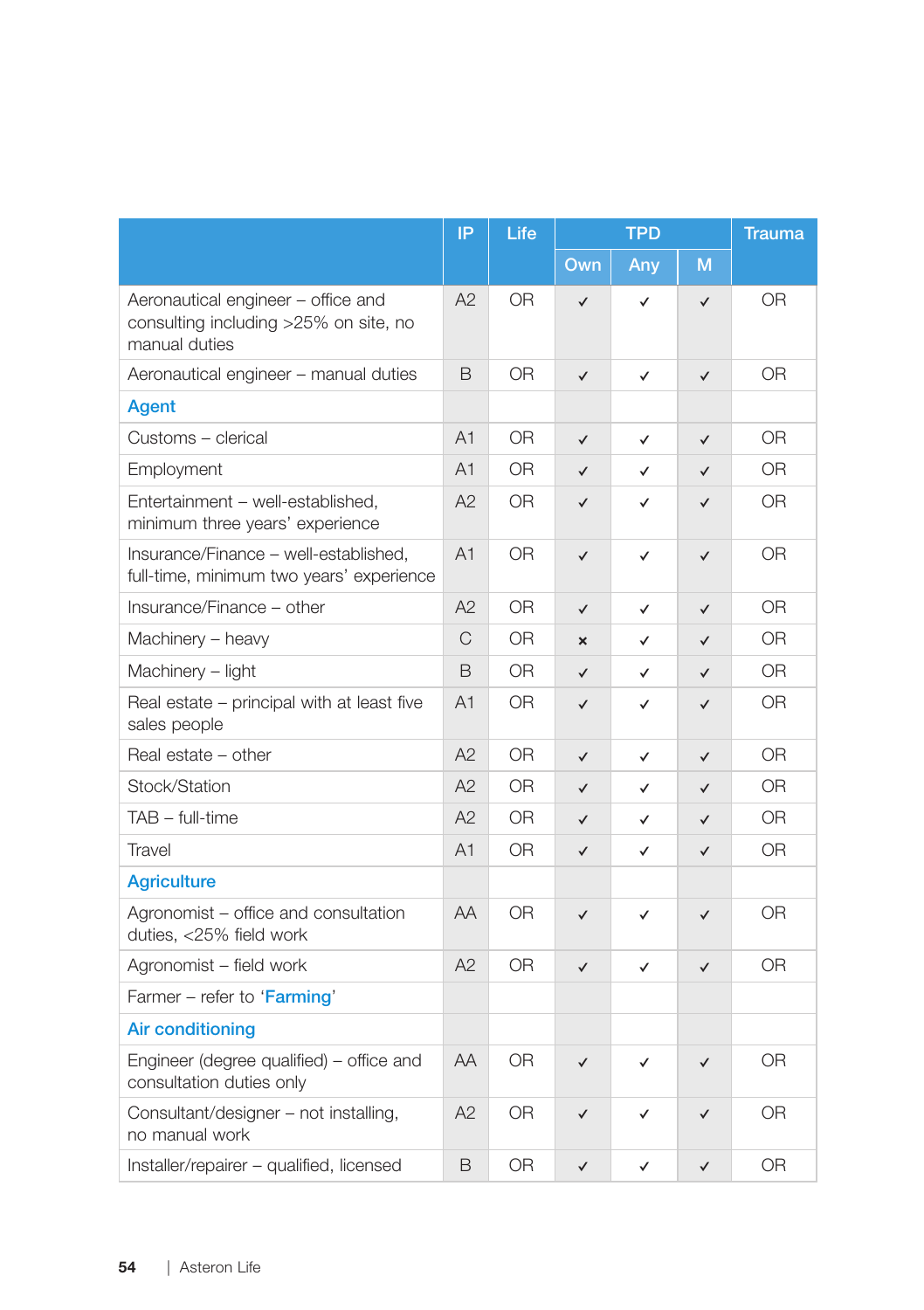| | IP | Life | TPD | | | Trauma |
|---|---|---|---|---|---|---|
| | | | Own | Any | M | |
| Aeronautical engineer – office and consulting including >25% on site, no manual duties | A2 | OR | ✓ | ✓ | ✓ | OR |
| Aeronautical engineer – manual duties | B | OR | ✓ | ✓ | ✓ | OR |
| **Agent** | | | | | | |
| Customs – clerical | A1 | OR | ✓ | ✓ | ✓ | OR |
| Employment | A1 | OR | ✓ | ✓ | ✓ | OR |
| Entertainment – well-established, minimum three years' experience | A2 | OR | ✓ | ✓ | ✓ | OR |
| Insurance/Finance – well-established, full-time, minimum two years' experience | A1 | OR | ✓ | ✓ | ✓ | OR |
| Insurance/Finance – other | A2 | OR | ✓ | ✓ | ✓ | OR |
| Machinery – heavy | C | OR | × | ✓ | ✓ | OR |
| Machinery – light | B | OR | ✓ | ✓ | ✓ | OR |
| Real estate – principal with at least five sales people | A1 | OR | ✓ | ✓ | ✓ | OR |
| Real estate – other | A2 | OR | ✓ | ✓ | ✓ | OR |
| Stock/Station | A2 | OR | ✓ | ✓ | ✓ | OR |
| TAB – full-time | A2 | OR | ✓ | ✓ | ✓ | OR |
| Travel | A1 | OR | ✓ | ✓ | ✓ | OR |
| **Agriculture** | | | | | | |
| Agronomist – office and consultation duties, <25% field work | AA | OR | ✓ | ✓ | ✓ | OR |
| Agronomist – field work | A2 | OR | ✓ | ✓ | ✓ | OR |
| Farmer – refer to '**Farming**' | | | | | | |
| **Air conditioning** | | | | | | |
| Engineer (degree qualified) – office and consultation duties only | AA | OR | ✓ | ✓ | ✓ | OR |
| Consultant/designer – not installing, no manual work | A2 | OR | ✓ | ✓ | ✓ | OR |
| Installer/repairer – qualified, licensed | B | OR | ✓ | ✓ | ✓ | OR |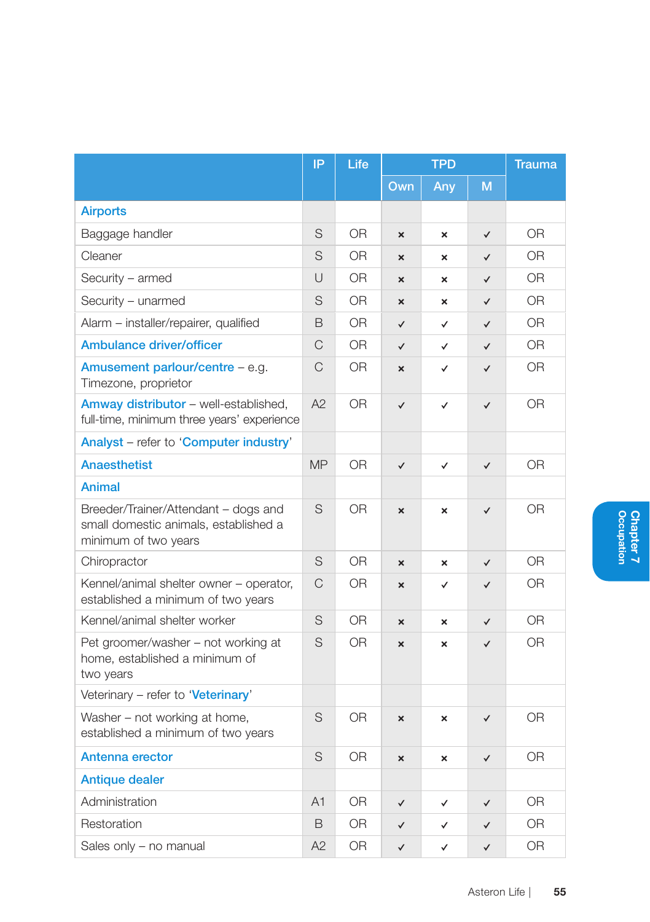| | IP | Life | TPD | | | Trauma |
|---|---|---|---|---|---|---|
| | | | Own | Any | M | |
| **Airports** | | | | | | |
| Baggage handler | S | OR | × | × | ✓ | OR |
| Cleaner | S | OR | × | × | ✓ | OR |
| Security – armed | U | OR | × | × | ✓ | OR |
| Security – unarmed | S | OR | × | × | ✓ | OR |
| Alarm – installer/repairer, qualified | B | OR | ✓ | ✓ | ✓ | OR |
| **Ambulance driver/officer** | C | OR | ✓ | ✓ | ✓ | OR |
| **Amusement parlour/centre** – e.g. Timezone, proprietor | C | OR | × | ✓ | ✓ | OR |
| **Amway distributor** – well-established, full-time, minimum three years' experience | A2 | OR | ✓ | ✓ | ✓ | OR |
| **Analyst** – refer to '**Computer industry**' | | | | | | |
| **Anaesthetist** | MP | OR | ✓ | ✓ | ✓ | OR |
| **Animal** | | | | | | |
| Breeder/Trainer/Attendant – dogs and small domestic animals, established a minimum of two years | S | OR | × | × | ✓ | OR |
| Chiropractor | S | OR | × | × | ✓ | OR |
| Kennel/animal shelter owner – operator, established a minimum of two years | C | OR | × | ✓ | ✓ | OR |
| Kennel/animal shelter worker | S | OR | × | × | ✓ | OR |
| Pet groomer/washer – not working at home, established a minimum of two years | S | OR | × | × | ✓ | OR |
| Veterinary – refer to '**Veterinary**' | | | | | | |
| Washer – not working at home, established a minimum of two years | S | OR | × | × | ✓ | OR |
| **Antenna erector** | S | OR | × | × | ✓ | OR |
| **Antique dealer** | | | | | | |
| Administration | A1 | OR | ✓ | ✓ | ✓ | OR |
| Restoration | B | OR | ✓ | ✓ | ✓ | OR |
| Sales only – no manual | A2 | OR | ✓ | ✓ | ✓ | OR |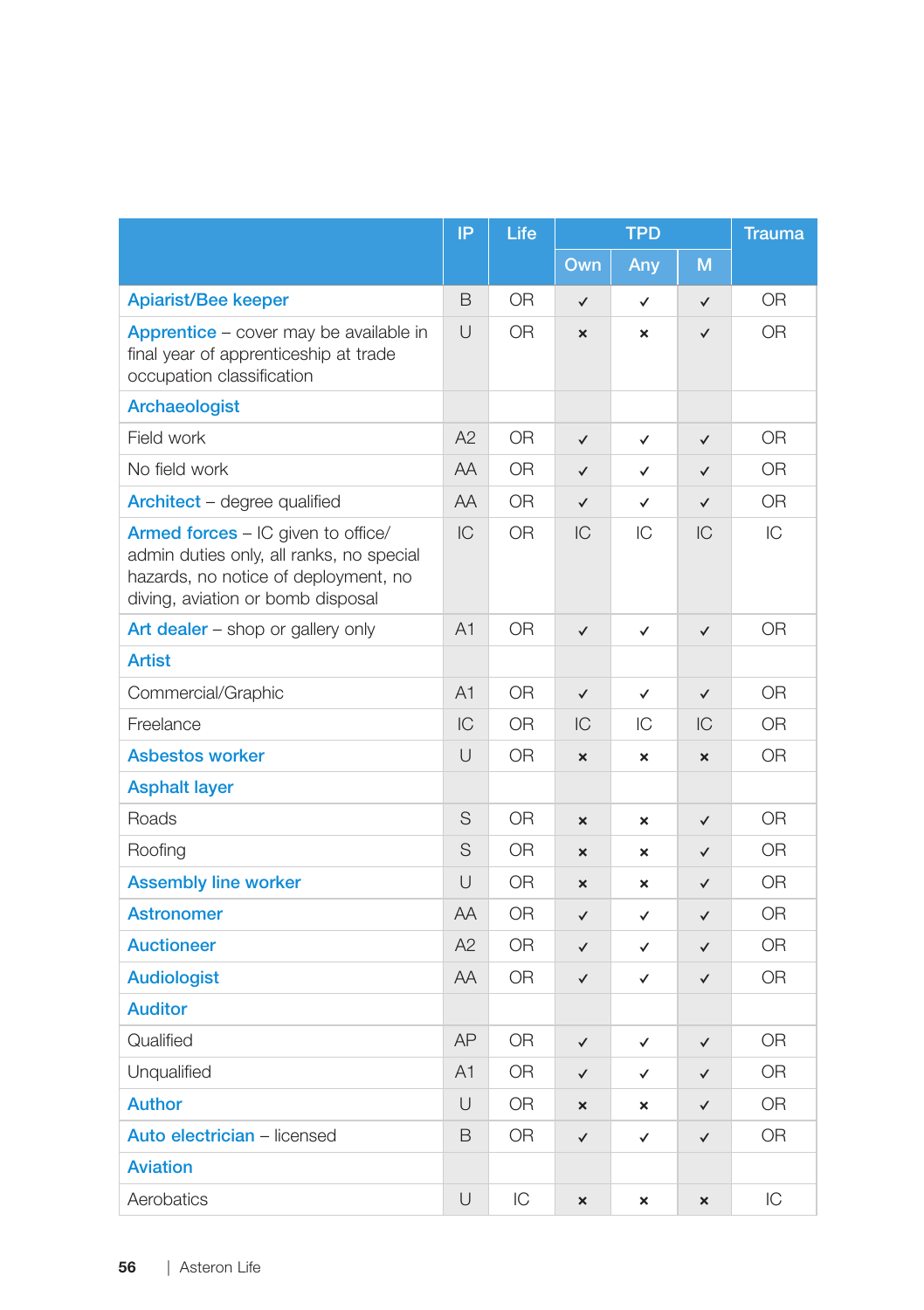| | IP | Life | TPD | | | Trauma |
|---|---|---|---|---|---|---|
| | | | Own | Any | M | |
| Apiarist/Bee keeper | B | OR | ✓ | ✓ | ✓ | OR |
| Apprentice – cover may be available in final year of apprenticeship at trade occupation classification | U | OR | × | × | ✓ | OR |
| Archaeologist | | | | | | |
| Field work | A2 | OR | ✓ | ✓ | ✓ | OR |
| No field work | AA | OR | ✓ | ✓ | ✓ | OR |
| Architect – degree qualified | AA | OR | ✓ | ✓ | ✓ | OR |
| Armed forces – IC given to office/ admin duties only, all ranks, no special hazards, no notice of deployment, no diving, aviation or bomb disposal | IC | OR | IC | IC | IC | IC |
| Art dealer – shop or gallery only | A1 | OR | ✓ | ✓ | ✓ | OR |
| Artist | | | | | | |
| Commercial/Graphic | A1 | OR | ✓ | ✓ | ✓ | OR |
| Freelance | IC | OR | IC | IC | IC | OR |
| Asbestos worker | U | OR | × | × | × | OR |
| Asphalt layer | | | | | | |
| Roads | S | OR | × | × | ✓ | OR |
| Roofing | S | OR | × | × | ✓ | OR |
| Assembly line worker | U | OR | × | × | ✓ | OR |
| Astronomer | AA | OR | ✓ | ✓ | ✓ | OR |
| Auctioneer | A2 | OR | ✓ | ✓ | ✓ | OR |
| Audiologist | AA | OR | ✓ | ✓ | ✓ | OR |
| Auditor | | | | | | |
| Qualified | AP | OR | ✓ | ✓ | ✓ | OR |
| Unqualified | A1 | OR | ✓ | ✓ | ✓ | OR |
| Author | U | OR | × | × | ✓ | OR |
| Auto electrician – licensed | B | OR | ✓ | ✓ | ✓ | OR |
| Aviation | | | | | | |
| Aerobatics | U | IC | × | × | × | IC |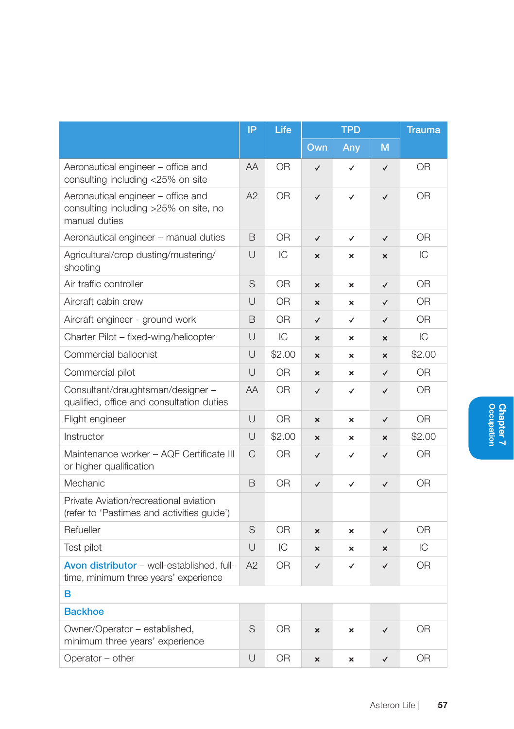| | IP | Life | TPD | | | Trauma |
|---|---|---|---|---|---|---|
| | | | Own | Any | M | |
| Aeronautical engineer – office and consulting including <25% on site | AA | OR | ✓ | ✓ | ✓ | OR |
| Aeronautical engineer – office and consulting including >25% on site, no manual duties | A2 | OR | ✓ | ✓ | ✓ | OR |
| Aeronautical engineer – manual duties | B | OR | ✓ | ✓ | ✓ | OR |
| Agricultural/crop dusting/mustering/shooting | U | IC | × | × | × | IC |
| Air traffic controller | S | OR | × | × | ✓ | OR |
| Aircraft cabin crew | U | OR | × | × | ✓ | OR |
| Aircraft engineer - ground work | B | OR | ✓ | ✓ | ✓ | OR |
| Charter Pilot – fixed-wing/helicopter | U | IC | × | × | × | IC |
| Commercial balloonist | U | $2.00 | × | × | × | $2.00 |
| Commercial pilot | U | OR | × | × | ✓ | OR |
| Consultant/draughtsman/designer – qualified, office and consultation duties | AA | OR | ✓ | ✓ | ✓ | OR |
| Flight engineer | U | OR | × | × | ✓ | OR |
| Instructor | U | $2.00 | × | × | × | $2.00 |
| Maintenance worker – AQF Certificate III or higher qualification | C | OR | ✓ | ✓ | ✓ | OR |
| Mechanic | B | OR | ✓ | ✓ | ✓ | OR |
| Private Aviation/recreational aviation (refer to 'Pastimes and activities guide') | | | | | | |
| Refueller | S | OR | × | × | ✓ | OR |
| Test pilot | U | IC | × | × | × | IC |
| **Avon distributor** – well-established, full-time, minimum three years' experience | A2 | OR | ✓ | ✓ | ✓ | OR |
| **B** | | | | | | |
| **Backhoe** | | | | | | |
| Owner/Operator – established, minimum three years' experience | S | OR | × | × | ✓ | OR |
| Operator – other | U | OR | × | × | ✓ | OR |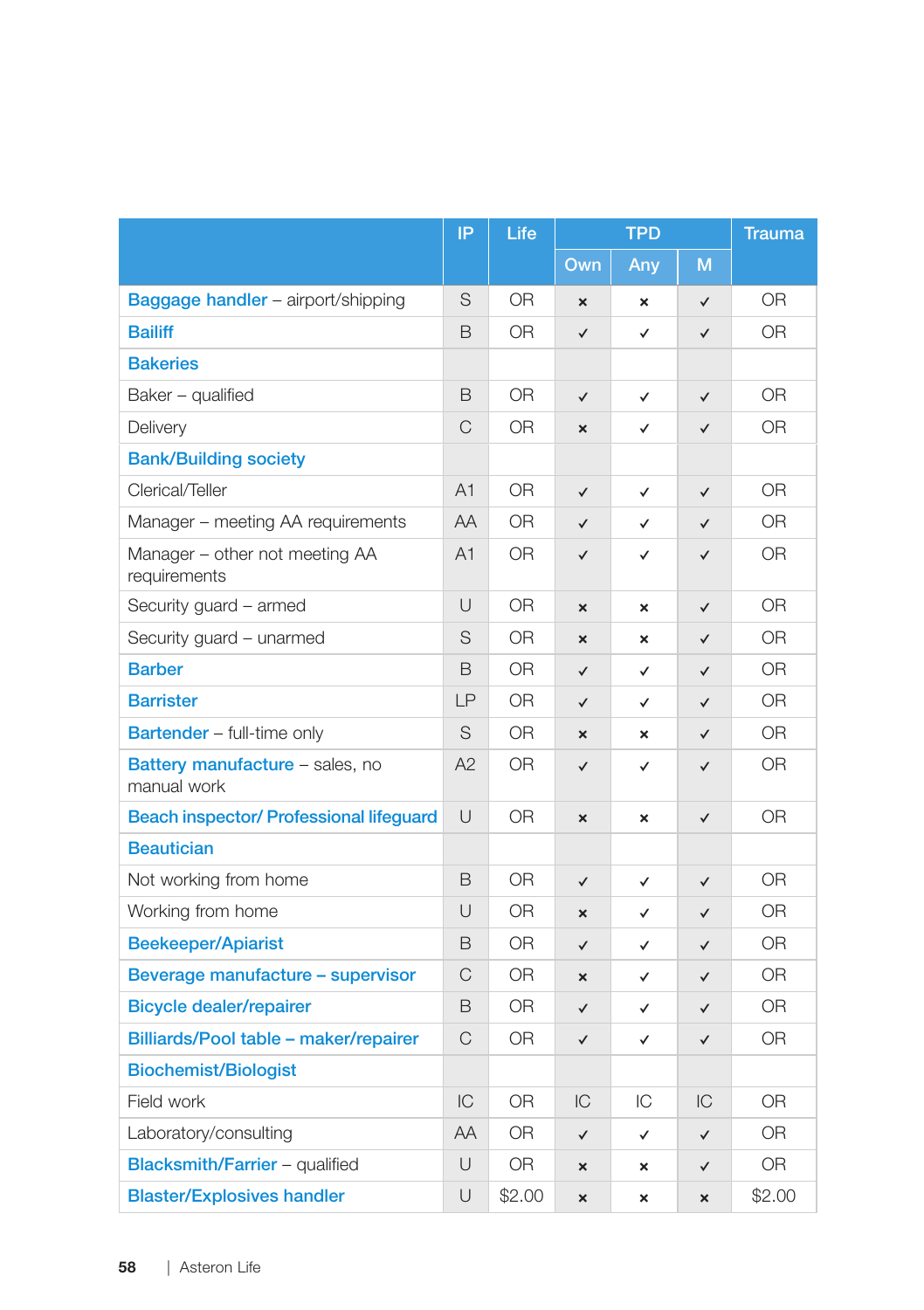| | IP | Life | TPD | | | Trauma |
|---|---|---|---|---|---|---|
| | | | Own | Any | M | |
| **Baggage handler** – airport/shipping | S | OR | × | × | ✓ | OR |
| **Bailiff** | B | OR | ✓ | ✓ | ✓ | OR |
| **Bakeries** | | | | | | |
| Baker – qualified | B | OR | ✓ | ✓ | ✓ | OR |
| Delivery | C | OR | × | ✓ | ✓ | OR |
| **Bank/Building society** | | | | | | |
| Clerical/Teller | A1 | OR | ✓ | ✓ | ✓ | OR |
| Manager – meeting AA requirements | AA | OR | ✓ | ✓ | ✓ | OR |
| Manager – other not meeting AA requirements | A1 | OR | ✓ | ✓ | ✓ | OR |
| Security guard – armed | U | OR | × | × | ✓ | OR |
| Security guard – unarmed | S | OR | × | × | ✓ | OR |
| **Barber** | B | OR | ✓ | ✓ | ✓ | OR |
| **Barrister** | LP | OR | ✓ | ✓ | ✓ | OR |
| **Bartender** – full-time only | S | OR | × | × | ✓ | OR |
| **Battery manufacture** – sales, no manual work | A2 | OR | ✓ | ✓ | ✓ | OR |
| **Beach inspector/ Professional lifeguard** | U | OR | × | × | ✓ | OR |
| **Beautician** | | | | | | |
| Not working from home | B | OR | ✓ | ✓ | ✓ | OR |
| Working from home | U | OR | × | ✓ | ✓ | OR |
| **Beekeeper/Apiarist** | B | OR | ✓ | ✓ | ✓ | OR |
| **Beverage manufacture – supervisor** | C | OR | × | ✓ | ✓ | OR |
| **Bicycle dealer/repairer** | B | OR | ✓ | ✓ | ✓ | OR |
| **Billiards/Pool table – maker/repairer** | C | OR | ✓ | ✓ | ✓ | OR |
| **Biochemist/Biologist** | | | | | | |
| Field work | IC | OR | IC | IC | IC | OR |
| Laboratory/consulting | AA | OR | ✓ | ✓ | ✓ | OR |
| **Blacksmith/Farrier** – qualified | U | OR | × | × | ✓ | OR |
| **Blaster/Explosives handler** | U | $2.00 | × | × | × | $2.00 |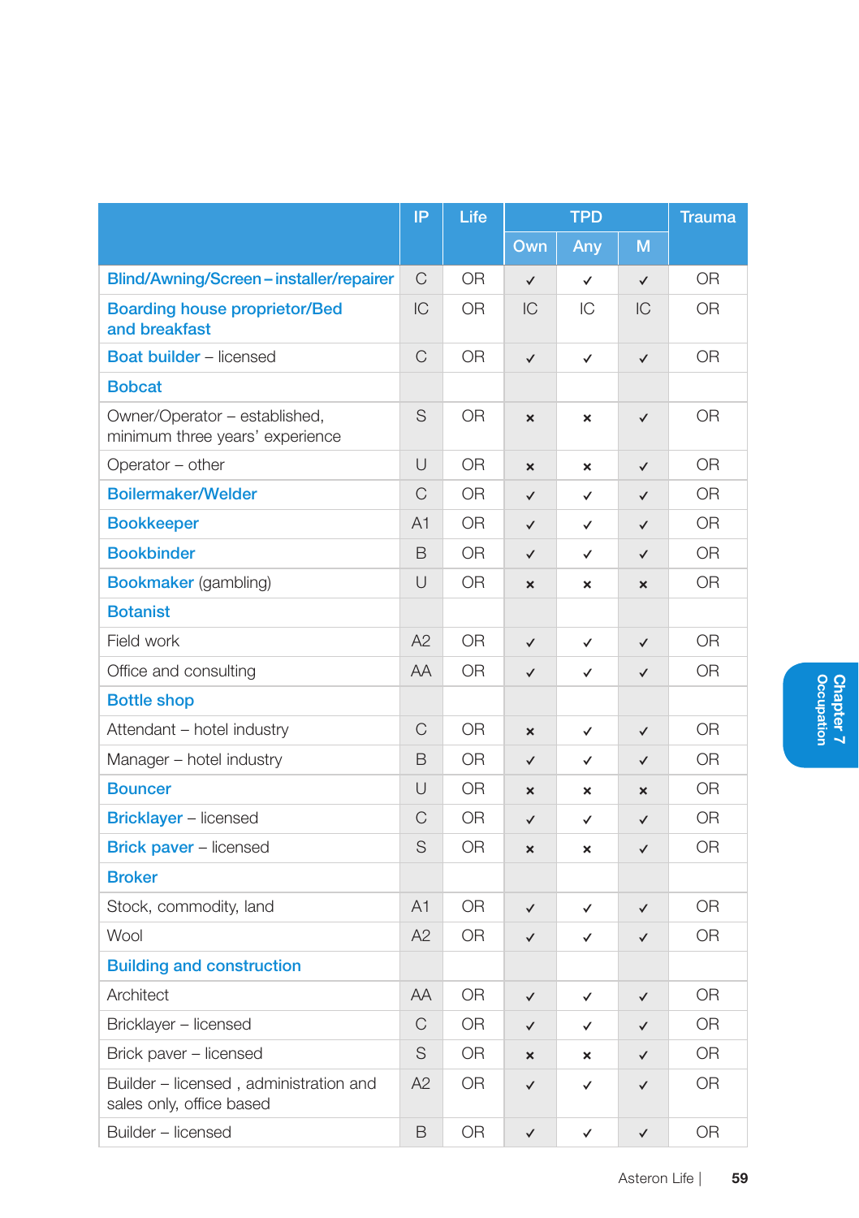| | IP | Life | TPD | | | Trauma |
|---|---|---|---|---|---|---|
| | | | Own | Any | M | |
| **Blind/Awning/Screen – installer/repairer** | C | OR | ✓ | ✓ | ✓ | OR |
| **Boarding house proprietor/Bed and breakfast** | IC | OR | IC | IC | IC | OR |
| **Boat builder** – licensed | C | OR | ✓ | ✓ | ✓ | OR |
| **Bobcat** | | | | | | |
| Owner/Operator – established, minimum three years' experience | S | OR | × | × | ✓ | OR |
| Operator – other | U | OR | × | × | ✓ | OR |
| **Boilermaker/Welder** | C | OR | ✓ | ✓ | ✓ | OR |
| **Bookkeeper** | A1 | OR | ✓ | ✓ | ✓ | OR |
| **Bookbinder** | B | OR | ✓ | ✓ | ✓ | OR |
| **Bookmaker** (gambling) | U | OR | × | × | × | OR |
| **Botanist** | | | | | | |
| Field work | A2 | OR | ✓ | ✓ | ✓ | OR |
| Office and consulting | AA | OR | ✓ | ✓ | ✓ | OR |
| **Bottle shop** | | | | | | |
| Attendant – hotel industry | C | OR | × | ✓ | ✓ | OR |
| Manager – hotel industry | B | OR | ✓ | ✓ | ✓ | OR |
| **Bouncer** | U | OR | × | × | × | OR |
| **Bricklayer** – licensed | C | OR | ✓ | ✓ | ✓ | OR |
| **Brick paver** – licensed | S | OR | × | × | ✓ | OR |
| **Broker** | | | | | | |
| Stock, commodity, land | A1 | OR | ✓ | ✓ | ✓ | OR |
| Wool | A2 | OR | ✓ | ✓ | ✓ | OR |
| **Building and construction** | | | | | | |
| Architect | AA | OR | ✓ | ✓ | ✓ | OR |
| Bricklayer – licensed | C | OR | ✓ | ✓ | ✓ | OR |
| Brick paver – licensed | S | OR | × | × | ✓ | OR |
| Builder – licensed , administration and sales only, office based | A2 | OR | ✓ | ✓ | ✓ | OR |
| Builder – licensed | B | OR | ✓ | ✓ | ✓ | OR |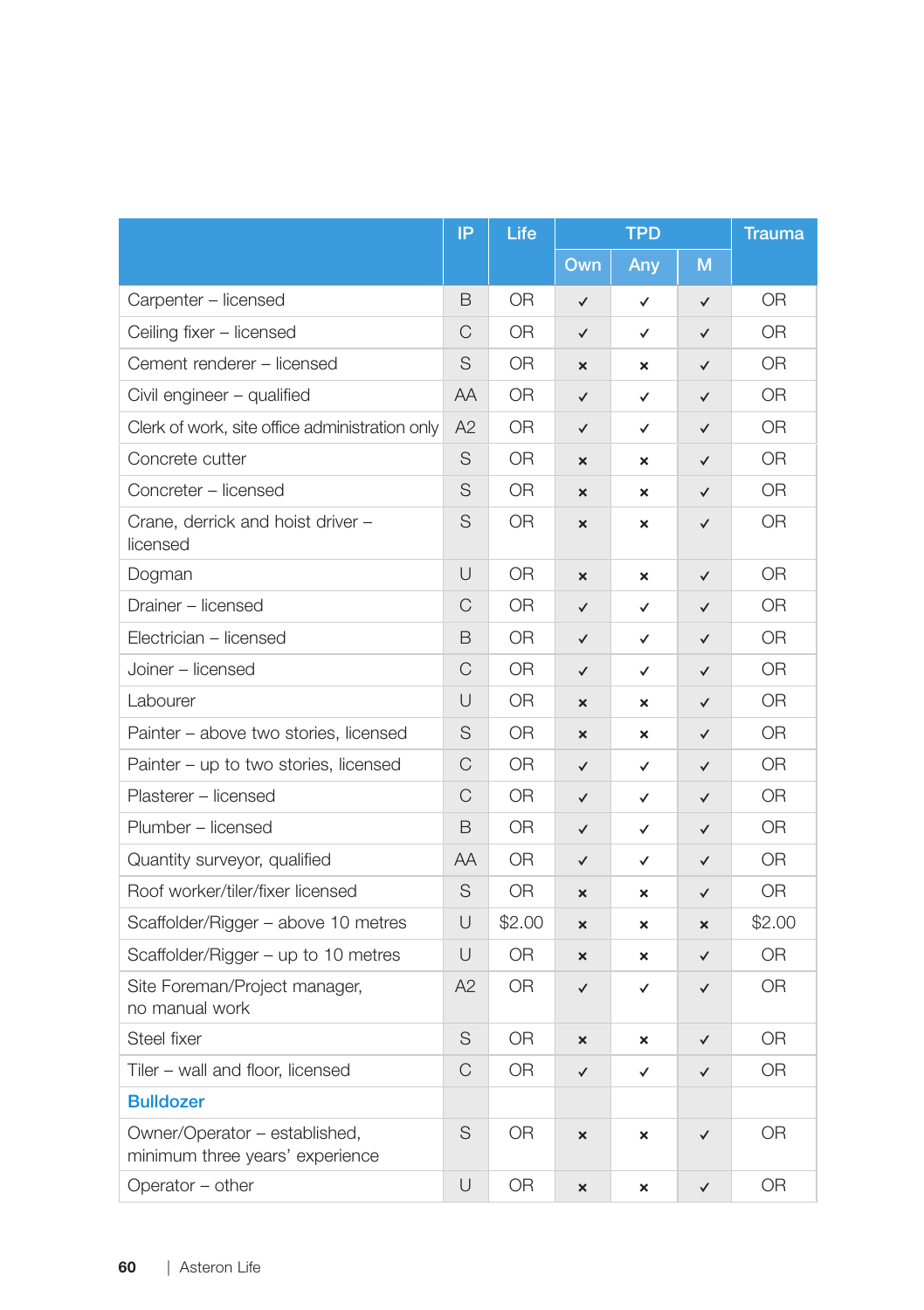| | IP | Life | TPD | | | Trauma |
|---|---|---|---|---|---|---|
| | | | Own | Any | M | |
| Carpenter – licensed | B | OR | ✓ | ✓ | ✓ | OR |
| Ceiling fixer – licensed | C | OR | ✓ | ✓ | ✓ | OR |
| Cement renderer – licensed | S | OR | × | × | ✓ | OR |
| Civil engineer – qualified | AA | OR | ✓ | ✓ | ✓ | OR |
| Clerk of work, site office administration only | A2 | OR | ✓ | ✓ | ✓ | OR |
| Concrete cutter | S | OR | × | × | ✓ | OR |
| Concreter – licensed | S | OR | × | × | ✓ | OR |
| Crane, derrick and hoist driver – licensed | S | OR | × | × | ✓ | OR |
| Dogman | U | OR | × | × | ✓ | OR |
| Drainer – licensed | C | OR | ✓ | ✓ | ✓ | OR |
| Electrician – licensed | B | OR | ✓ | ✓ | ✓ | OR |
| Joiner – licensed | C | OR | ✓ | ✓ | ✓ | OR |
| Labourer | U | OR | × | × | ✓ | OR |
| Painter – above two stories, licensed | S | OR | × | × | ✓ | OR |
| Painter – up to two stories, licensed | C | OR | ✓ | ✓ | ✓ | OR |
| Plasterer – licensed | C | OR | ✓ | ✓ | ✓ | OR |
| Plumber – licensed | B | OR | ✓ | ✓ | ✓ | OR |
| Quantity surveyor, qualified | AA | OR | ✓ | ✓ | ✓ | OR |
| Roof worker/tiler/fixer licensed | S | OR | × | × | ✓ | OR |
| Scaffolder/Rigger – above 10 metres | U | $2.00 | × | × | × | $2.00 |
| Scaffolder/Rigger – up to 10 metres | U | OR | × | × | ✓ | OR |
| Site Foreman/Project manager, no manual work | A2 | OR | ✓ | ✓ | ✓ | OR |
| Steel fixer | S | OR | × | × | ✓ | OR |
| Tiler – wall and floor, licensed | C | OR | ✓ | ✓ | ✓ | OR |
| **Bulldozer** | | | | | | |
| Owner/Operator – established, minimum three years' experience | S | OR | × | × | ✓ | OR |
| Operator – other | U | OR | × | × | ✓ | OR |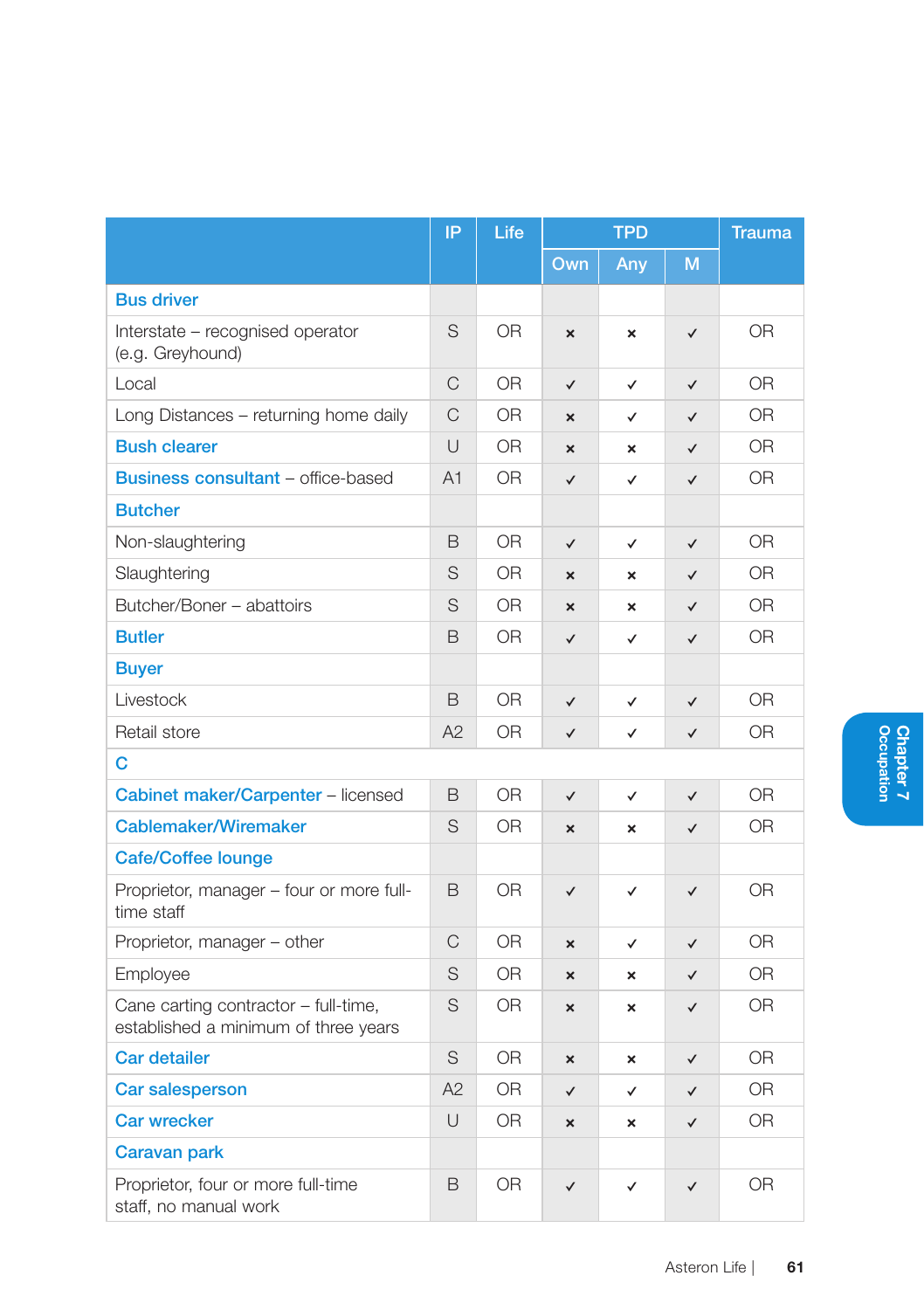|  | IP | Life | TPD |  |  | Trauma |
|---|---|---|---|---|---|---|
|  |  |  | Own | Any | M |  |
| **Bus driver** |  |  |  |  |  |  |
| Interstate – recognised operator (e.g. Greyhound) | S | OR | × | × | ✓ | OR |
| Local | C | OR | ✓ | ✓ | ✓ | OR |
| Long Distances – returning home daily | C | OR | × | ✓ | ✓ | OR |
| **Bush clearer** | U | OR | × | × | ✓ | OR |
| **Business consultant** – office-based | A1 | OR | ✓ | ✓ | ✓ | OR |
| **Butcher** |  |  |  |  |  |  |
| Non-slaughtering | B | OR | ✓ | ✓ | ✓ | OR |
| Slaughtering | S | OR | × | × | ✓ | OR |
| Butcher/Boner – abattoirs | S | OR | × | × | ✓ | OR |
| **Butler** | B | OR | ✓ | ✓ | ✓ | OR |
| **Buyer** |  |  |  |  |  |  |
| Livestock | B | OR | ✓ | ✓ | ✓ | OR |
| Retail store | A2 | OR | ✓ | ✓ | ✓ | OR |
| **C** |  |  |  |  |  |  |
| **Cabinet maker/Carpenter** – licensed | B | OR | ✓ | ✓ | ✓ | OR |
| **Cablemaker/Wiremaker** | S | OR | × | × | ✓ | OR |
| **Cafe/Coffee lounge** |  |  |  |  |  |  |
| Proprietor, manager – four or more full-time staff | B | OR | ✓ | ✓ | ✓ | OR |
| Proprietor, manager – other | C | OR | × | ✓ | ✓ | OR |
| Employee | S | OR | × | × | ✓ | OR |
| Cane carting contractor – full-time, established a minimum of three years | S | OR | × | × | ✓ | OR |
| **Car detailer** | S | OR | × | × | ✓ | OR |
| **Car salesperson** | A2 | OR | ✓ | ✓ | ✓ | OR |
| **Car wrecker** | U | OR | × | × | ✓ | OR |
| **Caravan park** |  |  |  |  |  |  |
| Proprietor, four or more full-time staff, no manual work | B | OR | ✓ | ✓ | ✓ | OR |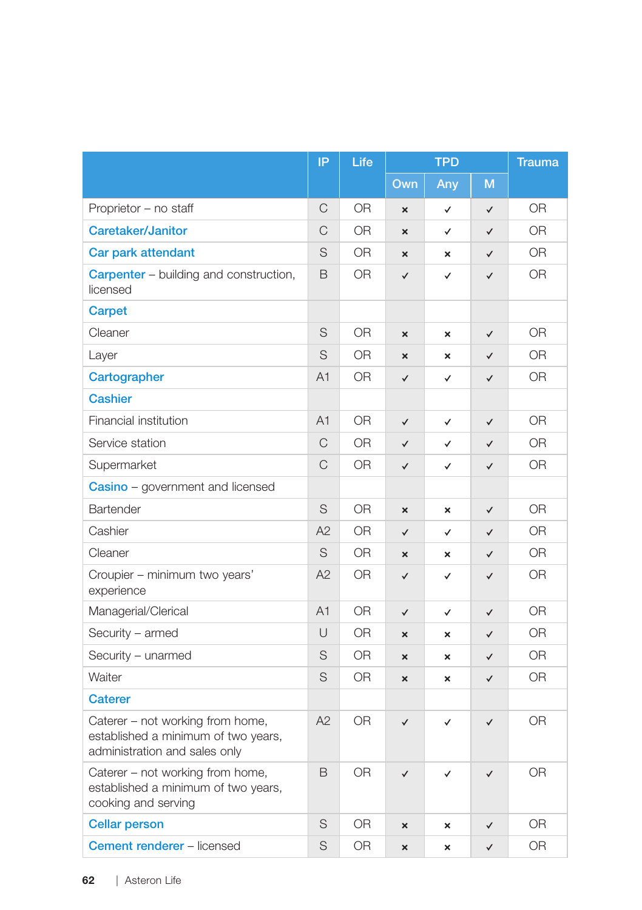| | IP | Life | TPD | | | Trauma |
|---|---|---|---|---|---|---|
| | | | Own | Any | M | |
| Proprietor – no staff | C | OR | × | ✓ | ✓ | OR |
| **Caretaker/Janitor** | C | OR | × | ✓ | ✓ | OR |
| **Car park attendant** | S | OR | × | × | ✓ | OR |
| **Carpenter** – building and construction, licensed | B | OR | ✓ | ✓ | ✓ | OR |
| **Carpet** | | | | | | |
| Cleaner | S | OR | × | × | ✓ | OR |
| Layer | S | OR | × | × | ✓ | OR |
| **Cartographer** | A1 | OR | ✓ | ✓ | ✓ | OR |
| **Cashier** | | | | | | |
| Financial institution | A1 | OR | ✓ | ✓ | ✓ | OR |
| Service station | C | OR | ✓ | ✓ | ✓ | OR |
| Supermarket | C | OR | ✓ | ✓ | ✓ | OR |
| **Casino** – government and licensed | | | | | | |
| Bartender | S | OR | × | × | ✓ | OR |
| Cashier | A2 | OR | ✓ | ✓ | ✓ | OR |
| Cleaner | S | OR | × | × | ✓ | OR |
| Croupier – minimum two years' experience | A2 | OR | ✓ | ✓ | ✓ | OR |
| Managerial/Clerical | A1 | OR | ✓ | ✓ | ✓ | OR |
| Security – armed | U | OR | × | × | ✓ | OR |
| Security – unarmed | S | OR | × | × | ✓ | OR |
| Waiter | S | OR | × | × | ✓ | OR |
| **Caterer** | | | | | | |
| Caterer – not working from home, established a minimum of two years, administration and sales only | A2 | OR | ✓ | ✓ | ✓ | OR |
| Caterer – not working from home, established a minimum of two years, cooking and serving | B | OR | ✓ | ✓ | ✓ | OR |
| **Cellar person** | S | OR | × | × | ✓ | OR |
| **Cement renderer** – licensed | S | OR | × | × | ✓ | OR |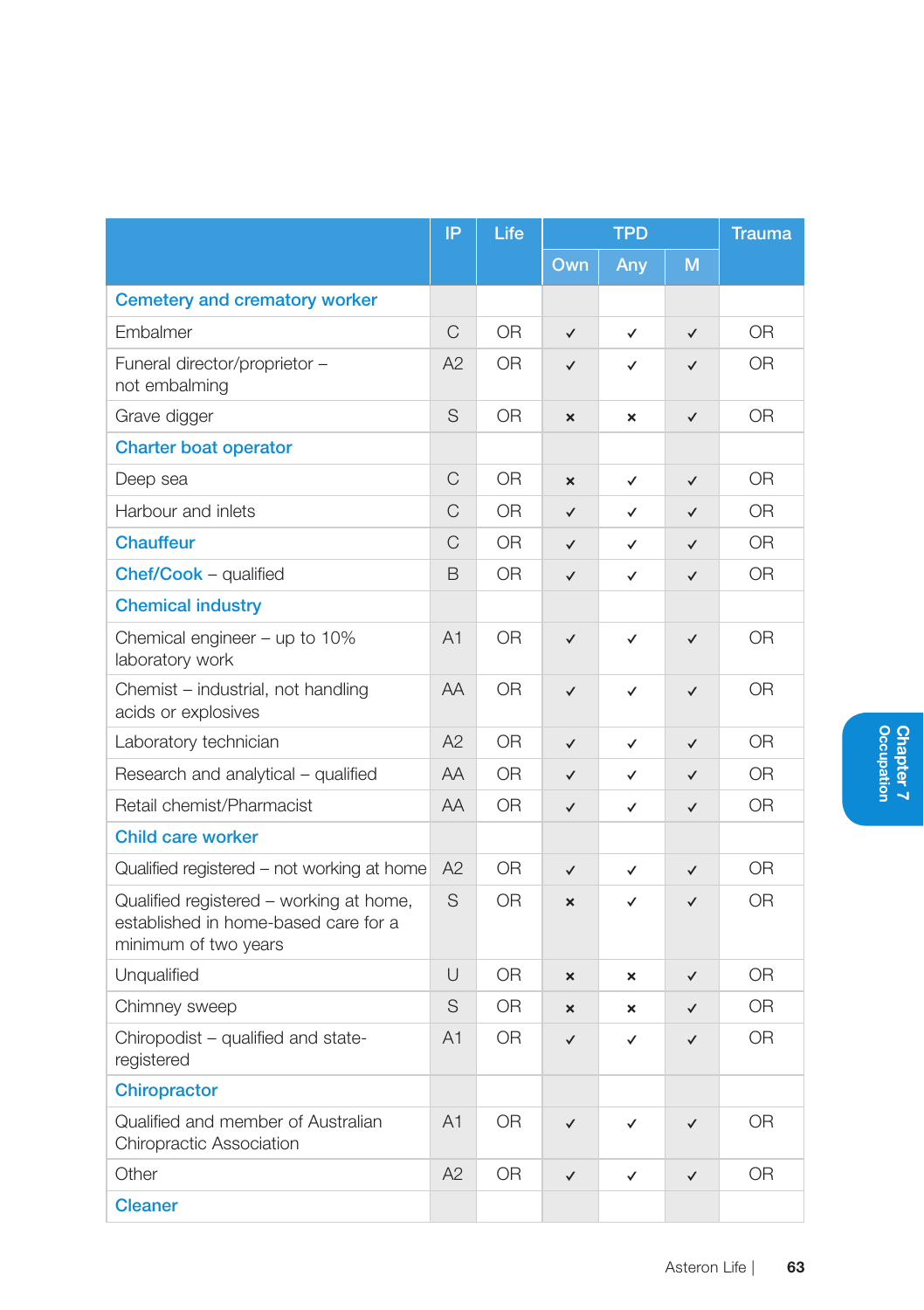| | IP | Life | TPD | | | Trauma |
|---|---|---|---|---|---|---|
| | | | Own | Any | M | |
| **Cemetery and crematory worker** | | | | | | |
| Embalmer | C | OR | ✓ | ✓ | ✓ | OR |
| Funeral director/proprietor – not embalming | A2 | OR | ✓ | ✓ | ✓ | OR |
| Grave digger | S | OR | × | × | ✓ | OR |
| **Charter boat operator** | | | | | | |
| Deep sea | C | OR | × | ✓ | ✓ | OR |
| Harbour and inlets | C | OR | ✓ | ✓ | ✓ | OR |
| **Chauffeur** | C | OR | ✓ | ✓ | ✓ | OR |
| **Chef/Cook** – qualified | B | OR | ✓ | ✓ | ✓ | OR |
| **Chemical industry** | | | | | | |
| Chemical engineer – up to 10% laboratory work | A1 | OR | ✓ | ✓ | ✓ | OR |
| Chemist – industrial, not handling acids or explosives | AA | OR | ✓ | ✓ | ✓ | OR |
| Laboratory technician | A2 | OR | ✓ | ✓ | ✓ | OR |
| Research and analytical – qualified | AA | OR | ✓ | ✓ | ✓ | OR |
| Retail chemist/Pharmacist | AA | OR | ✓ | ✓ | ✓ | OR |
| **Child care worker** | | | | | | |
| Qualified registered – not working at home | A2 | OR | ✓ | ✓ | ✓ | OR |
| Qualified registered – working at home, established in home-based care for a minimum of two years | S | OR | × | ✓ | ✓ | OR |
| Unqualified | U | OR | × | × | ✓ | OR |
| Chimney sweep | S | OR | × | × | ✓ | OR |
| Chiropodist – qualified and state-registered | A1 | OR | ✓ | ✓ | ✓ | OR |
| **Chiropractor** | | | | | | |
| Qualified and member of Australian Chiropractic Association | A1 | OR | ✓ | ✓ | ✓ | OR |
| Other | A2 | OR | ✓ | ✓ | ✓ | OR |
| **Cleaner** | | | | | | |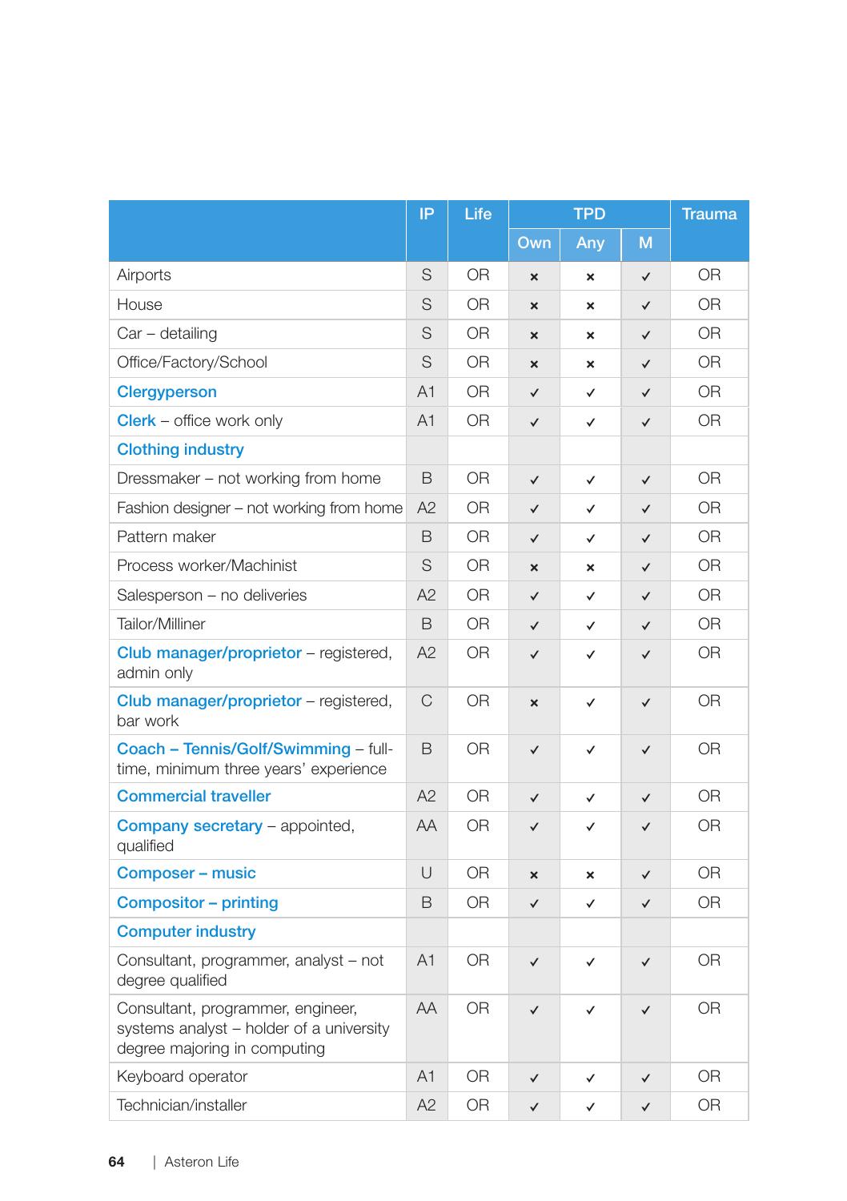| | IP | Life | TPD | | | Trauma |
|---|---|---|---|---|---|---|
| | | | Own | Any | M | |
| Airports | S | OR | × | × | ✓ | OR |
| House | S | OR | × | × | ✓ | OR |
| Car – detailing | S | OR | × | × | ✓ | OR |
| Office/Factory/School | S | OR | × | × | ✓ | OR |
| **Clergyperson** | A1 | OR | ✓ | ✓ | ✓ | OR |
| **Clerk** – office work only | A1 | OR | ✓ | ✓ | ✓ | OR |
| **Clothing industry** | | | | | | |
| Dressmaker – not working from home | B | OR | ✓ | ✓ | ✓ | OR |
| Fashion designer – not working from home | A2 | OR | ✓ | ✓ | ✓ | OR |
| Pattern maker | B | OR | ✓ | ✓ | ✓ | OR |
| Process worker/Machinist | S | OR | × | × | ✓ | OR |
| Salesperson – no deliveries | A2 | OR | ✓ | ✓ | ✓ | OR |
| Tailor/Milliner | B | OR | ✓ | ✓ | ✓ | OR |
| **Club manager/proprietor** – registered, admin only | A2 | OR | ✓ | ✓ | ✓ | OR |
| **Club manager/proprietor** – registered, bar work | C | OR | × | ✓ | ✓ | OR |
| **Coach – Tennis/Golf/Swimming** – full-time, minimum three years' experience | B | OR | ✓ | ✓ | ✓ | OR |
| **Commercial traveller** | A2 | OR | ✓ | ✓ | ✓ | OR |
| **Company secretary** – appointed, qualified | AA | OR | ✓ | ✓ | ✓ | OR |
| **Composer – music** | U | OR | × | × | ✓ | OR |
| **Compositor – printing** | B | OR | ✓ | ✓ | ✓ | OR |
| **Computer industry** | | | | | | |
| Consultant, programmer, analyst – not degree qualified | A1 | OR | ✓ | ✓ | ✓ | OR |
| Consultant, programmer, engineer, systems analyst – holder of a university degree majoring in computing | AA | OR | ✓ | ✓ | ✓ | OR |
| Keyboard operator | A1 | OR | ✓ | ✓ | ✓ | OR |
| Technician/installer | A2 | OR | ✓ | ✓ | ✓ | OR |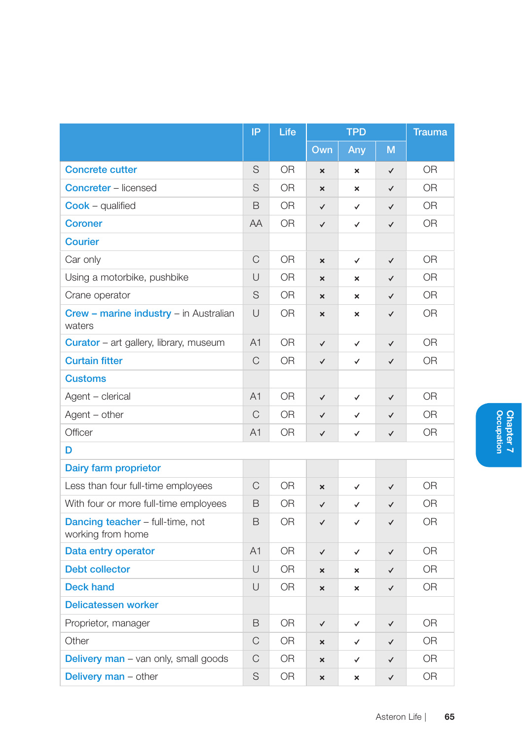| | IP | Life | TPD | | | Trauma |
|---|---|---|---|---|---|---|
| | | | Own | Any | M | |
| **Concrete cutter** | S | OR | × | × | ✓ | OR |
| **Concreter** – licensed | S | OR | × | × | ✓ | OR |
| **Cook** – qualified | B | OR | ✓ | ✓ | ✓ | OR |
| **Coroner** | AA | OR | ✓ | ✓ | ✓ | OR |
| **Courier** | | | | | | |
| Car only | C | OR | × | ✓ | ✓ | OR |
| Using a motorbike, pushbike | U | OR | × | × | ✓ | OR |
| Crane operator | S | OR | × | × | ✓ | OR |
| **Crew – marine industry** – in Australian waters | U | OR | × | × | ✓ | OR |
| **Curator** – art gallery, library, museum | A1 | OR | ✓ | ✓ | ✓ | OR |
| **Curtain fitter** | C | OR | ✓ | ✓ | ✓ | OR |
| **Customs** | | | | | | |
| Agent – clerical | A1 | OR | ✓ | ✓ | ✓ | OR |
| Agent – other | C | OR | ✓ | ✓ | ✓ | OR |
| Officer | A1 | OR | ✓ | ✓ | ✓ | OR |
| **D** | | | | | | |
| **Dairy farm proprietor** | | | | | | |
| Less than four full-time employees | C | OR | × | ✓ | ✓ | OR |
| With four or more full-time employees | B | OR | ✓ | ✓ | ✓ | OR |
| **Dancing teacher** – full-time, not working from home | B | OR | ✓ | ✓ | ✓ | OR |
| **Data entry operator** | A1 | OR | ✓ | ✓ | ✓ | OR |
| **Debt collector** | U | OR | × | × | ✓ | OR |
| **Deck hand** | U | OR | × | × | ✓ | OR |
| **Delicatessen worker** | | | | | | |
| Proprietor, manager | B | OR | ✓ | ✓ | ✓ | OR |
| Other | C | OR | × | ✓ | ✓ | OR |
| **Delivery man** – van only, small goods | C | OR | × | ✓ | ✓ | OR |
| **Delivery man** – other | S | OR | × | × | ✓ | OR |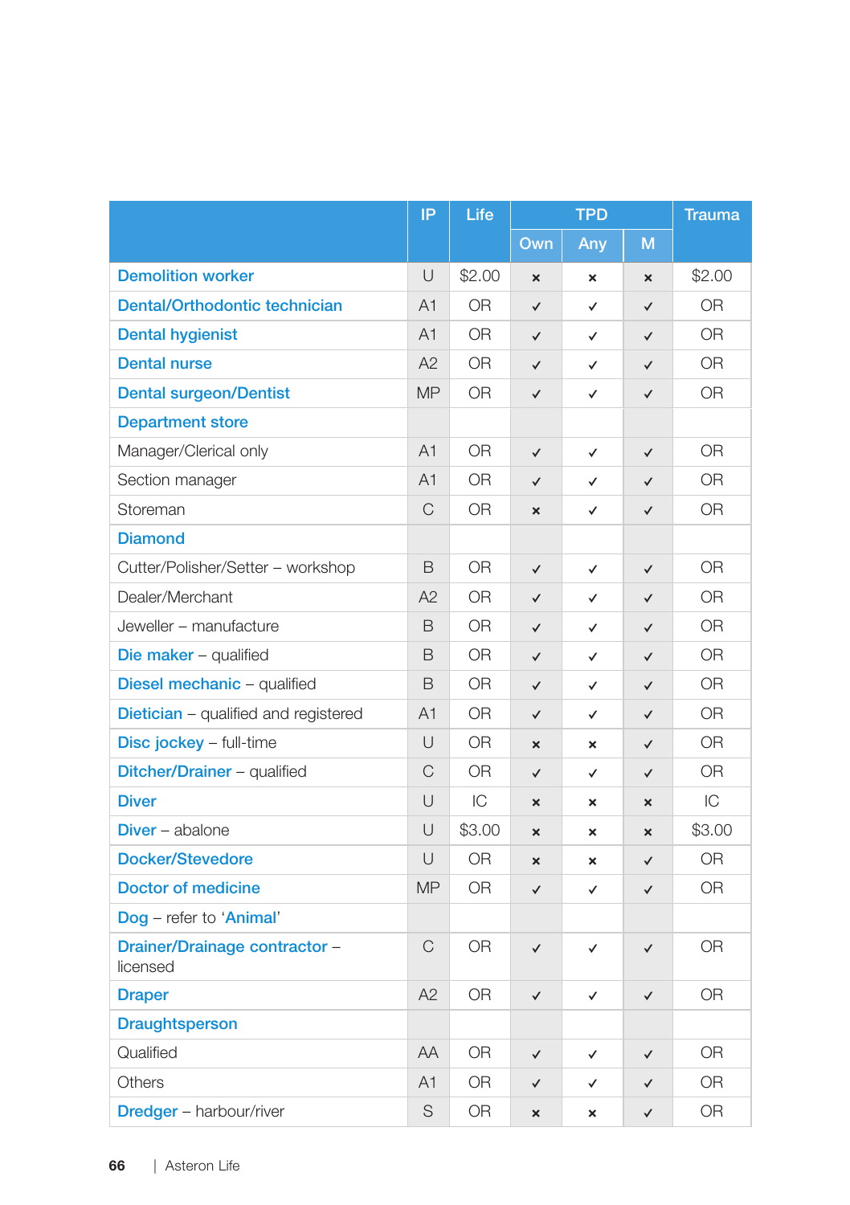| | IP | Life | TPD | | | Trauma |
|---|---|---|---|---|---|---|
| | | | Own | Any | M | |
| **Demolition worker** | U | $2.00 | × | × | × | $2.00 |
| **Dental/Orthodontic technician** | A1 | OR | ✓ | ✓ | ✓ | OR |
| **Dental hygienist** | A1 | OR | ✓ | ✓ | ✓ | OR |
| **Dental nurse** | A2 | OR | ✓ | ✓ | ✓ | OR |
| **Dental surgeon/Dentist** | MP | OR | ✓ | ✓ | ✓ | OR |
| **Department store** | | | | | | |
| Manager/Clerical only | A1 | OR | ✓ | ✓ | ✓ | OR |
| Section manager | A1 | OR | ✓ | ✓ | ✓ | OR |
| Storeman | C | OR | × | ✓ | ✓ | OR |
| **Diamond** | | | | | | |
| Cutter/Polisher/Setter – workshop | B | OR | ✓ | ✓ | ✓ | OR |
| Dealer/Merchant | A2 | OR | ✓ | ✓ | ✓ | OR |
| Jeweller – manufacture | B | OR | ✓ | ✓ | ✓ | OR |
| **Die maker** – qualified | B | OR | ✓ | ✓ | ✓ | OR |
| **Diesel mechanic** – qualified | B | OR | ✓ | ✓ | ✓ | OR |
| **Dietician** – qualified and registered | A1 | OR | ✓ | ✓ | ✓ | OR |
| **Disc jockey** – full-time | U | OR | × | × | ✓ | OR |
| **Ditcher/Drainer** – qualified | C | OR | ✓ | ✓ | ✓ | OR |
| **Diver** | U | IC | × | × | × | IC |
| **Diver** – abalone | U | $3.00 | × | × | × | $3.00 |
| **Docker/Stevedore** | U | OR | × | × | ✓ | OR |
| **Doctor of medicine** | MP | OR | ✓ | ✓ | ✓ | OR |
| **Dog** – refer to '**Animal**' | | | | | | |
| **Drainer/Drainage contractor** – licensed | C | OR | ✓ | ✓ | ✓ | OR |
| **Draper** | A2 | OR | ✓ | ✓ | ✓ | OR |
| **Draughtsperson** | | | | | | |
| Qualified | AA | OR | ✓ | ✓ | ✓ | OR |
| Others | A1 | OR | ✓ | ✓ | ✓ | OR |
| **Dredger** – harbour/river | S | OR | × | × | ✓ | OR |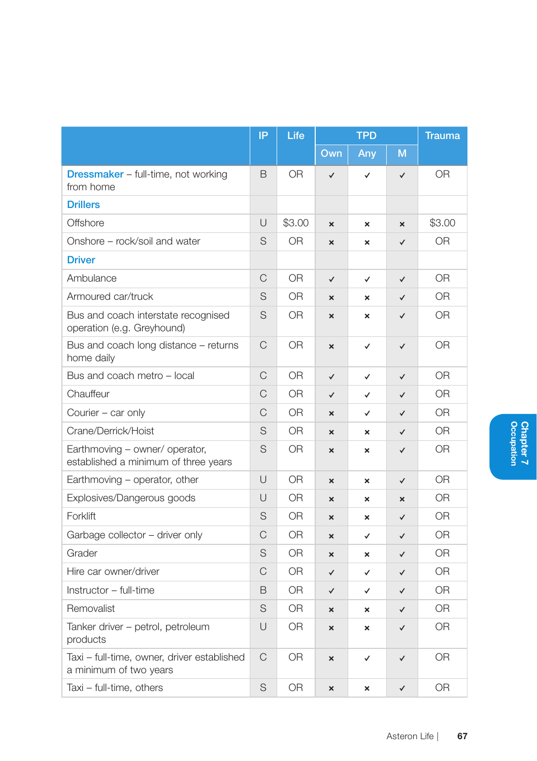| | IP | Life | TPD | | | Trauma |
|---|---|---|---|---|---|---|
| | | | Own | Any | M | |
| **Dressmaker** – full-time, not working from home | B | OR | ✓ | ✓ | ✓ | OR |
| **Drillers** | | | | | | |
| Offshore | U | $3.00 | × | × | × | $3.00 |
| Onshore – rock/soil and water | S | OR | × | × | ✓ | OR |
| **Driver** | | | | | | |
| Ambulance | C | OR | ✓ | ✓ | ✓ | OR |
| Armoured car/truck | S | OR | × | × | ✓ | OR |
| Bus and coach interstate recognised operation (e.g. Greyhound) | S | OR | × | × | ✓ | OR |
| Bus and coach long distance – returns home daily | C | OR | × | ✓ | ✓ | OR |
| Bus and coach metro – local | C | OR | ✓ | ✓ | ✓ | OR |
| Chauffeur | C | OR | ✓ | ✓ | ✓ | OR |
| Courier – car only | C | OR | × | ✓ | ✓ | OR |
| Crane/Derrick/Hoist | S | OR | × | × | ✓ | OR |
| Earthmoving – owner/ operator, established a minimum of three years | S | OR | × | × | ✓ | OR |
| Earthmoving – operator, other | U | OR | × | × | ✓ | OR |
| Explosives/Dangerous goods | U | OR | × | × | × | OR |
| Forklift | S | OR | × | × | ✓ | OR |
| Garbage collector – driver only | C | OR | × | ✓ | ✓ | OR |
| Grader | S | OR | × | × | ✓ | OR |
| Hire car owner/driver | C | OR | ✓ | ✓ | ✓ | OR |
| Instructor – full-time | B | OR | ✓ | ✓ | ✓ | OR |
| Removalist | S | OR | × | × | ✓ | OR |
| Tanker driver – petrol, petroleum products | U | OR | × | × | ✓ | OR |
| Taxi – full-time, owner, driver established a minimum of two years | C | OR | × | ✓ | ✓ | OR |
| Taxi – full-time, others | S | OR | × | × | ✓ | OR |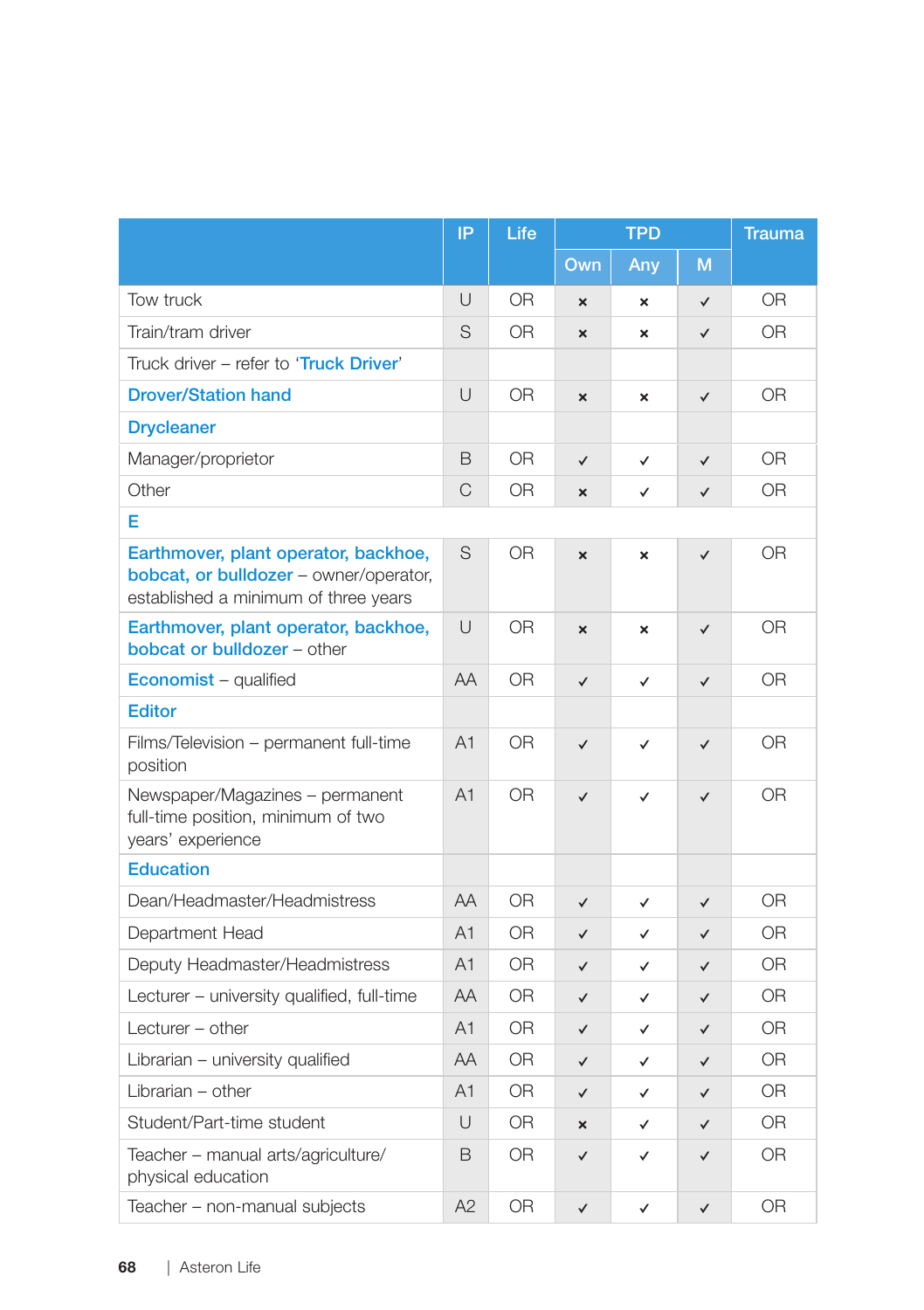| | IP | Life | TPD | | | Trauma |
|---|---|---|---|---|---|---|
| | | | Own | Any | M | |
| Tow truck | U | OR | × | × | ✓ | OR |
| Train/tram driver | S | OR | × | × | ✓ | OR |
| Truck driver – refer to 'Truck Driver' | | | | | | |
| **Drover/Station hand** | U | OR | × | × | ✓ | OR |
| **Drycleaner** | | | | | | |
| Manager/proprietor | B | OR | ✓ | ✓ | ✓ | OR |
| Other | C | OR | × | ✓ | ✓ | OR |
| **E** | | | | | | |
| **Earthmover, plant operator, backhoe, bobcat, or bulldozer** – owner/operator, established a minimum of three years | S | OR | × | × | ✓ | OR |
| **Earthmover, plant operator, backhoe, bobcat or bulldozer** – other | U | OR | × | × | ✓ | OR |
| **Economist** – qualified | AA | OR | ✓ | ✓ | ✓ | OR |
| **Editor** | | | | | | |
| Films/Television – permanent full-time position | A1 | OR | ✓ | ✓ | ✓ | OR |
| Newspaper/Magazines – permanent full-time position, minimum of two years' experience | A1 | OR | ✓ | ✓ | ✓ | OR |
| **Education** | | | | | | |
| Dean/Headmaster/Headmistress | AA | OR | ✓ | ✓ | ✓ | OR |
| Department Head | A1 | OR | ✓ | ✓ | ✓ | OR |
| Deputy Headmaster/Headmistress | A1 | OR | ✓ | ✓ | ✓ | OR |
| Lecturer – university qualified, full-time | AA | OR | ✓ | ✓ | ✓ | OR |
| Lecturer – other | A1 | OR | ✓ | ✓ | ✓ | OR |
| Librarian – university qualified | AA | OR | ✓ | ✓ | ✓ | OR |
| Librarian – other | A1 | OR | ✓ | ✓ | ✓ | OR |
| Student/Part-time student | U | OR | × | ✓ | ✓ | OR |
| Teacher – manual arts/agriculture/physical education | B | OR | ✓ | ✓ | ✓ | OR |
| Teacher – non-manual subjects | A2 | OR | ✓ | ✓ | ✓ | OR |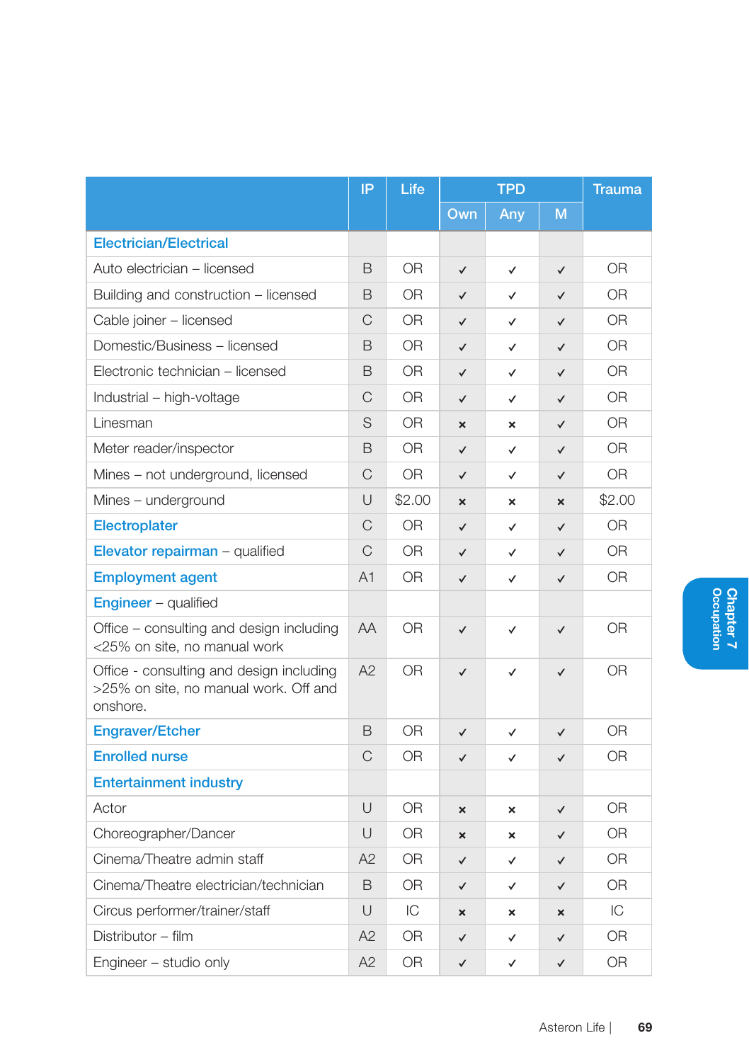| | IP | Life | TPD | | | Trauma |
|---|---|---|---|---|---|---|
| | | | Own | Any | M | |
| **Electrician/Electrical** | | | | | | |
| Auto electrician – licensed | B | OR | ✓ | ✓ | ✓ | OR |
| Building and construction – licensed | B | OR | ✓ | ✓ | ✓ | OR |
| Cable joiner – licensed | C | OR | ✓ | ✓ | ✓ | OR |
| Domestic/Business – licensed | B | OR | ✓ | ✓ | ✓ | OR |
| Electronic technician – licensed | B | OR | ✓ | ✓ | ✓ | OR |
| Industrial – high-voltage | C | OR | ✓ | ✓ | ✓ | OR |
| Linesman | S | OR | × | × | ✓ | OR |
| Meter reader/inspector | B | OR | ✓ | ✓ | ✓ | OR |
| Mines – not underground, licensed | C | OR | ✓ | ✓ | ✓ | OR |
| Mines – underground | U | $2.00 | × | × | × | $2.00 |
| **Electroplater** | C | OR | ✓ | ✓ | ✓ | OR |
| **Elevator repairman** – qualified | C | OR | ✓ | ✓ | ✓ | OR |
| **Employment agent** | A1 | OR | ✓ | ✓ | ✓ | OR |
| **Engineer** – qualified | | | | | | |
| Office – consulting and design including <25% on site, no manual work | AA | OR | ✓ | ✓ | ✓ | OR |
| Office - consulting and design including >25% on site, no manual work. Off and onshore. | A2 | OR | ✓ | ✓ | ✓ | OR |
| **Engraver/Etcher** | B | OR | ✓ | ✓ | ✓ | OR |
| **Enrolled nurse** | C | OR | ✓ | ✓ | ✓ | OR |
| **Entertainment industry** | | | | | | |
| Actor | U | OR | × | × | ✓ | OR |
| Choreographer/Dancer | U | OR | × | × | ✓ | OR |
| Cinema/Theatre admin staff | A2 | OR | ✓ | ✓ | ✓ | OR |
| Cinema/Theatre electrician/technician | B | OR | ✓ | ✓ | ✓ | OR |
| Circus performer/trainer/staff | U | IC | × | × | × | IC |
| Distributor – film | A2 | OR | ✓ | ✓ | ✓ | OR |
| Engineer – studio only | A2 | OR | ✓ | ✓ | ✓ | OR |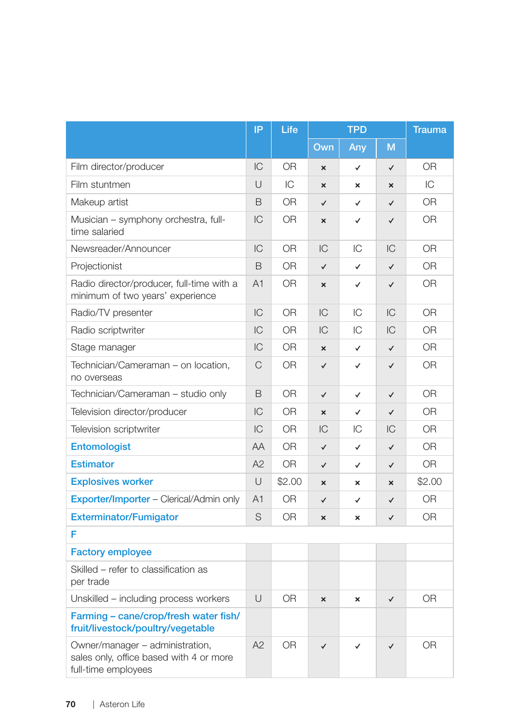| | IP | Life | TPD | | | Trauma |
|---|---|---|---|---|---|---|
| | | | Own | Any | M | |
| Film director/producer | IC | OR | × | ✓ | ✓ | OR |
| Film stuntmen | U | IC | × | × | × | IC |
| Makeup artist | B | OR | ✓ | ✓ | ✓ | OR |
| Musician – symphony orchestra, full-time salaried | IC | OR | × | ✓ | ✓ | OR |
| Newsreader/Announcer | IC | OR | IC | IC | IC | OR |
| Projectionist | B | OR | ✓ | ✓ | ✓ | OR |
| Radio director/producer, full-time with a minimum of two years' experience | A1 | OR | × | ✓ | ✓ | OR |
| Radio/TV presenter | IC | OR | IC | IC | IC | OR |
| Radio scriptwriter | IC | OR | IC | IC | IC | OR |
| Stage manager | IC | OR | × | ✓ | ✓ | OR |
| Technician/Cameraman – on location, no overseas | C | OR | ✓ | ✓ | ✓ | OR |
| Technician/Cameraman – studio only | B | OR | ✓ | ✓ | ✓ | OR |
| Television director/producer | IC | OR | × | ✓ | ✓ | OR |
| Television scriptwriter | IC | OR | IC | IC | IC | OR |
| **Entomologist** | AA | OR | ✓ | ✓ | ✓ | OR |
| **Estimator** | A2 | OR | ✓ | ✓ | ✓ | OR |
| **Explosives worker** | U | $2.00 | × | × | × | $2.00 |
| **Exporter/Importer** – Clerical/Admin only | A1 | OR | ✓ | ✓ | ✓ | OR |
| **Exterminator/Fumigator** | S | OR | × | × | ✓ | OR |
| **F** | | | | | | |
| **Factory employee** | | | | | | |
| Skilled – refer to classification as per trade | | | | | | |
| Unskilled – including process workers | U | OR | × | × | ✓ | OR |
| **Farming – cane/crop/fresh water fish/fruit/livestock/poultry/vegetable** | | | | | | |
| Owner/manager – administration, sales only, office based with 4 or more full-time employees | A2 | OR | ✓ | ✓ | ✓ | OR |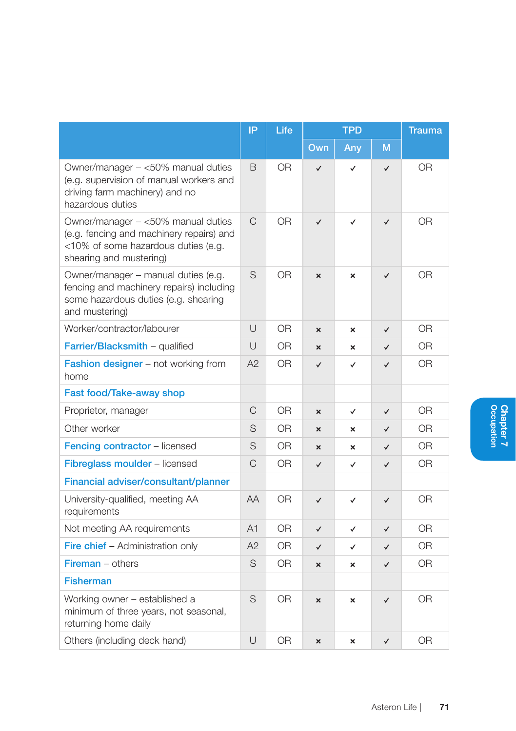| | IP | Life | TPD | | | Trauma |
|---|---|---|---|---|---|---|
| | | | Own | Any | M | |
| Owner/manager – <50% manual duties (e.g. supervision of manual workers and driving farm machinery) and no hazardous duties | B | OR | ✓ | ✓ | ✓ | OR |
| Owner/manager – <50% manual duties (e.g. fencing and machinery repairs) and <10% of some hazardous duties (e.g. shearing and mustering) | C | OR | ✓ | ✓ | ✓ | OR |
| Owner/manager – manual duties (e.g. fencing and machinery repairs) including some hazardous duties (e.g. shearing and mustering) | S | OR | × | × | ✓ | OR |
| Worker/contractor/labourer | U | OR | × | × | ✓ | OR |
| **Farrier/Blacksmith** – qualified | U | OR | × | × | ✓ | OR |
| **Fashion designer** – not working from home | A2 | OR | ✓ | ✓ | ✓ | OR |
| **Fast food/Take-away shop** | | | | | | |
| Proprietor, manager | C | OR | × | ✓ | ✓ | OR |
| Other worker | S | OR | × | × | ✓ | OR |
| **Fencing contractor** – licensed | S | OR | × | × | ✓ | OR |
| **Fibreglass moulder** – licensed | C | OR | ✓ | ✓ | ✓ | OR |
| **Financial adviser/consultant/planner** | | | | | | |
| University-qualified, meeting AA requirements | AA | OR | ✓ | ✓ | ✓ | OR |
| Not meeting AA requirements | A1 | OR | ✓ | ✓ | ✓ | OR |
| **Fire chief** – Administration only | A2 | OR | ✓ | ✓ | ✓ | OR |
| **Fireman** – others | S | OR | × | × | ✓ | OR |
| **Fisherman** | | | | | | |
| Working owner – established a minimum of three years, not seasonal, returning home daily | S | OR | × | × | ✓ | OR |
| Others (including deck hand) | U | OR | × | × | ✓ | OR |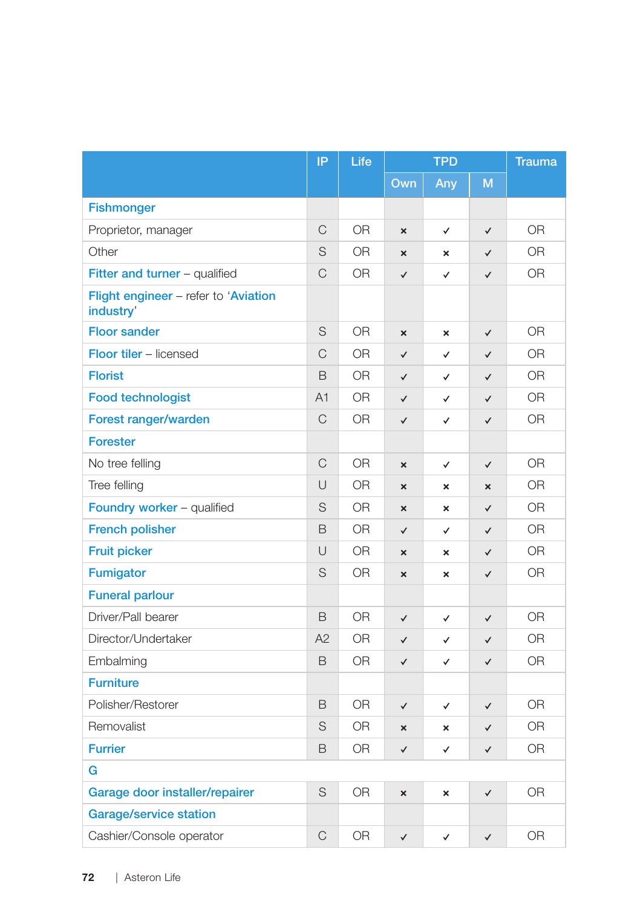| | IP | Life | TPD | | | Trauma |
|---|---|---|---|---|---|---|
| | | | Own | Any | M | |
| **Fishmonger** | | | | | | |
| Proprietor, manager | C | OR | × | ✓ | ✓ | OR |
| Other | S | OR | × | × | ✓ | OR |
| **Fitter and turner** – qualified | C | OR | ✓ | ✓ | ✓ | OR |
| **Flight engineer** – refer to '**Aviation industry**' | | | | | | |
| **Floor sander** | S | OR | × | × | ✓ | OR |
| **Floor tiler** – licensed | C | OR | ✓ | ✓ | ✓ | OR |
| **Florist** | B | OR | ✓ | ✓ | ✓ | OR |
| **Food technologist** | A1 | OR | ✓ | ✓ | ✓ | OR |
| **Forest ranger/warden** | C | OR | ✓ | ✓ | ✓ | OR |
| **Forester** | | | | | | |
| No tree felling | C | OR | × | ✓ | ✓ | OR |
| Tree felling | U | OR | × | × | × | OR |
| **Foundry worker** – qualified | S | OR | × | × | ✓ | OR |
| **French polisher** | B | OR | ✓ | ✓ | ✓ | OR |
| **Fruit picker** | U | OR | × | × | ✓ | OR |
| **Fumigator** | S | OR | × | × | ✓ | OR |
| **Funeral parlour** | | | | | | |
| Driver/Pall bearer | B | OR | ✓ | ✓ | ✓ | OR |
| Director/Undertaker | A2 | OR | ✓ | ✓ | ✓ | OR |
| Embalming | B | OR | ✓ | ✓ | ✓ | OR |
| **Furniture** | | | | | | |
| Polisher/Restorer | B | OR | ✓ | ✓ | ✓ | OR |
| Removalist | S | OR | × | × | ✓ | OR |
| **Furrier** | B | OR | ✓ | ✓ | ✓ | OR |
| **G** | | | | | | |
| **Garage door installer/repairer** | S | OR | × | × | ✓ | OR |
| **Garage/service station** | | | | | | |
| Cashier/Console operator | C | OR | ✓ | ✓ | ✓ | OR |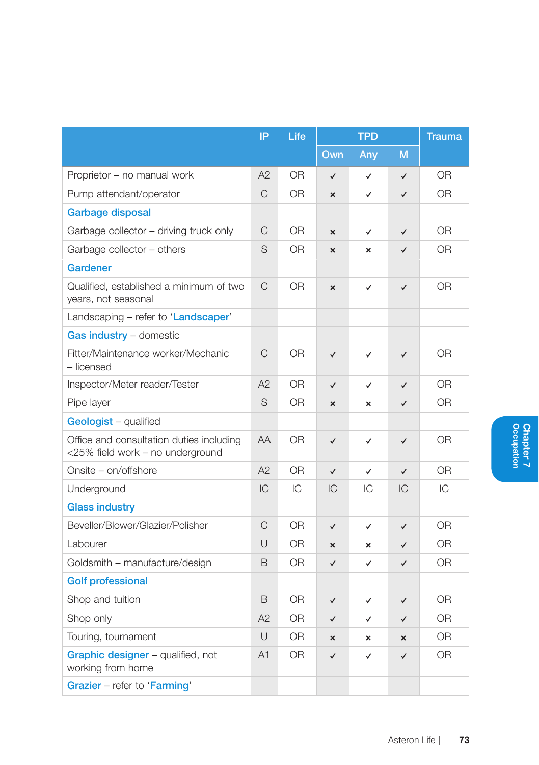| | IP | Life | TPD | | | Trauma |
|---|---|---|---|---|---|---|
| | | | Own | Any | M | |
| Proprietor – no manual work | A2 | OR | ✓ | ✓ | ✓ | OR |
| Pump attendant/operator | C | OR | × | ✓ | ✓ | OR |
| **Garbage disposal** | | | | | | |
| Garbage collector – driving truck only | C | OR | × | ✓ | ✓ | OR |
| Garbage collector – others | S | OR | × | × | ✓ | OR |
| **Gardener** | | | | | | |
| Qualified, established a minimum of two years, not seasonal | C | OR | × | ✓ | ✓ | OR |
| Landscaping – refer to 'Landscaper' | | | | | | |
| **Gas industry** – domestic | | | | | | |
| Fitter/Maintenance worker/Mechanic – licensed | C | OR | ✓ | ✓ | ✓ | OR |
| Inspector/Meter reader/Tester | A2 | OR | ✓ | ✓ | ✓ | OR |
| Pipe layer | S | OR | × | × | ✓ | OR |
| **Geologist** – qualified | | | | | | |
| Office and consultation duties including <25% field work – no underground | AA | OR | ✓ | ✓ | ✓ | OR |
| Onsite – on/offshore | A2 | OR | ✓ | ✓ | ✓ | OR |
| Underground | IC | IC | IC | IC | IC | IC |
| **Glass industry** | | | | | | |
| Beveller/Blower/Glazier/Polisher | C | OR | ✓ | ✓ | ✓ | OR |
| Labourer | U | OR | × | × | ✓ | OR |
| Goldsmith – manufacture/design | B | OR | ✓ | ✓ | ✓ | OR |
| **Golf professional** | | | | | | |
| Shop and tuition | B | OR | ✓ | ✓ | ✓ | OR |
| Shop only | A2 | OR | ✓ | ✓ | ✓ | OR |
| Touring, tournament | U | OR | × | × | × | OR |
| **Graphic designer** – qualified, not working from home | A1 | OR | ✓ | ✓ | ✓ | OR |
| **Grazier** – refer to 'Farming' | | | | | | |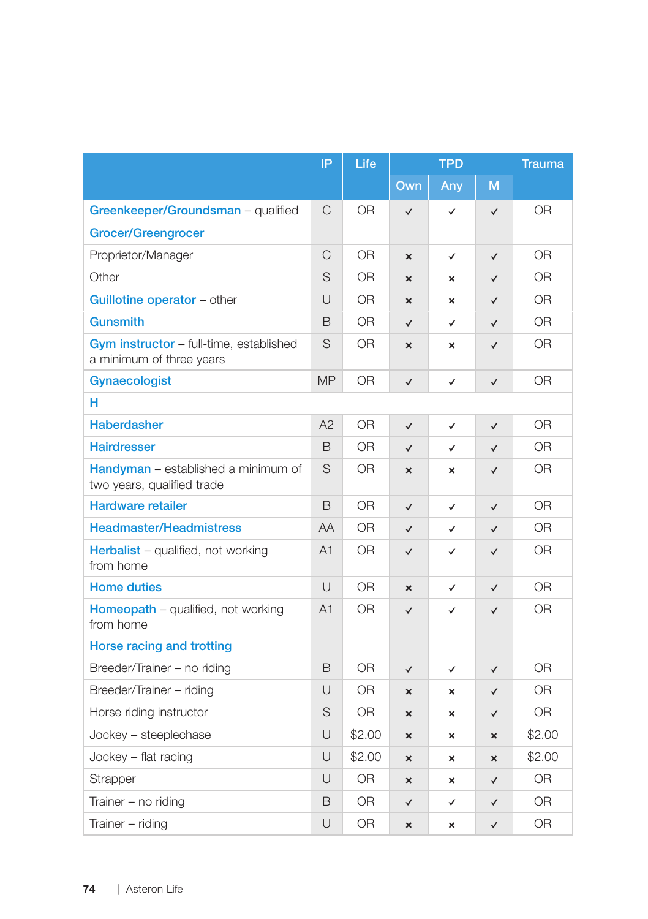| | IP | Life | TPD | | | Trauma |
|---|---|---|---|---|---|---|
| | | | Own | Any | M | |
| **Greenkeeper/Groundsman** – qualified | C | OR | ✓ | ✓ | ✓ | OR |
| **Grocer/Greengrocer** | | | | | | |
| Proprietor/Manager | C | OR | × | ✓ | ✓ | OR |
| Other | S | OR | × | × | ✓ | OR |
| **Guillotine operator** – other | U | OR | × | × | ✓ | OR |
| **Gunsmith** | B | OR | ✓ | ✓ | ✓ | OR |
| **Gym instructor** – full-time, established a minimum of three years | S | OR | × | × | ✓ | OR |
| **Gynaecologist** | MP | OR | ✓ | ✓ | ✓ | OR |
| **H** | | | | | | |
| **Haberdasher** | A2 | OR | ✓ | ✓ | ✓ | OR |
| **Hairdresser** | B | OR | ✓ | ✓ | ✓ | OR |
| **Handyman** – established a minimum of two years, qualified trade | S | OR | × | × | ✓ | OR |
| **Hardware retailer** | B | OR | ✓ | ✓ | ✓ | OR |
| **Headmaster/Headmistress** | AA | OR | ✓ | ✓ | ✓ | OR |
| **Herbalist** – qualified, not working from home | A1 | OR | ✓ | ✓ | ✓ | OR |
| **Home duties** | U | OR | × | ✓ | ✓ | OR |
| **Homeopath** – qualified, not working from home | A1 | OR | ✓ | ✓ | ✓ | OR |
| **Horse racing and trotting** | | | | | | |
| Breeder/Trainer – no riding | B | OR | ✓ | ✓ | ✓ | OR |
| Breeder/Trainer – riding | U | OR | × | × | ✓ | OR |
| Horse riding instructor | S | OR | × | × | ✓ | OR |
| Jockey – steeplechase | U | $2.00 | × | × | × | $2.00 |
| Jockey – flat racing | U | $2.00 | × | × | × | $2.00 |
| Strapper | U | OR | × | × | ✓ | OR |
| Trainer – no riding | B | OR | ✓ | ✓ | ✓ | OR |
| Trainer – riding | U | OR | × | × | ✓ | OR |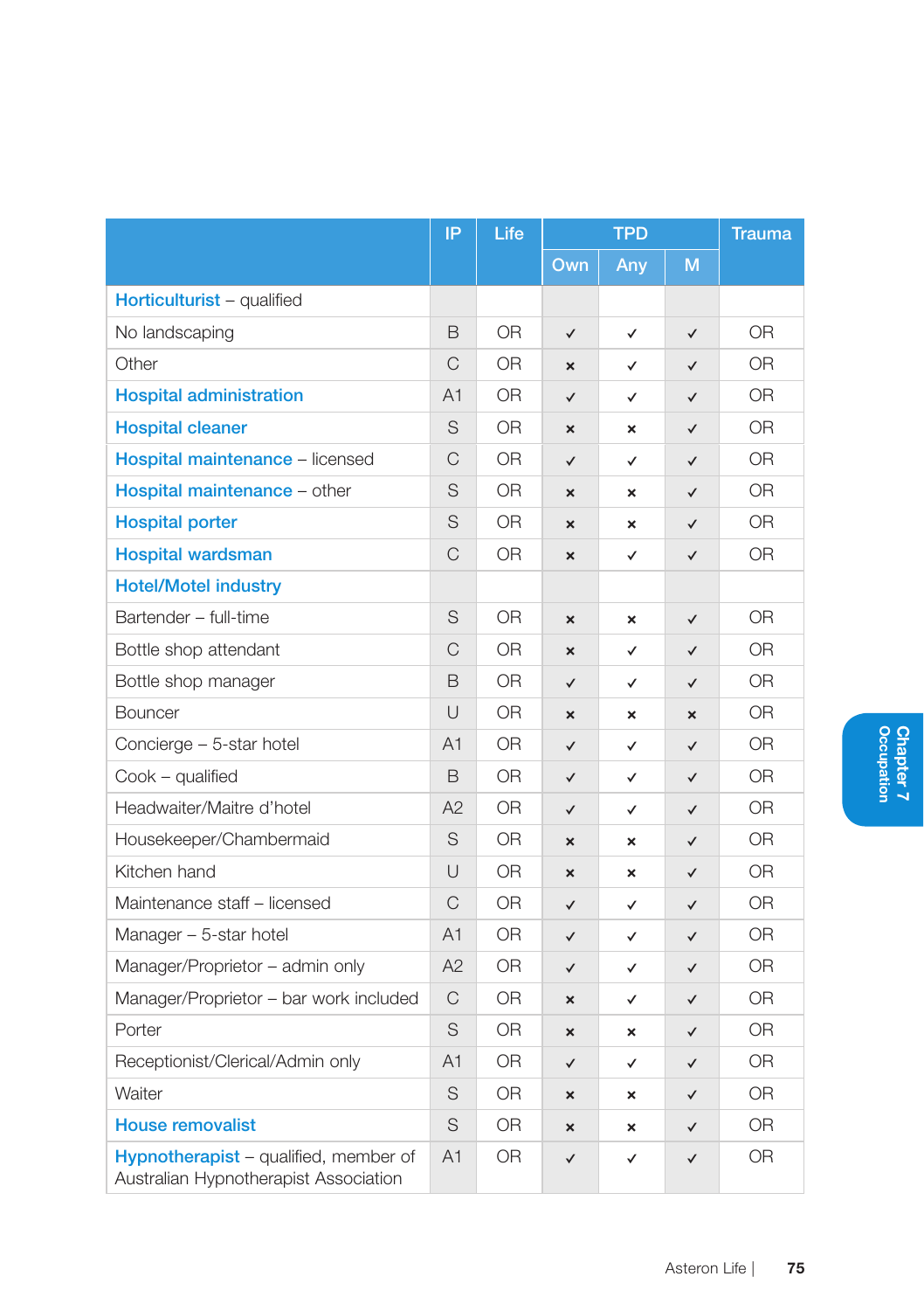| | IP | Life | TPD | | | Trauma |
|---|---|---|---|---|---|---|
| | | | Own | Any | M | |
| **Horticulturist** – qualified | | | | | | |
| No landscaping | B | OR | ✓ | ✓ | ✓ | OR |
| Other | C | OR | × | ✓ | ✓ | OR |
| **Hospital administration** | A1 | OR | ✓ | ✓ | ✓ | OR |
| **Hospital cleaner** | S | OR | × | × | ✓ | OR |
| **Hospital maintenance** – licensed | C | OR | ✓ | ✓ | ✓ | OR |
| **Hospital maintenance** – other | S | OR | × | × | ✓ | OR |
| **Hospital porter** | S | OR | × | × | ✓ | OR |
| **Hospital wardsman** | C | OR | × | ✓ | ✓ | OR |
| **Hotel/Motel industry** | | | | | | |
| Bartender – full-time | S | OR | × | × | ✓ | OR |
| Bottle shop attendant | C | OR | × | ✓ | ✓ | OR |
| Bottle shop manager | B | OR | ✓ | ✓ | ✓ | OR |
| Bouncer | U | OR | × | × | × | OR |
| Concierge – 5-star hotel | A1 | OR | ✓ | ✓ | ✓ | OR |
| Cook – qualified | B | OR | ✓ | ✓ | ✓ | OR |
| Headwaiter/Maitre d'hotel | A2 | OR | ✓ | ✓ | ✓ | OR |
| Housekeeper/Chambermaid | S | OR | × | × | ✓ | OR |
| Kitchen hand | U | OR | × | × | ✓ | OR |
| Maintenance staff – licensed | C | OR | ✓ | ✓ | ✓ | OR |
| Manager – 5-star hotel | A1 | OR | ✓ | ✓ | ✓ | OR |
| Manager/Proprietor – admin only | A2 | OR | ✓ | ✓ | ✓ | OR |
| Manager/Proprietor – bar work included | C | OR | × | ✓ | ✓ | OR |
| Porter | S | OR | × | × | ✓ | OR |
| Receptionist/Clerical/Admin only | A1 | OR | ✓ | ✓ | ✓ | OR |
| Waiter | S | OR | × | × | ✓ | OR |
| **House removalist** | S | OR | × | × | ✓ | OR |
| **Hypnotherapist** – qualified, member of Australian Hypnotherapist Association | A1 | OR | ✓ | ✓ | ✓ | OR |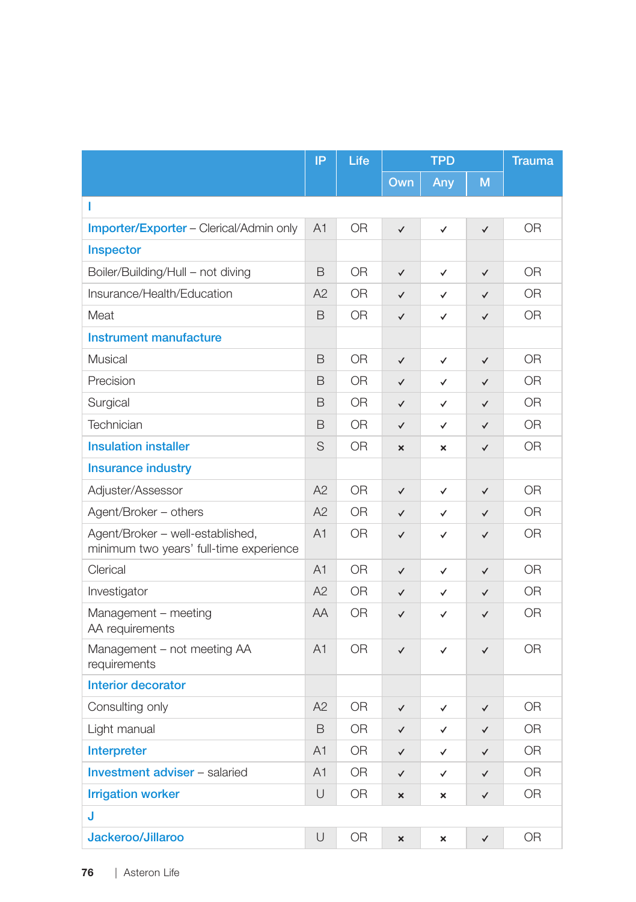| | IP | Life | TPD | | | Trauma |
|---|---|---|---|---|---|---|
| | | | Own | Any | M | |
| **I** | | | | | | |
| **Importer/Exporter** – Clerical/Admin only | A1 | OR | ✓ | ✓ | ✓ | OR |
| **Inspector** | | | | | | |
| Boiler/Building/Hull – not diving | B | OR | ✓ | ✓ | ✓ | OR |
| Insurance/Health/Education | A2 | OR | ✓ | ✓ | ✓ | OR |
| Meat | B | OR | ✓ | ✓ | ✓ | OR |
| **Instrument manufacture** | | | | | | |
| Musical | B | OR | ✓ | ✓ | ✓ | OR |
| Precision | B | OR | ✓ | ✓ | ✓ | OR |
| Surgical | B | OR | ✓ | ✓ | ✓ | OR |
| Technician | B | OR | ✓ | ✓ | ✓ | OR |
| **Insulation installer** | S | OR | × | × | ✓ | OR |
| **Insurance industry** | | | | | | |
| Adjuster/Assessor | A2 | OR | ✓ | ✓ | ✓ | OR |
| Agent/Broker – others | A2 | OR | ✓ | ✓ | ✓ | OR |
| Agent/Broker – well-established, minimum two years' full-time experience | A1 | OR | ✓ | ✓ | ✓ | OR |
| Clerical | A1 | OR | ✓ | ✓ | ✓ | OR |
| Investigator | A2 | OR | ✓ | ✓ | ✓ | OR |
| Management – meeting AA requirements | AA | OR | ✓ | ✓ | ✓ | OR |
| Management – not meeting AA requirements | A1 | OR | ✓ | ✓ | ✓ | OR |
| **Interior decorator** | | | | | | |
| Consulting only | A2 | OR | ✓ | ✓ | ✓ | OR |
| Light manual | B | OR | ✓ | ✓ | ✓ | OR |
| **Interpreter** | A1 | OR | ✓ | ✓ | ✓ | OR |
| **Investment adviser** – salaried | A1 | OR | ✓ | ✓ | ✓ | OR |
| **Irrigation worker** | U | OR | × | × | ✓ | OR |
| **J** | | | | | | |
| **Jackeroo/Jillaroo** | U | OR | × | × | ✓ | OR |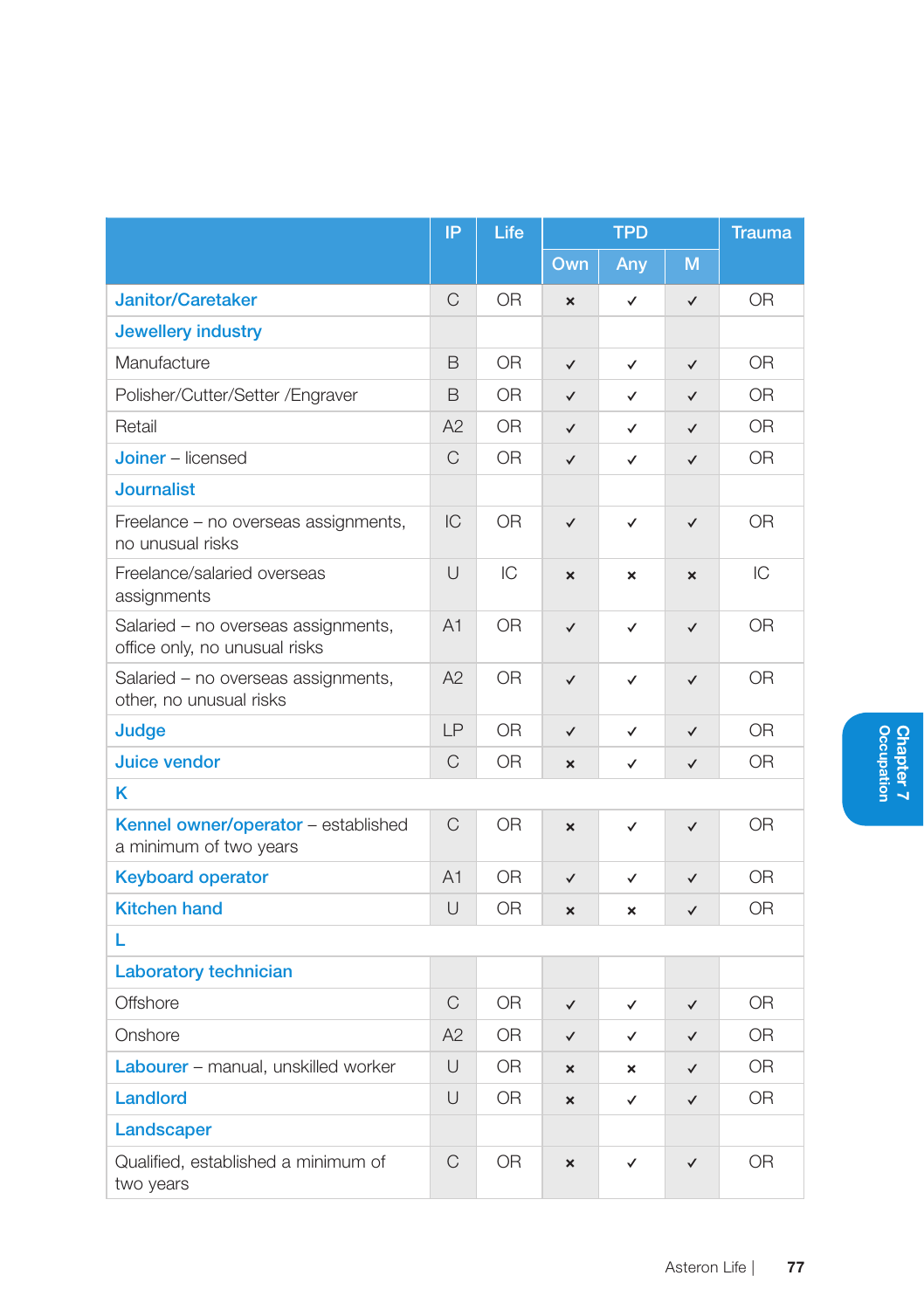| | IP | Life | TPD | | | Trauma |
|---|---|---|---|---|---|---|
| | | | Own | Any | M | |
| **Janitor/Caretaker** | C | OR | × | ✓ | ✓ | OR |
| **Jewellery industry** | | | | | | |
| Manufacture | B | OR | ✓ | ✓ | ✓ | OR |
| Polisher/Cutter/Setter /Engraver | B | OR | ✓ | ✓ | ✓ | OR |
| Retail | A2 | OR | ✓ | ✓ | ✓ | OR |
| **Joiner** – licensed | C | OR | ✓ | ✓ | ✓ | OR |
| **Journalist** | | | | | | |
| Freelance – no overseas assignments, no unusual risks | IC | OR | ✓ | ✓ | ✓ | OR |
| Freelance/salaried overseas assignments | U | IC | × | × | × | IC |
| Salaried – no overseas assignments, office only, no unusual risks | A1 | OR | ✓ | ✓ | ✓ | OR |
| Salaried – no overseas assignments, other, no unusual risks | A2 | OR | ✓ | ✓ | ✓ | OR |
| **Judge** | LP | OR | ✓ | ✓ | ✓ | OR |
| **Juice vendor** | C | OR | × | ✓ | ✓ | OR |
| **K** | | | | | | |
| **Kennel owner/operator** – established a minimum of two years | C | OR | × | ✓ | ✓ | OR |
| **Keyboard operator** | A1 | OR | ✓ | ✓ | ✓ | OR |
| **Kitchen hand** | U | OR | × | × | ✓ | OR |
| **L** | | | | | | |
| **Laboratory technician** | | | | | | |
| Offshore | C | OR | ✓ | ✓ | ✓ | OR |
| Onshore | A2 | OR | ✓ | ✓ | ✓ | OR |
| **Labourer** – manual, unskilled worker | U | OR | × | × | ✓ | OR |
| **Landlord** | U | OR | × | ✓ | ✓ | OR |
| **Landscaper** | | | | | | |
| Qualified, established a minimum of two years | C | OR | × | ✓ | ✓ | OR |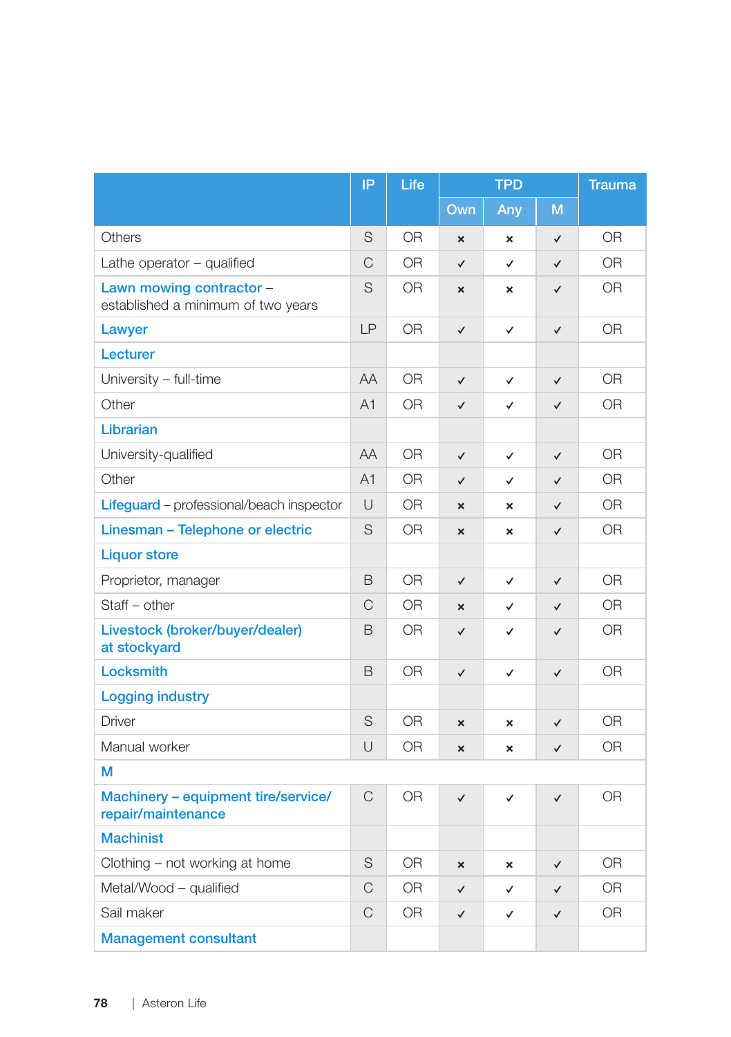| | IP | Life | TPD | | | Trauma |
|---|---|---|---|---|---|---|
| | | | Own | Any | M | |
| Others | S | OR | × | × | ✓ | OR |
| Lathe operator – qualified | C | OR | ✓ | ✓ | ✓ | OR |
| **Lawn mowing contractor** – established a minimum of two years | S | OR | × | × | ✓ | OR |
| **Lawyer** | LP | OR | ✓ | ✓ | ✓ | OR |
| **Lecturer** | | | | | | |
| University – full-time | AA | OR | ✓ | ✓ | ✓ | OR |
| Other | A1 | OR | ✓ | ✓ | ✓ | OR |
| **Librarian** | | | | | | |
| University-qualified | AA | OR | ✓ | ✓ | ✓ | OR |
| Other | A1 | OR | ✓ | ✓ | ✓ | OR |
| **Lifeguard** – professional/beach inspector | U | OR | × | × | ✓ | OR |
| **Linesman – Telephone or electric** | S | OR | × | × | ✓ | OR |
| **Liquor store** | | | | | | |
| Proprietor, manager | B | OR | ✓ | ✓ | ✓ | OR |
| Staff – other | C | OR | × | ✓ | ✓ | OR |
| **Livestock (broker/buyer/dealer) at stockyard** | B | OR | ✓ | ✓ | ✓ | OR |
| **Locksmith** | B | OR | ✓ | ✓ | ✓ | OR |
| **Logging industry** | | | | | | |
| Driver | S | OR | × | × | ✓ | OR |
| Manual worker | U | OR | × | × | ✓ | OR |
| **M** | | | | | | |
| **Machinery – equipment tire/service/ repair/maintenance** | C | OR | ✓ | ✓ | ✓ | OR |
| **Machinist** | | | | | | |
| Clothing – not working at home | S | OR | × | × | ✓ | OR |
| Metal/Wood – qualified | C | OR | ✓ | ✓ | ✓ | OR |
| Sail maker | C | OR | ✓ | ✓ | ✓ | OR |
| **Management consultant** | | | | | | |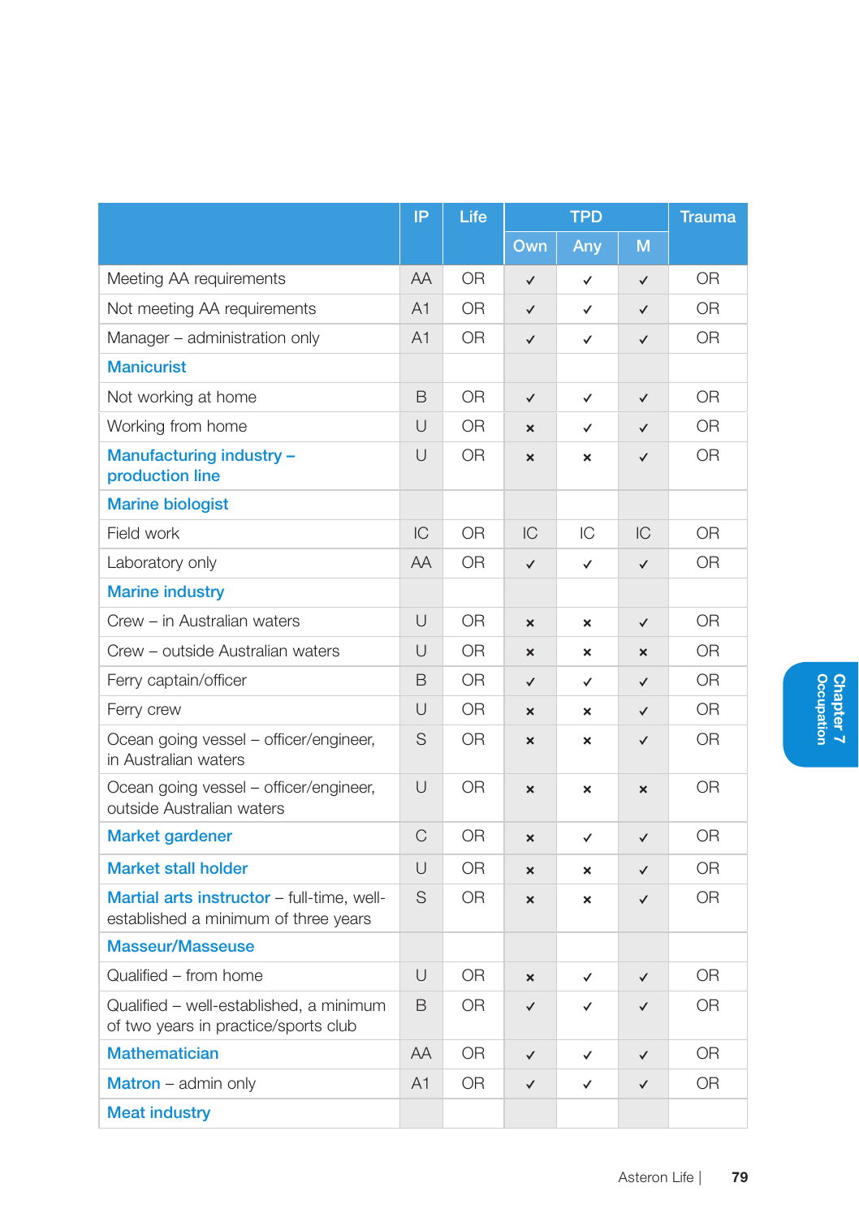| | IP | Life | TPD | | | Trauma |
|---|---|---|---|---|---|---|
| | | | Own | Any | M | |
| Meeting AA requirements | AA | OR | ✓ | ✓ | ✓ | OR |
| Not meeting AA requirements | A1 | OR | ✓ | ✓ | ✓ | OR |
| Manager – administration only | A1 | OR | ✓ | ✓ | ✓ | OR |
| **Manicurist** | | | | | | |
| Not working at home | B | OR | ✓ | ✓ | ✓ | OR |
| Working from home | U | OR | × | ✓ | ✓ | OR |
| **Manufacturing industry – production line** | U | OR | × | × | ✓ | OR |
| **Marine biologist** | | | | | | |
| Field work | IC | OR | IC | IC | IC | OR |
| Laboratory only | AA | OR | ✓ | ✓ | ✓ | OR |
| **Marine industry** | | | | | | |
| Crew – in Australian waters | U | OR | × | × | ✓ | OR |
| Crew – outside Australian waters | U | OR | × | × | × | OR |
| Ferry captain/officer | B | OR | ✓ | ✓ | ✓ | OR |
| Ferry crew | U | OR | × | × | ✓ | OR |
| Ocean going vessel – officer/engineer, in Australian waters | S | OR | × | × | ✓ | OR |
| Ocean going vessel – officer/engineer, outside Australian waters | U | OR | × | × | × | OR |
| **Market gardener** | C | OR | × | ✓ | ✓ | OR |
| **Market stall holder** | U | OR | × | × | ✓ | OR |
| **Martial arts instructor** – full-time, well-established a minimum of three years | S | OR | × | × | ✓ | OR |
| **Masseur/Masseuse** | | | | | | |
| Qualified – from home | U | OR | × | ✓ | ✓ | OR |
| Qualified – well-established, a minimum of two years in practice/sports club | B | OR | ✓ | ✓ | ✓ | OR |
| **Mathematician** | AA | OR | ✓ | ✓ | ✓ | OR |
| **Matron** – admin only | A1 | OR | ✓ | ✓ | ✓ | OR |
| **Meat industry** | | | | | | |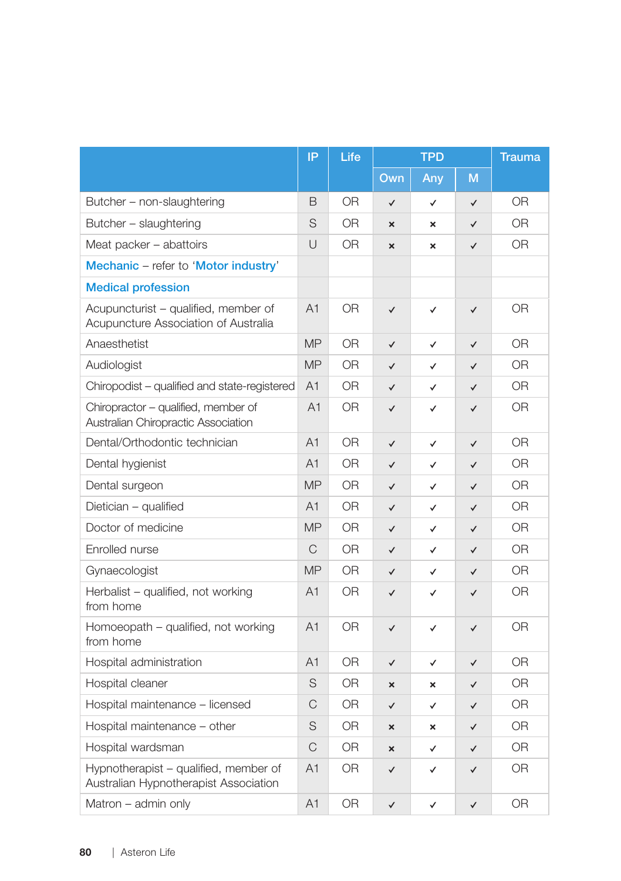| | IP | Life | TPD | | | Trauma |
|---|---|---|---|---|---|---|
| | | | Own | Any | M | |
| Butcher – non-slaughtering | B | OR | ✓ | ✓ | ✓ | OR |
| Butcher – slaughtering | S | OR | × | × | ✓ | OR |
| Meat packer – abattoirs | U | OR | × | × | ✓ | OR |
| **Mechanic** – refer to '**Motor industry**' | | | | | | |
| **Medical profession** | | | | | | |
| Acupuncturist – qualified, member of Acupuncture Association of Australia | A1 | OR | ✓ | ✓ | ✓ | OR |
| Anaesthetist | MP | OR | ✓ | ✓ | ✓ | OR |
| Audiologist | MP | OR | ✓ | ✓ | ✓ | OR |
| Chiropodist – qualified and state-registered | A1 | OR | ✓ | ✓ | ✓ | OR |
| Chiropractor – qualified, member of Australian Chiropractic Association | A1 | OR | ✓ | ✓ | ✓ | OR |
| Dental/Orthodontic technician | A1 | OR | ✓ | ✓ | ✓ | OR |
| Dental hygienist | A1 | OR | ✓ | ✓ | ✓ | OR |
| Dental surgeon | MP | OR | ✓ | ✓ | ✓ | OR |
| Dietician – qualified | A1 | OR | ✓ | ✓ | ✓ | OR |
| Doctor of medicine | MP | OR | ✓ | ✓ | ✓ | OR |
| Enrolled nurse | C | OR | ✓ | ✓ | ✓ | OR |
| Gynaecologist | MP | OR | ✓ | ✓ | ✓ | OR |
| Herbalist – qualified, not working from home | A1 | OR | ✓ | ✓ | ✓ | OR |
| Homoeopath – qualified, not working from home | A1 | OR | ✓ | ✓ | ✓ | OR |
| Hospital administration | A1 | OR | ✓ | ✓ | ✓ | OR |
| Hospital cleaner | S | OR | × | × | ✓ | OR |
| Hospital maintenance – licensed | C | OR | ✓ | ✓ | ✓ | OR |
| Hospital maintenance – other | S | OR | × | × | ✓ | OR |
| Hospital wardsman | C | OR | × | ✓ | ✓ | OR |
| Hypnotherapist – qualified, member of Australian Hypnotherapist Association | A1 | OR | ✓ | ✓ | ✓ | OR |
| Matron – admin only | A1 | OR | ✓ | ✓ | ✓ | OR |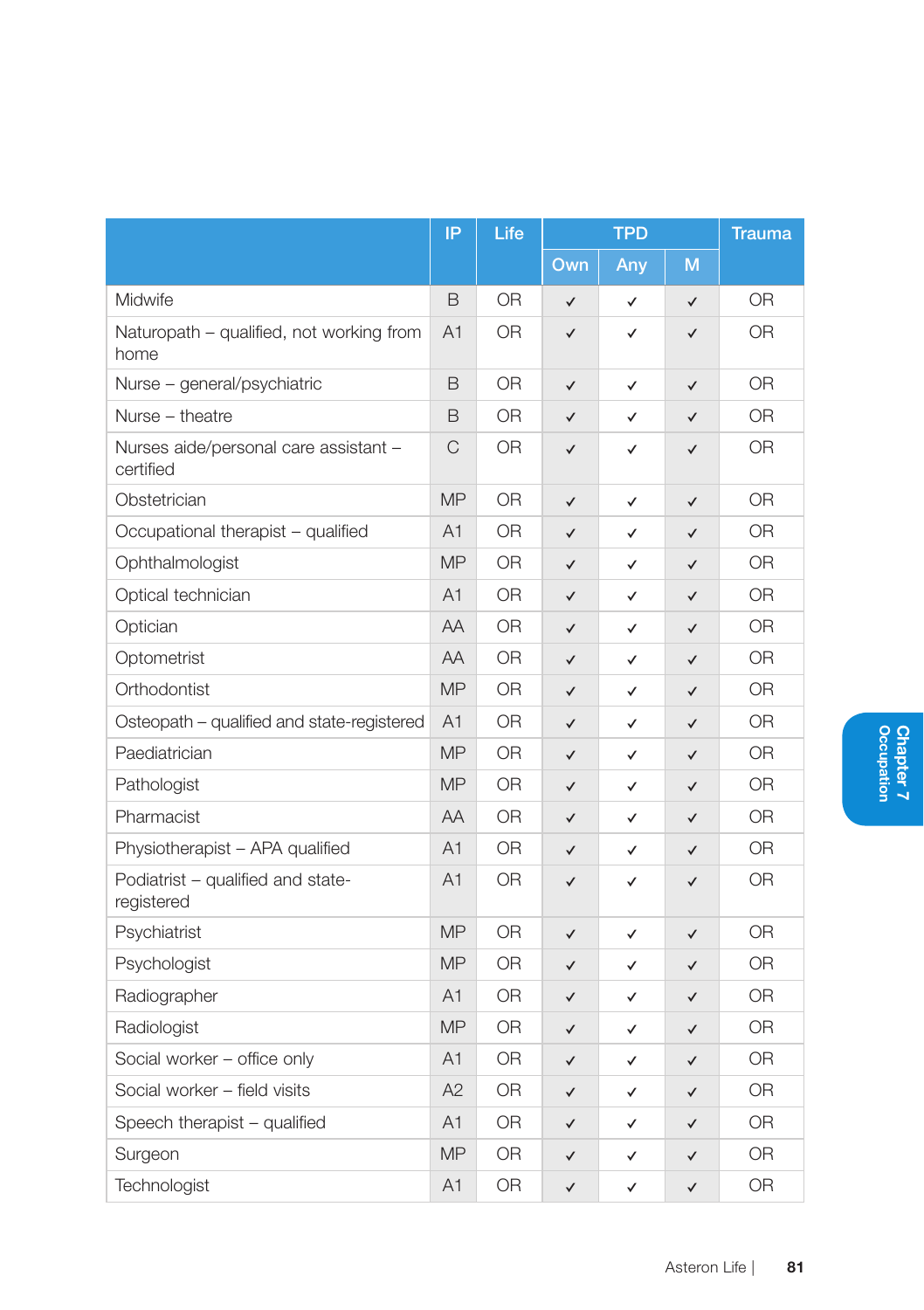|  | IP | Life | TPD | | | Trauma |
|---|---|---|---|---|---|---|
|  |  |  | Own | Any | M |  |
| Midwife | B | OR | ✓ | ✓ | ✓ | OR |
| Naturopath – qualified, not working from home | A1 | OR | ✓ | ✓ | ✓ | OR |
| Nurse – general/psychiatric | B | OR | ✓ | ✓ | ✓ | OR |
| Nurse – theatre | B | OR | ✓ | ✓ | ✓ | OR |
| Nurses aide/personal care assistant – certified | C | OR | ✓ | ✓ | ✓ | OR |
| Obstetrician | MP | OR | ✓ | ✓ | ✓ | OR |
| Occupational therapist – qualified | A1 | OR | ✓ | ✓ | ✓ | OR |
| Ophthalmologist | MP | OR | ✓ | ✓ | ✓ | OR |
| Optical technician | A1 | OR | ✓ | ✓ | ✓ | OR |
| Optician | AA | OR | ✓ | ✓ | ✓ | OR |
| Optometrist | AA | OR | ✓ | ✓ | ✓ | OR |
| Orthodontist | MP | OR | ✓ | ✓ | ✓ | OR |
| Osteopath – qualified and state-registered | A1 | OR | ✓ | ✓ | ✓ | OR |
| Paediatrician | MP | OR | ✓ | ✓ | ✓ | OR |
| Pathologist | MP | OR | ✓ | ✓ | ✓ | OR |
| Pharmacist | AA | OR | ✓ | ✓ | ✓ | OR |
| Physiotherapist – APA qualified | A1 | OR | ✓ | ✓ | ✓ | OR |
| Podiatrist – qualified and state-registered | A1 | OR | ✓ | ✓ | ✓ | OR |
| Psychiatrist | MP | OR | ✓ | ✓ | ✓ | OR |
| Psychologist | MP | OR | ✓ | ✓ | ✓ | OR |
| Radiographer | A1 | OR | ✓ | ✓ | ✓ | OR |
| Radiologist | MP | OR | ✓ | ✓ | ✓ | OR |
| Social worker – office only | A1 | OR | ✓ | ✓ | ✓ | OR |
| Social worker – field visits | A2 | OR | ✓ | ✓ | ✓ | OR |
| Speech therapist – qualified | A1 | OR | ✓ | ✓ | ✓ | OR |
| Surgeon | MP | OR | ✓ | ✓ | ✓ | OR |
| Technologist | A1 | OR | ✓ | ✓ | ✓ | OR |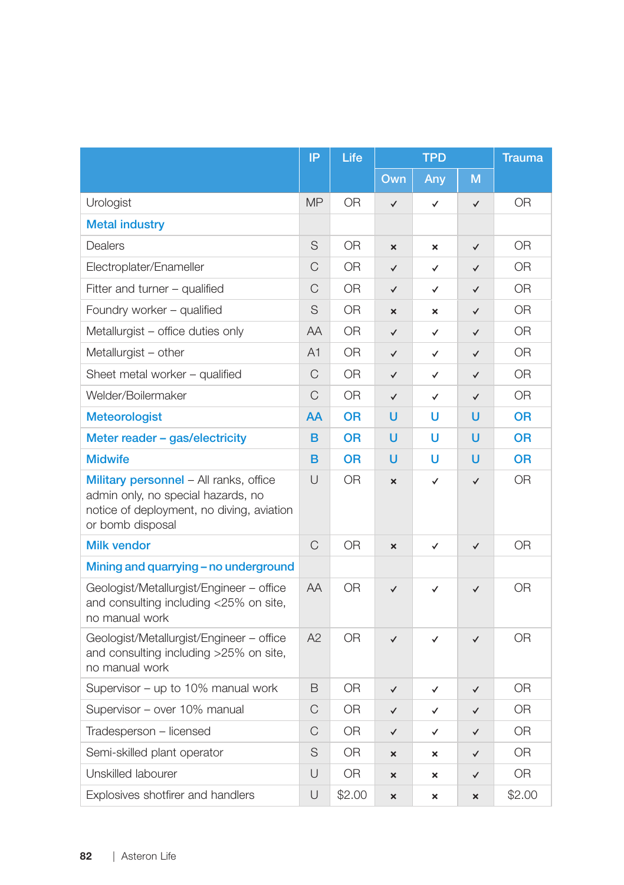| | IP | Life | TPD | | | Trauma |
|---|---|---|---|---|---|---|
| | | | Own | Any | M | |
| Urologist | MP | OR | ✓ | ✓ | ✓ | OR |
| **Metal industry** | | | | | | |
| Dealers | S | OR | × | × | ✓ | OR |
| Electroplater/Enameller | C | OR | ✓ | ✓ | ✓ | OR |
| Fitter and turner – qualified | C | OR | ✓ | ✓ | ✓ | OR |
| Foundry worker – qualified | S | OR | × | × | ✓ | OR |
| Metallurgist – office duties only | AA | OR | ✓ | ✓ | ✓ | OR |
| Metallurgist – other | A1 | OR | ✓ | ✓ | ✓ | OR |
| Sheet metal worker – qualified | C | OR | ✓ | ✓ | ✓ | OR |
| Welder/Boilermaker | C | OR | ✓ | ✓ | ✓ | OR |
| **Meteorologist** | **AA** | **OR** | **U** | **U** | **U** | **OR** |
| **Meter reader – gas/electricity** | **B** | **OR** | **U** | **U** | **U** | **OR** |
| **Midwife** | **B** | **OR** | **U** | **U** | **U** | **OR** |
| **Military personnel** – All ranks, office admin only, no special hazards, no notice of deployment, no diving, aviation or bomb disposal | U | OR | × | ✓ | ✓ | OR |
| **Milk vendor** | C | OR | × | ✓ | ✓ | OR |
| **Mining and quarrying – no underground** | | | | | | |
| Geologist/Metallurgist/Engineer – office and consulting including <25% on site, no manual work | AA | OR | ✓ | ✓ | ✓ | OR |
| Geologist/Metallurgist/Engineer – office and consulting including >25% on site, no manual work | A2 | OR | ✓ | ✓ | ✓ | OR |
| Supervisor – up to 10% manual work | B | OR | ✓ | ✓ | ✓ | OR |
| Supervisor – over 10% manual | C | OR | ✓ | ✓ | ✓ | OR |
| Tradesperson – licensed | C | OR | ✓ | ✓ | ✓ | OR |
| Semi-skilled plant operator | S | OR | × | × | ✓ | OR |
| Unskilled labourer | U | OR | × | × | ✓ | OR |
| Explosives shotfirer and handlers | U | $2.00 | × | × | × | $2.00 |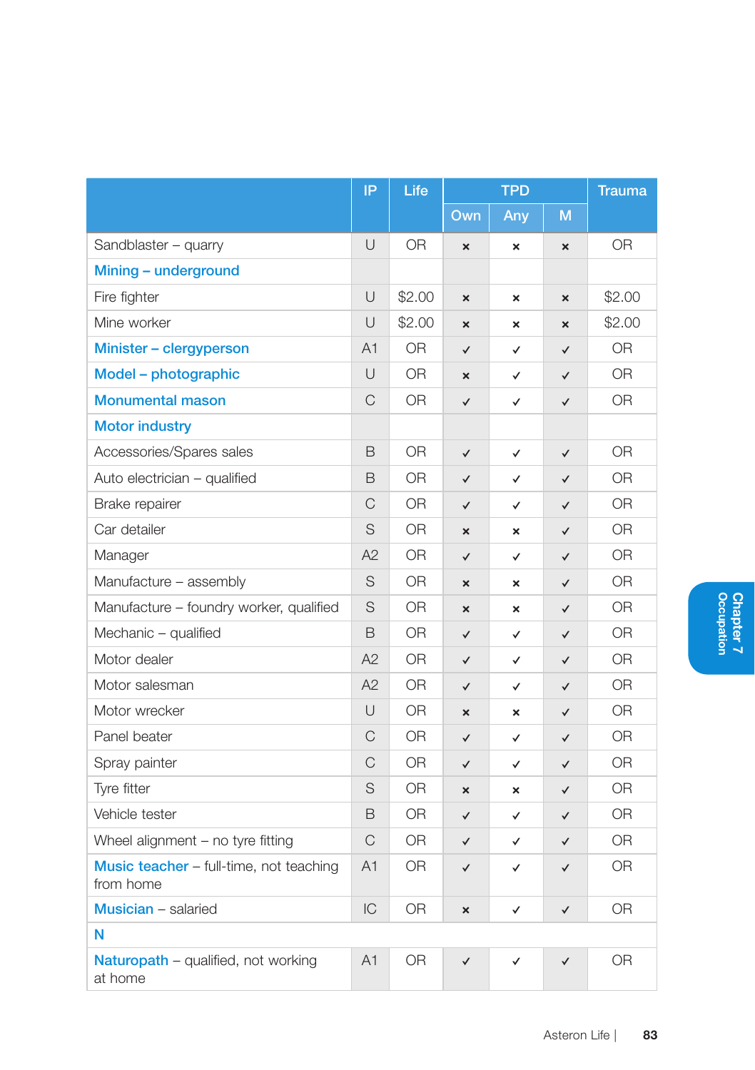| | IP | Life | TPD | | | Trauma |
|---|---|---|---|---|---|---|
| | | | Own | Any | M | |
| Sandblaster – quarry | U | OR | × | × | × | OR |
| **Mining – underground** | | | | | | |
| Fire fighter | U | $2.00 | × | × | × | $2.00 |
| Mine worker | U | $2.00 | × | × | × | $2.00 |
| **Minister – clergyperson** | A1 | OR | ✓ | ✓ | ✓ | OR |
| **Model – photographic** | U | OR | × | ✓ | ✓ | OR |
| **Monumental mason** | C | OR | ✓ | ✓ | ✓ | OR |
| **Motor industry** | | | | | | |
| Accessories/Spares sales | B | OR | ✓ | ✓ | ✓ | OR |
| Auto electrician – qualified | B | OR | ✓ | ✓ | ✓ | OR |
| Brake repairer | C | OR | ✓ | ✓ | ✓ | OR |
| Car detailer | S | OR | × | × | ✓ | OR |
| Manager | A2 | OR | ✓ | ✓ | ✓ | OR |
| Manufacture – assembly | S | OR | × | × | ✓ | OR |
| Manufacture – foundry worker, qualified | S | OR | × | × | ✓ | OR |
| Mechanic – qualified | B | OR | ✓ | ✓ | ✓ | OR |
| Motor dealer | A2 | OR | ✓ | ✓ | ✓ | OR |
| Motor salesman | A2 | OR | ✓ | ✓ | ✓ | OR |
| Motor wrecker | U | OR | × | × | ✓ | OR |
| Panel beater | C | OR | ✓ | ✓ | ✓ | OR |
| Spray painter | C | OR | ✓ | ✓ | ✓ | OR |
| Tyre fitter | S | OR | × | × | ✓ | OR |
| Vehicle tester | B | OR | ✓ | ✓ | ✓ | OR |
| Wheel alignment – no tyre fitting | C | OR | ✓ | ✓ | ✓ | OR |
| **Music teacher** – full-time, not teaching from home | A1 | OR | ✓ | ✓ | ✓ | OR |
| **Musician** – salaried | IC | OR | × | ✓ | ✓ | OR |
| **N** | | | | | | |
| **Naturopath** – qualified, not working at home | A1 | OR | ✓ | ✓ | ✓ | OR |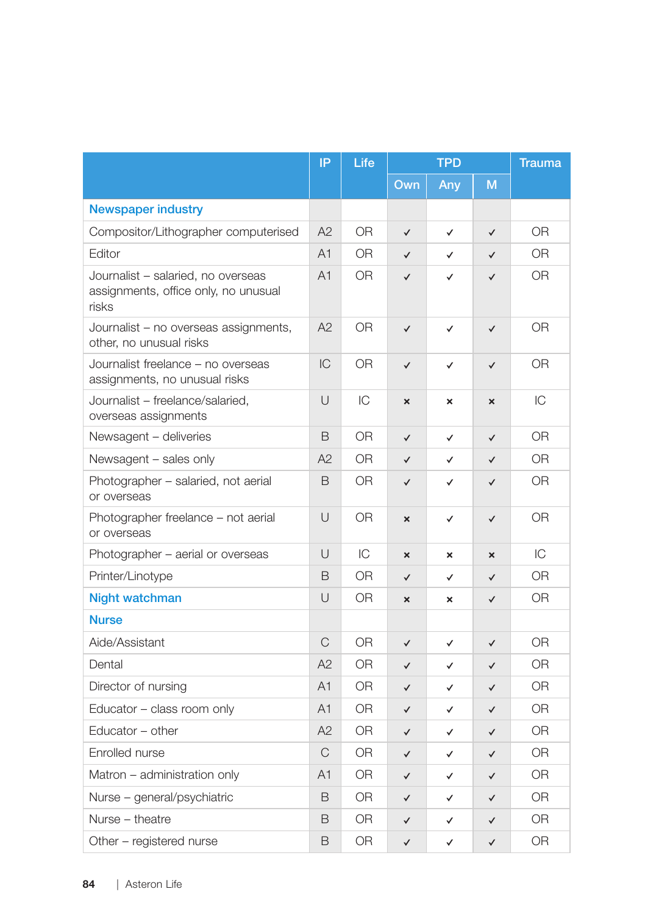|  | IP | Life | TPD |  |  | Trauma |
|---|---|---|---|---|---|---|
|  |  |  | Own | Any | M |  |
| **Newspaper industry** |  |  |  |  |  |  |
| Compositor/Lithographer computerised | A2 | OR | ✓ | ✓ | ✓ | OR |
| Editor | A1 | OR | ✓ | ✓ | ✓ | OR |
| Journalist – salaried, no overseas assignments, office only, no unusual risks | A1 | OR | ✓ | ✓ | ✓ | OR |
| Journalist – no overseas assignments, other, no unusual risks | A2 | OR | ✓ | ✓ | ✓ | OR |
| Journalist freelance – no overseas assignments, no unusual risks | IC | OR | ✓ | ✓ | ✓ | OR |
| Journalist – freelance/salaried, overseas assignments | U | IC | × | × | × | IC |
| Newsagent – deliveries | B | OR | ✓ | ✓ | ✓ | OR |
| Newsagent – sales only | A2 | OR | ✓ | ✓ | ✓ | OR |
| Photographer – salaried, not aerial or overseas | B | OR | ✓ | ✓ | ✓ | OR |
| Photographer freelance – not aerial or overseas | U | OR | × | ✓ | ✓ | OR |
| Photographer – aerial or overseas | U | IC | × | × | × | IC |
| Printer/Linotype | B | OR | ✓ | ✓ | ✓ | OR |
| **Night watchman** | U | OR | × | × | ✓ | OR |
| **Nurse** |  |  |  |  |  |  |
| Aide/Assistant | C | OR | ✓ | ✓ | ✓ | OR |
| Dental | A2 | OR | ✓ | ✓ | ✓ | OR |
| Director of nursing | A1 | OR | ✓ | ✓ | ✓ | OR |
| Educator – class room only | A1 | OR | ✓ | ✓ | ✓ | OR |
| Educator – other | A2 | OR | ✓ | ✓ | ✓ | OR |
| Enrolled nurse | C | OR | ✓ | ✓ | ✓ | OR |
| Matron – administration only | A1 | OR | ✓ | ✓ | ✓ | OR |
| Nurse – general/psychiatric | B | OR | ✓ | ✓ | ✓ | OR |
| Nurse – theatre | B | OR | ✓ | ✓ | ✓ | OR |
| Other – registered nurse | B | OR | ✓ | ✓ | ✓ | OR |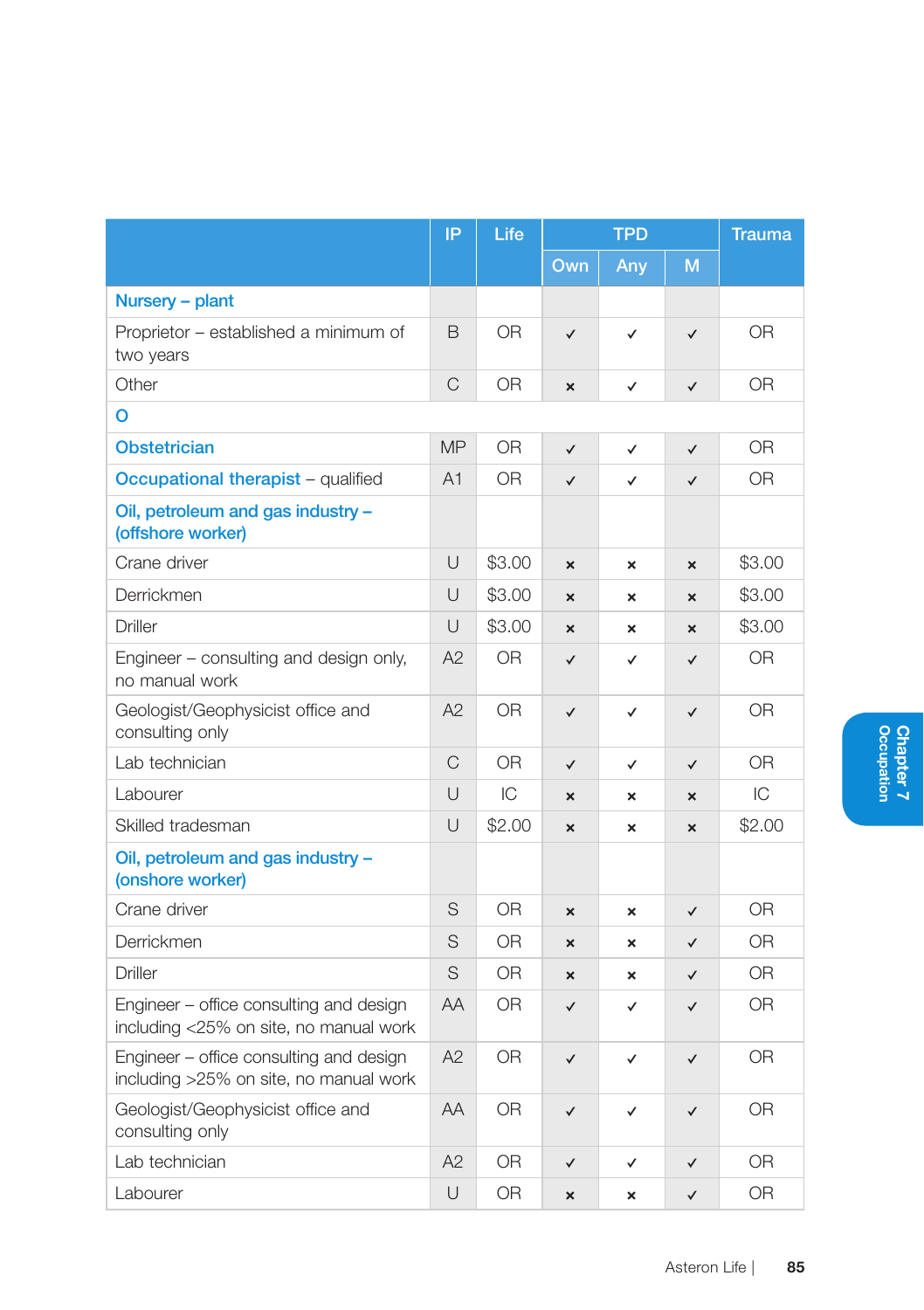| | IP | Life | TPD | | | Trauma |
|---|---|---|---|---|---|---|
| | | | Own | Any | M | |
| **Nursery – plant** | | | | | | |
| Proprietor – established a minimum of two years | B | OR | ✓ | ✓ | ✓ | OR |
| Other | C | OR | × | ✓ | ✓ | OR |
| **O** | | | | | | |
| **Obstetrician** | MP | OR | ✓ | ✓ | ✓ | OR |
| **Occupational therapist** – qualified | A1 | OR | ✓ | ✓ | ✓ | OR |
| **Oil, petroleum and gas industry – (offshore worker)** | | | | | | |
| Crane driver | U | $3.00 | × | × | × | $3.00 |
| Derrickmen | U | $3.00 | × | × | × | $3.00 |
| Driller | U | $3.00 | × | × | × | $3.00 |
| Engineer – consulting and design only, no manual work | A2 | OR | ✓ | ✓ | ✓ | OR |
| Geologist/Geophysicist office and consulting only | A2 | OR | ✓ | ✓ | ✓ | OR |
| Lab technician | C | OR | ✓ | ✓ | ✓ | OR |
| Labourer | U | IC | × | × | × | IC |
| Skilled tradesman | U | $2.00 | × | × | × | $2.00 |
| **Oil, petroleum and gas industry – (onshore worker)** | | | | | | |
| Crane driver | S | OR | × | × | ✓ | OR |
| Derrickmen | S | OR | × | × | ✓ | OR |
| Driller | S | OR | × | × | ✓ | OR |
| Engineer – office consulting and design including <25% on site, no manual work | AA | OR | ✓ | ✓ | ✓ | OR |
| Engineer – office consulting and design including >25% on site, no manual work | A2 | OR | ✓ | ✓ | ✓ | OR |
| Geologist/Geophysicist office and consulting only | AA | OR | ✓ | ✓ | ✓ | OR |
| Lab technician | A2 | OR | ✓ | ✓ | ✓ | OR |
| Labourer | U | OR | × | × | ✓ | OR |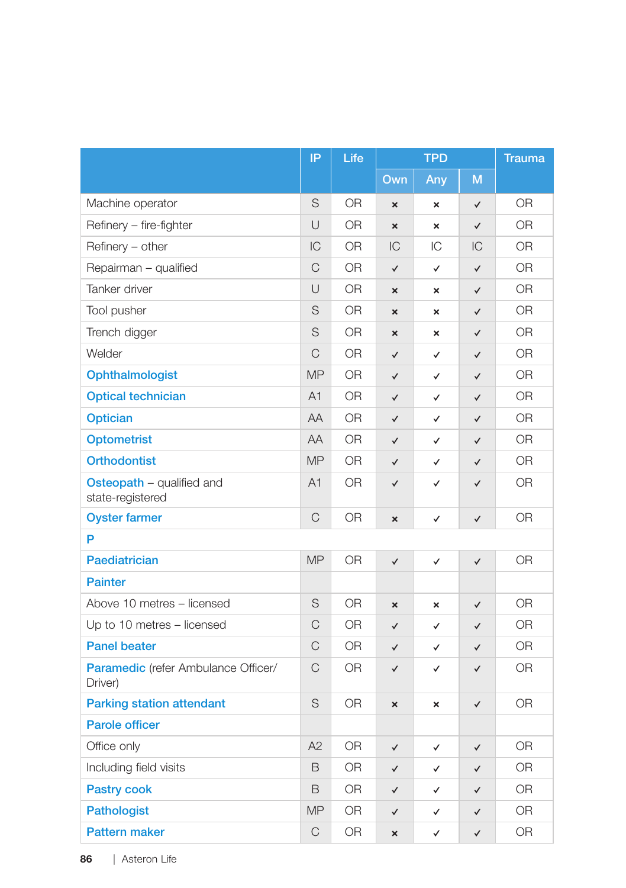| | IP | Life | TPD | | | Trauma |
|---|---|---|---|---|---|---|
| | | | Own | Any | M | |
| Machine operator | S | OR | × | × | ✓ | OR |
| Refinery – fire-fighter | U | OR | × | × | ✓ | OR |
| Refinery – other | IC | OR | IC | IC | IC | OR |
| Repairman – qualified | C | OR | ✓ | ✓ | ✓ | OR |
| Tanker driver | U | OR | × | × | ✓ | OR |
| Tool pusher | S | OR | × | × | ✓ | OR |
| Trench digger | S | OR | × | × | ✓ | OR |
| Welder | C | OR | ✓ | ✓ | ✓ | OR |
| **Ophthalmologist** | MP | OR | ✓ | ✓ | ✓ | OR |
| **Optical technician** | A1 | OR | ✓ | ✓ | ✓ | OR |
| **Optician** | AA | OR | ✓ | ✓ | ✓ | OR |
| **Optometrist** | AA | OR | ✓ | ✓ | ✓ | OR |
| **Orthodontist** | MP | OR | ✓ | ✓ | ✓ | OR |
| **Osteopath** – qualified and state-registered | A1 | OR | ✓ | ✓ | ✓ | OR |
| **Oyster farmer** | C | OR | × | ✓ | ✓ | OR |
| **P** | | | | | | |
| **Paediatrician** | MP | OR | ✓ | ✓ | ✓ | OR |
| **Painter** | | | | | | |
| Above 10 metres – licensed | S | OR | × | × | ✓ | OR |
| Up to 10 metres – licensed | C | OR | ✓ | ✓ | ✓ | OR |
| **Panel beater** | C | OR | ✓ | ✓ | ✓ | OR |
| **Paramedic** (refer Ambulance Officer/ Driver) | C | OR | ✓ | ✓ | ✓ | OR |
| **Parking station attendant** | S | OR | × | × | ✓ | OR |
| **Parole officer** | | | | | | |
| Office only | A2 | OR | ✓ | ✓ | ✓ | OR |
| Including field visits | B | OR | ✓ | ✓ | ✓ | OR |
| **Pastry cook** | B | OR | ✓ | ✓ | ✓ | OR |
| **Pathologist** | MP | OR | ✓ | ✓ | ✓ | OR |
| **Pattern maker** | C | OR | × | ✓ | ✓ | OR |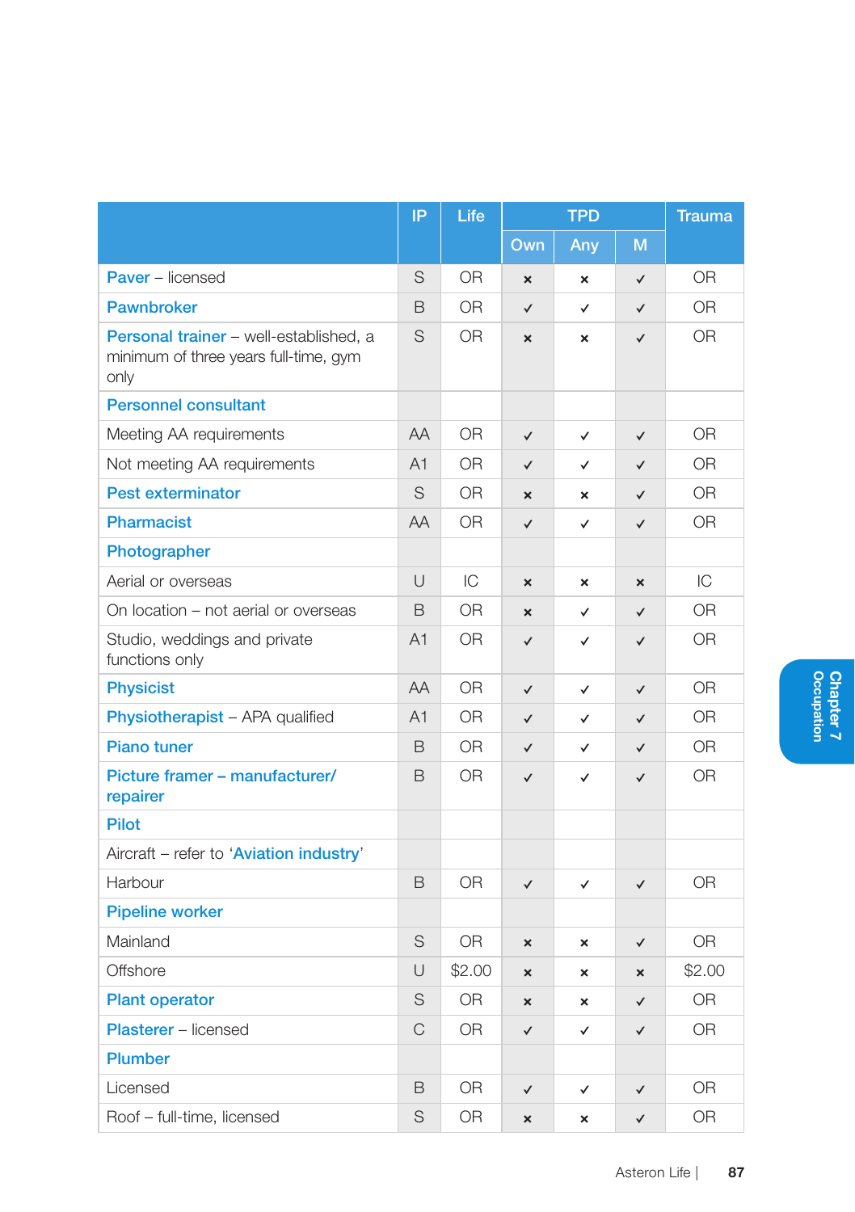| | IP | Life | TPD | | | Trauma |
|---|---|---|---|---|---|---|
| | | | Own | Any | M | |
| **Paver** – licensed | S | OR | × | × | ✓ | OR |
| **Pawnbroker** | B | OR | ✓ | ✓ | ✓ | OR |
| **Personal trainer** – well-established, a minimum of three years full-time, gym only | S | OR | × | × | ✓ | OR |
| **Personnel consultant** | | | | | | |
| Meeting AA requirements | AA | OR | ✓ | ✓ | ✓ | OR |
| Not meeting AA requirements | A1 | OR | ✓ | ✓ | ✓ | OR |
| **Pest exterminator** | S | OR | × | × | ✓ | OR |
| **Pharmacist** | AA | OR | ✓ | ✓ | ✓ | OR |
| **Photographer** | | | | | | |
| Aerial or overseas | U | IC | × | × | × | IC |
| On location – not aerial or overseas | B | OR | × | ✓ | ✓ | OR |
| Studio, weddings and private functions only | A1 | OR | ✓ | ✓ | ✓ | OR |
| **Physicist** | AA | OR | ✓ | ✓ | ✓ | OR |
| **Physiotherapist** – APA qualified | A1 | OR | ✓ | ✓ | ✓ | OR |
| **Piano tuner** | B | OR | ✓ | ✓ | ✓ | OR |
| **Picture framer – manufacturer/ repairer** | B | OR | ✓ | ✓ | ✓ | OR |
| **Pilot** | | | | | | |
| Aircraft – refer to '**Aviation industry**' | | | | | | |
| Harbour | B | OR | ✓ | ✓ | ✓ | OR |
| **Pipeline worker** | | | | | | |
| Mainland | S | OR | × | × | ✓ | OR |
| Offshore | U | $2.00 | × | × | × | $2.00 |
| **Plant operator** | S | OR | × | × | ✓ | OR |
| **Plasterer** – licensed | C | OR | ✓ | ✓ | ✓ | OR |
| **Plumber** | | | | | | |
| Licensed | B | OR | ✓ | ✓ | ✓ | OR |
| Roof – full-time, licensed | S | OR | × | × | ✓ | OR |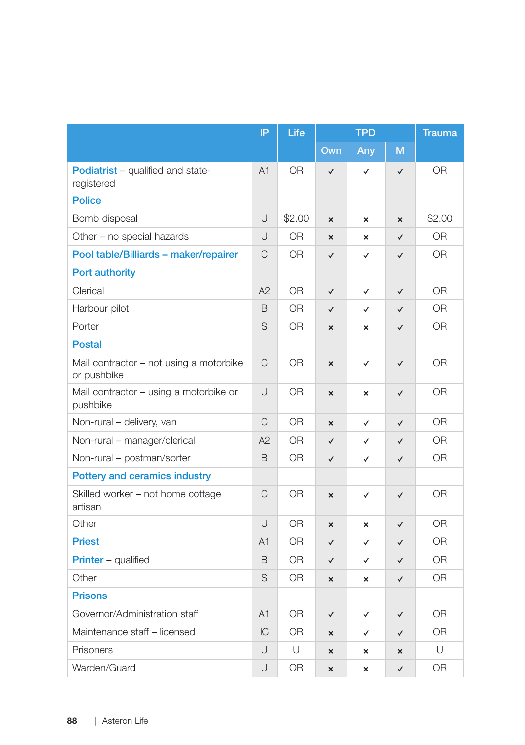| | IP | Life | TPD | | | Trauma |
|---|---|---|---|---|---|---|
| | | | Own | Any | M | |
| **Podiatrist** – qualified and state-registered | A1 | OR | ✓ | ✓ | ✓ | OR |
| **Police** | | | | | | |
| Bomb disposal | U | $2.00 | × | × | × | $2.00 |
| Other – no special hazards | U | OR | × | × | ✓ | OR |
| **Pool table/Billiards – maker/repairer** | C | OR | ✓ | ✓ | ✓ | OR |
| **Port authority** | | | | | | |
| Clerical | A2 | OR | ✓ | ✓ | ✓ | OR |
| Harbour pilot | B | OR | ✓ | ✓ | ✓ | OR |
| Porter | S | OR | × | × | ✓ | OR |
| **Postal** | | | | | | |
| Mail contractor – not using a motorbike or pushbike | C | OR | × | ✓ | ✓ | OR |
| Mail contractor – using a motorbike or pushbike | U | OR | × | × | ✓ | OR |
| Non-rural – delivery, van | C | OR | × | ✓ | ✓ | OR |
| Non-rural – manager/clerical | A2 | OR | ✓ | ✓ | ✓ | OR |
| Non-rural – postman/sorter | B | OR | ✓ | ✓ | ✓ | OR |
| **Pottery and ceramics industry** | | | | | | |
| Skilled worker – not home cottage artisan | C | OR | × | ✓ | ✓ | OR |
| Other | U | OR | × | × | ✓ | OR |
| **Priest** | A1 | OR | ✓ | ✓ | ✓ | OR |
| **Printer** – qualified | B | OR | ✓ | ✓ | ✓ | OR |
| Other | S | OR | × | × | ✓ | OR |
| **Prisons** | | | | | | |
| Governor/Administration staff | A1 | OR | ✓ | ✓ | ✓ | OR |
| Maintenance staff – licensed | IC | OR | × | ✓ | ✓ | OR |
| Prisoners | U | U | × | × | × | U |
| Warden/Guard | U | OR | × | × | ✓ | OR |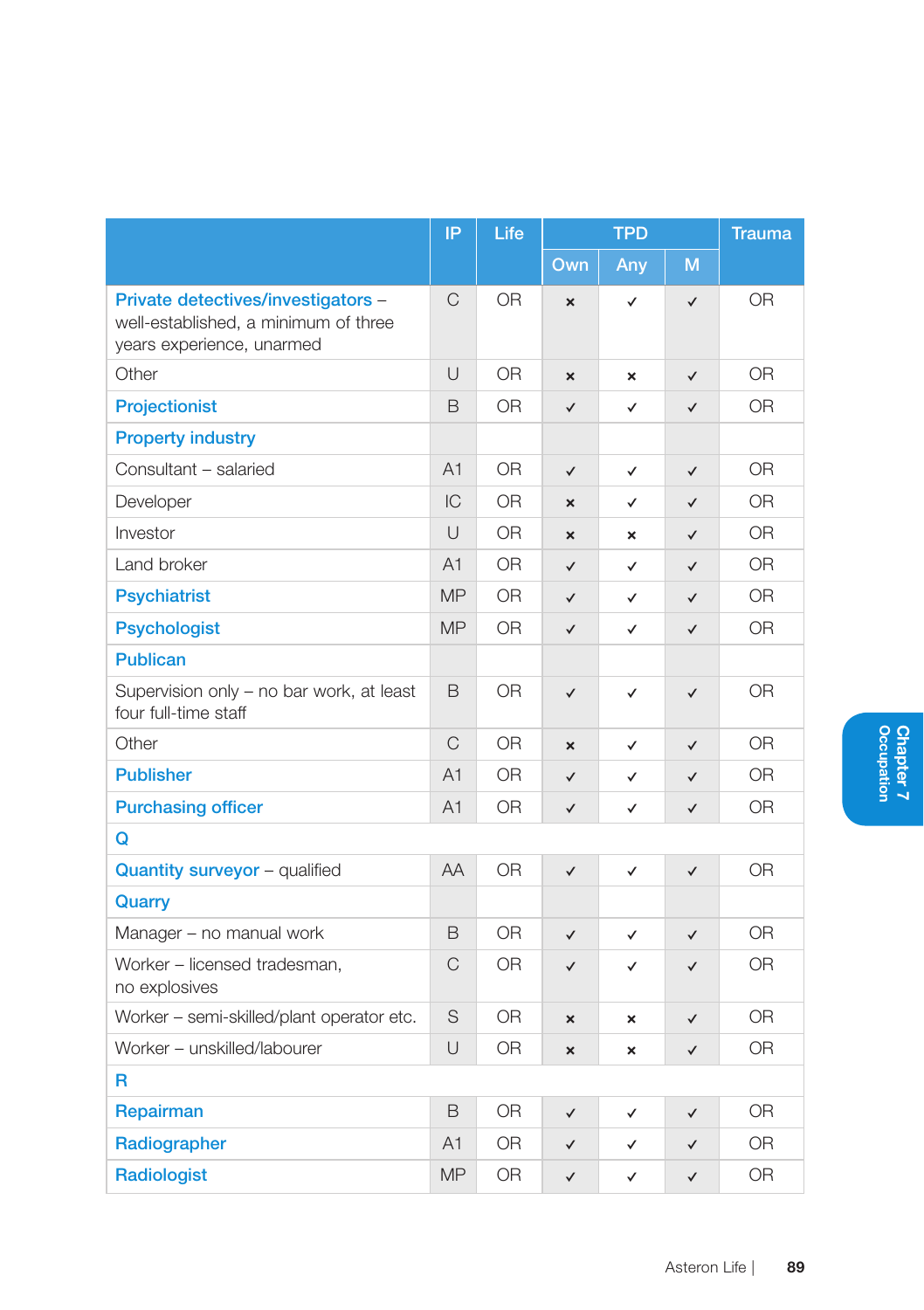| | IP | Life | TPD | | | Trauma |
|---|---|---|---|---|---|---|
| | | | Own | Any | M | |
| **Private detectives/investigators** – well-established, a minimum of three years experience, unarmed | C | OR | × | ✓ | ✓ | OR |
| Other | U | OR | × | × | ✓ | OR |
| **Projectionist** | B | OR | ✓ | ✓ | ✓ | OR |
| **Property industry** | | | | | | |
| Consultant – salaried | A1 | OR | ✓ | ✓ | ✓ | OR |
| Developer | IC | OR | × | ✓ | ✓ | OR |
| Investor | U | OR | × | × | ✓ | OR |
| Land broker | A1 | OR | ✓ | ✓ | ✓ | OR |
| **Psychiatrist** | MP | OR | ✓ | ✓ | ✓ | OR |
| **Psychologist** | MP | OR | ✓ | ✓ | ✓ | OR |
| **Publican** | | | | | | |
| Supervision only – no bar work, at least four full-time staff | B | OR | ✓ | ✓ | ✓ | OR |
| Other | C | OR | × | ✓ | ✓ | OR |
| **Publisher** | A1 | OR | ✓ | ✓ | ✓ | OR |
| **Purchasing officer** | A1 | OR | ✓ | ✓ | ✓ | OR |
| **Q** | | | | | | |
| **Quantity surveyor** – qualified | AA | OR | ✓ | ✓ | ✓ | OR |
| **Quarry** | | | | | | |
| Manager – no manual work | B | OR | ✓ | ✓ | ✓ | OR |
| Worker – licensed tradesman, no explosives | C | OR | ✓ | ✓ | ✓ | OR |
| Worker – semi-skilled/plant operator etc. | S | OR | × | × | ✓ | OR |
| Worker – unskilled/labourer | U | OR | × | × | ✓ | OR |
| **R** | | | | | | |
| **Repairman** | B | OR | ✓ | ✓ | ✓ | OR |
| **Radiographer** | A1 | OR | ✓ | ✓ | ✓ | OR |
| **Radiologist** | MP | OR | ✓ | ✓ | ✓ | OR |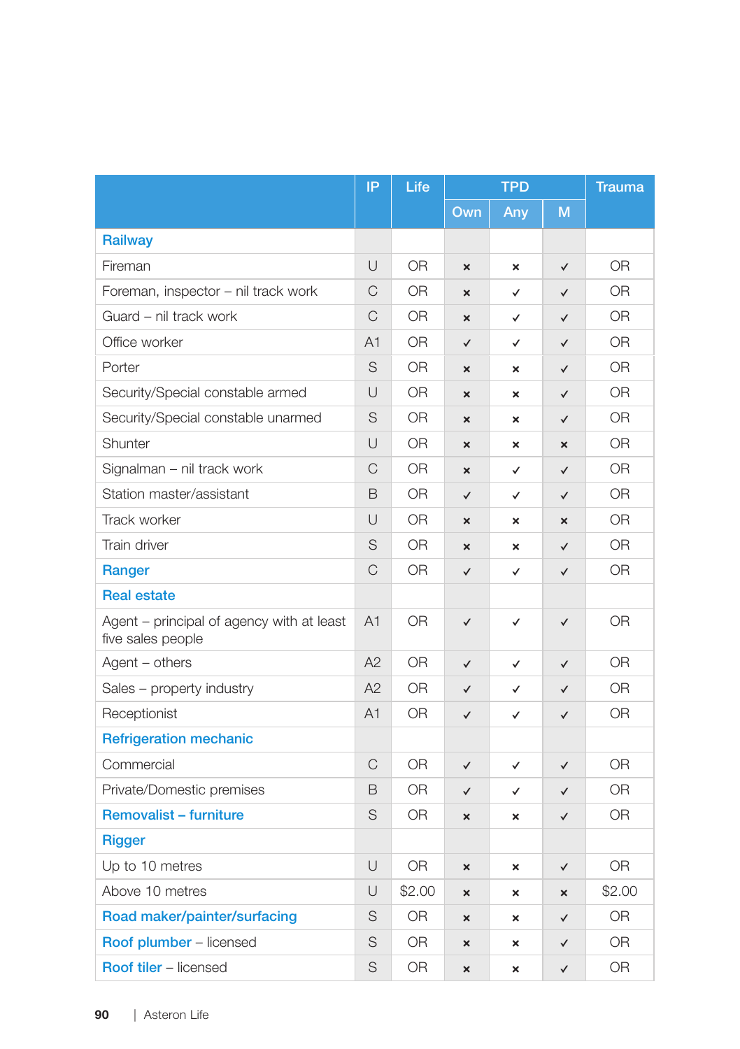| | IP | Life | TPD | | | Trauma |
|---|---|---|---|---|---|---|
| | | | Own | Any | M | |
| **Railway** | | | | | | |
| Fireman | U | OR | × | × | ✓ | OR |
| Foreman, inspector – nil track work | C | OR | × | ✓ | ✓ | OR |
| Guard – nil track work | C | OR | × | ✓ | ✓ | OR |
| Office worker | A1 | OR | ✓ | ✓ | ✓ | OR |
| Porter | S | OR | × | × | ✓ | OR |
| Security/Special constable armed | U | OR | × | × | ✓ | OR |
| Security/Special constable unarmed | S | OR | × | × | ✓ | OR |
| Shunter | U | OR | × | × | × | OR |
| Signalman – nil track work | C | OR | × | ✓ | ✓ | OR |
| Station master/assistant | B | OR | ✓ | ✓ | ✓ | OR |
| Track worker | U | OR | × | × | × | OR |
| Train driver | S | OR | × | × | ✓ | OR |
| **Ranger** | C | OR | ✓ | ✓ | ✓ | OR |
| **Real estate** | | | | | | |
| Agent – principal of agency with at least five sales people | A1 | OR | ✓ | ✓ | ✓ | OR |
| Agent – others | A2 | OR | ✓ | ✓ | ✓ | OR |
| Sales – property industry | A2 | OR | ✓ | ✓ | ✓ | OR |
| Receptionist | A1 | OR | ✓ | ✓ | ✓ | OR |
| **Refrigeration mechanic** | | | | | | |
| Commercial | C | OR | ✓ | ✓ | ✓ | OR |
| Private/Domestic premises | B | OR | ✓ | ✓ | ✓ | OR |
| **Removalist – furniture** | S | OR | × | × | ✓ | OR |
| **Rigger** | | | | | | |
| Up to 10 metres | U | OR | × | × | ✓ | OR |
| Above 10 metres | U | $2.00 | × | × | × | $2.00 |
| **Road maker/painter/surfacing** | S | OR | × | × | ✓ | OR |
| **Roof plumber** – licensed | S | OR | × | × | ✓ | OR |
| **Roof tiler** – licensed | S | OR | × | × | ✓ | OR |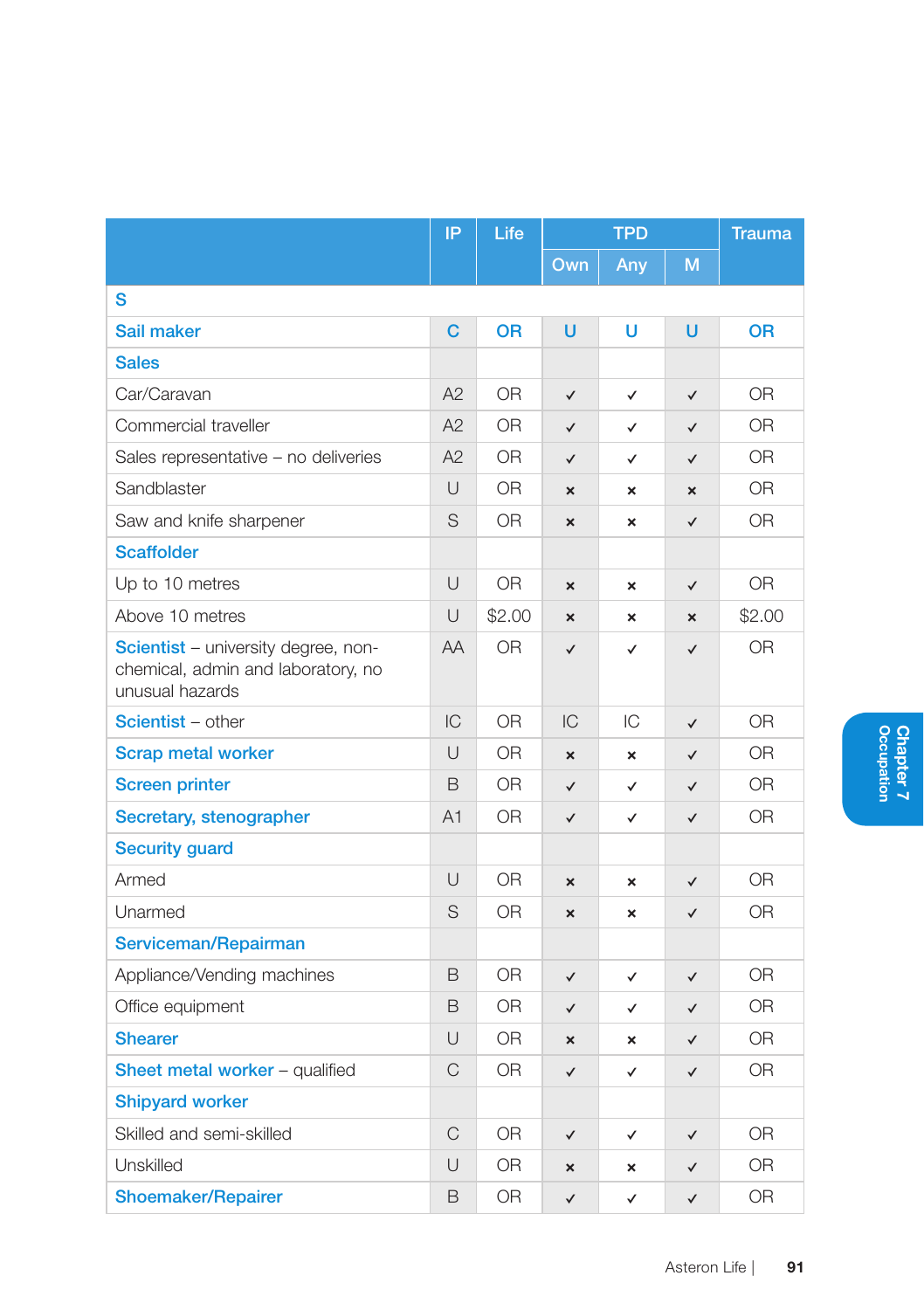| | IP | Life | TPD | | | Trauma |
|---|---|---|---|---|---|---|
| | | | Own | Any | M | |
| **S** | | | | | | |
| **Sail maker** | **C** | **OR** | **U** | **U** | **U** | **OR** |
| **Sales** | | | | | | |
| Car/Caravan | A2 | OR | ✓ | ✓ | ✓ | OR |
| Commercial traveller | A2 | OR | ✓ | ✓ | ✓ | OR |
| Sales representative – no deliveries | A2 | OR | ✓ | ✓ | ✓ | OR |
| Sandblaster | U | OR | × | × | × | OR |
| Saw and knife sharpener | S | OR | × | × | ✓ | OR |
| **Scaffolder** | | | | | | |
| Up to 10 metres | U | OR | × | × | ✓ | OR |
| Above 10 metres | U | $2.00 | × | × | × | $2.00 |
| **Scientist** – university degree, non-chemical, admin and laboratory, no unusual hazards | AA | OR | ✓ | ✓ | ✓ | OR |
| **Scientist** – other | IC | OR | IC | IC | ✓ | OR |
| **Scrap metal worker** | U | OR | × | × | ✓ | OR |
| **Screen printer** | B | OR | ✓ | ✓ | ✓ | OR |
| **Secretary, stenographer** | A1 | OR | ✓ | ✓ | ✓ | OR |
| **Security guard** | | | | | | |
| Armed | U | OR | × | × | ✓ | OR |
| Unarmed | S | OR | × | × | ✓ | OR |
| **Serviceman/Repairman** | | | | | | |
| Appliance/Vending machines | B | OR | ✓ | ✓ | ✓ | OR |
| Office equipment | B | OR | ✓ | ✓ | ✓ | OR |
| **Shearer** | U | OR | × | × | ✓ | OR |
| **Sheet metal worker** – qualified | C | OR | ✓ | ✓ | ✓ | OR |
| **Shipyard worker** | | | | | | |
| Skilled and semi-skilled | C | OR | ✓ | ✓ | ✓ | OR |
| Unskilled | U | OR | × | × | ✓ | OR |
| **Shoemaker/Repairer** | B | OR | ✓ | ✓ | ✓ | OR |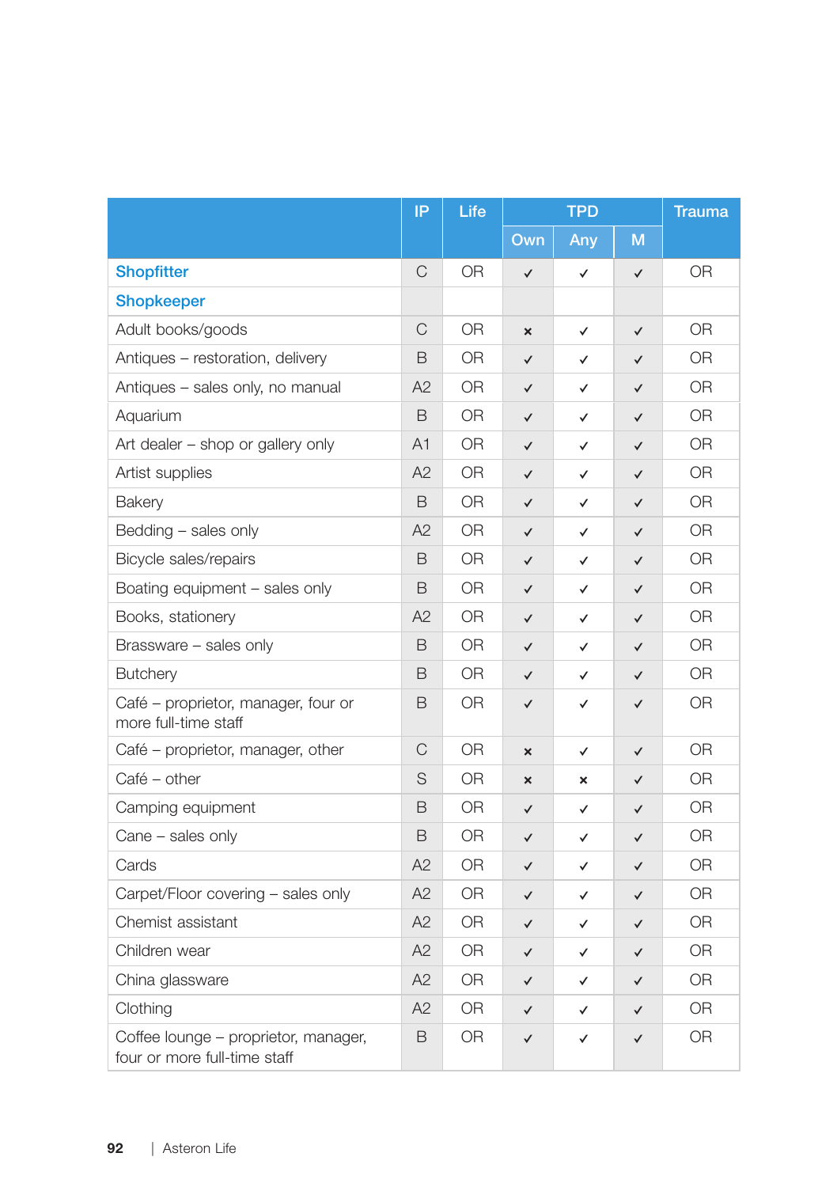| | IP | Life | TPD | | | Trauma |
|---|---|---|---|---|---|---|
| | | | Own | Any | M | |
| **Shopfitter** | C | OR | ✓ | ✓ | ✓ | OR |
| **Shopkeeper** | | | | | | |
| Adult books/goods | C | OR | × | ✓ | ✓ | OR |
| Antiques – restoration, delivery | B | OR | ✓ | ✓ | ✓ | OR |
| Antiques – sales only, no manual | A2 | OR | ✓ | ✓ | ✓ | OR |
| Aquarium | B | OR | ✓ | ✓ | ✓ | OR |
| Art dealer – shop or gallery only | A1 | OR | ✓ | ✓ | ✓ | OR |
| Artist supplies | A2 | OR | ✓ | ✓ | ✓ | OR |
| Bakery | B | OR | ✓ | ✓ | ✓ | OR |
| Bedding – sales only | A2 | OR | ✓ | ✓ | ✓ | OR |
| Bicycle sales/repairs | B | OR | ✓ | ✓ | ✓ | OR |
| Boating equipment – sales only | B | OR | ✓ | ✓ | ✓ | OR |
| Books, stationery | A2 | OR | ✓ | ✓ | ✓ | OR |
| Brassware – sales only | B | OR | ✓ | ✓ | ✓ | OR |
| Butchery | B | OR | ✓ | ✓ | ✓ | OR |
| Café – proprietor, manager, four or more full-time staff | B | OR | ✓ | ✓ | ✓ | OR |
| Café – proprietor, manager, other | C | OR | × | ✓ | ✓ | OR |
| Café – other | S | OR | × | × | ✓ | OR |
| Camping equipment | B | OR | ✓ | ✓ | ✓ | OR |
| Cane – sales only | B | OR | ✓ | ✓ | ✓ | OR |
| Cards | A2 | OR | ✓ | ✓ | ✓ | OR |
| Carpet/Floor covering – sales only | A2 | OR | ✓ | ✓ | ✓ | OR |
| Chemist assistant | A2 | OR | ✓ | ✓ | ✓ | OR |
| Children wear | A2 | OR | ✓ | ✓ | ✓ | OR |
| China glassware | A2 | OR | ✓ | ✓ | ✓ | OR |
| Clothing | A2 | OR | ✓ | ✓ | ✓ | OR |
| Coffee lounge – proprietor, manager, four or more full-time staff | B | OR | ✓ | ✓ | ✓ | OR |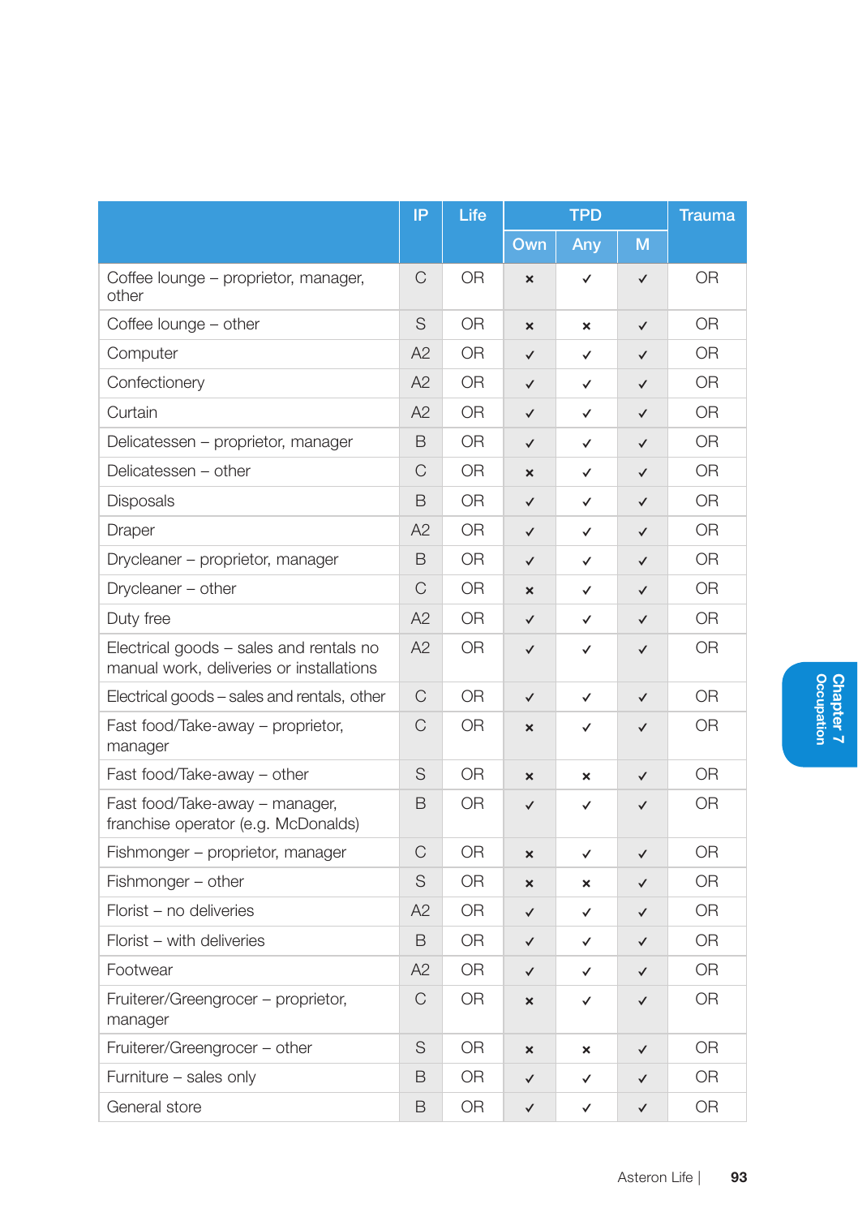| | IP | Life | TPD | | | Trauma |
|---|---|---|---|---|---|---|
| | | | Own | Any | M | |
| Coffee lounge – proprietor, manager, other | C | OR | × | ✓ | ✓ | OR |
| Coffee lounge – other | S | OR | × | × | ✓ | OR |
| Computer | A2 | OR | ✓ | ✓ | ✓ | OR |
| Confectionery | A2 | OR | ✓ | ✓ | ✓ | OR |
| Curtain | A2 | OR | ✓ | ✓ | ✓ | OR |
| Delicatessen – proprietor, manager | B | OR | ✓ | ✓ | ✓ | OR |
| Delicatessen – other | C | OR | × | ✓ | ✓ | OR |
| Disposals | B | OR | ✓ | ✓ | ✓ | OR |
| Draper | A2 | OR | ✓ | ✓ | ✓ | OR |
| Drycleaner – proprietor, manager | B | OR | ✓ | ✓ | ✓ | OR |
| Drycleaner – other | C | OR | × | ✓ | ✓ | OR |
| Duty free | A2 | OR | ✓ | ✓ | ✓ | OR |
| Electrical goods – sales and rentals no manual work, deliveries or installations | A2 | OR | ✓ | ✓ | ✓ | OR |
| Electrical goods – sales and rentals, other | C | OR | ✓ | ✓ | ✓ | OR |
| Fast food/Take-away – proprietor, manager | C | OR | × | ✓ | ✓ | OR |
| Fast food/Take-away – other | S | OR | × | × | ✓ | OR |
| Fast food/Take-away – manager, franchise operator (e.g. McDonalds) | B | OR | ✓ | ✓ | ✓ | OR |
| Fishmonger – proprietor, manager | C | OR | × | ✓ | ✓ | OR |
| Fishmonger – other | S | OR | × | × | ✓ | OR |
| Florist – no deliveries | A2 | OR | ✓ | ✓ | ✓ | OR |
| Florist – with deliveries | B | OR | ✓ | ✓ | ✓ | OR |
| Footwear | A2 | OR | ✓ | ✓ | ✓ | OR |
| Fruiterer/Greengrocer – proprietor, manager | C | OR | × | ✓ | ✓ | OR |
| Fruiterer/Greengrocer – other | S | OR | × | × | ✓ | OR |
| Furniture – sales only | B | OR | ✓ | ✓ | ✓ | OR |
| General store | B | OR | ✓ | ✓ | ✓ | OR |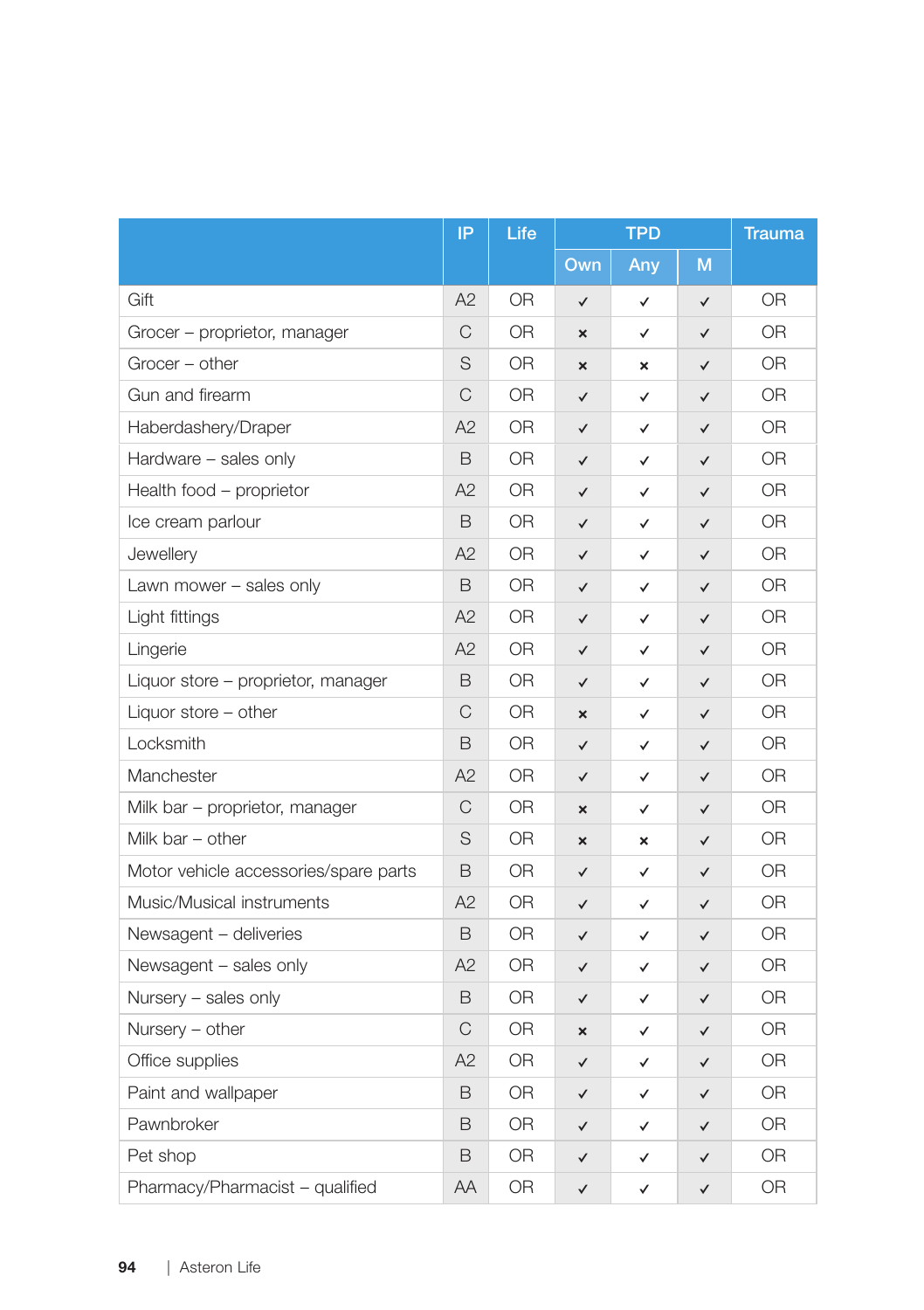| | IP | Life | TPD | | | Trauma |
|---|---|---|---|---|---|---|
| | | | Own | Any | M | |
| Gift | A2 | OR | ✓ | ✓ | ✓ | OR |
| Grocer – proprietor, manager | C | OR | × | ✓ | ✓ | OR |
| Grocer – other | S | OR | × | × | ✓ | OR |
| Gun and firearm | C | OR | ✓ | ✓ | ✓ | OR |
| Haberdashery/Draper | A2 | OR | ✓ | ✓ | ✓ | OR |
| Hardware – sales only | B | OR | ✓ | ✓ | ✓ | OR |
| Health food – proprietor | A2 | OR | ✓ | ✓ | ✓ | OR |
| Ice cream parlour | B | OR | ✓ | ✓ | ✓ | OR |
| Jewellery | A2 | OR | ✓ | ✓ | ✓ | OR |
| Lawn mower – sales only | B | OR | ✓ | ✓ | ✓ | OR |
| Light fittings | A2 | OR | ✓ | ✓ | ✓ | OR |
| Lingerie | A2 | OR | ✓ | ✓ | ✓ | OR |
| Liquor store – proprietor, manager | B | OR | ✓ | ✓ | ✓ | OR |
| Liquor store – other | C | OR | × | ✓ | ✓ | OR |
| Locksmith | B | OR | ✓ | ✓ | ✓ | OR |
| Manchester | A2 | OR | ✓ | ✓ | ✓ | OR |
| Milk bar – proprietor, manager | C | OR | × | ✓ | ✓ | OR |
| Milk bar – other | S | OR | × | × | ✓ | OR |
| Motor vehicle accessories/spare parts | B | OR | ✓ | ✓ | ✓ | OR |
| Music/Musical instruments | A2 | OR | ✓ | ✓ | ✓ | OR |
| Newsagent – deliveries | B | OR | ✓ | ✓ | ✓ | OR |
| Newsagent – sales only | A2 | OR | ✓ | ✓ | ✓ | OR |
| Nursery – sales only | B | OR | ✓ | ✓ | ✓ | OR |
| Nursery – other | C | OR | × | ✓ | ✓ | OR |
| Office supplies | A2 | OR | ✓ | ✓ | ✓ | OR |
| Paint and wallpaper | B | OR | ✓ | ✓ | ✓ | OR |
| Pawnbroker | B | OR | ✓ | ✓ | ✓ | OR |
| Pet shop | B | OR | ✓ | ✓ | ✓ | OR |
| Pharmacy/Pharmacist – qualified | AA | OR | ✓ | ✓ | ✓ | OR |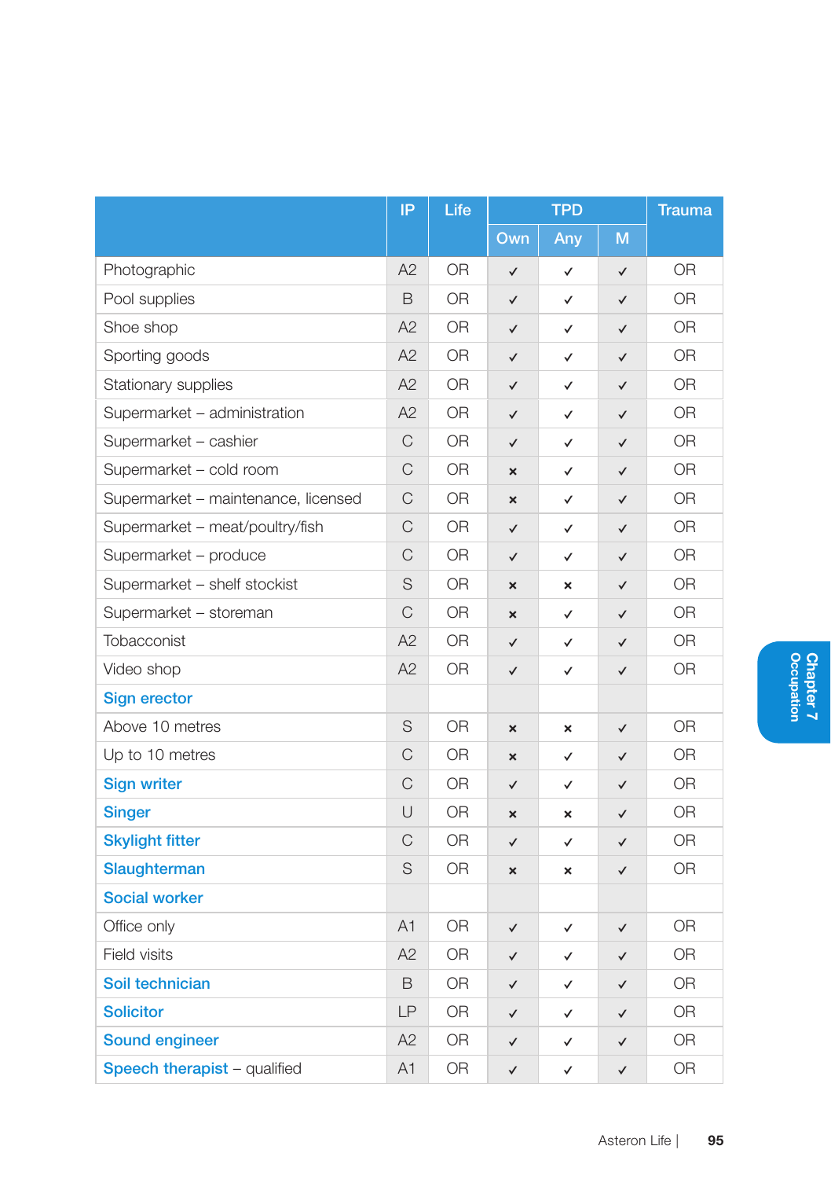| | IP | Life | TPD | | | Trauma |
|---|---|---|---|---|---|---|
| | | | Own | Any | M | |
| Photographic | A2 | OR | ✓ | ✓ | ✓ | OR |
| Pool supplies | B | OR | ✓ | ✓ | ✓ | OR |
| Shoe shop | A2 | OR | ✓ | ✓ | ✓ | OR |
| Sporting goods | A2 | OR | ✓ | ✓ | ✓ | OR |
| Stationary supplies | A2 | OR | ✓ | ✓ | ✓ | OR |
| Supermarket – administration | A2 | OR | ✓ | ✓ | ✓ | OR |
| Supermarket – cashier | C | OR | ✓ | ✓ | ✓ | OR |
| Supermarket – cold room | C | OR | × | ✓ | ✓ | OR |
| Supermarket – maintenance, licensed | C | OR | × | ✓ | ✓ | OR |
| Supermarket – meat/poultry/fish | C | OR | ✓ | ✓ | ✓ | OR |
| Supermarket – produce | C | OR | ✓ | ✓ | ✓ | OR |
| Supermarket – shelf stockist | S | OR | × | × | ✓ | OR |
| Supermarket – storeman | C | OR | × | ✓ | ✓ | OR |
| Tobacconist | A2 | OR | ✓ | ✓ | ✓ | OR |
| Video shop | A2 | OR | ✓ | ✓ | ✓ | OR |
| **Sign erector** | | | | | | |
| Above 10 metres | S | OR | × | × | ✓ | OR |
| Up to 10 metres | C | OR | × | ✓ | ✓ | OR |
| **Sign writer** | C | OR | ✓ | ✓ | ✓ | OR |
| **Singer** | U | OR | × | × | ✓ | OR |
| **Skylight fitter** | C | OR | ✓ | ✓ | ✓ | OR |
| **Slaughterman** | S | OR | × | × | ✓ | OR |
| **Social worker** | | | | | | |
| Office only | A1 | OR | ✓ | ✓ | ✓ | OR |
| Field visits | A2 | OR | ✓ | ✓ | ✓ | OR |
| **Soil technician** | B | OR | ✓ | ✓ | ✓ | OR |
| **Solicitor** | LP | OR | ✓ | ✓ | ✓ | OR |
| **Sound engineer** | A2 | OR | ✓ | ✓ | ✓ | OR |
| **Speech therapist** – qualified | A1 | OR | ✓ | ✓ | ✓ | OR |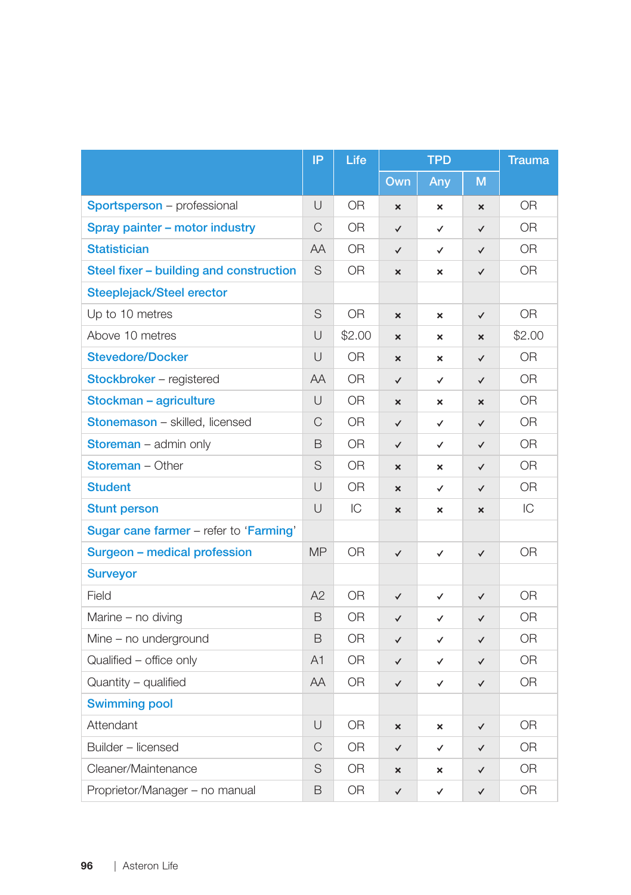| | IP | Life | TPD | | | Trauma |
|---|---|---|---|---|---|---|
| | | | Own | Any | M | |
| **Sportsperson** – professional | U | OR | × | × | × | OR |
| **Spray painter – motor industry** | C | OR | ✓ | ✓ | ✓ | OR |
| **Statistician** | AA | OR | ✓ | ✓ | ✓ | OR |
| **Steel fixer – building and construction** | S | OR | × | × | ✓ | OR |
| **Steeplejack/Steel erector** | | | | | | |
| Up to 10 metres | S | OR | × | × | ✓ | OR |
| Above 10 metres | U | $2.00 | × | × | × | $2.00 |
| **Stevedore/Docker** | U | OR | × | × | ✓ | OR |
| **Stockbroker** – registered | AA | OR | ✓ | ✓ | ✓ | OR |
| **Stockman – agriculture** | U | OR | × | × | × | OR |
| **Stonemason** – skilled, licensed | C | OR | ✓ | ✓ | ✓ | OR |
| **Storeman** – admin only | B | OR | ✓ | ✓ | ✓ | OR |
| **Storeman** – Other | S | OR | × | × | ✓ | OR |
| **Student** | U | OR | × | ✓ | ✓ | OR |
| **Stunt person** | U | IC | × | × | × | IC |
| **Sugar cane farmer** – refer to '**Farming**' | | | | | | |
| **Surgeon – medical profession** | MP | OR | ✓ | ✓ | ✓ | OR |
| **Surveyor** | | | | | | |
| Field | A2 | OR | ✓ | ✓ | ✓ | OR |
| Marine – no diving | B | OR | ✓ | ✓ | ✓ | OR |
| Mine – no underground | B | OR | ✓ | ✓ | ✓ | OR |
| Qualified – office only | A1 | OR | ✓ | ✓ | ✓ | OR |
| Quantity – qualified | AA | OR | ✓ | ✓ | ✓ | OR |
| **Swimming pool** | | | | | | |
| Attendant | U | OR | × | × | ✓ | OR |
| Builder – licensed | C | OR | ✓ | ✓ | ✓ | OR |
| Cleaner/Maintenance | S | OR | × | × | ✓ | OR |
| Proprietor/Manager – no manual | B | OR | ✓ | ✓ | ✓ | OR |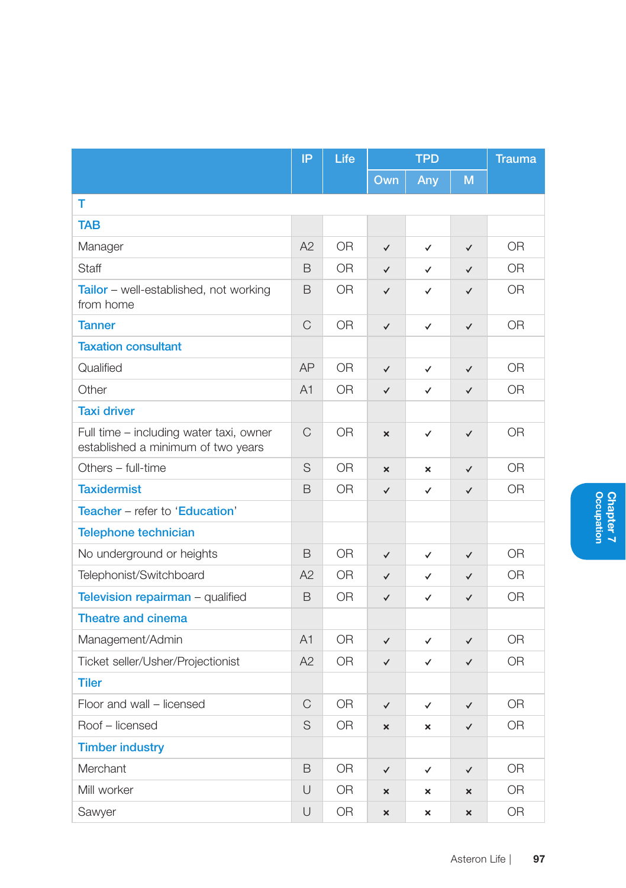| | IP | Life | TPD | | | Trauma |
|---|---|---|---|---|---|---|
| | | | Own | Any | M | |
| **T** | | | | | | |
| **TAB** | | | | | | |
| Manager | A2 | OR | ✓ | ✓ | ✓ | OR |
| Staff | B | OR | ✓ | ✓ | ✓ | OR |
| **Tailor** – well-established, not working from home | B | OR | ✓ | ✓ | ✓ | OR |
| **Tanner** | C | OR | ✓ | ✓ | ✓ | OR |
| **Taxation consultant** | | | | | | |
| Qualified | AP | OR | ✓ | ✓ | ✓ | OR |
| Other | A1 | OR | ✓ | ✓ | ✓ | OR |
| **Taxi driver** | | | | | | |
| Full time – including water taxi, owner established a minimum of two years | C | OR | × | ✓ | ✓ | OR |
| Others – full-time | S | OR | × | × | ✓ | OR |
| **Taxidermist** | B | OR | ✓ | ✓ | ✓ | OR |
| **Teacher** – refer to '**Education**' | | | | | | |
| **Telephone technician** | | | | | | |
| No underground or heights | B | OR | ✓ | ✓ | ✓ | OR |
| Telephonist/Switchboard | A2 | OR | ✓ | ✓ | ✓ | OR |
| **Television repairman** – qualified | B | OR | ✓ | ✓ | ✓ | OR |
| **Theatre and cinema** | | | | | | |
| Management/Admin | A1 | OR | ✓ | ✓ | ✓ | OR |
| Ticket seller/Usher/Projectionist | A2 | OR | ✓ | ✓ | ✓ | OR |
| **Tiler** | | | | | | |
| Floor and wall – licensed | C | OR | ✓ | ✓ | ✓ | OR |
| Roof – licensed | S | OR | × | × | ✓ | OR |
| **Timber industry** | | | | | | |
| Merchant | B | OR | ✓ | ✓ | ✓ | OR |
| Mill worker | U | OR | × | × | × | OR |
| Sawyer | U | OR | × | × | × | OR |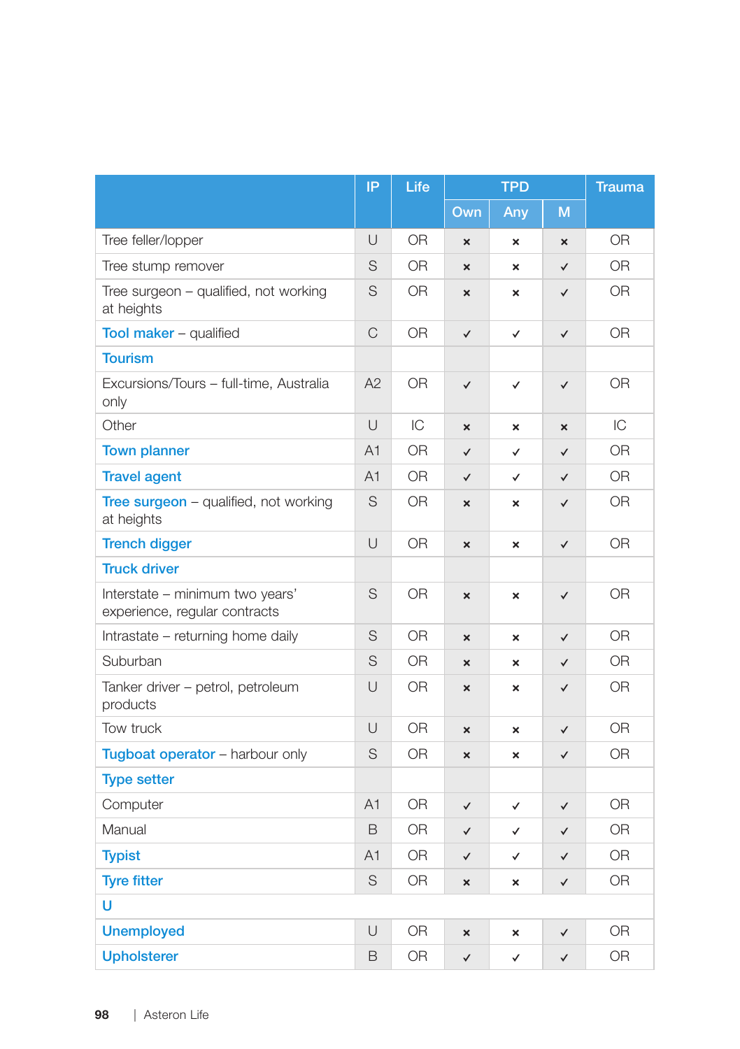| | IP | Life | TPD | | | Trauma |
|---|---|---|---|---|---|---|
| | | | Own | Any | M | |
| Tree feller/lopper | U | OR | × | × | × | OR |
| Tree stump remover | S | OR | × | × | ✓ | OR |
| Tree surgeon – qualified, not working at heights | S | OR | × | × | ✓ | OR |
| **Tool maker** – qualified | C | OR | ✓ | ✓ | ✓ | OR |
| **Tourism** | | | | | | |
| Excursions/Tours – full-time, Australia only | A2 | OR | ✓ | ✓ | ✓ | OR |
| Other | U | IC | × | × | × | IC |
| **Town planner** | A1 | OR | ✓ | ✓ | ✓ | OR |
| **Travel agent** | A1 | OR | ✓ | ✓ | ✓ | OR |
| **Tree surgeon** – qualified, not working at heights | S | OR | × | × | ✓ | OR |
| **Trench digger** | U | OR | × | × | ✓ | OR |
| **Truck driver** | | | | | | |
| Interstate – minimum two years' experience, regular contracts | S | OR | × | × | ✓ | OR |
| Intrastate – returning home daily | S | OR | × | × | ✓ | OR |
| Suburban | S | OR | × | × | ✓ | OR |
| Tanker driver – petrol, petroleum products | U | OR | × | × | ✓ | OR |
| Tow truck | U | OR | × | × | ✓ | OR |
| **Tugboat operator** – harbour only | S | OR | × | × | ✓ | OR |
| **Type setter** | | | | | | |
| Computer | A1 | OR | ✓ | ✓ | ✓ | OR |
| Manual | B | OR | ✓ | ✓ | ✓ | OR |
| **Typist** | A1 | OR | ✓ | ✓ | ✓ | OR |
| **Tyre fitter** | S | OR | × | × | ✓ | OR |
| **U** | | | | | | |
| **Unemployed** | U | OR | × | × | ✓ | OR |
| **Upholsterer** | B | OR | ✓ | ✓ | ✓ | OR |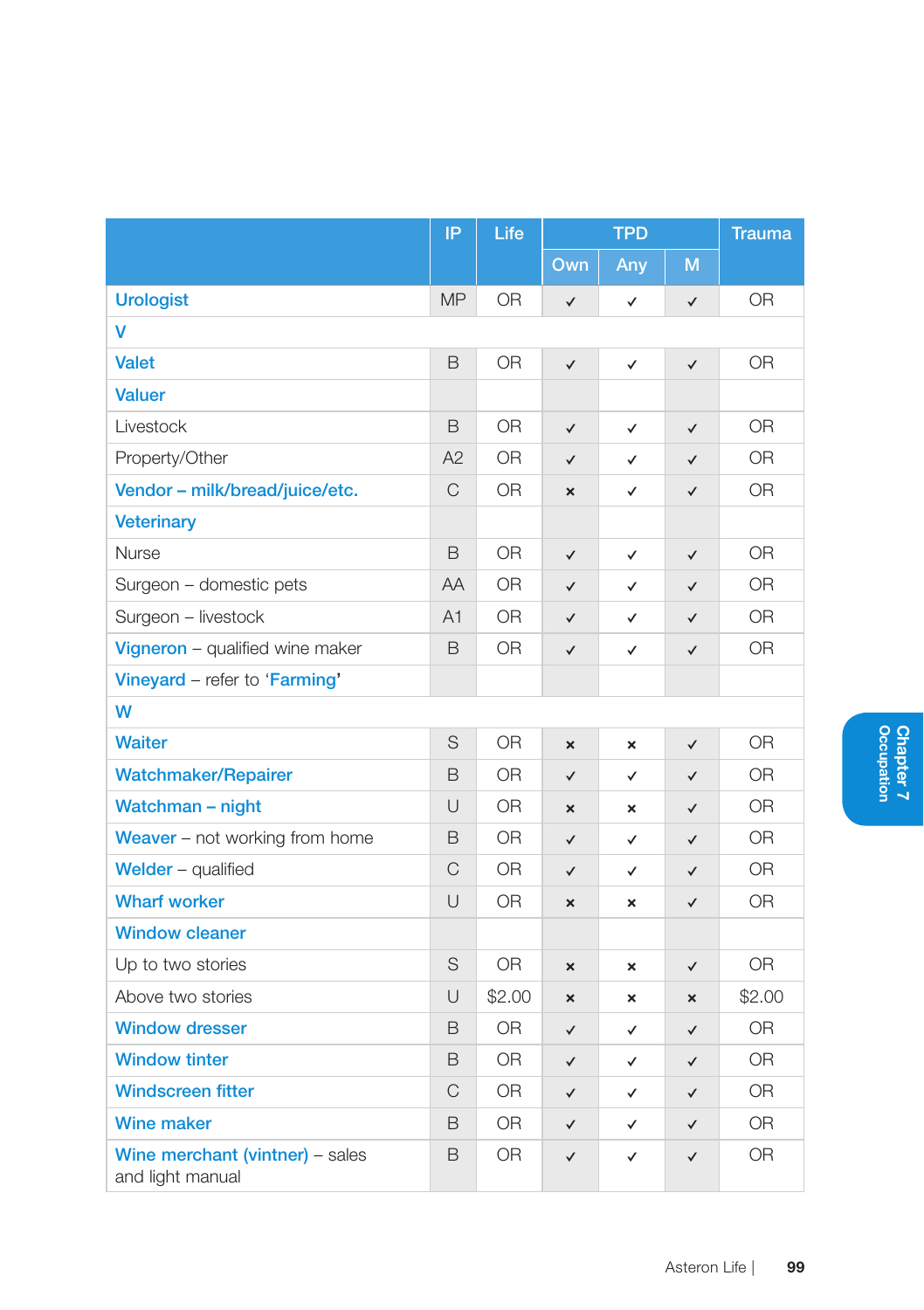| | IP | Life | TPD | | | Trauma |
|---|---|---|---|---|---|---|
| | | | Own | Any | M | |
| **Urologist** | MP | OR | ✓ | ✓ | ✓ | OR |
| **V** | | | | | | |
| **Valet** | B | OR | ✓ | ✓ | ✓ | OR |
| **Valuer** | | | | | | |
| Livestock | B | OR | ✓ | ✓ | ✓ | OR |
| Property/Other | A2 | OR | ✓ | ✓ | ✓ | OR |
| **Vendor – milk/bread/juice/etc.** | C | OR | × | ✓ | ✓ | OR |
| **Veterinary** | | | | | | |
| Nurse | B | OR | ✓ | ✓ | ✓ | OR |
| Surgeon – domestic pets | AA | OR | ✓ | ✓ | ✓ | OR |
| Surgeon – livestock | A1 | OR | ✓ | ✓ | ✓ | OR |
| **Vigneron** – qualified wine maker | B | OR | ✓ | ✓ | ✓ | OR |
| **Vineyard** – refer to '**Farming**' | | | | | | |
| **W** | | | | | | |
| **Waiter** | S | OR | × | × | ✓ | OR |
| **Watchmaker/Repairer** | B | OR | ✓ | ✓ | ✓ | OR |
| **Watchman – night** | U | OR | × | × | ✓ | OR |
| **Weaver** – not working from home | B | OR | ✓ | ✓ | ✓ | OR |
| **Welder** – qualified | C | OR | ✓ | ✓ | ✓ | OR |
| **Wharf worker** | U | OR | × | × | ✓ | OR |
| **Window cleaner** | | | | | | |
| Up to two stories | S | OR | × | × | ✓ | OR |
| Above two stories | U | $2.00 | × | × | × | $2.00 |
| **Window dresser** | B | OR | ✓ | ✓ | ✓ | OR |
| **Window tinter** | B | OR | ✓ | ✓ | ✓ | OR |
| **Windscreen fitter** | C | OR | ✓ | ✓ | ✓ | OR |
| **Wine maker** | B | OR | ✓ | ✓ | ✓ | OR |
| **Wine merchant (vintner)** – sales and light manual | B | OR | ✓ | ✓ | ✓ | OR |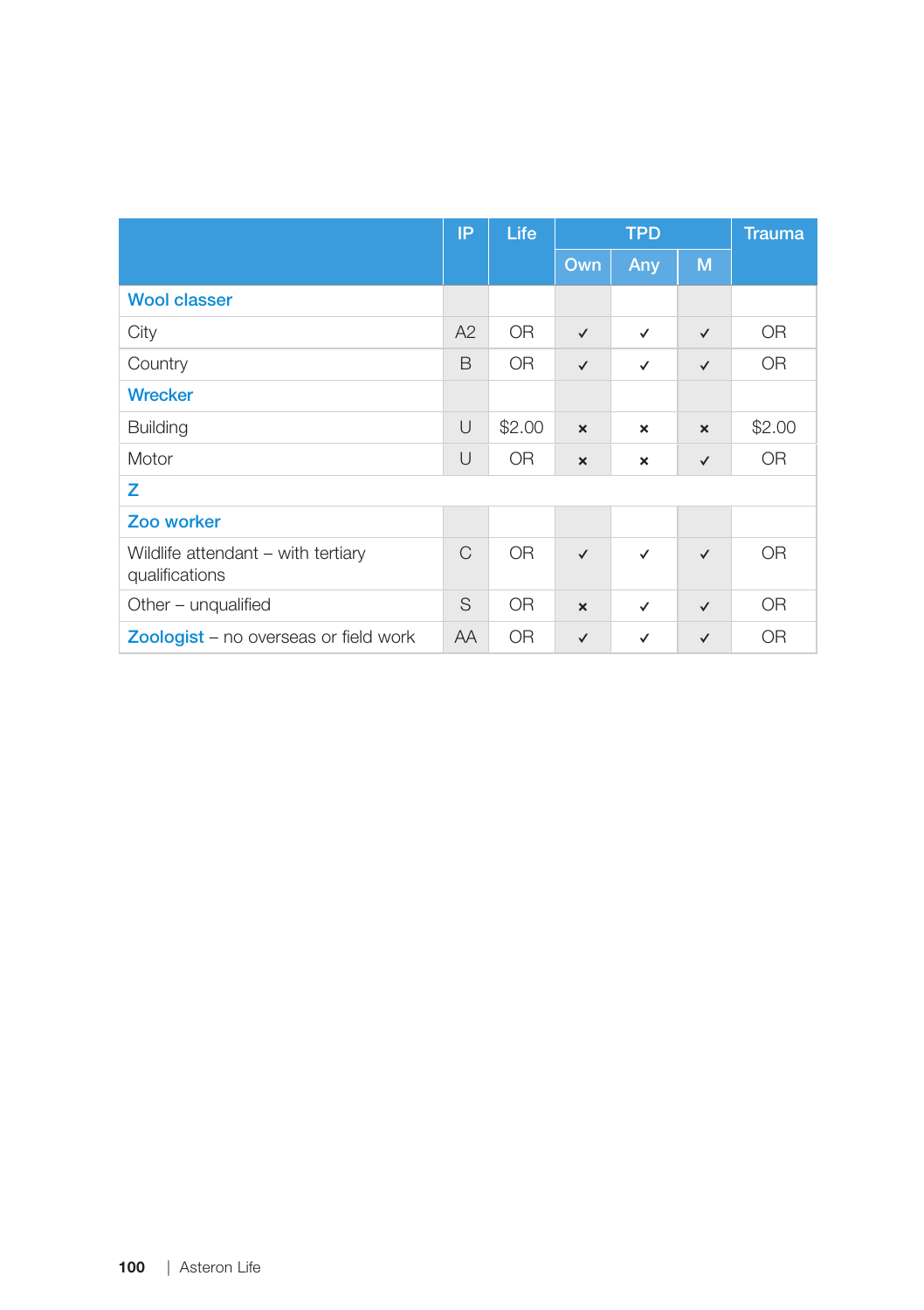| | IP | Life | TPD | | | Trauma |
|---|---|---|---|---|---|---|
| | | | Own | Any | M | |
| **Wool classer** | | | | | | |
| City | A2 | OR | ✓ | ✓ | ✓ | OR |
| Country | B | OR | ✓ | ✓ | ✓ | OR |
| **Wrecker** | | | | | | |
| Building | U | $2.00 | × | × | × | $2.00 |
| Motor | U | OR | × | × | ✓ | OR |
| **Z** | | | | | | |
| **Zoo worker** | | | | | | |
| Wildlife attendant – with tertiary qualifications | C | OR | ✓ | ✓ | ✓ | OR |
| Other – unqualified | S | OR | × | ✓ | ✓ | OR |
| **Zoologist** – no overseas or field work | AA | OR | ✓ | ✓ | ✓ | OR |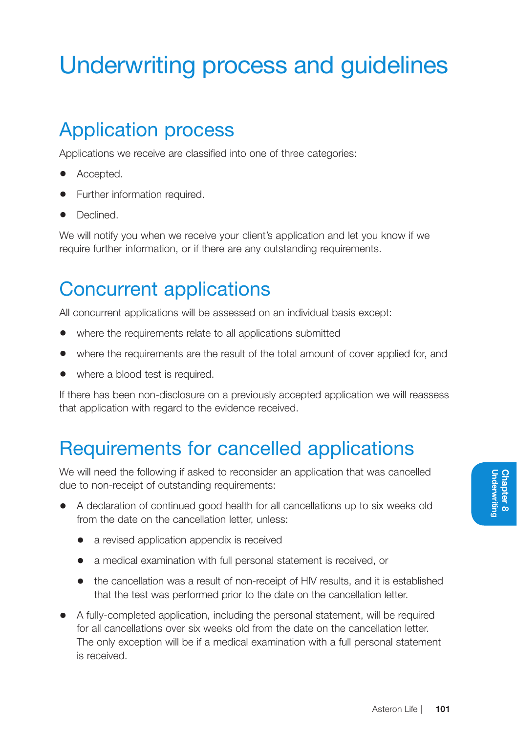# Underwriting process and guidelines

## Application process

Applications we receive are classified into one of three categories:

- Accepted.
- Further information required.
- Declined.

We will notify you when we receive your client's application and let you know if we require further information, or if there are any outstanding requirements.

## Concurrent applications

All concurrent applications will be assessed on an individual basis except:

- where the requirements relate to all applications submitted
- where the requirements are the result of the total amount of cover applied for, and
- where a blood test is required.

If there has been non-disclosure on a previously accepted application we will reassess that application with regard to the evidence received.

## Requirements for cancelled applications

We will need the following if asked to reconsider an application that was cancelled due to non-receipt of outstanding requirements:

- A declaration of continued good health for all cancellations up to six weeks old from the date on the cancellation letter, unless:
    - a revised application appendix is received
    - a medical examination with full personal statement is received, or
    - the cancellation was a result of non-receipt of HIV results, and it is established that the test was performed prior to the date on the cancellation letter.
- A fully-completed application, including the personal statement, will be required for all cancellations over six weeks old from the date on the cancellation letter. The only exception will be if a medical examination with a full personal statement is received.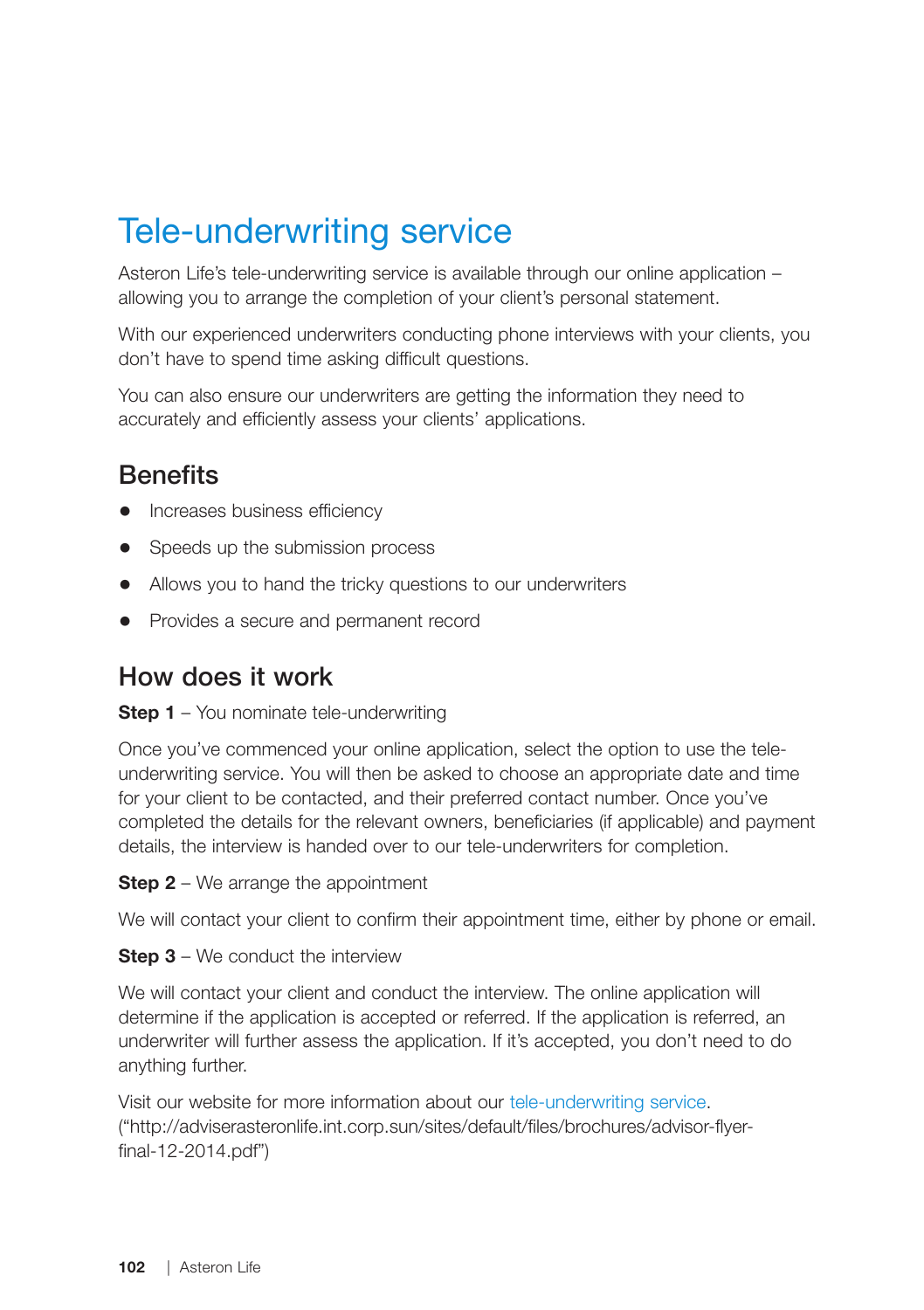# Tele-underwriting service

Asteron Life's tele-underwriting service is available through our online application – allowing you to arrange the completion of your client's personal statement.

With our experienced underwriters conducting phone interviews with your clients, you don't have to spend time asking difficult questions.

You can also ensure our underwriters are getting the information they need to accurately and efficiently assess your clients' applications.

## Benefits

- Increases business efficiency
- Speeds up the submission process
- Allows you to hand the tricky questions to our underwriters
- Provides a secure and permanent record

## How does it work

**Step 1** – You nominate tele-underwriting

Once you've commenced your online application, select the option to use the tele-underwriting service. You will then be asked to choose an appropriate date and time for your client to be contacted, and their preferred contact number. Once you've completed the details for the relevant owners, beneficiaries (if applicable) and payment details, the interview is handed over to our tele-underwriters for completion.

**Step 2** – We arrange the appointment

We will contact your client to confirm their appointment time, either by phone or email.

**Step 3** – We conduct the interview

We will contact your client and conduct the interview. The online application will determine if the application is accepted or referred. If the application is referred, an underwriter will further assess the application. If it's accepted, you don't need to do anything further.

Visit our website for more information about our tele-underwriting service. ("http://adviserasteronlife.int.corp.sun/sites/default/files/brochures/advisor-flyer-final-12-2014.pdf")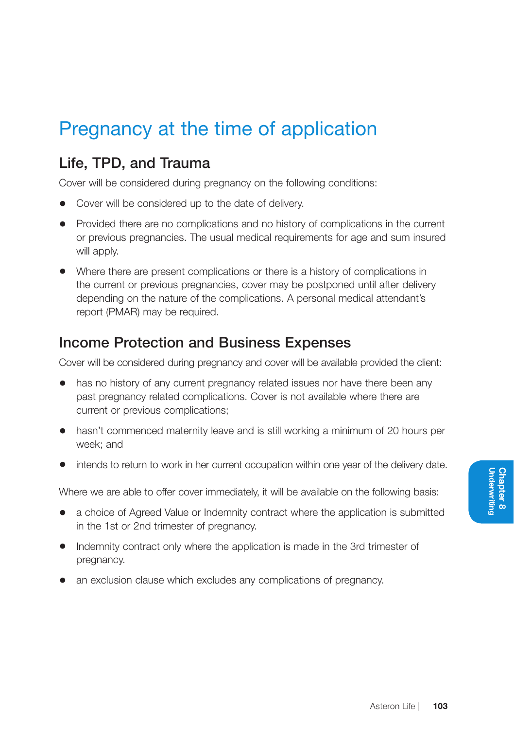# Pregnancy at the time of application

## Life, TPD, and Trauma

Cover will be considered during pregnancy on the following conditions:

- Cover will be considered up to the date of delivery.
- Provided there are no complications and no history of complications in the current or previous pregnancies. The usual medical requirements for age and sum insured will apply.
- Where there are present complications or there is a history of complications in the current or previous pregnancies, cover may be postponed until after delivery depending on the nature of the complications. A personal medical attendant's report (PMAR) may be required.

## Income Protection and Business Expenses

Cover will be considered during pregnancy and cover will be available provided the client:

- has no history of any current pregnancy related issues nor have there been any past pregnancy related complications. Cover is not available where there are current or previous complications;
- hasn't commenced maternity leave and is still working a minimum of 20 hours per week; and
- intends to return to work in her current occupation within one year of the delivery date.

Where we are able to offer cover immediately, it will be available on the following basis:

- a choice of Agreed Value or Indemnity contract where the application is submitted in the 1st or 2nd trimester of pregnancy.
- Indemnity contract only where the application is made in the 3rd trimester of pregnancy.
- an exclusion clause which excludes any complications of pregnancy.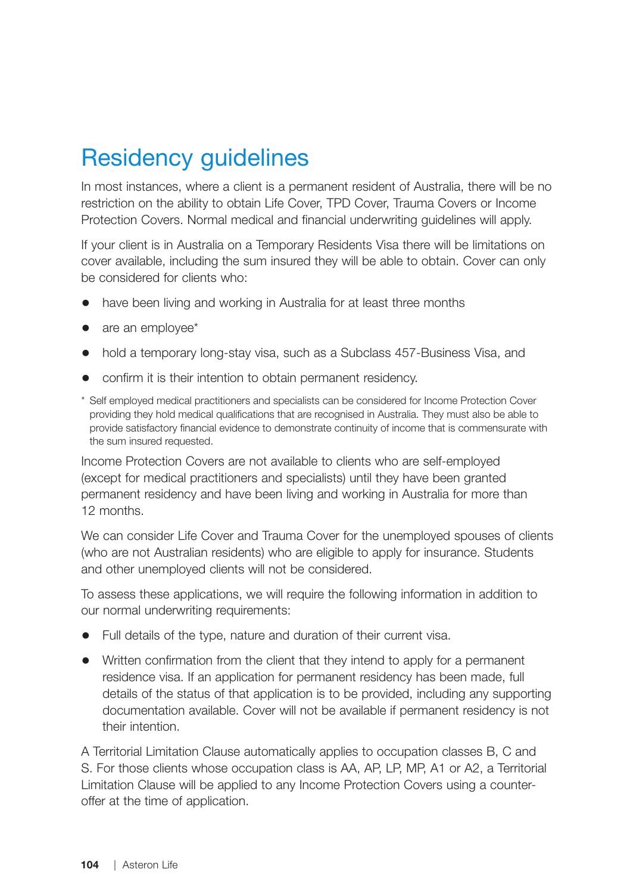# Residency guidelines

In most instances, where a client is a permanent resident of Australia, there will be no restriction on the ability to obtain Life Cover, TPD Cover, Trauma Covers or Income Protection Covers. Normal medical and financial underwriting guidelines will apply.

If your client is in Australia on a Temporary Residents Visa there will be limitations on cover available, including the sum insured they will be able to obtain. Cover can only be considered for clients who:

- have been living and working in Australia for at least three months
- are an employee*
- hold a temporary long-stay visa, such as a Subclass 457-Business Visa, and
- confirm it is their intention to obtain permanent residency.

\* Self employed medical practitioners and specialists can be considered for Income Protection Cover providing they hold medical qualifications that are recognised in Australia. They must also be able to provide satisfactory financial evidence to demonstrate continuity of income that is commensurate with the sum insured requested.

Income Protection Covers are not available to clients who are self-employed (except for medical practitioners and specialists) until they have been granted permanent residency and have been living and working in Australia for more than 12 months.

We can consider Life Cover and Trauma Cover for the unemployed spouses of clients (who are not Australian residents) who are eligible to apply for insurance. Students and other unemployed clients will not be considered.

To assess these applications, we will require the following information in addition to our normal underwriting requirements:

- Full details of the type, nature and duration of their current visa.
- Written confirmation from the client that they intend to apply for a permanent residence visa. If an application for permanent residency has been made, full details of the status of that application is to be provided, including any supporting documentation available. Cover will not be available if permanent residency is not their intention.

A Territorial Limitation Clause automatically applies to occupation classes B, C and S. For those clients whose occupation class is AA, AP, LP, MP, A1 or A2, a Territorial Limitation Clause will be applied to any Income Protection Covers using a counter-offer at the time of application.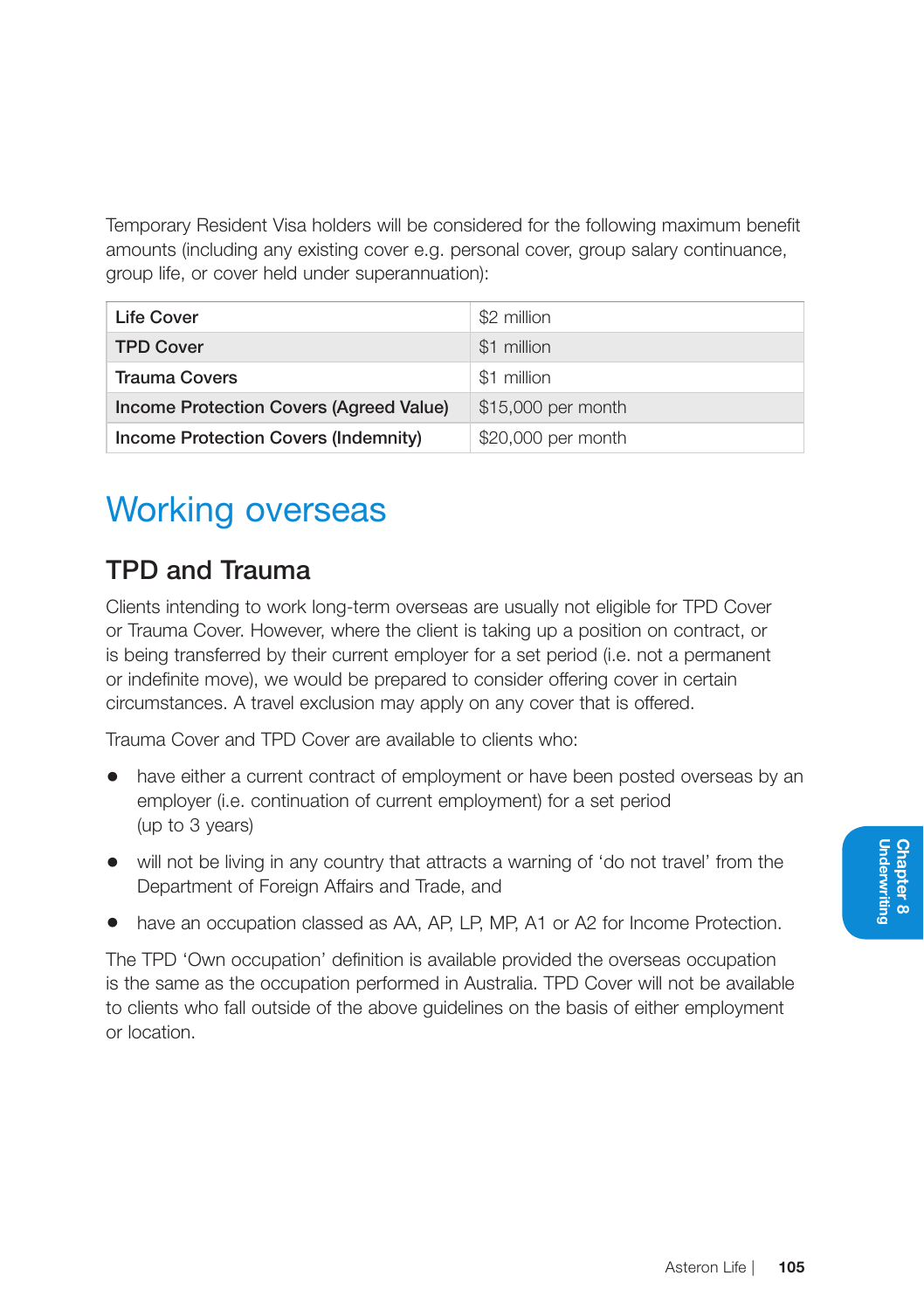Temporary Resident Visa holders will be considered for the following maximum benefit amounts (including any existing cover e.g. personal cover, group salary continuance, group life, or cover held under superannuation):

| | |
|---|---|
| **Life Cover** | $2 million |
| **TPD Cover** | $1 million |
| **Trauma Covers** | $1 million |
| **Income Protection Covers (Agreed Value)** | $15,000 per month |
| **Income Protection Covers (Indemnity)** | $20,000 per month |

# Working overseas

## TPD and Trauma

Clients intending to work long-term overseas are usually not eligible for TPD Cover or Trauma Cover. However, where the client is taking up a position on contract, or is being transferred by their current employer for a set period (i.e. not a permanent or indefinite move), we would be prepared to consider offering cover in certain circumstances. A travel exclusion may apply on any cover that is offered.

Trauma Cover and TPD Cover are available to clients who:

- have either a current contract of employment or have been posted overseas by an employer (i.e. continuation of current employment) for a set period (up to 3 years)
- will not be living in any country that attracts a warning of 'do not travel' from the Department of Foreign Affairs and Trade, and
- have an occupation classed as AA, AP, LP, MP, A1 or A2 for Income Protection.

The TPD 'Own occupation' definition is available provided the overseas occupation is the same as the occupation performed in Australia. TPD Cover will not be available to clients who fall outside of the above guidelines on the basis of either employment or location.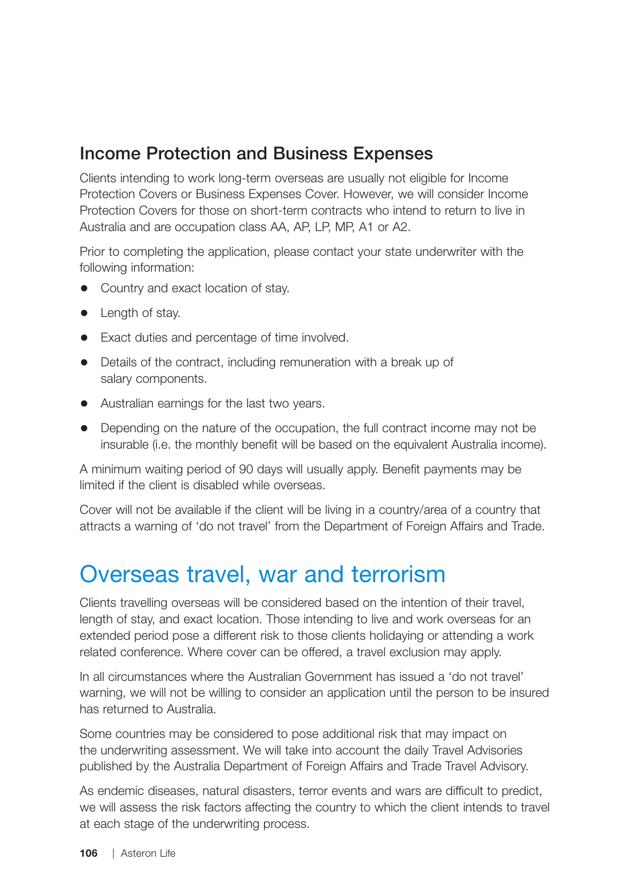### Income Protection and Business Expenses

Clients intending to work long-term overseas are usually not eligible for Income Protection Covers or Business Expenses Cover. However, we will consider Income Protection Covers for those on short-term contracts who intend to return to live in Australia and are occupation class AA, AP, LP, MP, A1 or A2.

Prior to completing the application, please contact your state underwriter with the following information:

- Country and exact location of stay.
- Length of stay.
- Exact duties and percentage of time involved.
- Details of the contract, including remuneration with a break up of salary components.
- Australian earnings for the last two years.
- Depending on the nature of the occupation, the full contract income may not be insurable (i.e. the monthly benefit will be based on the equivalent Australia income).

A minimum waiting period of 90 days will usually apply. Benefit payments may be limited if the client is disabled while overseas.

Cover will not be available if the client will be living in a country/area of a country that attracts a warning of 'do not travel' from the Department of Foreign Affairs and Trade.

## Overseas travel, war and terrorism

Clients travelling overseas will be considered based on the intention of their travel, length of stay, and exact location. Those intending to live and work overseas for an extended period pose a different risk to those clients holidaying or attending a work related conference. Where cover can be offered, a travel exclusion may apply.

In all circumstances where the Australian Government has issued a 'do not travel' warning, we will not be willing to consider an application until the person to be insured has returned to Australia.

Some countries may be considered to pose additional risk that may impact on the underwriting assessment. We will take into account the daily Travel Advisories published by the Australia Department of Foreign Affairs and Trade Travel Advisory.

As endemic diseases, natural disasters, terror events and wars are difficult to predict, we will assess the risk factors affecting the country to which the client intends to travel at each stage of the underwriting process.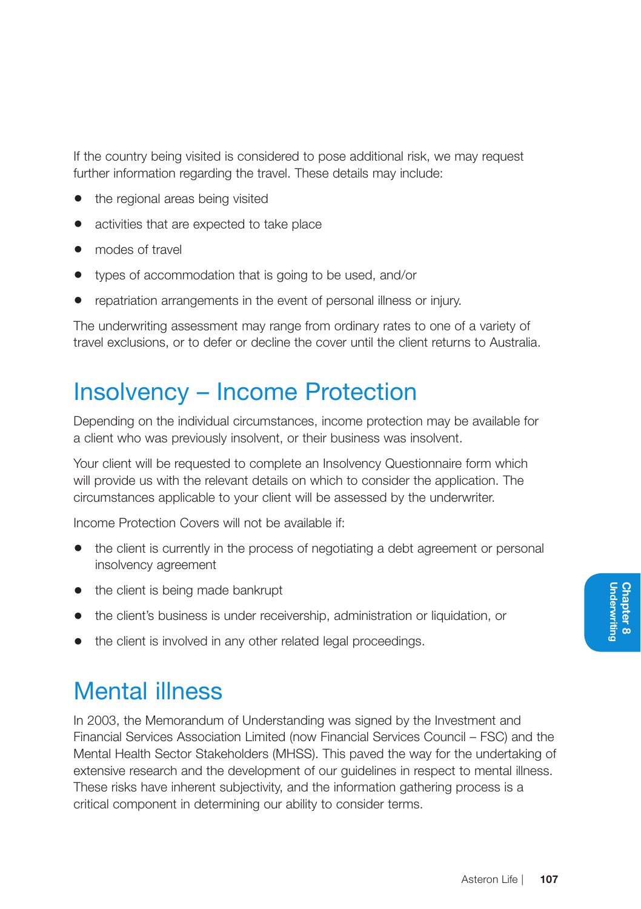If the country being visited is considered to pose additional risk, we may request further information regarding the travel. These details may include:

- the regional areas being visited
- activities that are expected to take place
- modes of travel
- types of accommodation that is going to be used, and/or
- repatriation arrangements in the event of personal illness or injury.

The underwriting assessment may range from ordinary rates to one of a variety of travel exclusions, or to defer or decline the cover until the client returns to Australia.

## Insolvency – Income Protection

Depending on the individual circumstances, income protection may be available for a client who was previously insolvent, or their business was insolvent.

Your client will be requested to complete an Insolvency Questionnaire form which will provide us with the relevant details on which to consider the application. The circumstances applicable to your client will be assessed by the underwriter.

Income Protection Covers will not be available if:

- the client is currently in the process of negotiating a debt agreement or personal insolvency agreement
- the client is being made bankrupt
- the client's business is under receivership, administration or liquidation, or
- the client is involved in any other related legal proceedings.

## Mental illness

In 2003, the Memorandum of Understanding was signed by the Investment and Financial Services Association Limited (now Financial Services Council – FSC) and the Mental Health Sector Stakeholders (MHSS). This paved the way for the undertaking of extensive research and the development of our guidelines in respect to mental illness. These risks have inherent subjectivity, and the information gathering process is a critical component in determining our ability to consider terms.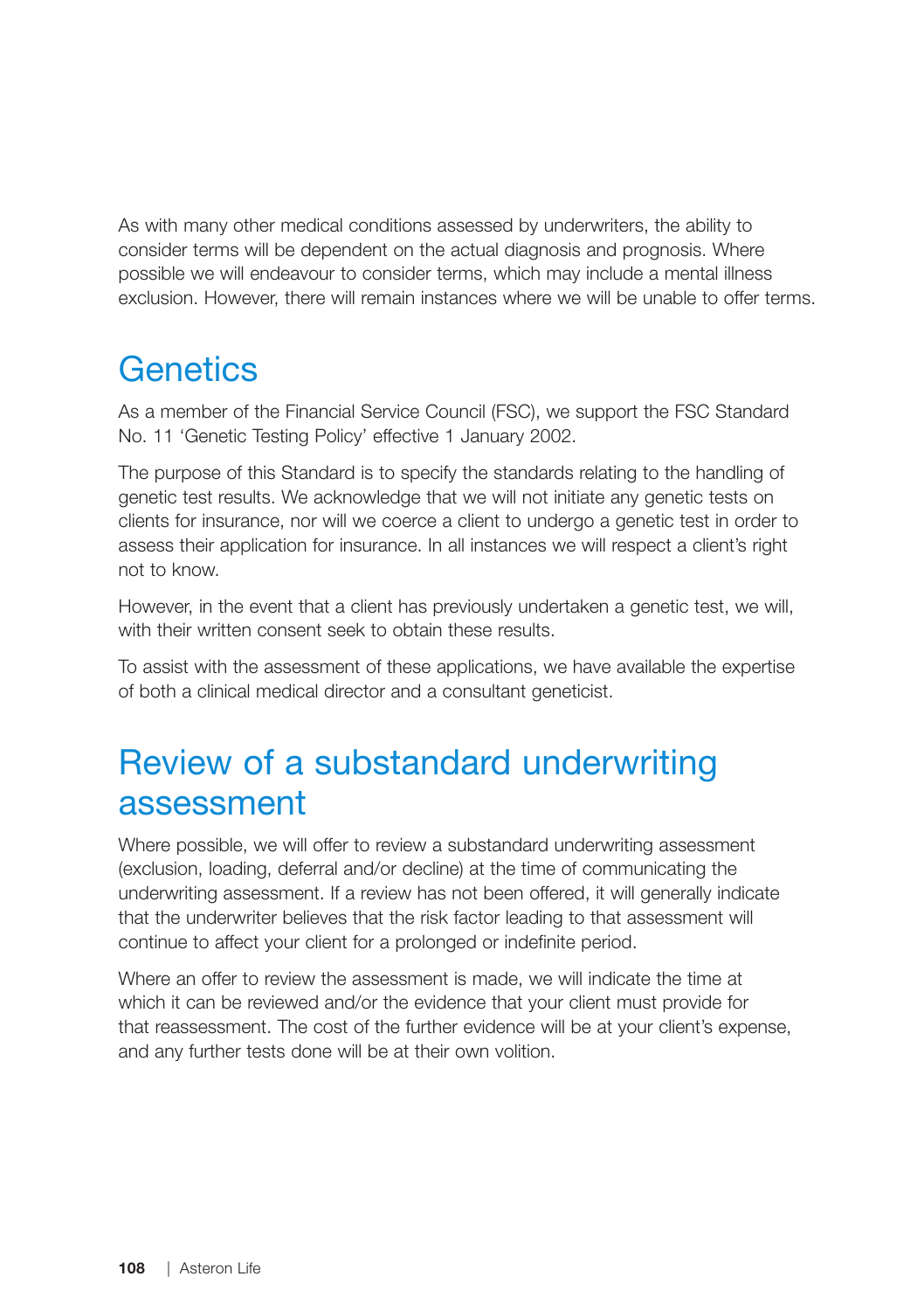As with many other medical conditions assessed by underwriters, the ability to consider terms will be dependent on the actual diagnosis and prognosis. Where possible we will endeavour to consider terms, which may include a mental illness exclusion. However, there will remain instances where we will be unable to offer terms.

## Genetics

As a member of the Financial Service Council (FSC), we support the FSC Standard No. 11 'Genetic Testing Policy' effective 1 January 2002.

The purpose of this Standard is to specify the standards relating to the handling of genetic test results. We acknowledge that we will not initiate any genetic tests on clients for insurance, nor will we coerce a client to undergo a genetic test in order to assess their application for insurance. In all instances we will respect a client's right not to know.

However, in the event that a client has previously undertaken a genetic test, we will, with their written consent seek to obtain these results.

To assist with the assessment of these applications, we have available the expertise of both a clinical medical director and a consultant geneticist.

## Review of a substandard underwriting assessment

Where possible, we will offer to review a substandard underwriting assessment (exclusion, loading, deferral and/or decline) at the time of communicating the underwriting assessment. If a review has not been offered, it will generally indicate that the underwriter believes that the risk factor leading to that assessment will continue to affect your client for a prolonged or indefinite period.

Where an offer to review the assessment is made, we will indicate the time at which it can be reviewed and/or the evidence that your client must provide for that reassessment. The cost of the further evidence will be at your client's expense, and any further tests done will be at their own volition.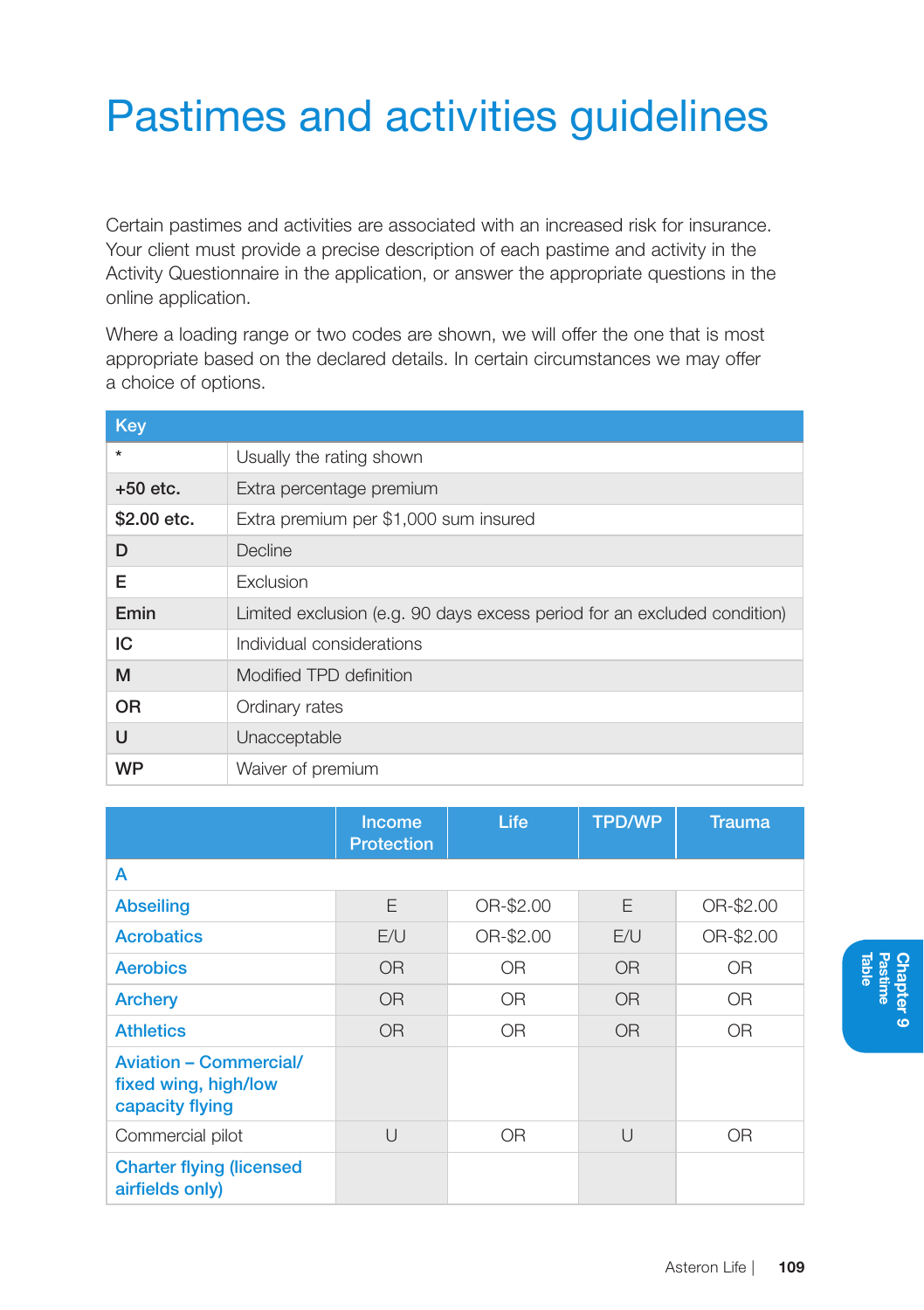# Pastimes and activities guidelines

Certain pastimes and activities are associated with an increased risk for insurance. Your client must provide a precise description of each pastime and activity in the Activity Questionnaire in the application, or answer the appropriate questions in the online application.

Where a loading range or two codes are shown, we will offer the one that is most appropriate based on the declared details. In certain circumstances we may offer a choice of options.

| Key | |
|---|---|
| * | Usually the rating shown |
| **+50 etc.** | Extra percentage premium |
| **$2.00 etc.** | Extra premium per $1,000 sum insured |
| **D** | Decline |
| **E** | Exclusion |
| **Emin** | Limited exclusion (e.g. 90 days excess period for an excluded condition) |
| **IC** | Individual considerations |
| **M** | Modified TPD definition |
| **OR** | Ordinary rates |
| **U** | Unacceptable |
| **WP** | Waiver of premium |

| | Income Protection | Life | TPD/WP | Trauma |
|---|---|---|---|---|
| **A** | | | | |
| **Abseiling** | E | OR-$2.00 | E | OR-$2.00 |
| **Acrobatics** | E/U | OR-$2.00 | E/U | OR-$2.00 |
| **Aerobics** | OR | OR | OR | OR |
| **Archery** | OR | OR | OR | OR |
| **Athletics** | OR | OR | OR | OR |
| **Aviation – Commercial/ fixed wing, high/low capacity flying** | | | | |
| Commercial pilot | U | OR | U | OR |
| **Charter flying (licensed airfields only)** | | | | |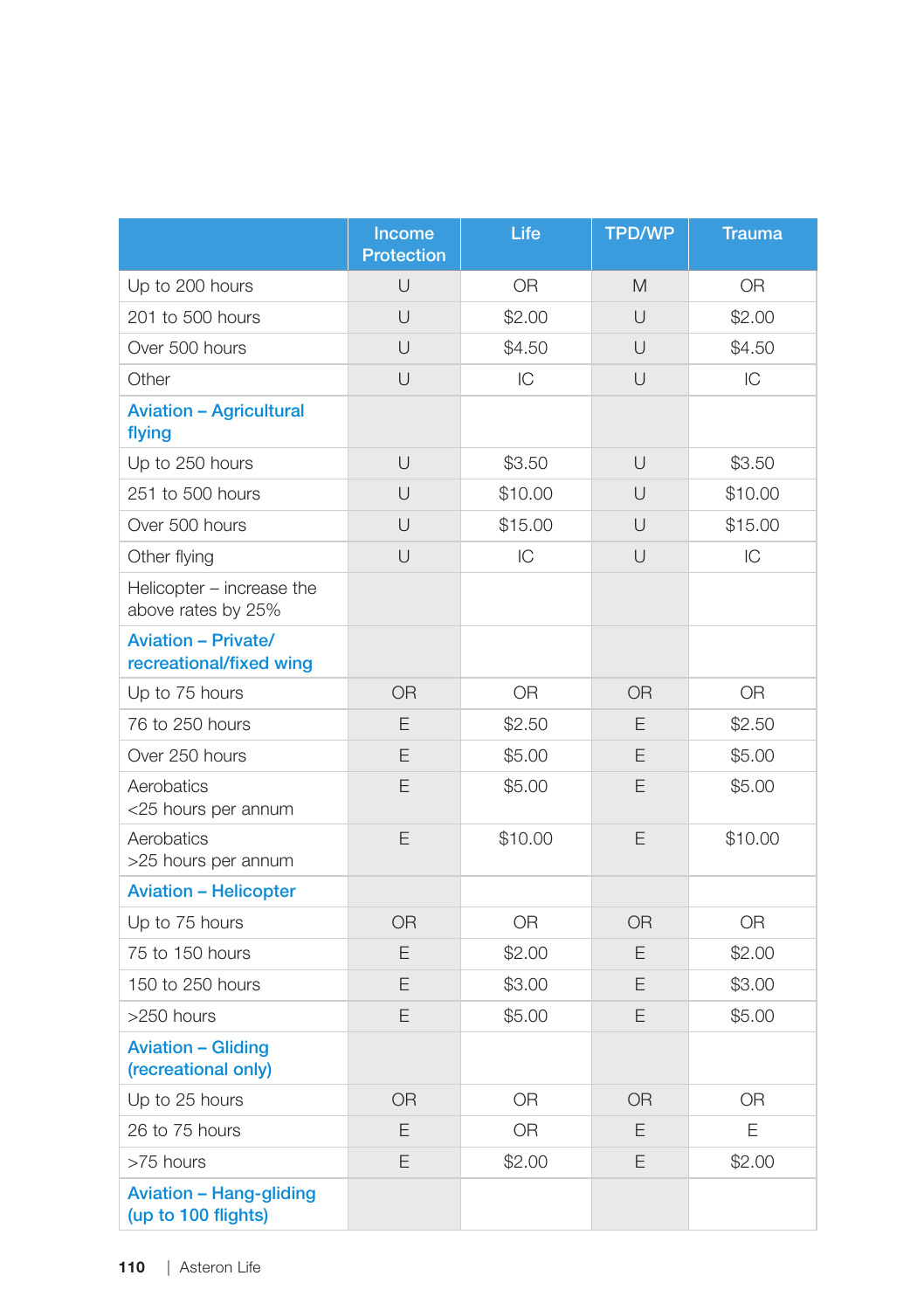| | Income Protection | Life | TPD/WP | Trauma |
|---|---|---|---|---|
| Up to 200 hours | U | OR | M | OR |
| 201 to 500 hours | U | $2.00 | U | $2.00 |
| Over 500 hours | U | $4.50 | U | $4.50 |
| Other | U | IC | U | IC |
| **Aviation – Agricultural flying** | | | | |
| Up to 250 hours | U | $3.50 | U | $3.50 |
| 251 to 500 hours | U | $10.00 | U | $10.00 |
| Over 500 hours | U | $15.00 | U | $15.00 |
| Other flying | U | IC | U | IC |
| Helicopter – increase the above rates by 25% | | | | |
| **Aviation – Private/ recreational/fixed wing** | | | | |
| Up to 75 hours | OR | OR | OR | OR |
| 76 to 250 hours | E | $2.50 | E | $2.50 |
| Over 250 hours | E | $5.00 | E | $5.00 |
| Aerobatics <25 hours per annum | E | $5.00 | E | $5.00 |
| Aerobatics >25 hours per annum | E | $10.00 | E | $10.00 |
| **Aviation – Helicopter** | | | | |
| Up to 75 hours | OR | OR | OR | OR |
| 75 to 150 hours | E | $2.00 | E | $2.00 |
| 150 to 250 hours | E | $3.00 | E | $3.00 |
| >250 hours | E | $5.00 | E | $5.00 |
| **Aviation – Gliding (recreational only)** | | | | |
| Up to 25 hours | OR | OR | OR | OR |
| 26 to 75 hours | E | OR | E | E |
| >75 hours | E | $2.00 | E | $2.00 |
| **Aviation – Hang-gliding (up to 100 flights)** | | | | |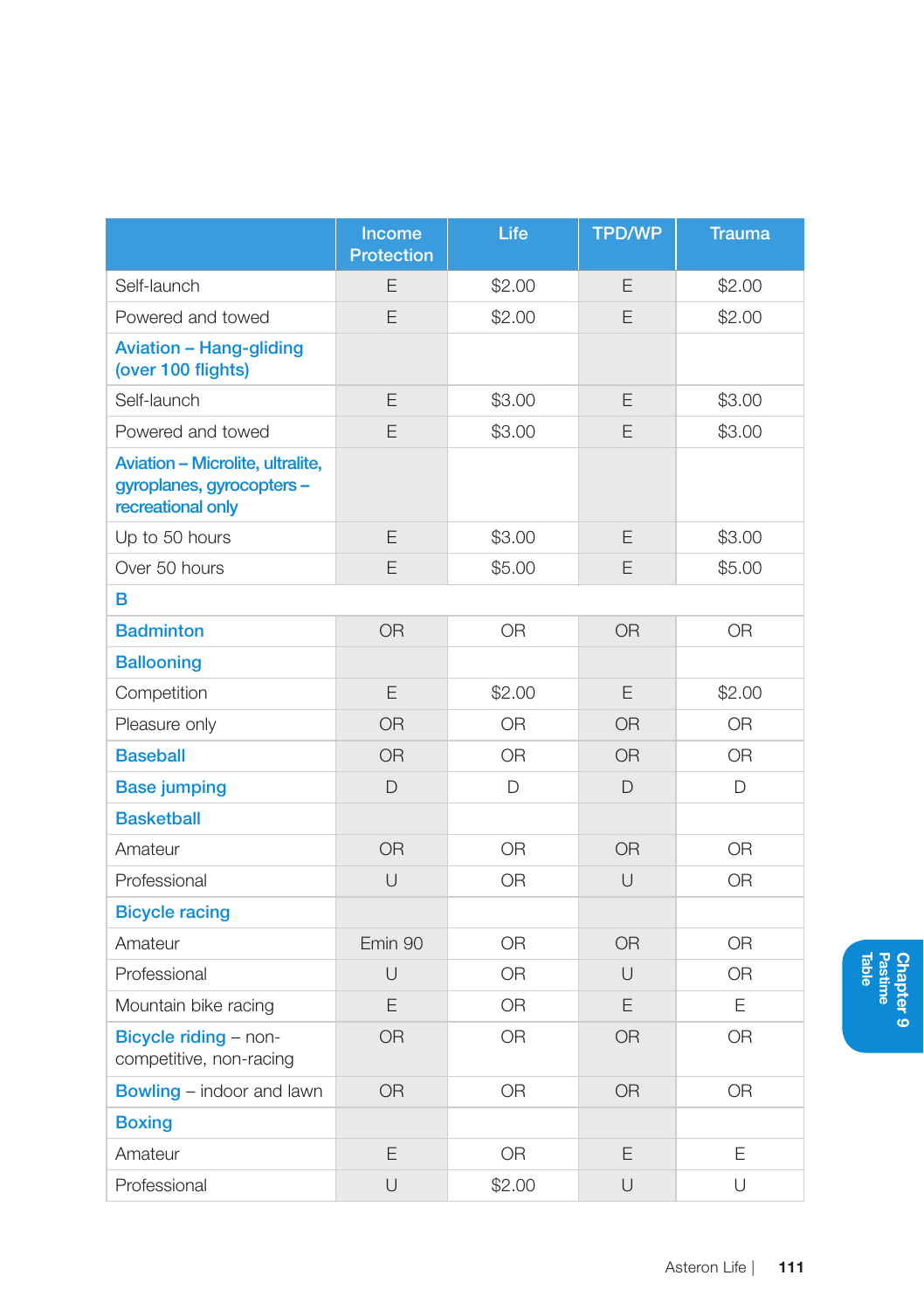| | Income Protection | Life | TPD/WP | Trauma |
|---|---|---|---|---|
| Self-launch | E | $2.00 | E | $2.00 |
| Powered and towed | E | $2.00 | E | $2.00 |
| **Aviation – Hang-gliding (over 100 flights)** | | | | |
| Self-launch | E | $3.00 | E | $3.00 |
| Powered and towed | E | $3.00 | E | $3.00 |
| **Aviation – Microlite, ultralite, gyroplanes, gyrocopters – recreational only** | | | | |
| Up to 50 hours | E | $3.00 | E | $3.00 |
| Over 50 hours | E | $5.00 | E | $5.00 |
| **B** | | | | |
| **Badminton** | OR | OR | OR | OR |
| **Ballooning** | | | | |
| Competition | E | $2.00 | E | $2.00 |
| Pleasure only | OR | OR | OR | OR |
| **Baseball** | OR | OR | OR | OR |
| **Base jumping** | D | D | D | D |
| **Basketball** | | | | |
| Amateur | OR | OR | OR | OR |
| Professional | U | OR | U | OR |
| **Bicycle racing** | | | | |
| Amateur | Emin 90 | OR | OR | OR |
| Professional | U | OR | U | OR |
| Mountain bike racing | E | OR | E | E |
| **Bicycle riding** – non-competitive, non-racing | OR | OR | OR | OR |
| **Bowling** – indoor and lawn | OR | OR | OR | OR |
| **Boxing** | | | | |
| Amateur | E | OR | E | E |
| Professional | U | $2.00 | U | U |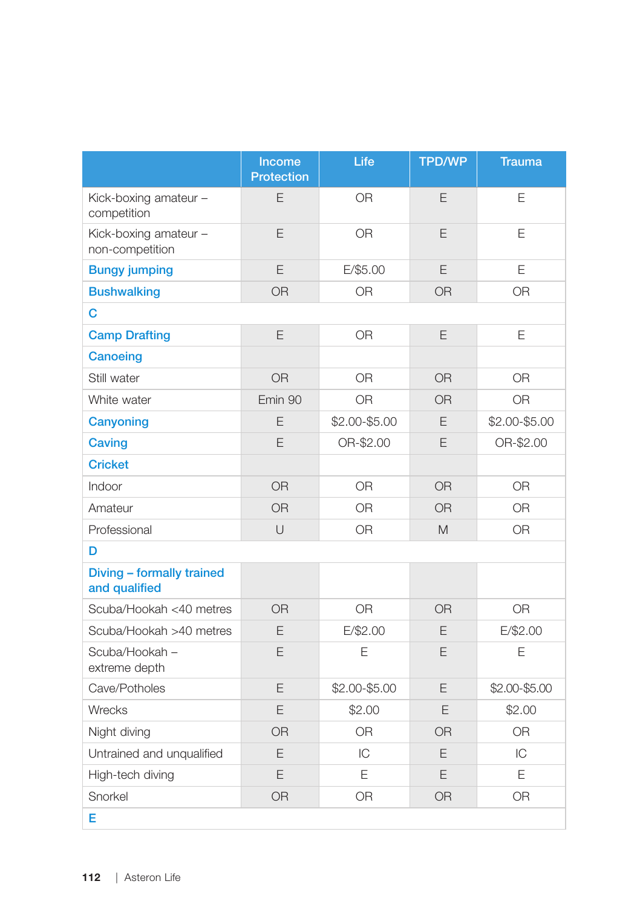| | Income Protection | Life | TPD/WP | Trauma |
|---|---|---|---|---|
| Kick-boxing amateur – competition | E | OR | E | E |
| Kick-boxing amateur – non-competition | E | OR | E | E |
| **Bungy jumping** | E | E/$5.00 | E | E |
| **Bushwalking** | OR | OR | OR | OR |
| **C** | | | | |
| **Camp Drafting** | E | OR | E | E |
| **Canoeing** | | | | |
| Still water | OR | OR | OR | OR |
| White water | Emin 90 | OR | OR | OR |
| **Canyoning** | E | $2.00-$5.00 | E | $2.00-$5.00 |
| **Caving** | E | OR-$2.00 | E | OR-$2.00 |
| **Cricket** | | | | |
| Indoor | OR | OR | OR | OR |
| Amateur | OR | OR | OR | OR |
| Professional | U | OR | M | OR |
| **D** | | | | |
| **Diving – formally trained and qualified** | | | | |
| Scuba/Hookah <40 metres | OR | OR | OR | OR |
| Scuba/Hookah >40 metres | E | E/$2.00 | E | E/$2.00 |
| Scuba/Hookah – extreme depth | E | E | E | E |
| Cave/Potholes | E | $2.00-$5.00 | E | $2.00-$5.00 |
| Wrecks | E | $2.00 | E | $2.00 |
| Night diving | OR | OR | OR | OR |
| Untrained and unqualified | E | IC | E | IC |
| High-tech diving | E | E | E | E |
| Snorkel | OR | OR | OR | OR |
| **E** | | | | |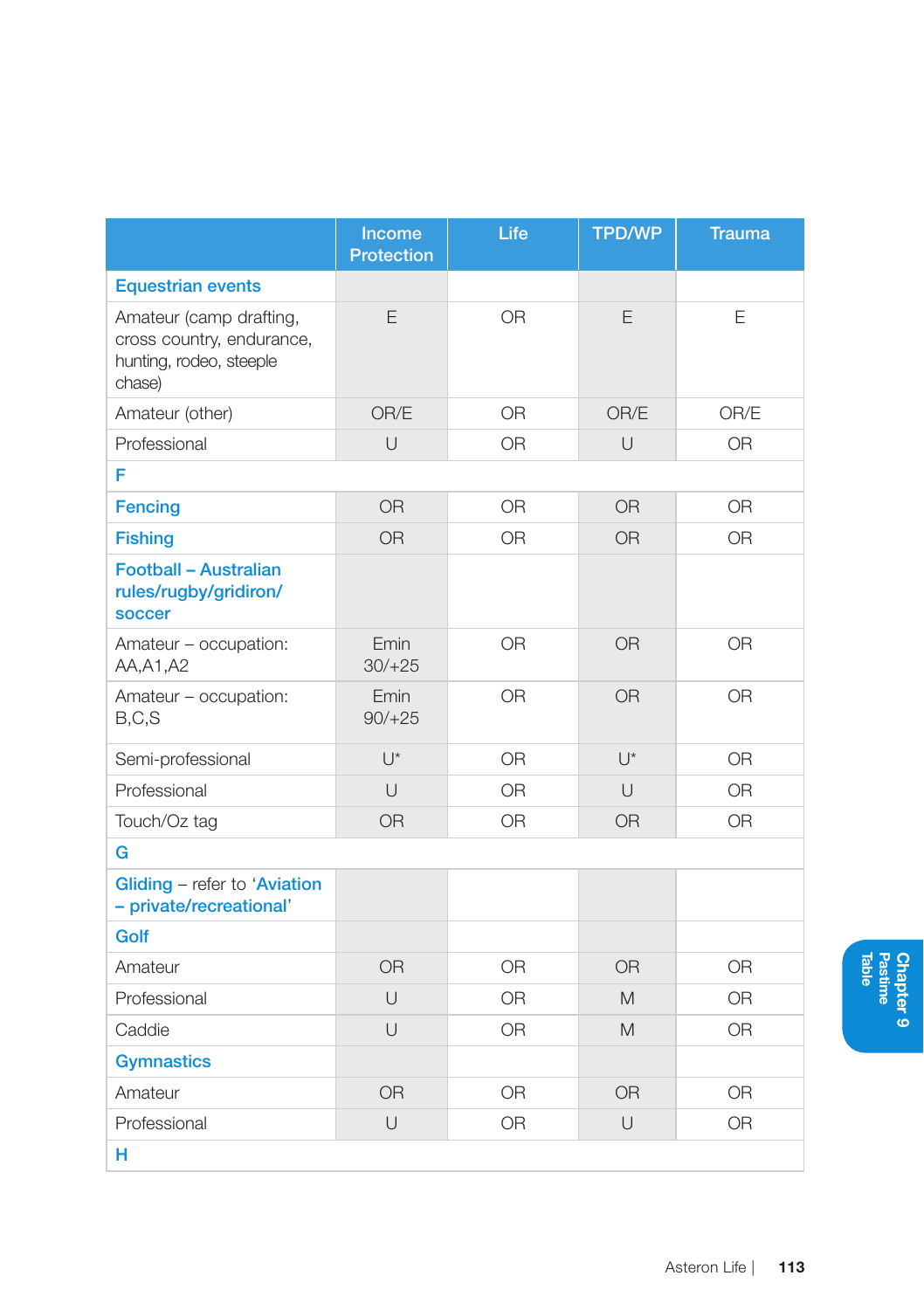| | Income Protection | Life | TPD/WP | Trauma |
|---|---|---|---|---|
| **Equestrian events** | | | | |
| Amateur (camp drafting, cross country, endurance, hunting, rodeo, steeple chase) | E | OR | E | E |
| Amateur (other) | OR/E | OR | OR/E | OR/E |
| Professional | U | OR | U | OR |
| **F** | | | | |
| **Fencing** | OR | OR | OR | OR |
| **Fishing** | OR | OR | OR | OR |
| **Football – Australian rules/rugby/gridiron/ soccer** | | | | |
| Amateur – occupation: AA,A1,A2 | Emin 30/+25 | OR | OR | OR |
| Amateur – occupation: B,C,S | Emin 90/+25 | OR | OR | OR |
| Semi-professional | U* | OR | U* | OR |
| Professional | U | OR | U | OR |
| Touch/Oz tag | OR | OR | OR | OR |
| **G** | | | | |
| **Gliding** – refer to '**Aviation – private/recreational**' | | | | |
| **Golf** | | | | |
| Amateur | OR | OR | OR | OR |
| Professional | U | OR | M | OR |
| Caddie | U | OR | M | OR |
| **Gymnastics** | | | | |
| Amateur | OR | OR | OR | OR |
| Professional | U | OR | U | OR |
| **H** | | | | |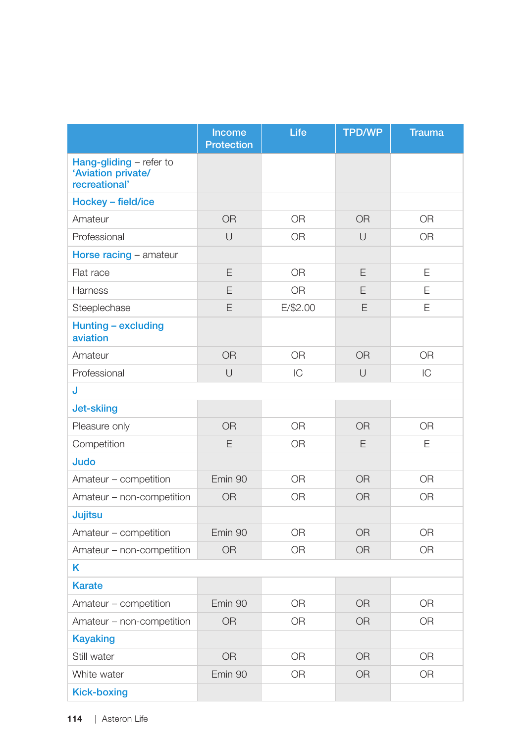| | Income Protection | Life | TPD/WP | Trauma |
|---|---|---|---|---|
| **Hang-gliding** – refer to **'Aviation private/ recreational'** | | | | |
| **Hockey – field/ice** | | | | |
| Amateur | OR | OR | OR | OR |
| Professional | U | OR | U | OR |
| **Horse racing** – amateur | | | | |
| Flat race | E | OR | E | E |
| Harness | E | OR | E | E |
| Steeplechase | E | E/$2.00 | E | E |
| **Hunting – excluding aviation** | | | | |
| Amateur | OR | OR | OR | OR |
| Professional | U | IC | U | IC |
| **J** | | | | |
| **Jet-skiing** | | | | |
| Pleasure only | OR | OR | OR | OR |
| Competition | E | OR | E | E |
| **Judo** | | | | |
| Amateur – competition | Emin 90 | OR | OR | OR |
| Amateur – non-competition | OR | OR | OR | OR |
| **Jujitsu** | | | | |
| Amateur – competition | Emin 90 | OR | OR | OR |
| Amateur – non-competition | OR | OR | OR | OR |
| **K** | | | | |
| **Karate** | | | | |
| Amateur – competition | Emin 90 | OR | OR | OR |
| Amateur – non-competition | OR | OR | OR | OR |
| **Kayaking** | | | | |
| Still water | OR | OR | OR | OR |
| White water | Emin 90 | OR | OR | OR |
| **Kick-boxing** | | | | |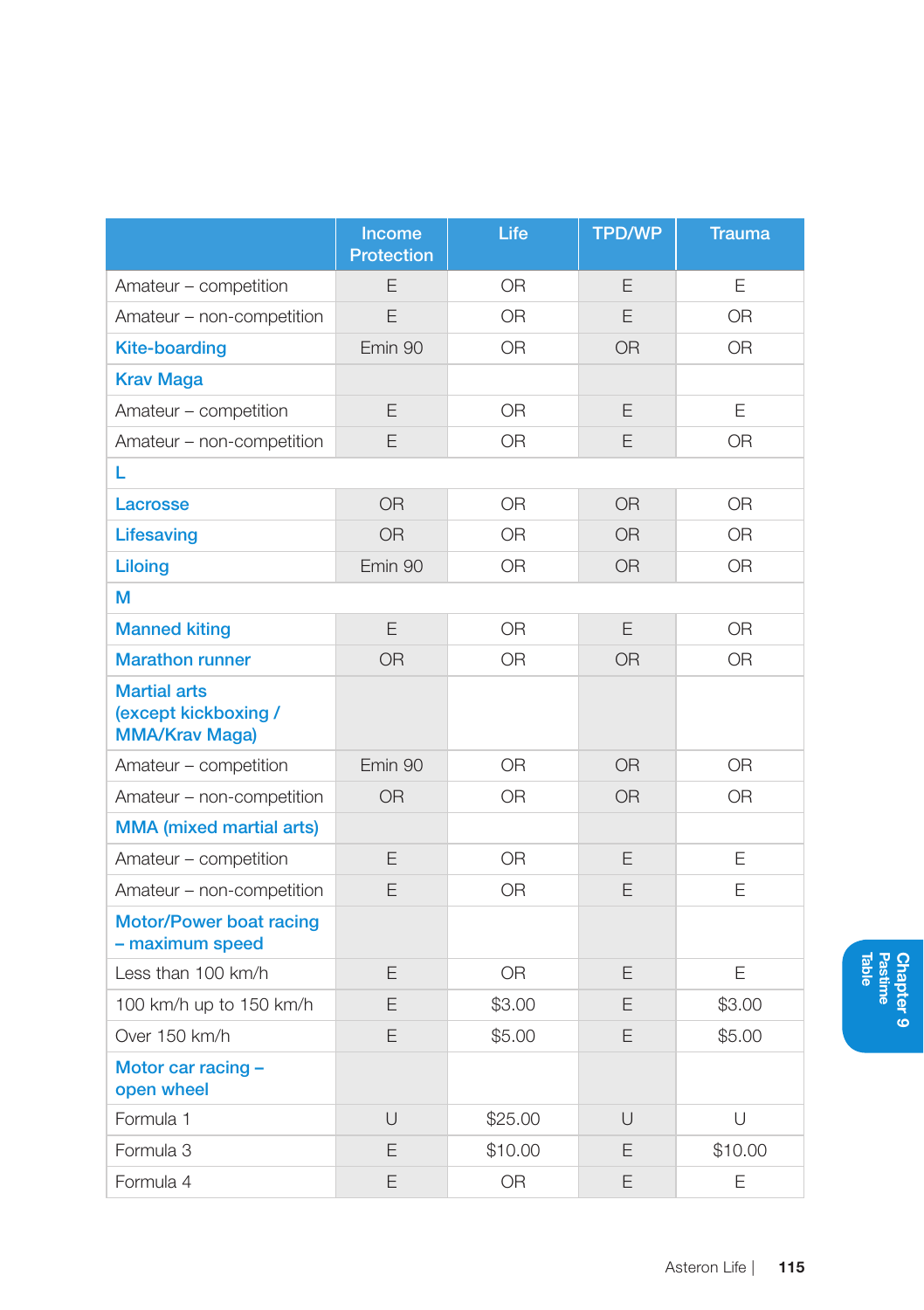| | Income Protection | Life | TPD/WP | Trauma |
|---|---|---|---|---|
| Amateur – competition | E | OR | E | E |
| Amateur – non-competition | E | OR | E | OR |
| **Kite-boarding** | Emin 90 | OR | OR | OR |
| **Krav Maga** | | | | |
| Amateur – competition | E | OR | E | E |
| Amateur – non-competition | E | OR | E | OR |
| **L** | | | | |
| **Lacrosse** | OR | OR | OR | OR |
| **Lifesaving** | OR | OR | OR | OR |
| **Liloing** | Emin 90 | OR | OR | OR |
| **M** | | | | |
| **Manned kiting** | E | OR | E | OR |
| **Marathon runner** | OR | OR | OR | OR |
| **Martial arts (except kickboxing / MMA/Krav Maga)** | | | | |
| Amateur – competition | Emin 90 | OR | OR | OR |
| Amateur – non-competition | OR | OR | OR | OR |
| **MMA (mixed martial arts)** | | | | |
| Amateur – competition | E | OR | E | E |
| Amateur – non-competition | E | OR | E | E |
| **Motor/Power boat racing – maximum speed** | | | | |
| Less than 100 km/h | E | OR | E | E |
| 100 km/h up to 150 km/h | E | $3.00 | E | $3.00 |
| Over 150 km/h | E | $5.00 | E | $5.00 |
| **Motor car racing – open wheel** | | | | |
| Formula 1 | U | $25.00 | U | U |
| Formula 3 | E | $10.00 | E | $10.00 |
| Formula 4 | E | OR | E | E |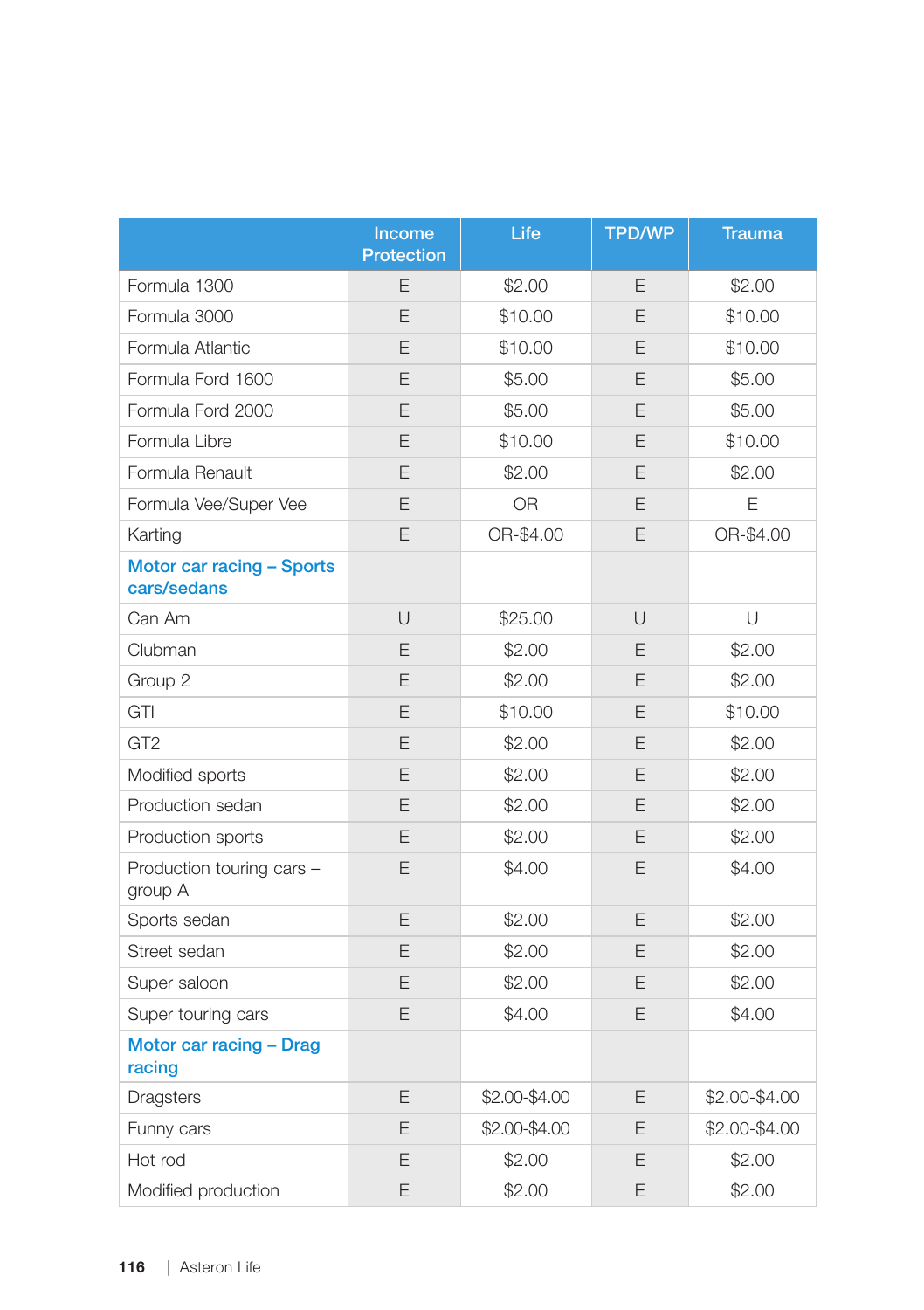| | Income Protection | Life | TPD/WP | Trauma |
|---|---|---|---|---|
| Formula 1300 | E | $2.00 | E | $2.00 |
| Formula 3000 | E | $10.00 | E | $10.00 |
| Formula Atlantic | E | $10.00 | E | $10.00 |
| Formula Ford 1600 | E | $5.00 | E | $5.00 |
| Formula Ford 2000 | E | $5.00 | E | $5.00 |
| Formula Libre | E | $10.00 | E | $10.00 |
| Formula Renault | E | $2.00 | E | $2.00 |
| Formula Vee/Super Vee | E | OR | E | E |
| Karting | E | OR-$4.00 | E | OR-$4.00 |
| **Motor car racing – Sports cars/sedans** | | | | |
| Can Am | U | $25.00 | U | U |
| Clubman | E | $2.00 | E | $2.00 |
| Group 2 | E | $2.00 | E | $2.00 |
| GTI | E | $10.00 | E | $10.00 |
| GT2 | E | $2.00 | E | $2.00 |
| Modified sports | E | $2.00 | E | $2.00 |
| Production sedan | E | $2.00 | E | $2.00 |
| Production sports | E | $2.00 | E | $2.00 |
| Production touring cars – group A | E | $4.00 | E | $4.00 |
| Sports sedan | E | $2.00 | E | $2.00 |
| Street sedan | E | $2.00 | E | $2.00 |
| Super saloon | E | $2.00 | E | $2.00 |
| Super touring cars | E | $4.00 | E | $4.00 |
| **Motor car racing – Drag racing** | | | | |
| Dragsters | E | $2.00-$4.00 | E | $2.00-$4.00 |
| Funny cars | E | $2.00-$4.00 | E | $2.00-$4.00 |
| Hot rod | E | $2.00 | E | $2.00 |
| Modified production | E | $2.00 | E | $2.00 |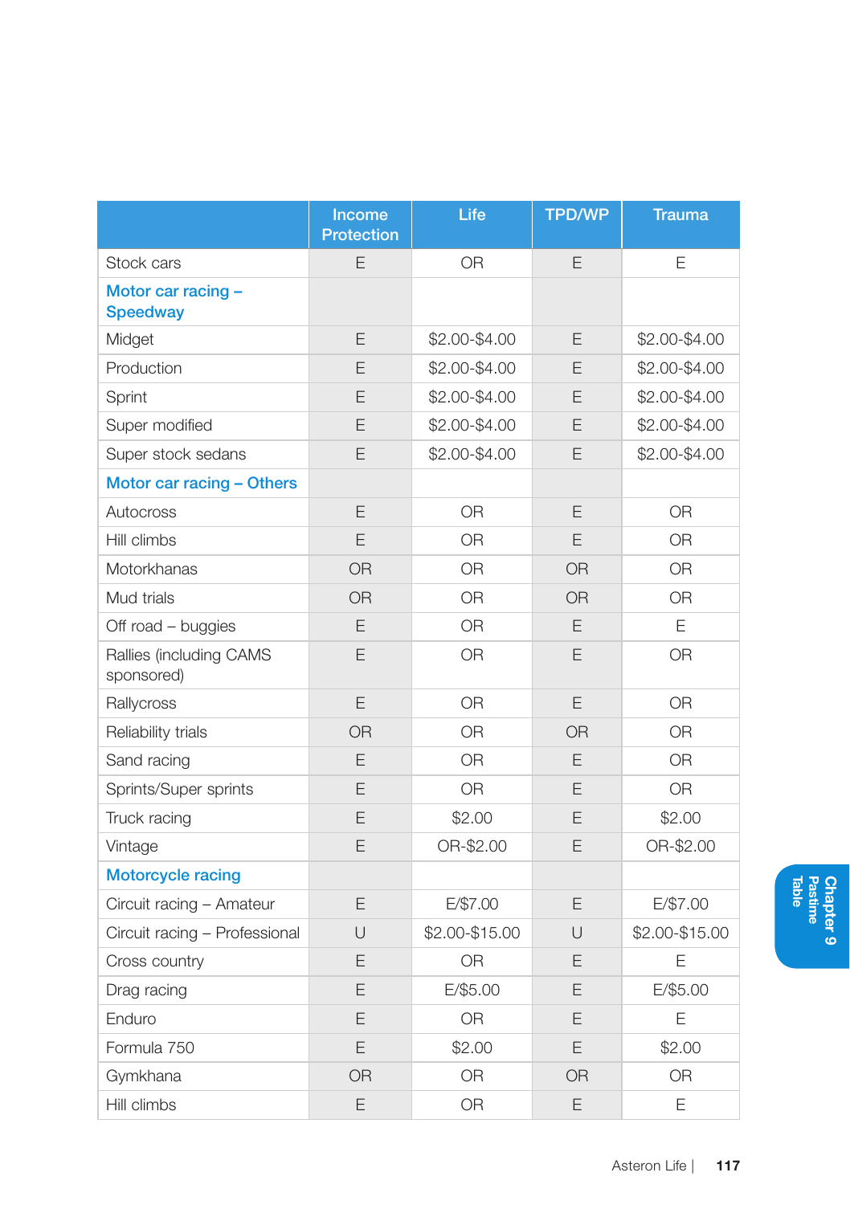| | Income Protection | Life | TPD/WP | Trauma |
|---|---|---|---|---|
| Stock cars | E | OR | E | E |
| **Motor car racing – Speedway** | | | | |
| Midget | E | $2.00-$4.00 | E | $2.00-$4.00 |
| Production | E | $2.00-$4.00 | E | $2.00-$4.00 |
| Sprint | E | $2.00-$4.00 | E | $2.00-$4.00 |
| Super modified | E | $2.00-$4.00 | E | $2.00-$4.00 |
| Super stock sedans | E | $2.00-$4.00 | E | $2.00-$4.00 |
| **Motor car racing – Others** | | | | |
| Autocross | E | OR | E | OR |
| Hill climbs | E | OR | E | OR |
| Motorkhanas | OR | OR | OR | OR |
| Mud trials | OR | OR | OR | OR |
| Off road – buggies | E | OR | E | E |
| Rallies (including CAMS sponsored) | E | OR | E | OR |
| Rallycross | E | OR | E | OR |
| Reliability trials | OR | OR | OR | OR |
| Sand racing | E | OR | E | OR |
| Sprints/Super sprints | E | OR | E | OR |
| Truck racing | E | $2.00 | E | $2.00 |
| Vintage | E | OR-$2.00 | E | OR-$2.00 |
| **Motorcycle racing** | | | | |
| Circuit racing – Amateur | E | E/$7.00 | E | E/$7.00 |
| Circuit racing – Professional | U | $2.00-$15.00 | U | $2.00-$15.00 |
| Cross country | E | OR | E | E |
| Drag racing | E | E/$5.00 | E | E/$5.00 |
| Enduro | E | OR | E | E |
| Formula 750 | E | $2.00 | E | $2.00 |
| Gymkhana | OR | OR | OR | OR |
| Hill climbs | E | OR | E | E |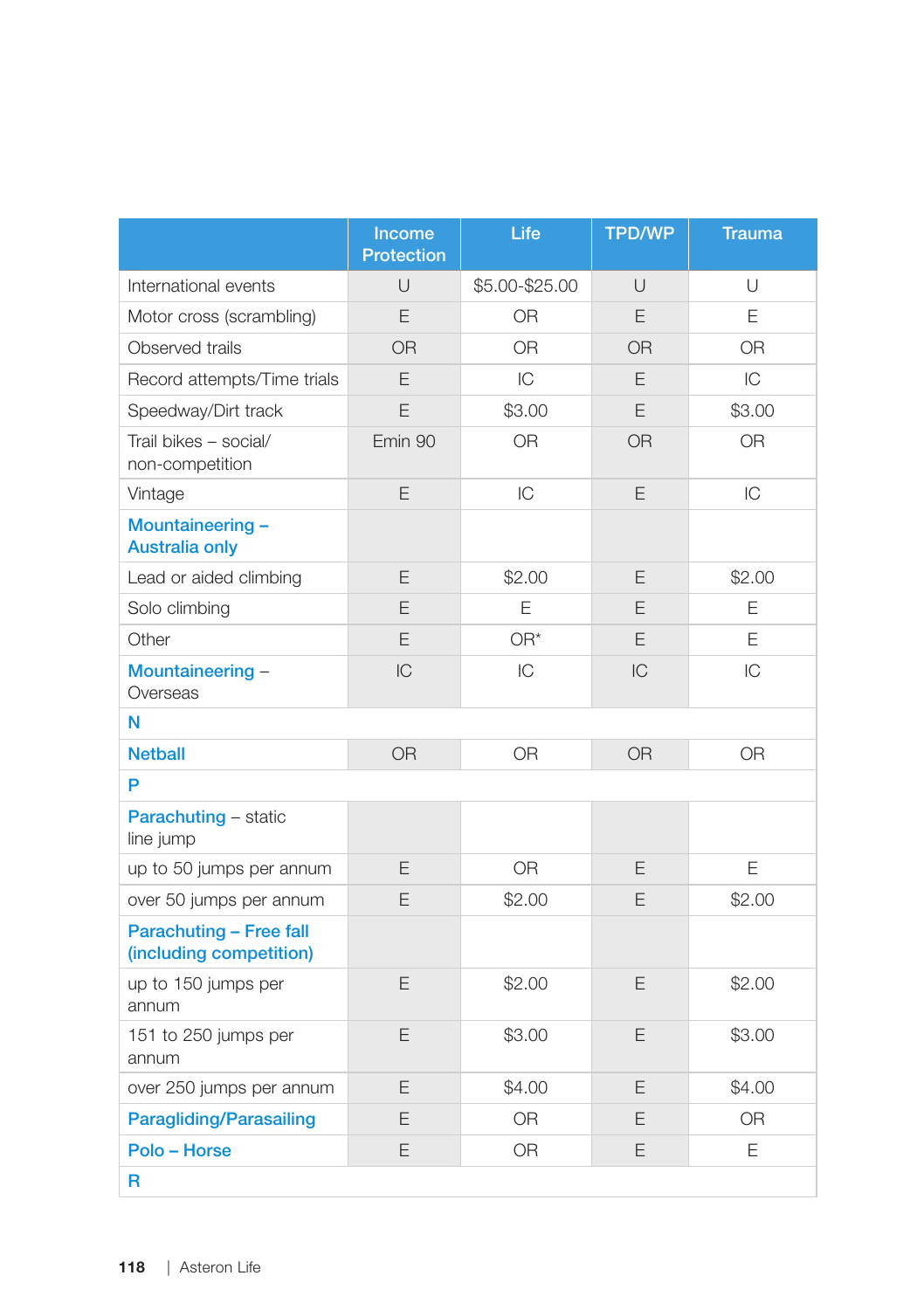| | Income Protection | Life | TPD/WP | Trauma |
|---|---|---|---|---|
| International events | U | $5.00-$25.00 | U | U |
| Motor cross (scrambling) | E | OR | E | E |
| Observed trails | OR | OR | OR | OR |
| Record attempts/Time trials | E | IC | E | IC |
| Speedway/Dirt track | E | $3.00 | E | $3.00 |
| Trail bikes – social/ non-competition | Emin 90 | OR | OR | OR |
| Vintage | E | IC | E | IC |
| **Mountaineering – Australia only** | | | | |
| Lead or aided climbing | E | $2.00 | E | $2.00 |
| Solo climbing | E | E | E | E |
| Other | E | OR* | E | E |
| **Mountaineering** – Overseas | IC | IC | IC | IC |
| **N** | | | | |
| **Netball** | OR | OR | OR | OR |
| **P** | | | | |
| **Parachuting** – static line jump | | | | |
| up to 50 jumps per annum | E | OR | E | E |
| over 50 jumps per annum | E | $2.00 | E | $2.00 |
| **Parachuting – Free fall (including competition)** | | | | |
| up to 150 jumps per annum | E | $2.00 | E | $2.00 |
| 151 to 250 jumps per annum | E | $3.00 | E | $3.00 |
| over 250 jumps per annum | E | $4.00 | E | $4.00 |
| **Paragliding/Parasailing** | E | OR | E | OR |
| **Polo – Horse** | E | OR | E | E |
| **R** | | | | |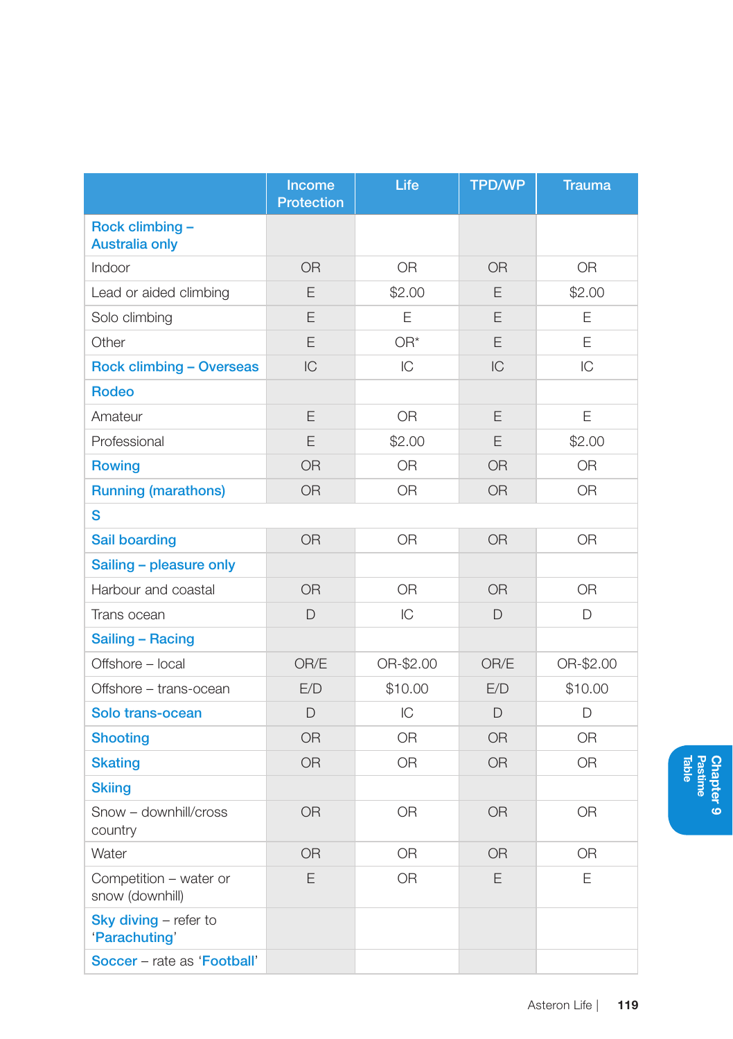| | Income Protection | Life | TPD/WP | Trauma |
|---|---|---|---|---|
| **Rock climbing – Australia only** | | | | |
| Indoor | OR | OR | OR | OR |
| Lead or aided climbing | E | $2.00 | E | $2.00 |
| Solo climbing | E | E | E | E |
| Other | E | OR* | E | E |
| **Rock climbing – Overseas** | IC | IC | IC | IC |
| **Rodeo** | | | | |
| Amateur | E | OR | E | E |
| Professional | E | $2.00 | E | $2.00 |
| **Rowing** | OR | OR | OR | OR |
| **Running (marathons)** | OR | OR | OR | OR |
| **S** | | | | |
| **Sail boarding** | OR | OR | OR | OR |
| **Sailing – pleasure only** | | | | |
| Harbour and coastal | OR | OR | OR | OR |
| Trans ocean | D | IC | D | D |
| **Sailing – Racing** | | | | |
| Offshore – local | OR/E | OR-$2.00 | OR/E | OR-$2.00 |
| Offshore – trans-ocean | E/D | $10.00 | E/D | $10.00 |
| **Solo trans-ocean** | D | IC | D | D |
| **Shooting** | OR | OR | OR | OR |
| **Skating** | OR | OR | OR | OR |
| **Skiing** | | | | |
| Snow – downhill/cross country | OR | OR | OR | OR |
| Water | OR | OR | OR | OR |
| Competition – water or snow (downhill) | E | OR | E | E |
| **Sky diving** – refer to '**Parachuting**' | | | | |
| **Soccer** – rate as '**Football**' | | | | |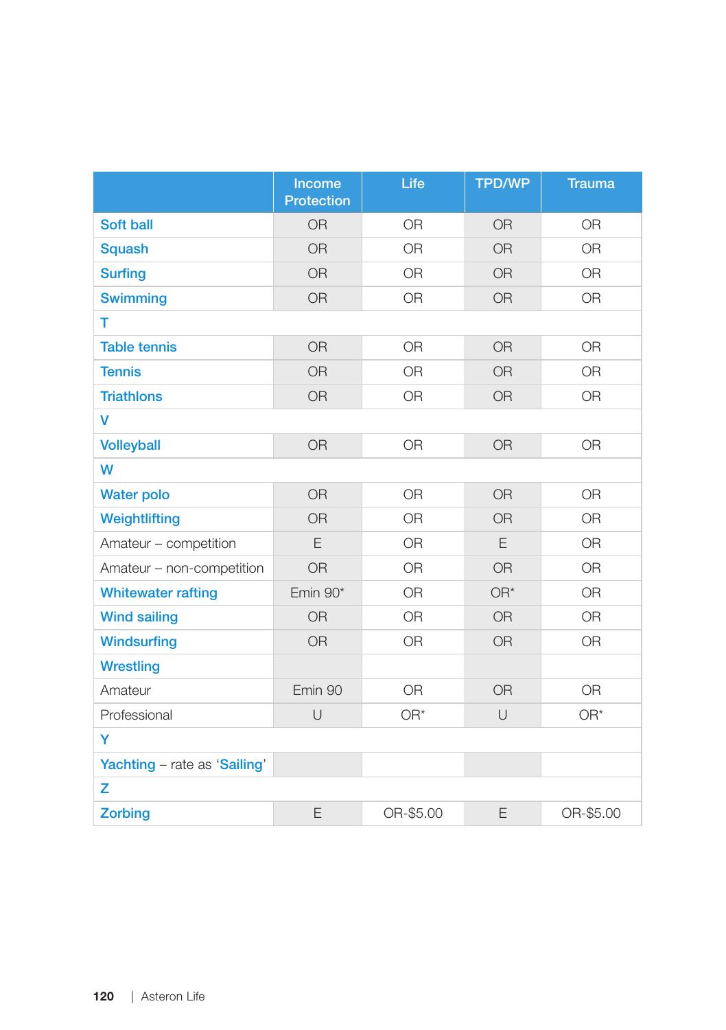| | Income Protection | Life | TPD/WP | Trauma |
|---|---|---|---|---|
| Soft ball | OR | OR | OR | OR |
| Squash | OR | OR | OR | OR |
| Surfing | OR | OR | OR | OR |
| Swimming | OR | OR | OR | OR |
| **T** | | | | |
| Table tennis | OR | OR | OR | OR |
| Tennis | OR | OR | OR | OR |
| Triathlons | OR | OR | OR | OR |
| **V** | | | | |
| Volleyball | OR | OR | OR | OR |
| **W** | | | | |
| Water polo | OR | OR | OR | OR |
| Weightlifting | OR | OR | OR | OR |
| Amateur – competition | E | OR | E | OR |
| Amateur – non-competition | OR | OR | OR | OR |
| Whitewater rafting | Emin 90* | OR | OR* | OR |
| Wind sailing | OR | OR | OR | OR |
| Windsurfing | OR | OR | OR | OR |
| Wrestling | | | | |
| Amateur | Emin 90 | OR | OR | OR |
| Professional | U | OR* | U | OR* |
| **Y** | | | | |
| Yachting – rate as 'Sailing' | | | | |
| **Z** | | | | |
| Zorbing | E | OR-$5.00 | E | OR-$5.00 |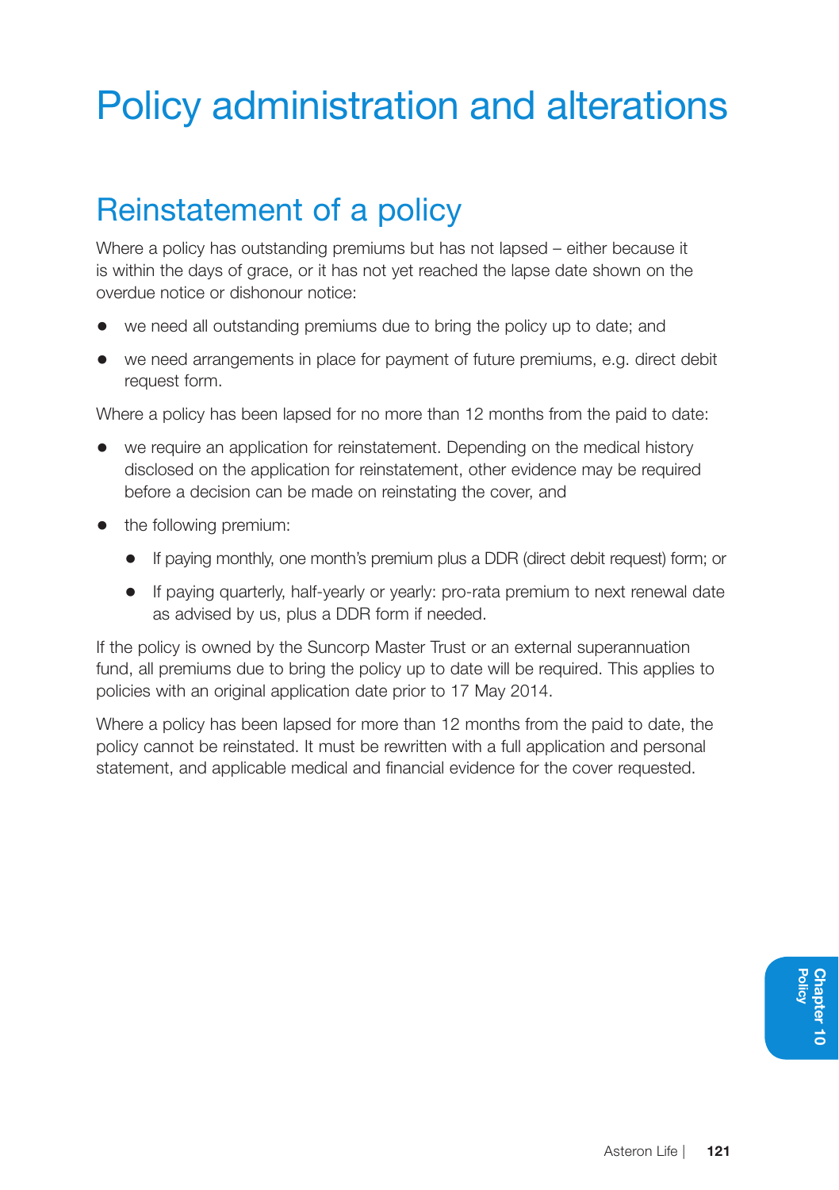# Policy administration and alterations

## Reinstatement of a policy

Where a policy has outstanding premiums but has not lapsed – either because it is within the days of grace, or it has not yet reached the lapse date shown on the overdue notice or dishonour notice:

- we need all outstanding premiums due to bring the policy up to date; and
- we need arrangements in place for payment of future premiums, e.g. direct debit request form.

Where a policy has been lapsed for no more than 12 months from the paid to date:

- we require an application for reinstatement. Depending on the medical history disclosed on the application for reinstatement, other evidence may be required before a decision can be made on reinstating the cover, and
- the following premium:
  - If paying monthly, one month's premium plus a DDR (direct debit request) form; or
  - If paying quarterly, half-yearly or yearly: pro-rata premium to next renewal date as advised by us, plus a DDR form if needed.

If the policy is owned by the Suncorp Master Trust or an external superannuation fund, all premiums due to bring the policy up to date will be required. This applies to policies with an original application date prior to 17 May 2014.

Where a policy has been lapsed for more than 12 months from the paid to date, the policy cannot be reinstated. It must be rewritten with a full application and personal statement, and applicable medical and financial evidence for the cover requested.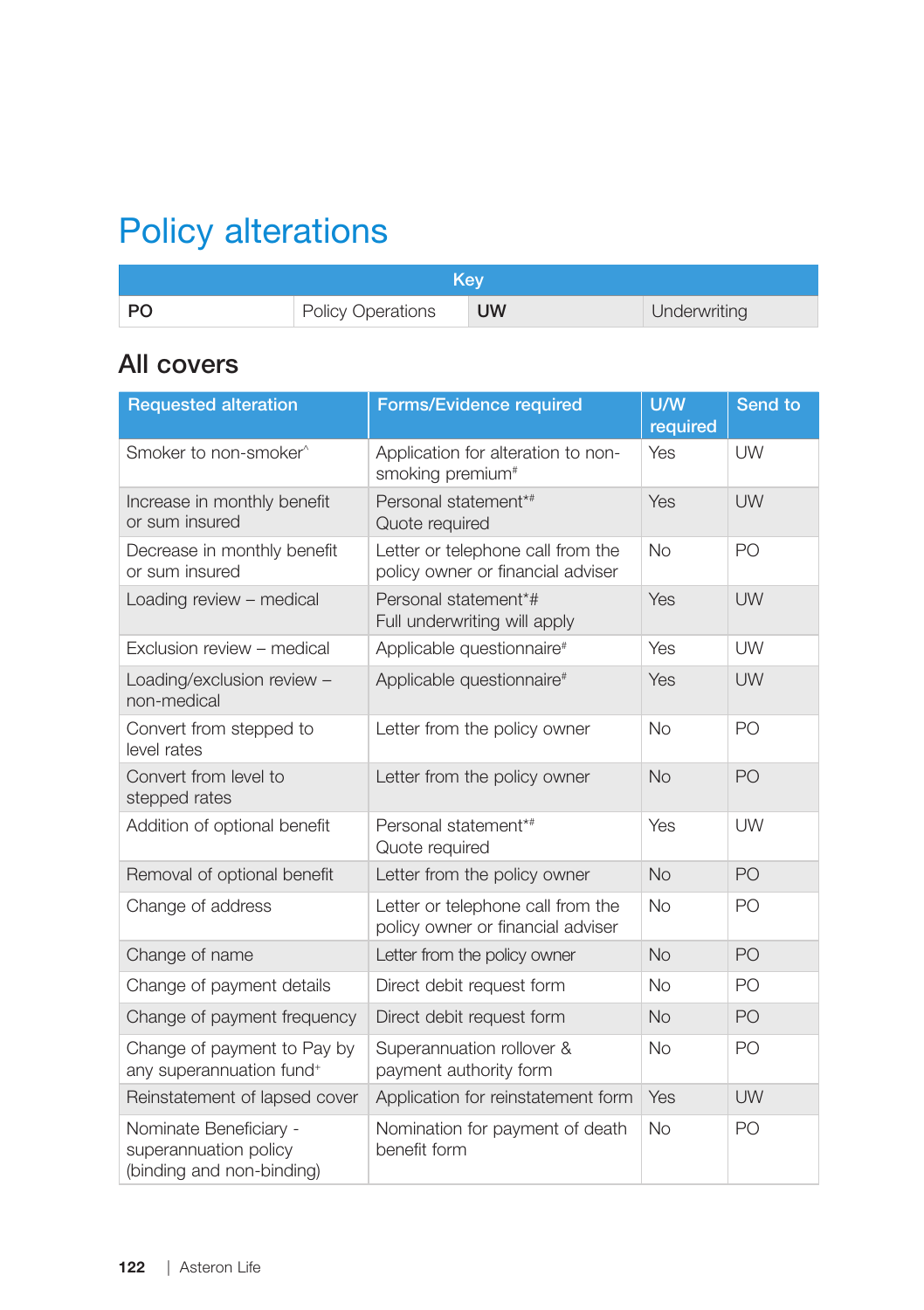# Policy alterations

| Key | | | |
|---|---|---|---|
| **PO** | Policy Operations | **UW** | Underwriting |

## All covers

| Requested alteration | Forms/Evidence required | U/W required | Send to |
|---|---|---|---|
| Smoker to non-smoker^ | Application for alteration to non-smoking premium# | Yes | UW |
| Increase in monthly benefit or sum insured | Personal statement*# Quote required | Yes | UW |
| Decrease in monthly benefit or sum insured | Letter or telephone call from the policy owner or financial adviser | No | PO |
| Loading review – medical | Personal statement*# Full underwriting will apply | Yes | UW |
| Exclusion review – medical | Applicable questionnaire# | Yes | UW |
| Loading/exclusion review – non-medical | Applicable questionnaire# | Yes | UW |
| Convert from stepped to level rates | Letter from the policy owner | No | PO |
| Convert from level to stepped rates | Letter from the policy owner | No | PO |
| Addition of optional benefit | Personal statement*# Quote required | Yes | UW |
| Removal of optional benefit | Letter from the policy owner | No | PO |
| Change of address | Letter or telephone call from the policy owner or financial adviser | No | PO |
| Change of name | Letter from the policy owner | No | PO |
| Change of payment details | Direct debit request form | No | PO |
| Change of payment frequency | Direct debit request form | No | PO |
| Change of payment to Pay by any superannuation fund+ | Superannuation rollover & payment authority form | No | PO |
| Reinstatement of lapsed cover | Application for reinstatement form | Yes | UW |
| Nominate Beneficiary - superannuation policy (binding and non-binding) | Nomination for payment of death benefit form | No | PO |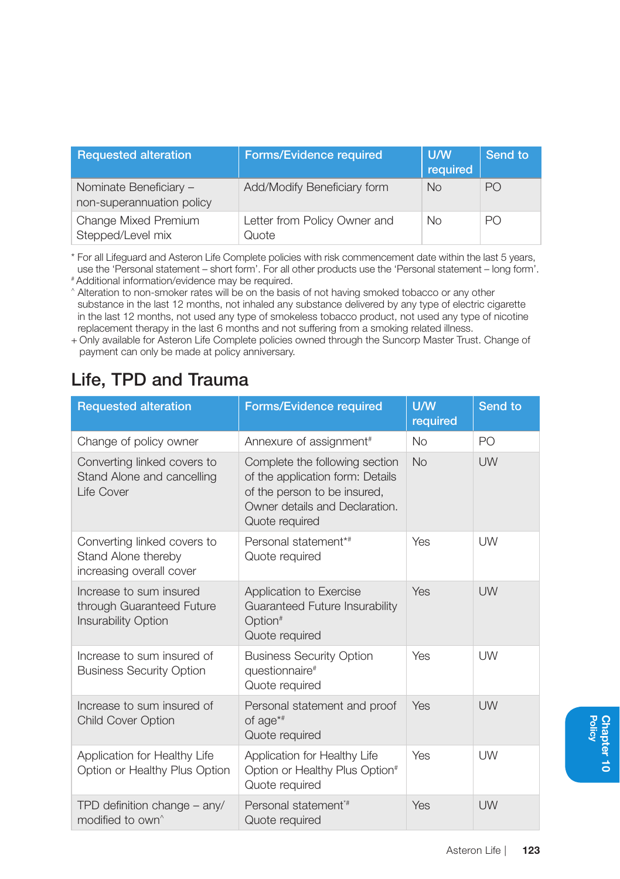| Requested alteration | Forms/Evidence required | U/W required | Send to |
|---|---|---|---|
| Nominate Beneficiary – non-superannuation policy | Add/Modify Beneficiary form | No | PO |
| Change Mixed Premium Stepped/Level mix | Letter from Policy Owner and Quote | No | PO |

* For all Lifeguard and Asteron Life Complete policies with risk commencement date within the last 5 years, use the 'Personal statement – short form'. For all other products use the 'Personal statement – long form'.
# Additional information/evidence may be required.
^ Alteration to non-smoker rates will be on the basis of not having smoked tobacco or any other substance in the last 12 months, not inhaled any substance delivered by any type of electric cigarette in the last 12 months, not used any type of smokeless tobacco product, not used any type of nicotine replacement therapy in the last 6 months and not suffering from a smoking related illness.
+ Only available for Asteron Life Complete policies owned through the Suncorp Master Trust. Change of payment can only be made at policy anniversary.

## Life, TPD and Trauma

| Requested alteration | Forms/Evidence required | U/W required | Send to |
|---|---|---|---|
| Change of policy owner | Annexure of assignment# | No | PO |
| Converting linked covers to Stand Alone and cancelling Life Cover | Complete the following section of the application form: Details of the person to be insured, Owner details and Declaration. Quote required | No | UW |
| Converting linked covers to Stand Alone thereby increasing overall cover | Personal statement*# Quote required | Yes | UW |
| Increase to sum insured through Guaranteed Future Insurability Option | Application to Exercise Guaranteed Future Insurability Option# Quote required | Yes | UW |
| Increase to sum insured of Business Security Option | Business Security Option questionnaire# Quote required | Yes | UW |
| Increase to sum insured of Child Cover Option | Personal statement and proof of age*# Quote required | Yes | UW |
| Application for Healthy Life Option or Healthy Plus Option | Application for Healthy Life Option or Healthy Plus Option# Quote required | Yes | UW |
| TPD definition change – any/modified to own^ | Personal statement*# Quote required | Yes | UW |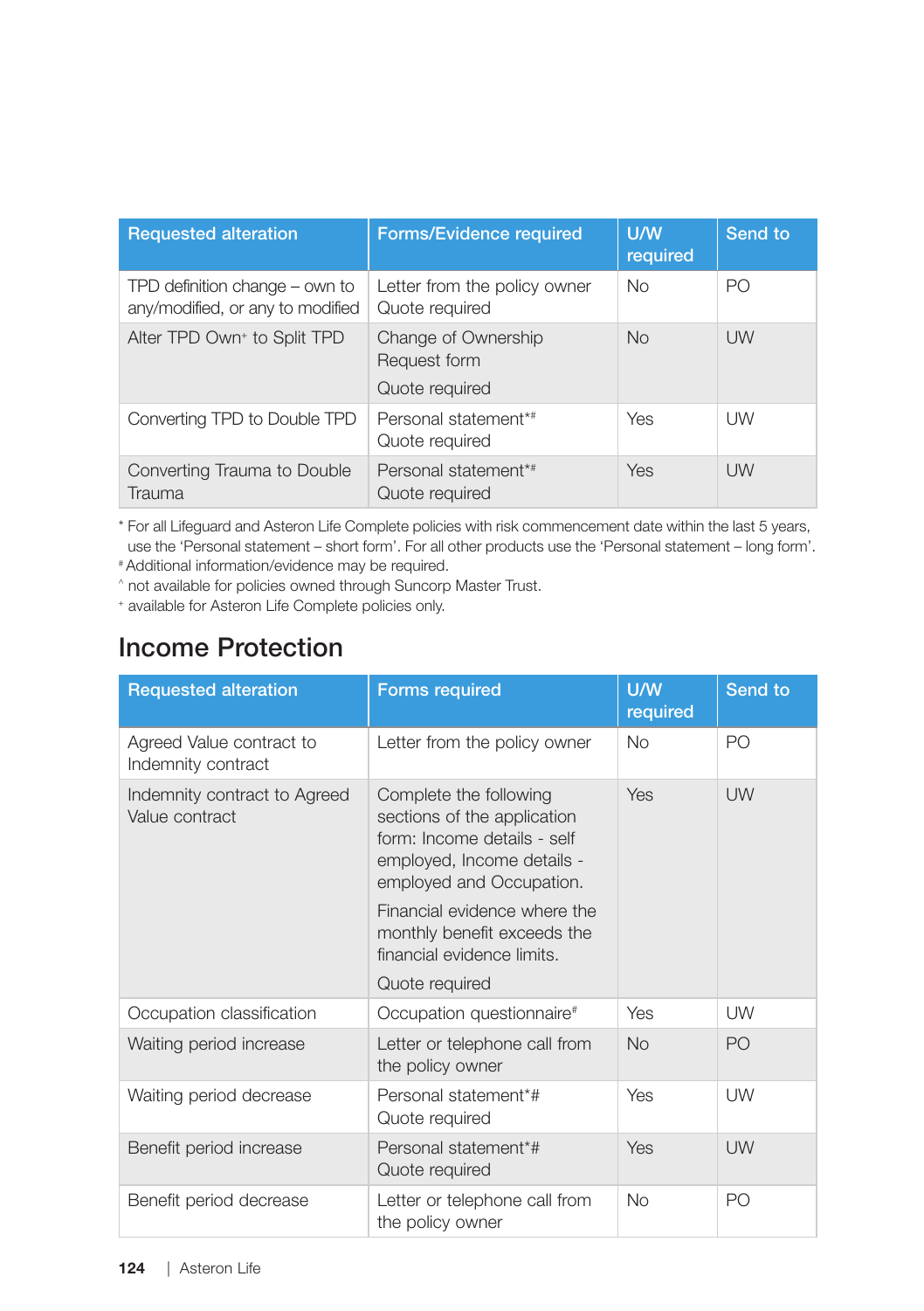| Requested alteration | Forms/Evidence required | U/W required | Send to |
|---|---|---|---|
| TPD definition change – own to any/modified, or any to modified | Letter from the policy owner<br>Quote required | No | PO |
| Alter TPD Own+ to Split TPD | Change of Ownership Request form<br>Quote required | No | UW |
| Converting TPD to Double TPD | Personal statement*#<br>Quote required | Yes | UW |
| Converting Trauma to Double Trauma | Personal statement*#<br>Quote required | Yes | UW |

\* For all Lifeguard and Asteron Life Complete policies with risk commencement date within the last 5 years, use the 'Personal statement – short form'. For all other products use the 'Personal statement – long form'.
\# Additional information/evidence may be required.
^ not available for policies owned through Suncorp Master Trust.
\+ available for Asteron Life Complete policies only.

## Income Protection

| Requested alteration | Forms required | U/W required | Send to |
|---|---|---|---|
| Agreed Value contract to Indemnity contract | Letter from the policy owner | No | PO |
| Indemnity contract to Agreed Value contract | Complete the following sections of the application form: Income details - self employed, Income details - employed and Occupation.<br>Financial evidence where the monthly benefit exceeds the financial evidence limits.<br>Quote required | Yes | UW |
| Occupation classification | Occupation questionnaire# | Yes | UW |
| Waiting period increase | Letter or telephone call from the policy owner | No | PO |
| Waiting period decrease | Personal statement*#<br>Quote required | Yes | UW |
| Benefit period increase | Personal statement*#<br>Quote required | Yes | UW |
| Benefit period decrease | Letter or telephone call from the policy owner | No | PO |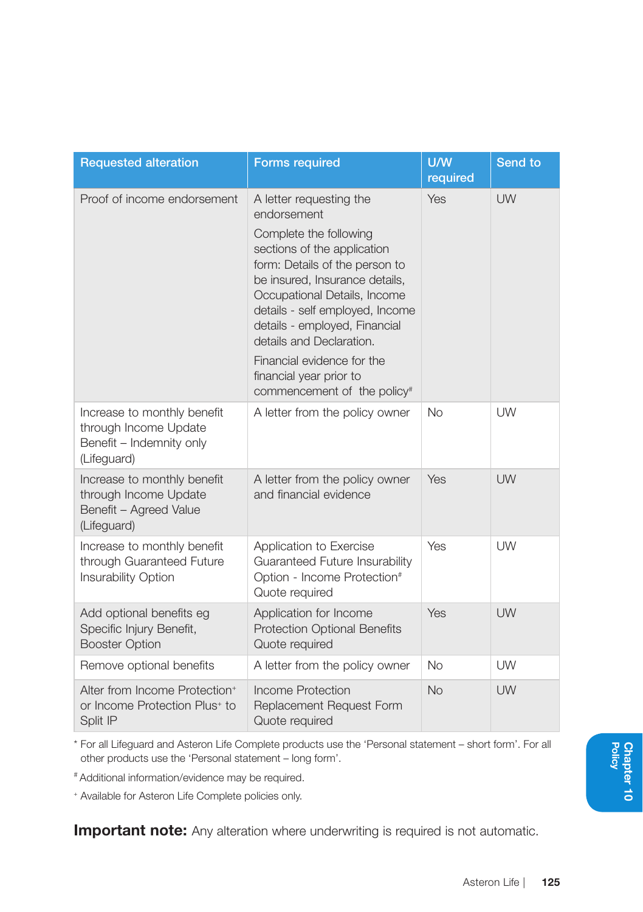| Requested alteration | Forms required | U/W required | Send to |
|---|---|---|---|
| Proof of income endorsement | A letter requesting the endorsement<br>Complete the following sections of the application form: Details of the person to be insured, Insurance details, Occupational Details, Income details - self employed, Income details - employed, Financial details and Declaration.<br>Financial evidence for the financial year prior to commencement of the policy# | Yes | UW |
| Increase to monthly benefit through Income Update Benefit – Indemnity only (Lifeguard) | A letter from the policy owner | No | UW |
| Increase to monthly benefit through Income Update Benefit – Agreed Value (Lifeguard) | A letter from the policy owner and financial evidence | Yes | UW |
| Increase to monthly benefit through Guaranteed Future Insurability Option | Application to Exercise Guaranteed Future Insurability Option - Income Protection#<br>Quote required | Yes | UW |
| Add optional benefits eg Specific Injury Benefit, Booster Option | Application for Income Protection Optional Benefits<br>Quote required | Yes | UW |
| Remove optional benefits | A letter from the policy owner | No | UW |
| Alter from Income Protection+ or Income Protection Plus+ to Split IP | Income Protection Replacement Request Form<br>Quote required | No | UW |

* For all Lifeguard and Asteron Life Complete products use the 'Personal statement – short form'. For all other products use the 'Personal statement – long form'.

# Additional information/evidence may be required.

+ Available for Asteron Life Complete policies only.

**Important note:** Any alteration where underwriting is required is not automatic.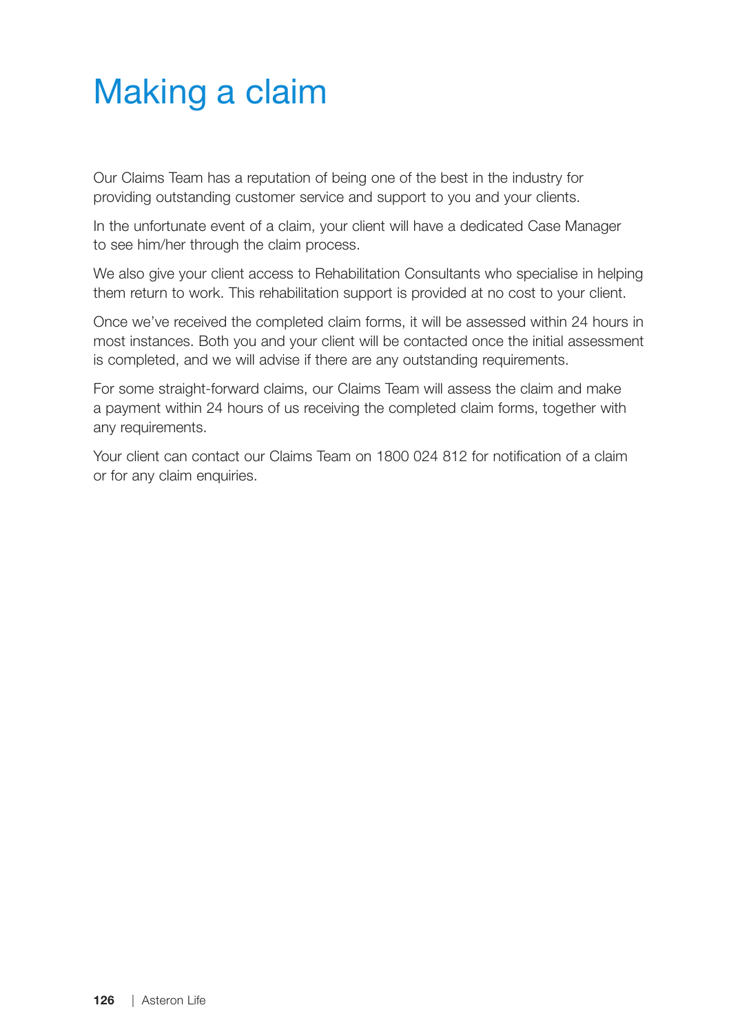# Making a claim

Our Claims Team has a reputation of being one of the best in the industry for providing outstanding customer service and support to you and your clients.

In the unfortunate event of a claim, your client will have a dedicated Case Manager to see him/her through the claim process.

We also give your client access to Rehabilitation Consultants who specialise in helping them return to work. This rehabilitation support is provided at no cost to your client.

Once we've received the completed claim forms, it will be assessed within 24 hours in most instances. Both you and your client will be contacted once the initial assessment is completed, and we will advise if there are any outstanding requirements.

For some straight-forward claims, our Claims Team will assess the claim and make a payment within 24 hours of us receiving the completed claim forms, together with any requirements.

Your client can contact our Claims Team on 1800 024 812 for notification of a claim or for any claim enquiries.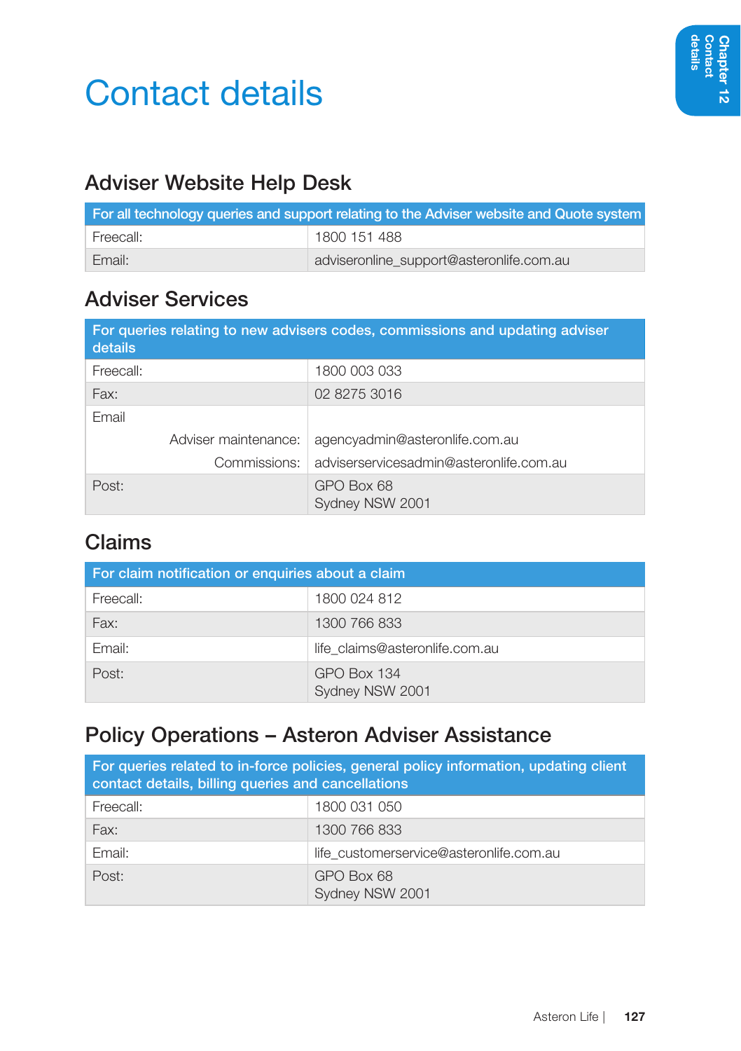# Contact details

## Adviser Website Help Desk

| For all technology queries and support relating to the Adviser website and Quote system | |
|---|---|
| Freecall: | 1800 151 488 |
| Email: | adviseronline_support@asteronlife.com.au |

## Adviser Services

| For queries relating to new advisers codes, commissions and updating adviser details | |
|---|---|
| Freecall: | 1800 003 033 |
| Fax: | 02 8275 3016 |
| Email | |
| Adviser maintenance: | agencyadmin@asteronlife.com.au |
| Commissions: | adviserservicesadmin@asteronlife.com.au |
| Post: | GPO Box 68<br>Sydney NSW 2001 |

## Claims

| For claim notification or enquiries about a claim | |
|---|---|
| Freecall: | 1800 024 812 |
| Fax: | 1300 766 833 |
| Email: | life_claims@asteronlife.com.au |
| Post: | GPO Box 134<br>Sydney NSW 2001 |

## Policy Operations – Asteron Adviser Assistance

| For queries related to in-force policies, general policy information, updating client contact details, billing queries and cancellations | |
|---|---|
| Freecall: | 1800 031 050 |
| Fax: | 1300 766 833 |
| Email: | life_customerservice@asteronlife.com.au |
| Post: | GPO Box 68<br>Sydney NSW 2001 |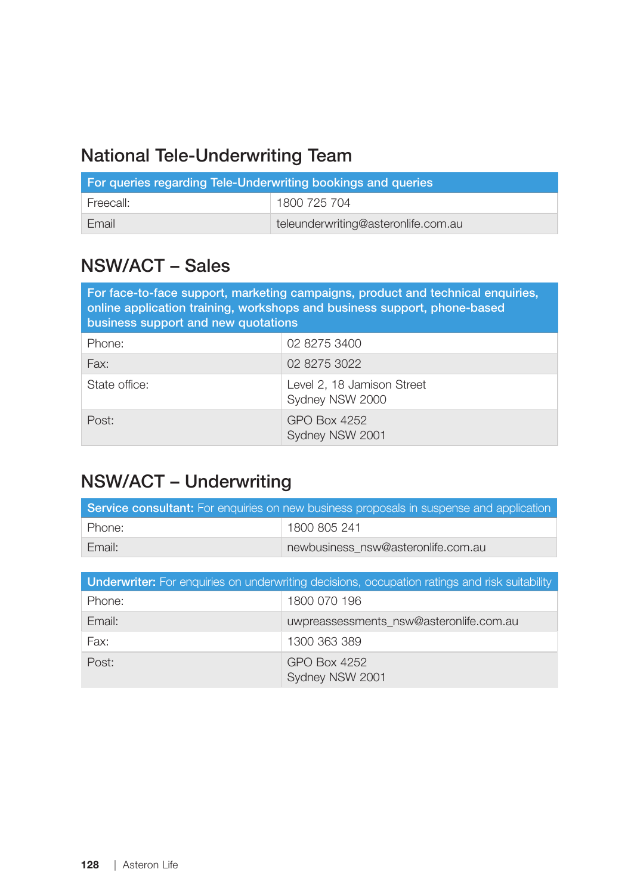## National Tele-Underwriting Team

| For queries regarding Tele-Underwriting bookings and queries | |
|---|---|
| Freecall: | 1800 725 704 |
| Email | teleunderwriting@asteronlife.com.au |

## NSW/ACT – Sales

| For face-to-face support, marketing campaigns, product and technical enquiries, online application training, workshops and business support, phone-based business support and new quotations | |
|---|---|
| Phone: | 02 8275 3400 |
| Fax: | 02 8275 3022 |
| State office: | Level 2, 18 Jamison Street<br>Sydney NSW 2000 |
| Post: | GPO Box 4252<br>Sydney NSW 2001 |

## NSW/ACT – Underwriting

| **Service consultant:** For enquiries on new business proposals in suspense and application | |
|---|---|
| Phone: | 1800 805 241 |
| Email: | newbusiness_nsw@asteronlife.com.au |

| **Underwriter:** For enquiries on underwriting decisions, occupation ratings and risk suitability | |
|---|---|
| Phone: | 1800 070 196 |
| Email: | uwpreassessments_nsw@asteronlife.com.au |
| Fax: | 1300 363 389 |
| Post: | GPO Box 4252<br>Sydney NSW 2001 |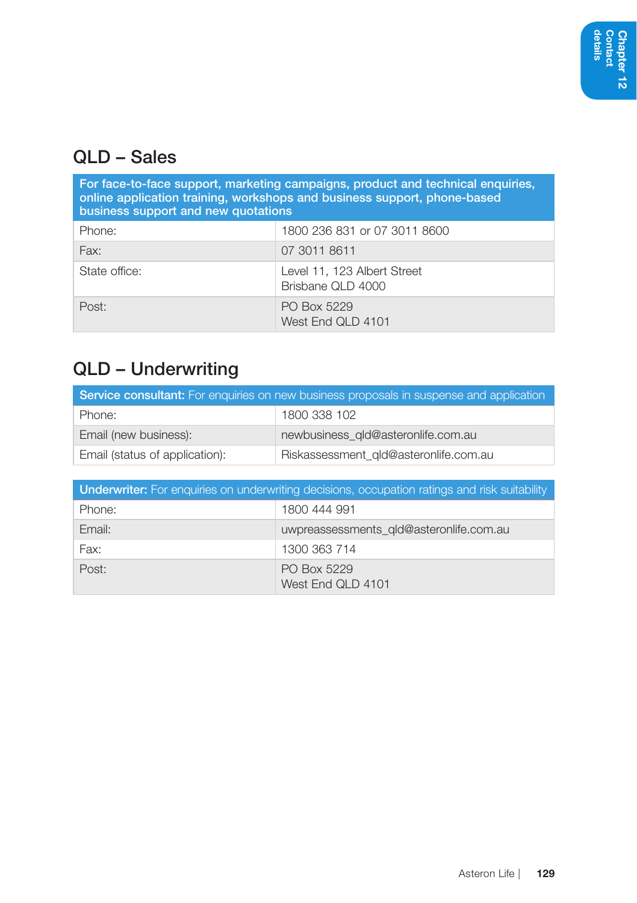## QLD – Sales

| For face-to-face support, marketing campaigns, product and technical enquiries, online application training, workshops and business support, phone-based business support and new quotations | |
|---|---|
| Phone: | 1800 236 831 or 07 3011 8600 |
| Fax: | 07 3011 8611 |
| State office: | Level 11, 123 Albert Street<br>Brisbane QLD 4000 |
| Post: | PO Box 5229<br>West End QLD 4101 |

## QLD – Underwriting

| **Service consultant:** For enquiries on new business proposals in suspense and application | |
|---|---|
| Phone: | 1800 338 102 |
| Email (new business): | newbusiness_qld@asteronlife.com.au |
| Email (status of application): | Riskassessment_qld@asteronlife.com.au |

| **Underwriter:** For enquiries on underwriting decisions, occupation ratings and risk suitability | |
|---|---|
| Phone: | 1800 444 991 |
| Email: | uwpreassessments_qld@asteronlife.com.au |
| Fax: | 1300 363 714 |
| Post: | PO Box 5229<br>West End QLD 4101 |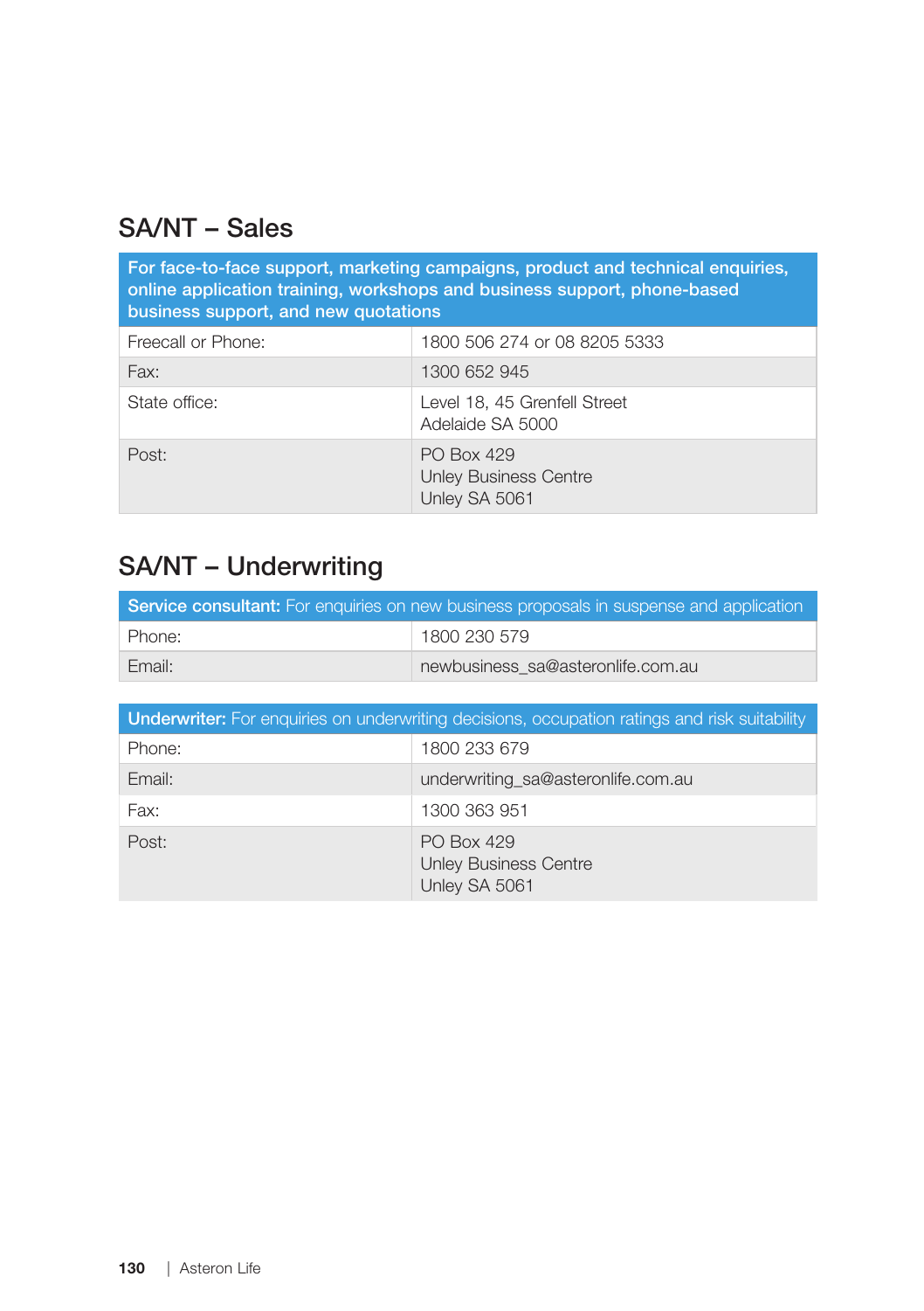## SA/NT – Sales

| For face-to-face support, marketing campaigns, product and technical enquiries, online application training, workshops and business support, phone-based business support, and new quotations | |
|---|---|
| Freecall or Phone: | 1800 506 274 or 08 8205 5333 |
| Fax: | 1300 652 945 |
| State office: | Level 18, 45 Grenfell Street<br>Adelaide SA 5000 |
| Post: | PO Box 429<br>Unley Business Centre<br>Unley SA 5061 |

## SA/NT – Underwriting

| **Service consultant:** For enquiries on new business proposals in suspense and application | |
|---|---|
| Phone: | 1800 230 579 |
| Email: | newbusiness_sa@asteronlife.com.au |

| **Underwriter:** For enquiries on underwriting decisions, occupation ratings and risk suitability | |
|---|---|
| Phone: | 1800 233 679 |
| Email: | underwriting_sa@asteronlife.com.au |
| Fax: | 1300 363 951 |
| Post: | PO Box 429<br>Unley Business Centre<br>Unley SA 5061 |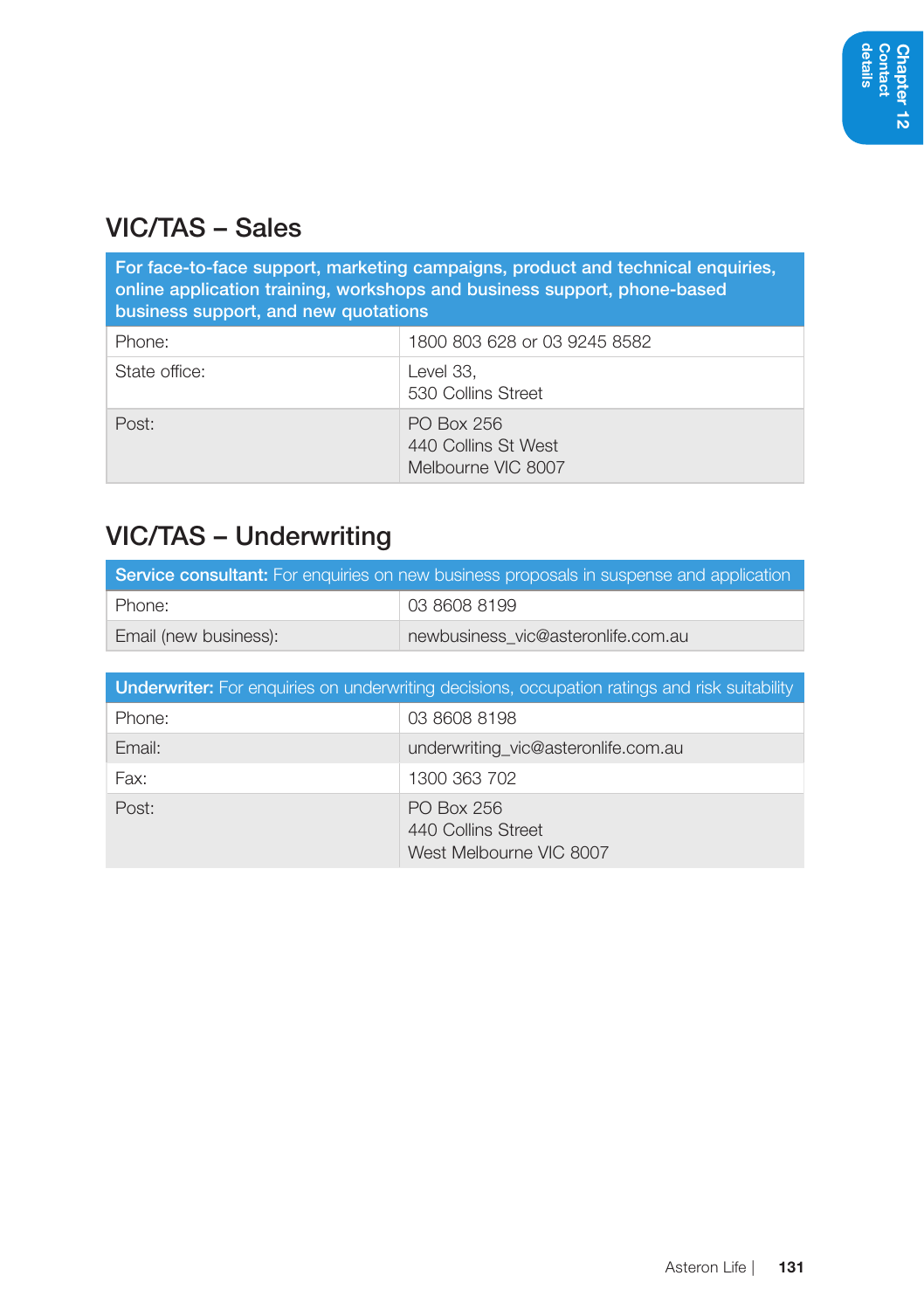## VIC/TAS – Sales

| For face-to-face support, marketing campaigns, product and technical enquiries, online application training, workshops and business support, phone-based business support, and new quotations | |
|---|---|
| Phone: | 1800 803 628 or 03 9245 8582 |
| State office: | Level 33,<br>530 Collins Street |
| Post: | PO Box 256<br>440 Collins St West<br>Melbourne VIC 8007 |

## VIC/TAS – Underwriting

| **Service consultant:** For enquiries on new business proposals in suspense and application | |
|---|---|
| Phone: | 03 8608 8199 |
| Email (new business): | newbusiness_vic@asteronlife.com.au |

| **Underwriter:** For enquiries on underwriting decisions, occupation ratings and risk suitability | |
|---|---|
| Phone: | 03 8608 8198 |
| Email: | underwriting_vic@asteronlife.com.au |
| Fax: | 1300 363 702 |
| Post: | PO Box 256<br>440 Collins Street<br>West Melbourne VIC 8007 |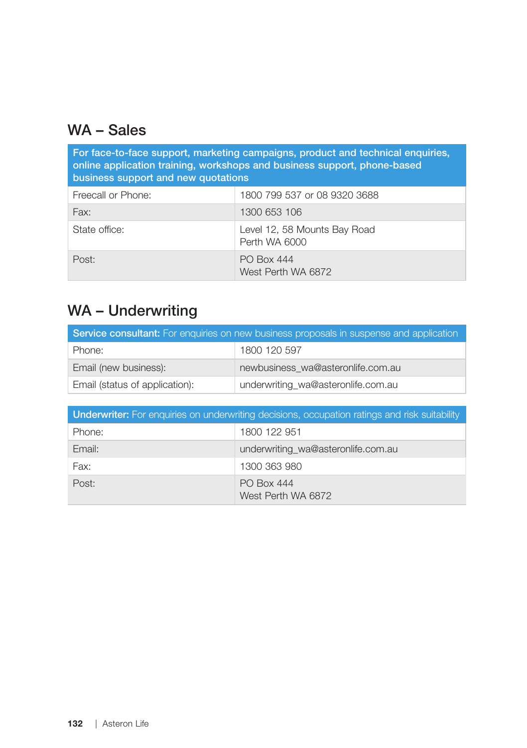## WA – Sales

| For face-to-face support, marketing campaigns, product and technical enquiries, online application training, workshops and business support, phone-based business support and new quotations | |
|---|---|
| Freecall or Phone: | 1800 799 537 or 08 9320 3688 |
| Fax: | 1300 653 106 |
| State office: | Level 12, 58 Mounts Bay Road<br>Perth WA 6000 |
| Post: | PO Box 444<br>West Perth WA 6872 |

## WA – Underwriting

| **Service consultant:** For enquiries on new business proposals in suspense and application | |
|---|---|
| Phone: | 1800 120 597 |
| Email (new business): | newbusiness_wa@asteronlife.com.au |
| Email (status of application): | underwriting_wa@asteronlife.com.au |

| **Underwriter:** For enquiries on underwriting decisions, occupation ratings and risk suitability | |
|---|---|
| Phone: | 1800 122 951 |
| Email: | underwriting_wa@asteronlife.com.au |
| Fax: | 1300 363 980 |
| Post: | PO Box 444<br>West Perth WA 6872 |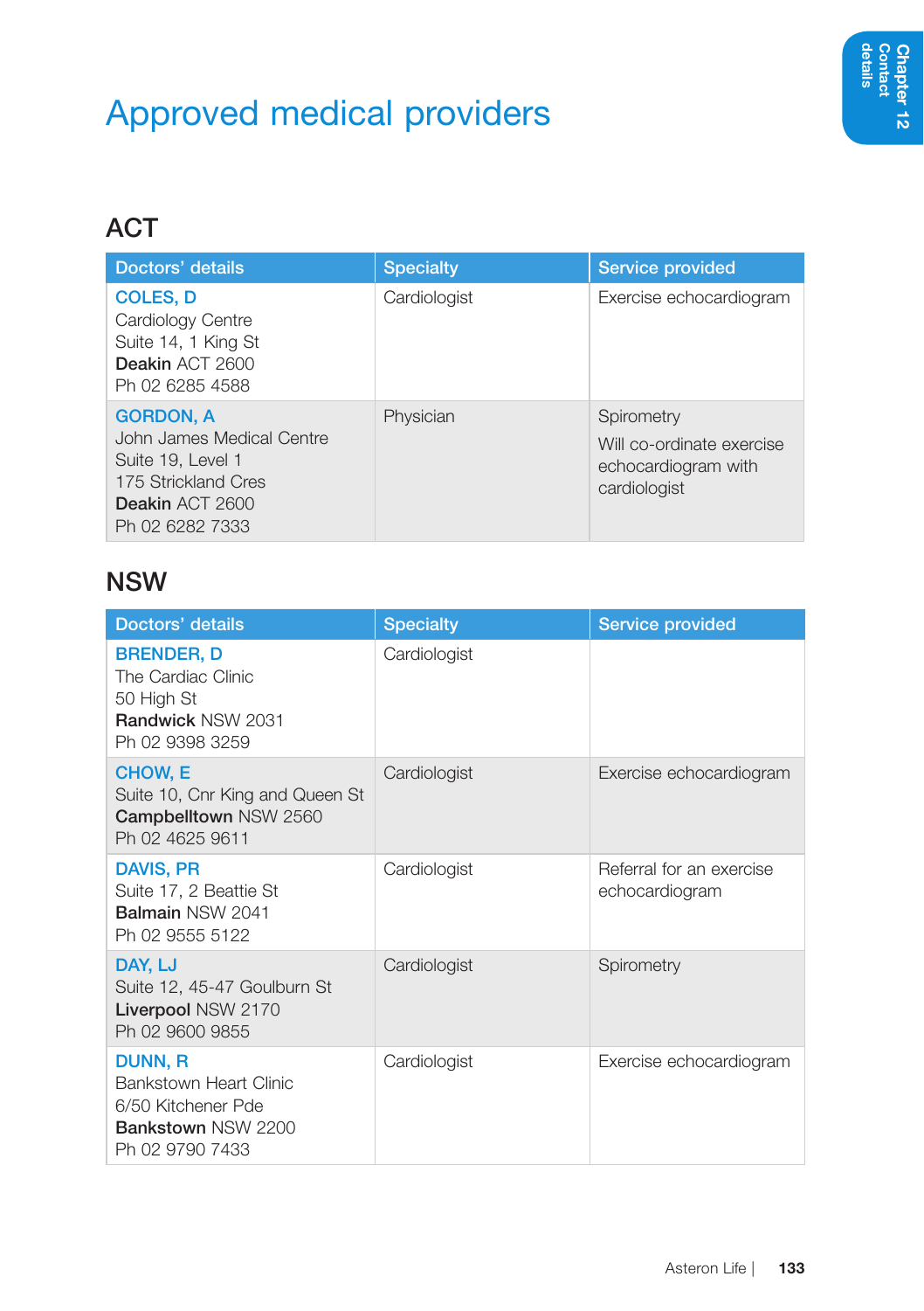# Approved medical providers

## ACT

| Doctors' details | Specialty | Service provided |
|---|---|---|
| **COLES, D**<br>Cardiology Centre<br>Suite 14, 1 King St<br>**Deakin** ACT 2600<br>Ph 02 6285 4588 | Cardiologist | Exercise echocardiogram |
| **GORDON, A**<br>John James Medical Centre<br>Suite 19, Level 1<br>175 Strickland Cres<br>**Deakin** ACT 2600<br>Ph 02 6282 7333 | Physician | Spirometry<br>Will co-ordinate exercise echocardiogram with cardiologist |

## NSW

| Doctors' details | Specialty | Service provided |
|---|---|---|
| **BRENDER, D**<br>The Cardiac Clinic<br>50 High St<br>**Randwick** NSW 2031<br>Ph 02 9398 3259 | Cardiologist | |
| **CHOW, E**<br>Suite 10, Cnr King and Queen St<br>**Campbelltown** NSW 2560<br>Ph 02 4625 9611 | Cardiologist | Exercise echocardiogram |
| **DAVIS, PR**<br>Suite 17, 2 Beattie St<br>**Balmain** NSW 2041<br>Ph 02 9555 5122 | Cardiologist | Referral for an exercise echocardiogram |
| **DAY, LJ**<br>Suite 12, 45-47 Goulburn St<br>**Liverpool** NSW 2170<br>Ph 02 9600 9855 | Cardiologist | Spirometry |
| **DUNN, R**<br>Bankstown Heart Clinic<br>6/50 Kitchener Pde<br>**Bankstown** NSW 2200<br>Ph 02 9790 7433 | Cardiologist | Exercise echocardiogram |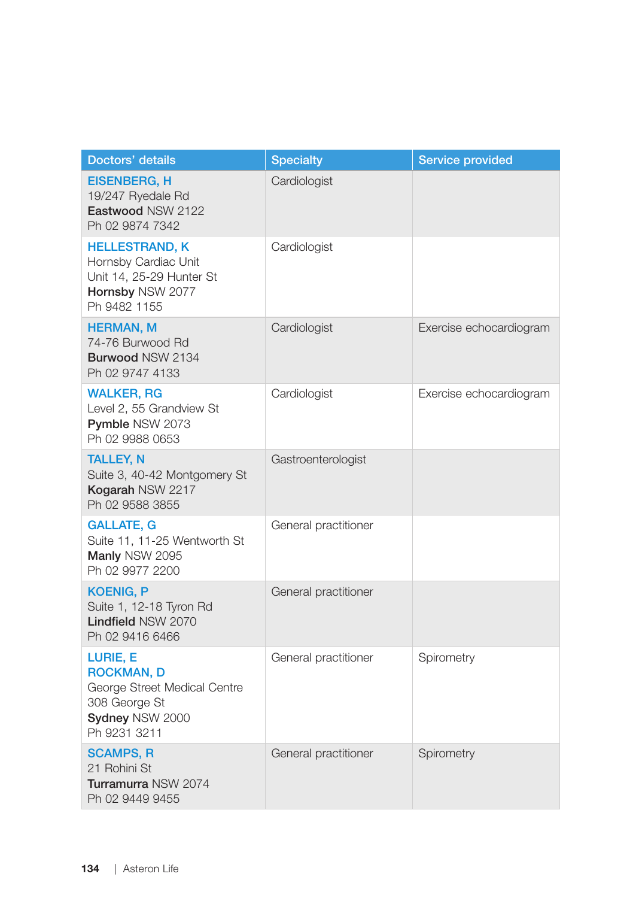| Doctors' details | Specialty | Service provided |
| --- | --- | --- |
| EISENBERG, H<br>19/247 Ryedale Rd<br>**Eastwood** NSW 2122<br>Ph 02 9874 7342 | Cardiologist | |
| HELLESTRAND, K<br>Hornsby Cardiac Unit<br>Unit 14, 25-29 Hunter St<br>**Hornsby** NSW 2077<br>Ph 9482 1155 | Cardiologist | |
| HERMAN, M<br>74-76 Burwood Rd<br>**Burwood** NSW 2134<br>Ph 02 9747 4133 | Cardiologist | Exercise echocardiogram |
| WALKER, RG<br>Level 2, 55 Grandview St<br>**Pymble** NSW 2073<br>Ph 02 9988 0653 | Cardiologist | Exercise echocardiogram |
| TALLEY, N<br>Suite 3, 40-42 Montgomery St<br>**Kogarah** NSW 2217<br>Ph 02 9588 3855 | Gastroenterologist | |
| GALLATE, G<br>Suite 11, 11-25 Wentworth St<br>**Manly** NSW 2095<br>Ph 02 9977 2200 | General practitioner | |
| KOENIG, P<br>Suite 1, 12-18 Tyron Rd<br>**Lindfield** NSW 2070<br>Ph 02 9416 6466 | General practitioner | |
| LURIE, E<br>ROCKMAN, D<br>George Street Medical Centre<br>308 George St<br>**Sydney** NSW 2000<br>Ph 9231 3211 | General practitioner | Spirometry |
| SCAMPS, R<br>21 Rohini St<br>**Turramurra** NSW 2074<br>Ph 02 9449 9455 | General practitioner | Spirometry |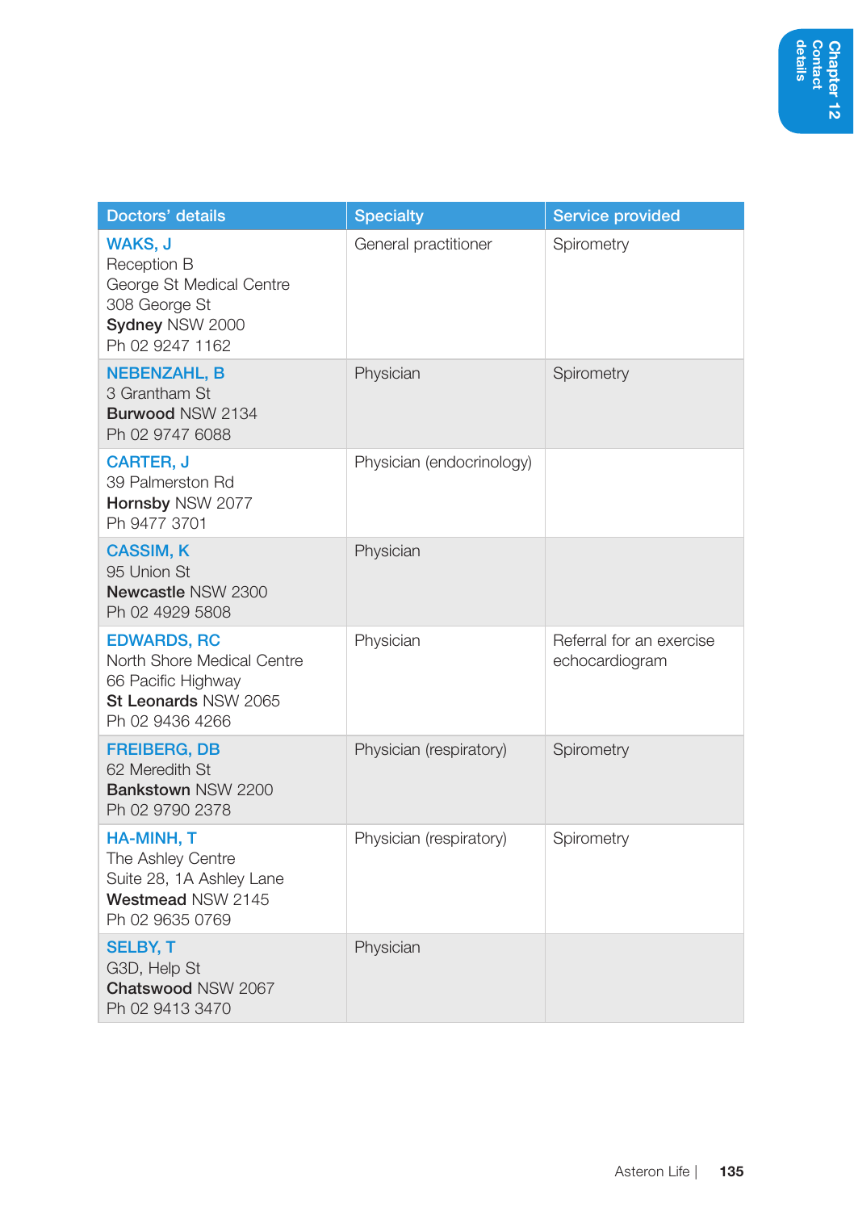| Doctors' details | Specialty | Service provided |
|---|---|---|
| **WAKS, J**<br>Reception B<br>George St Medical Centre<br>308 George St<br>**Sydney** NSW 2000<br>Ph 02 9247 1162 | General practitioner | Spirometry |
| **NEBENZAHL, B**<br>3 Grantham St<br>**Burwood** NSW 2134<br>Ph 02 9747 6088 | Physician | Spirometry |
| **CARTER, J**<br>39 Palmerston Rd<br>**Hornsby** NSW 2077<br>Ph 9477 3701 | Physician (endocrinology) | |
| **CASSIM, K**<br>95 Union St<br>**Newcastle** NSW 2300<br>Ph 02 4929 5808 | Physician | |
| **EDWARDS, RC**<br>North Shore Medical Centre<br>66 Pacific Highway<br>**St Leonards** NSW 2065<br>Ph 02 9436 4266 | Physician | Referral for an exercise echocardiogram |
| **FREIBERG, DB**<br>62 Meredith St<br>**Bankstown** NSW 2200<br>Ph 02 9790 2378 | Physician (respiratory) | Spirometry |
| **HA-MINH, T**<br>The Ashley Centre<br>Suite 28, 1A Ashley Lane<br>**Westmead** NSW 2145<br>Ph 02 9635 0769 | Physician (respiratory) | Spirometry |
| **SELBY, T**<br>G3D, Help St<br>**Chatswood** NSW 2067<br>Ph 02 9413 3470 | Physician | |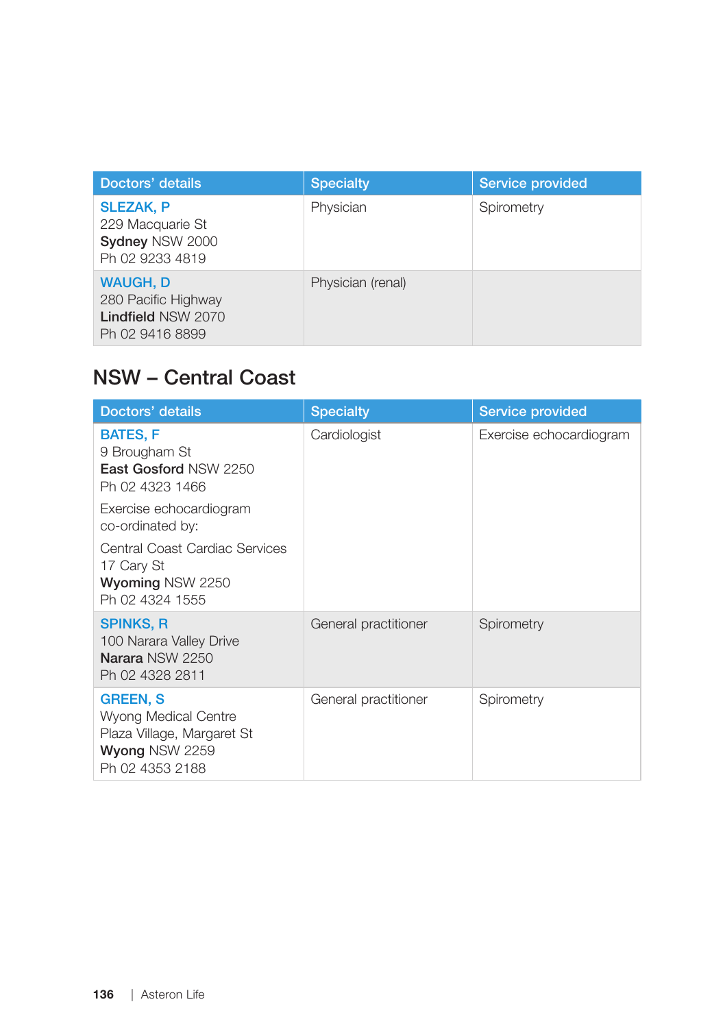| Doctors' details | Specialty | Service provided |
| --- | --- | --- |
| **SLEZAK, P**<br>229 Macquarie St<br>**Sydney** NSW 2000<br>Ph 02 9233 4819 | Physician | Spirometry |
| **WAUGH, D**<br>280 Pacific Highway<br>**Lindfield** NSW 2070<br>Ph 02 9416 8899 | Physician (renal) | |

## NSW – Central Coast

| Doctors' details | Specialty | Service provided |
| --- | --- | --- |
| **BATES, F**<br>9 Brougham St<br>**East Gosford** NSW 2250<br>Ph 02 4323 1466<br><br>Exercise echocardiogram co-ordinated by:<br><br>Central Coast Cardiac Services<br>17 Cary St<br>**Wyoming** NSW 2250<br>Ph 02 4324 1555 | Cardiologist | Exercise echocardiogram |
| **SPINKS, R**<br>100 Narara Valley Drive<br>**Narara** NSW 2250<br>Ph 02 4328 2811 | General practitioner | Spirometry |
| **GREEN, S**<br>Wyong Medical Centre<br>Plaza Village, Margaret St<br>**Wyong** NSW 2259<br>Ph 02 4353 2188 | General practitioner | Spirometry |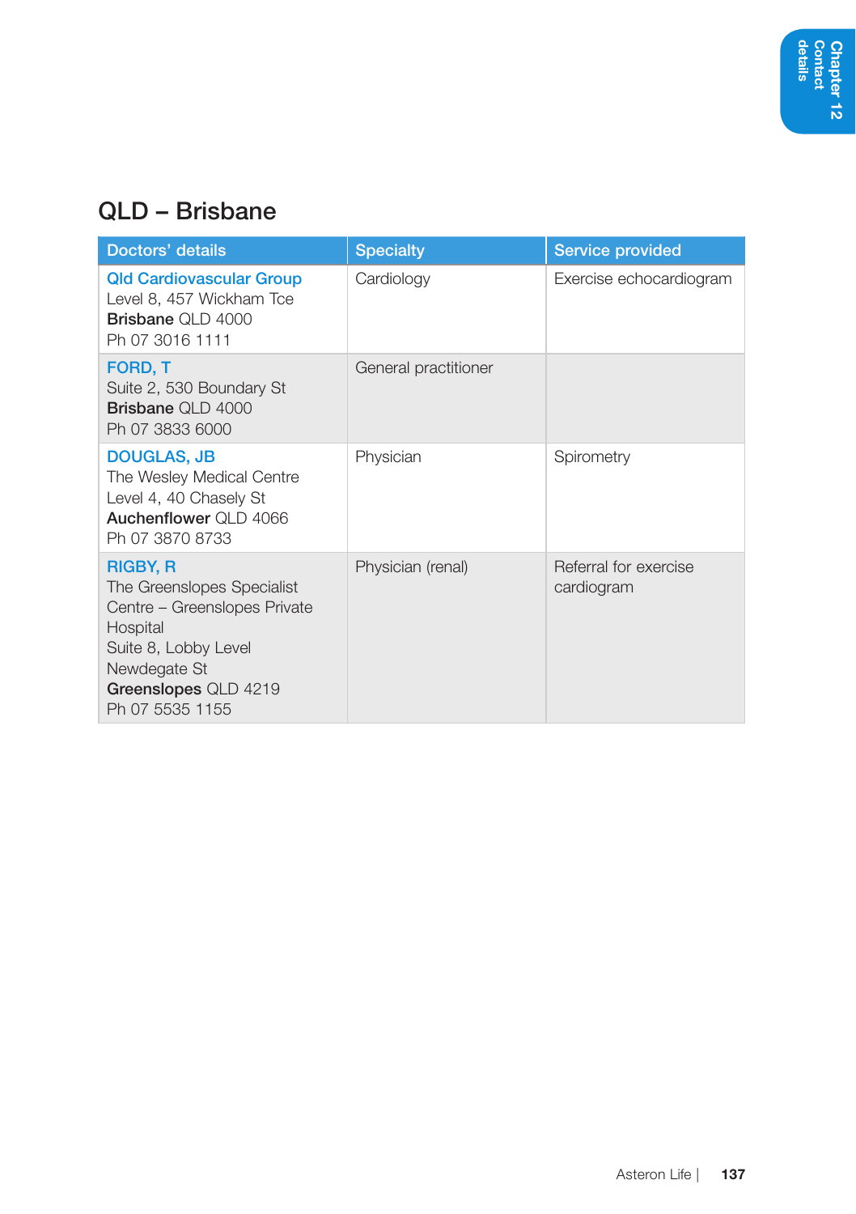## QLD – Brisbane

| Doctors' details | Specialty | Service provided |
|---|---|---|
| **Qld Cardiovascular Group**<br>Level 8, 457 Wickham Tce<br>**Brisbane** QLD 4000<br>Ph 07 3016 1111 | Cardiology | Exercise echocardiogram |
| **FORD, T**<br>Suite 2, 530 Boundary St<br>**Brisbane** QLD 4000<br>Ph 07 3833 6000 | General practitioner | |
| **DOUGLAS, JB**<br>The Wesley Medical Centre<br>Level 4, 40 Chasely St<br>**Auchenflower** QLD 4066<br>Ph 07 3870 8733 | Physician | Spirometry |
| **RIGBY, R**<br>The Greenslopes Specialist Centre – Greenslopes Private Hospital<br>Suite 8, Lobby Level<br>Newdegate St<br>**Greenslopes** QLD 4219<br>Ph 07 5535 1155 | Physician (renal) | Referral for exercise cardiogram |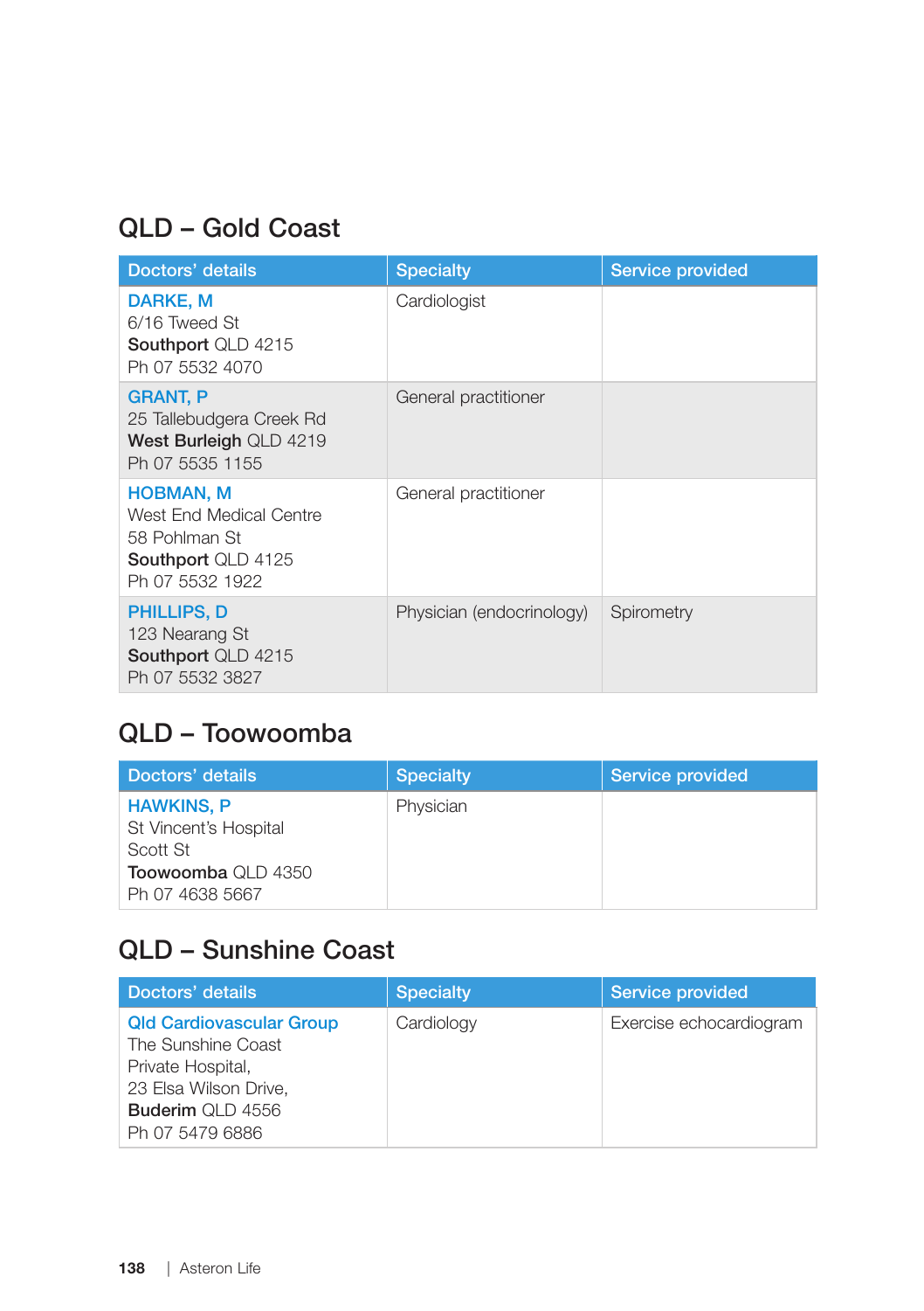## QLD – Gold Coast

| Doctors' details | Specialty | Service provided |
|---|---|---|
| **DARKE, M**<br>6/16 Tweed St<br>**Southport** QLD 4215<br>Ph 07 5532 4070 | Cardiologist | |
| **GRANT, P**<br>25 Tallebudgera Creek Rd<br>**West Burleigh** QLD 4219<br>Ph 07 5535 1155 | General practitioner | |
| **HOBMAN, M**<br>West End Medical Centre<br>58 Pohlman St<br>**Southport** QLD 4125<br>Ph 07 5532 1922 | General practitioner | |
| **PHILLIPS, D**<br>123 Nearang St<br>**Southport** QLD 4215<br>Ph 07 5532 3827 | Physician (endocrinology) | Spirometry |

## QLD – Toowoomba

| Doctors' details | Specialty | Service provided |
|---|---|---|
| **HAWKINS, P**<br>St Vincent's Hospital<br>Scott St<br>**Toowoomba** QLD 4350<br>Ph 07 4638 5667 | Physician | |

## QLD – Sunshine Coast

| Doctors' details | Specialty | Service provided |
|---|---|---|
| **Qld Cardiovascular Group**<br>The Sunshine Coast<br>Private Hospital,<br>23 Elsa Wilson Drive,<br>**Buderim** QLD 4556<br>Ph 07 5479 6886 | Cardiology | Exercise echocardiogram |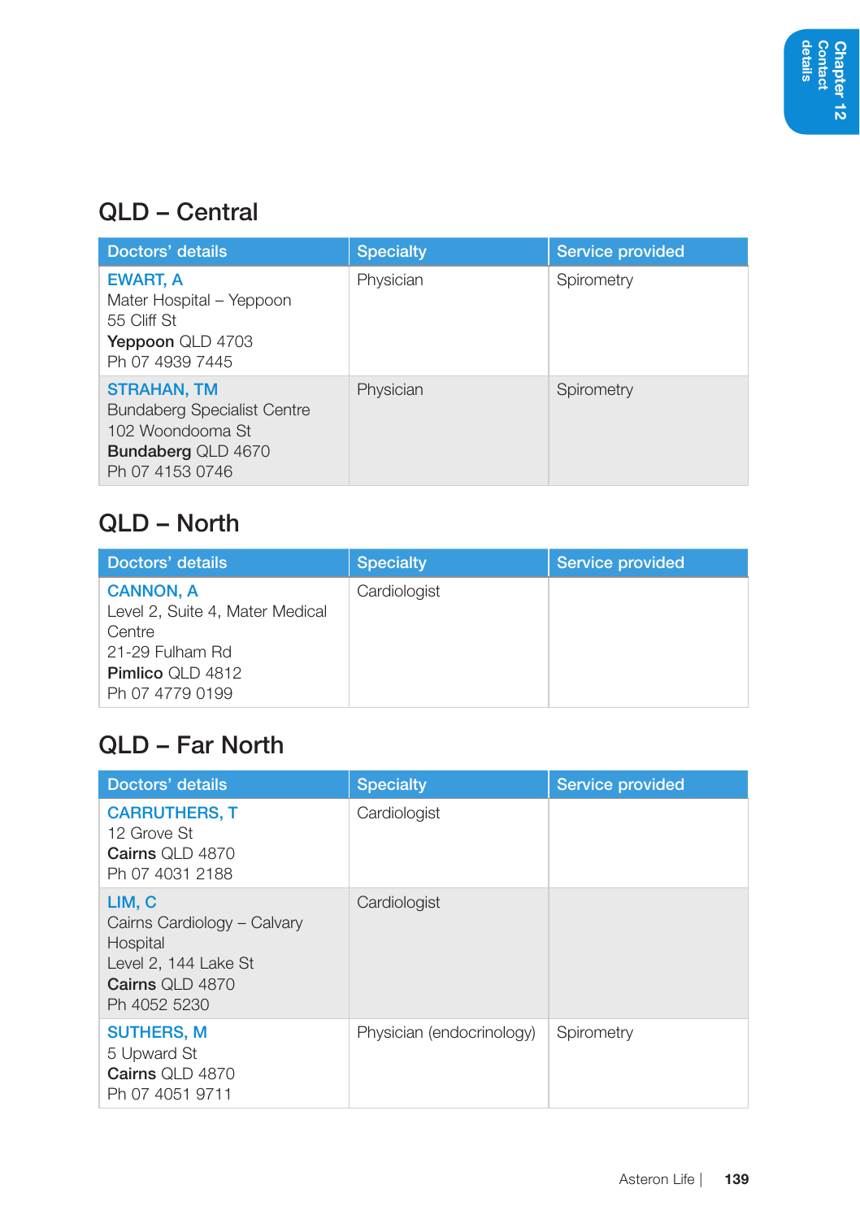## QLD – Central

| Doctors' details | Specialty | Service provided |
|---|---|---|
| **EWART, A**<br>Mater Hospital – Yeppoon<br>55 Cliff St<br>**Yeppoon** QLD 4703<br>Ph 07 4939 7445 | Physician | Spirometry |
| **STRAHAN, TM**<br>Bundaberg Specialist Centre<br>102 Woondooma St<br>**Bundaberg** QLD 4670<br>Ph 07 4153 0746 | Physician | Spirometry |

## QLD – North

| Doctors' details | Specialty | Service provided |
|---|---|---|
| **CANNON, A**<br>Level 2, Suite 4, Mater Medical Centre<br>21-29 Fulham Rd<br>**Pimlico** QLD 4812<br>Ph 07 4779 0199 | Cardiologist | |

## QLD – Far North

| Doctors' details | Specialty | Service provided |
|---|---|---|
| **CARRUTHERS, T**<br>12 Grove St<br>**Cairns** QLD 4870<br>Ph 07 4031 2188 | Cardiologist | |
| **LIM, C**<br>Cairns Cardiology – Calvary Hospital<br>Level 2, 144 Lake St<br>**Cairns** QLD 4870<br>Ph 4052 5230 | Cardiologist | |
| **SUTHERS, M**<br>5 Upward St<br>**Cairns** QLD 4870<br>Ph 07 4051 9711 | Physician (endocrinology) | Spirometry |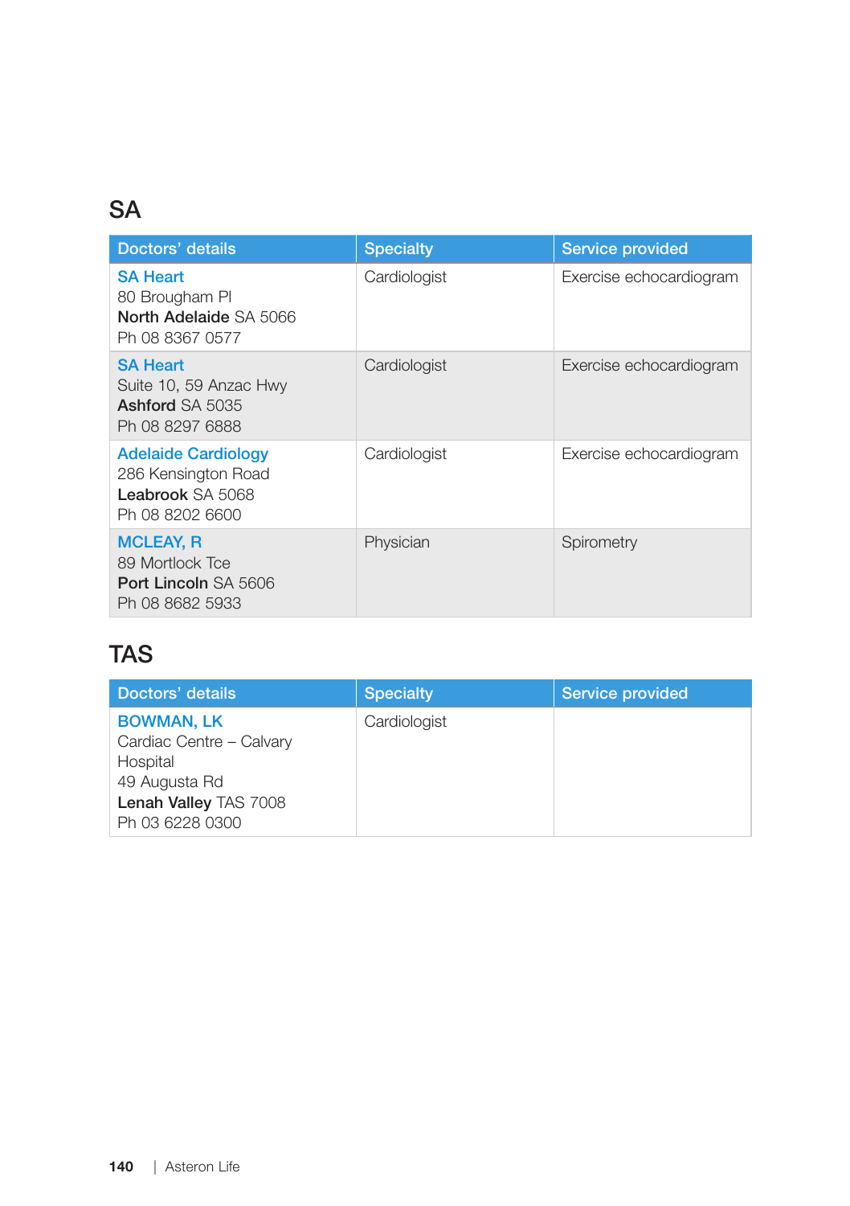## SA

| Doctors' details | Specialty | Service provided |
|---|---|---|
| **SA Heart**<br>80 Brougham Pl<br>**North Adelaide** SA 5066<br>Ph 08 8367 0577 | Cardiologist | Exercise echocardiogram |
| **SA Heart**<br>Suite 10, 59 Anzac Hwy<br>**Ashford** SA 5035<br>Ph 08 8297 6888 | Cardiologist | Exercise echocardiogram |
| **Adelaide Cardiology**<br>286 Kensington Road<br>**Leabrook** SA 5068<br>Ph 08 8202 6600 | Cardiologist | Exercise echocardiogram |
| **MCLEAY, R**<br>89 Mortlock Tce<br>**Port Lincoln** SA 5606<br>Ph 08 8682 5933 | Physician | Spirometry |

## TAS

| Doctors' details | Specialty | Service provided |
|---|---|---|
| **BOWMAN, LK**<br>Cardiac Centre – Calvary Hospital<br>49 Augusta Rd<br>**Lenah Valley** TAS 7008<br>Ph 03 6228 0300 | Cardiologist | |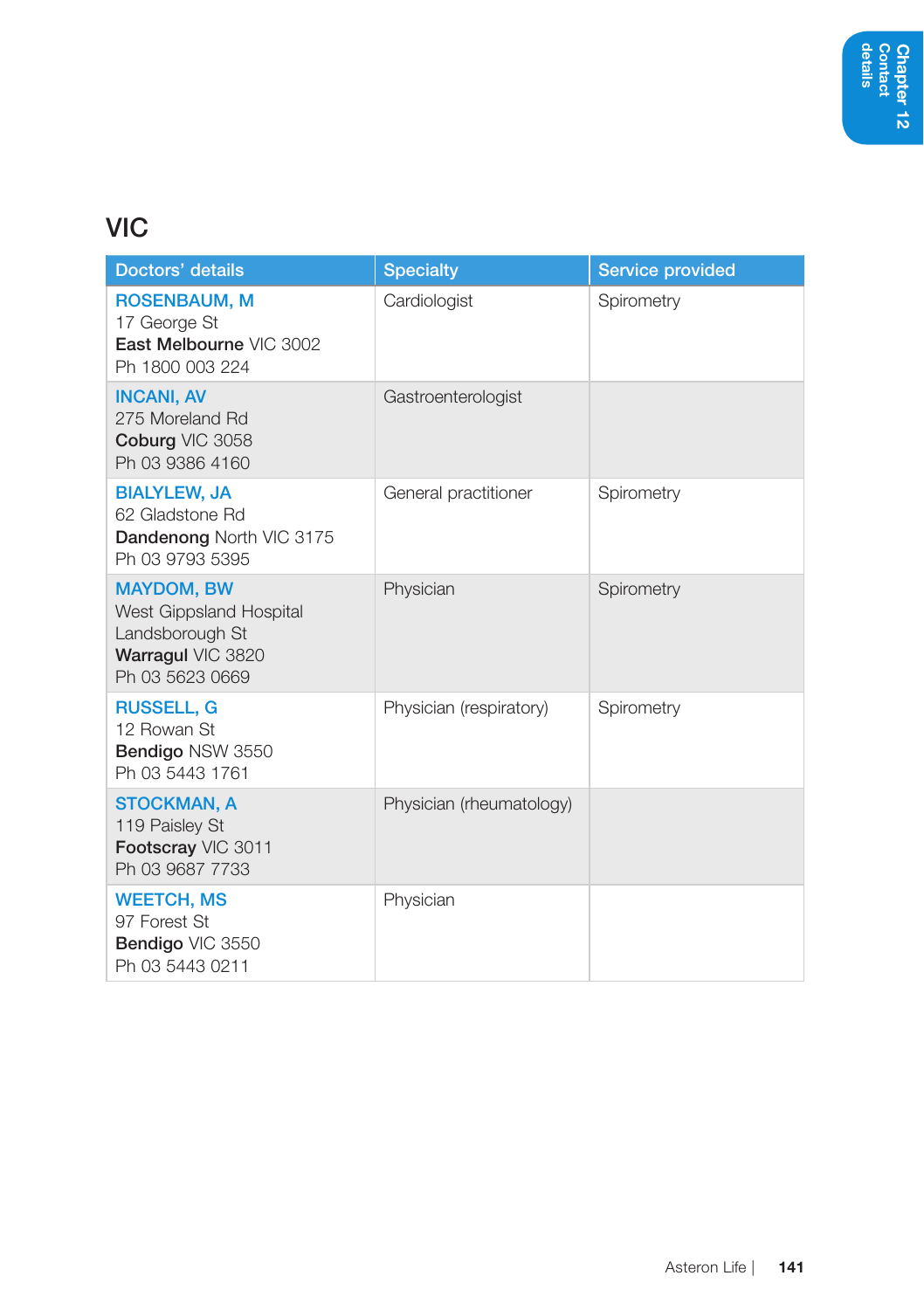## VIC

| Doctors' details | Specialty | Service provided |
|---|---|---|
| ROSENBAUM, M<br>17 George St<br>**East Melbourne** VIC 3002<br>Ph 1800 003 224 | Cardiologist | Spirometry |
| INCANI, AV<br>275 Moreland Rd<br>**Coburg** VIC 3058<br>Ph 03 9386 4160 | Gastroenterologist | |
| BIALYLEW, JA<br>62 Gladstone Rd<br>**Dandenong** North VIC 3175<br>Ph 03 9793 5395 | General practitioner | Spirometry |
| MAYDOM, BW<br>West Gippsland Hospital<br>Landsborough St<br>**Warragul** VIC 3820<br>Ph 03 5623 0669 | Physician | Spirometry |
| RUSSELL, G<br>12 Rowan St<br>**Bendigo** NSW 3550<br>Ph 03 5443 1761 | Physician (respiratory) | Spirometry |
| STOCKMAN, A<br>119 Paisley St<br>**Footscray** VIC 3011<br>Ph 03 9687 7733 | Physician (rheumatology) | |
| WEETCH, MS<br>97 Forest St<br>**Bendigo** VIC 3550<br>Ph 03 5443 0211 | Physician | |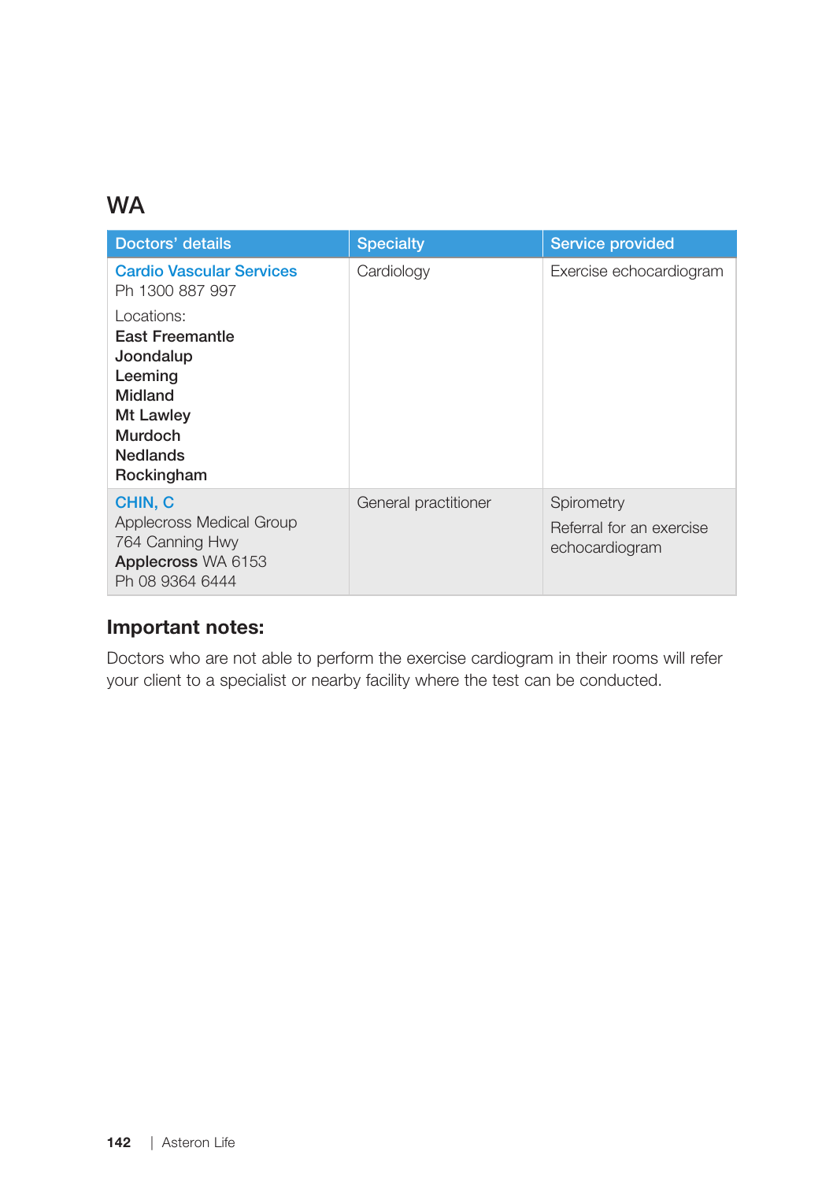## WA

| Doctors' details | Specialty | Service provided |
|---|---|---|
| **Cardio Vascular Services**<br>Ph 1300 887 997<br>Locations:<br>**East Freemantle**<br>**Joondalup**<br>**Leeming**<br>**Midland**<br>**Mt Lawley**<br>**Murdoch**<br>**Nedlands**<br>**Rockingham** | Cardiology | Exercise echocardiogram |
| **CHIN, C**<br>Applecross Medical Group<br>764 Canning Hwy<br>**Applecross** WA 6153<br>Ph 08 9364 6444 | General practitioner | Spirometry<br>Referral for an exercise echocardiogram |

### Important notes:

Doctors who are not able to perform the exercise cardiogram in their rooms will refer your client to a specialist or nearby facility where the test can be conducted.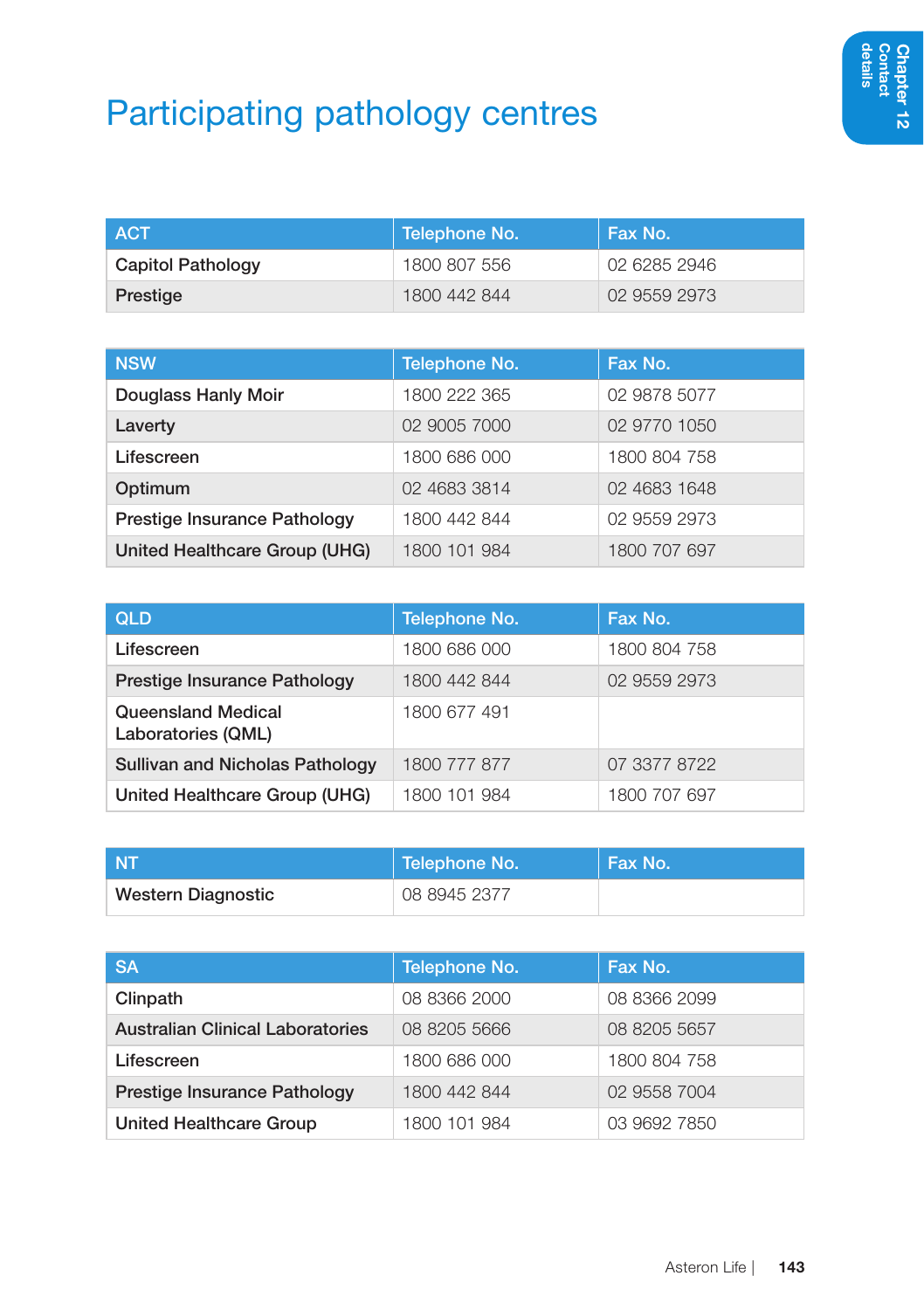# Participating pathology centres

| ACT | Telephone No. | Fax No. |
|---|---|---|
| Capitol Pathology | 1800 807 556 | 02 6285 2946 |
| Prestige | 1800 442 844 | 02 9559 2973 |

| NSW | Telephone No. | Fax No. |
|---|---|---|
| Douglass Hanly Moir | 1800 222 365 | 02 9878 5077 |
| Laverty | 02 9005 7000 | 02 9770 1050 |
| Lifescreen | 1800 686 000 | 1800 804 758 |
| Optimum | 02 4683 3814 | 02 4683 1648 |
| Prestige Insurance Pathology | 1800 442 844 | 02 9559 2973 |
| United Healthcare Group (UHG) | 1800 101 984 | 1800 707 697 |

| QLD | Telephone No. | Fax No. |
|---|---|---|
| Lifescreen | 1800 686 000 | 1800 804 758 |
| Prestige Insurance Pathology | 1800 442 844 | 02 9559 2973 |
| Queensland Medical Laboratories (QML) | 1800 677 491 | |
| Sullivan and Nicholas Pathology | 1800 777 877 | 07 3377 8722 |
| United Healthcare Group (UHG) | 1800 101 984 | 1800 707 697 |

| NT | Telephone No. | Fax No. |
|---|---|---|
| Western Diagnostic | 08 8945 2377 | |

| SA | Telephone No. | Fax No. |
|---|---|---|
| Clinpath | 08 8366 2000 | 08 8366 2099 |
| Australian Clinical Laboratories | 08 8205 5666 | 08 8205 5657 |
| Lifescreen | 1800 686 000 | 1800 804 758 |
| Prestige Insurance Pathology | 1800 442 844 | 02 9558 7004 |
| United Healthcare Group | 1800 101 984 | 03 9692 7850 |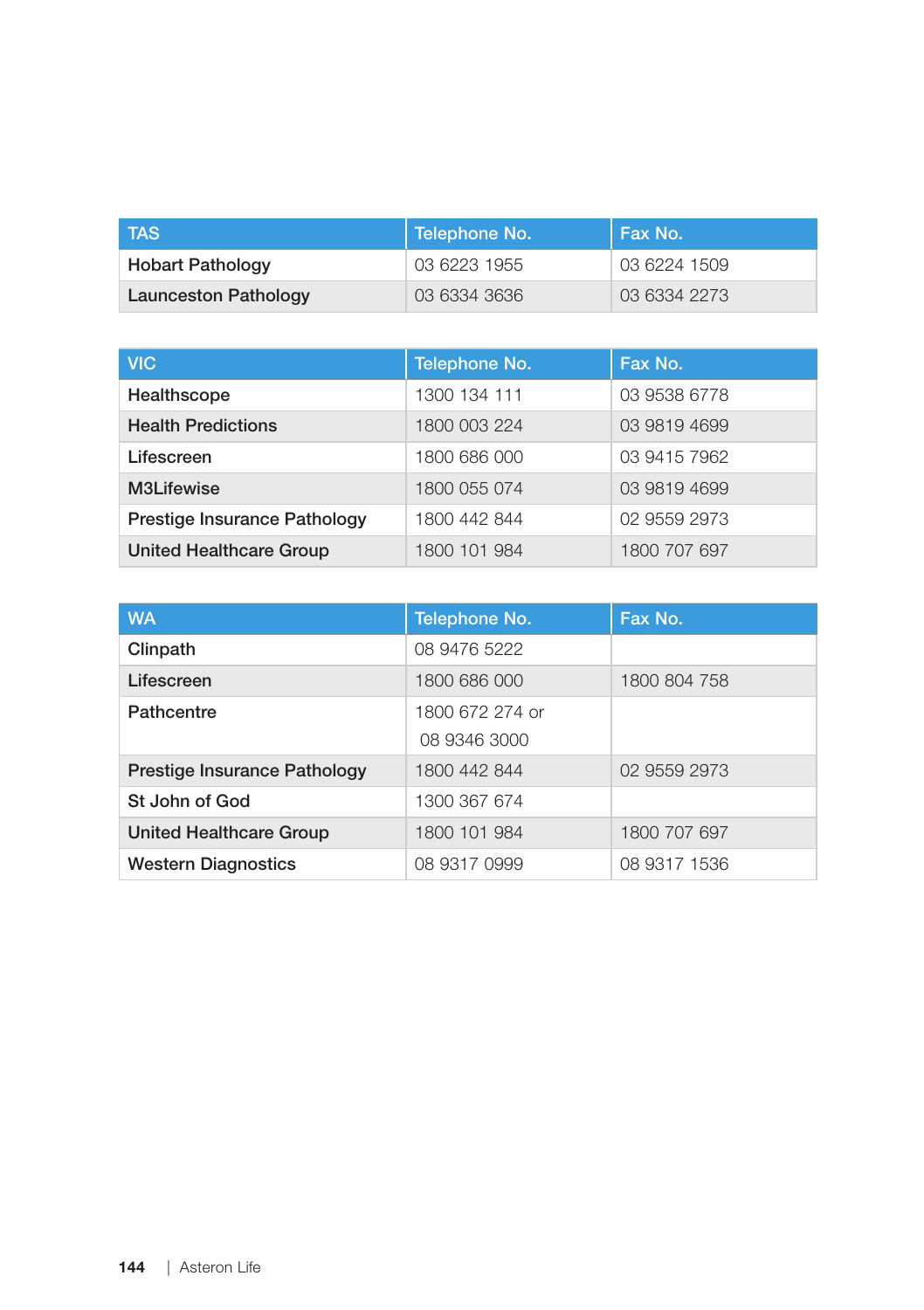| TAS | Telephone No. | Fax No. |
|---|---|---|
| Hobart Pathology | 03 6223 1955 | 03 6224 1509 |
| Launceston Pathology | 03 6334 3636 | 03 6334 2273 |

| VIC | Telephone No. | Fax No. |
|---|---|---|
| Healthscope | 1300 134 111 | 03 9538 6778 |
| Health Predictions | 1800 003 224 | 03 9819 4699 |
| Lifescreen | 1800 686 000 | 03 9415 7962 |
| M3Lifewise | 1800 055 074 | 03 9819 4699 |
| Prestige Insurance Pathology | 1800 442 844 | 02 9559 2973 |
| United Healthcare Group | 1800 101 984 | 1800 707 697 |

| WA | Telephone No. | Fax No. |
|---|---|---|
| Clinpath | 08 9476 5222 | |
| Lifescreen | 1800 686 000 | 1800 804 758 |
| Pathcentre | 1800 672 274 or 08 9346 3000 | |
| Prestige Insurance Pathology | 1800 442 844 | 02 9559 2973 |
| St John of God | 1300 367 674 | |
| United Healthcare Group | 1800 101 984 | 1800 707 697 |
| Western Diagnostics | 08 9317 0999 | 08 9317 1536 |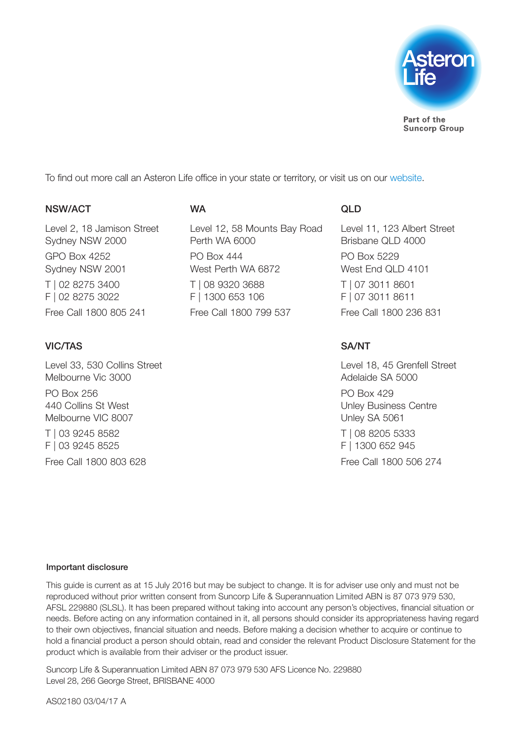Asteron Life

Part of the Suncorp Group

To find out more call an Asteron Life office in your state or territory, or visit us on our website.

**NSW/ACT**

Level 2, 18 Jamison Street
Sydney NSW 2000

GPO Box 4252
Sydney NSW 2001

T | 02 8275 3400
F | 02 8275 3022

Free Call 1800 805 241

**WA**

Level 12, 58 Mounts Bay Road
Perth WA 6000

PO Box 444
West Perth WA 6872

T | 08 9320 3688
F | 1300 653 106

Free Call 1800 799 537

**QLD**

Level 11, 123 Albert Street
Brisbane QLD 4000

PO Box 5229
West End QLD 4101

T | 07 3011 8601
F | 07 3011 8611

Free Call 1800 236 831

**VIC/TAS**

Level 33, 530 Collins Street
Melbourne Vic 3000

PO Box 256
440 Collins St West
Melbourne VIC 8007

T | 03 9245 8582
F | 03 9245 8525

Free Call 1800 803 628

**SA/NT**

Level 18, 45 Grenfell Street
Adelaide SA 5000

PO Box 429
Unley Business Centre
Unley SA 5061

T | 08 8205 5333
F | 1300 652 945

Free Call 1800 506 274

**Important disclosure**

This guide is current as at 15 July 2016 but may be subject to change. It is for adviser use only and must not be reproduced without prior written consent from Suncorp Life & Superannuation Limited ABN is 87 073 979 530, AFSL 229880 (SLSL). It has been prepared without taking into account any person's objectives, financial situation or needs. Before acting on any information contained in it, all persons should consider its appropriateness having regard to their own objectives, financial situation and needs. Before making a decision whether to acquire or continue to hold a financial product a person should obtain, read and consider the relevant Product Disclosure Statement for the product which is available from their adviser or the product issuer.

Suncorp Life & Superannuation Limited ABN 87 073 979 530 AFS Licence No. 229880
Level 28, 266 George Street, BRISBANE 4000

AS02180 03/04/17 A